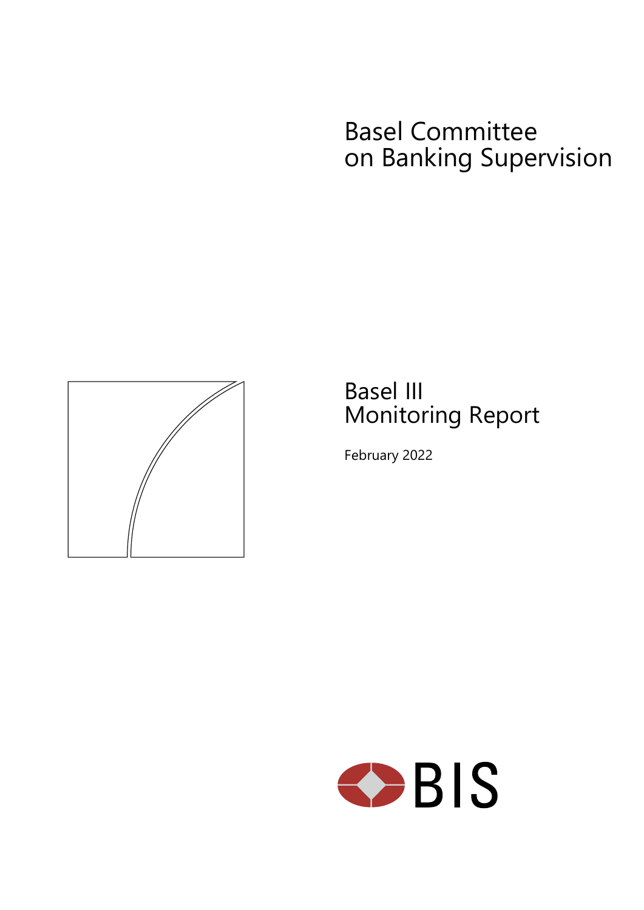# Basel Committee on Banking Supervision

# Basel III Monitoring Report

February 2022

BIS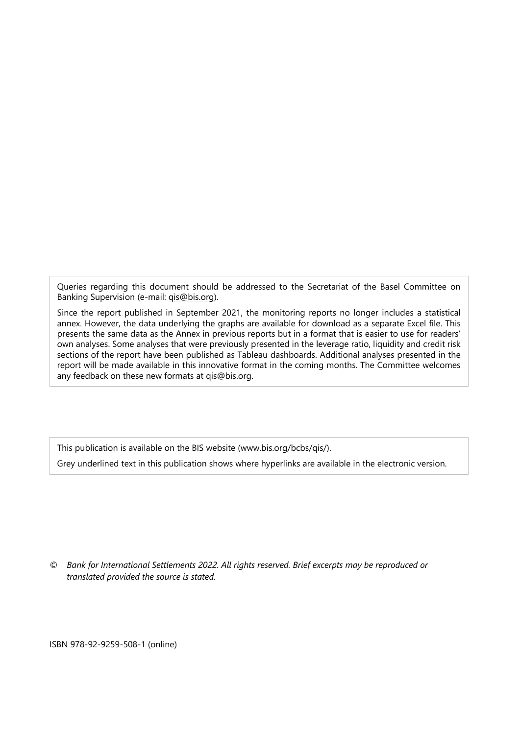Queries regarding this document should be addressed to the Secretariat of the Basel Committee on Banking Supervision (e-mail: qis@bis.org).

Since the report published in September 2021, the monitoring reports no longer includes a statistical annex. However, the data underlying the graphs are available for download as a separate Excel file. This presents the same data as the Annex in previous reports but in a format that is easier to use for readers' own analyses. Some analyses that were previously presented in the leverage ratio, liquidity and credit risk sections of the report have been published as Tableau dashboards. Additional analyses presented in the report will be made available in this innovative format in the coming months. The Committee welcomes any feedback on these new formats at qis@bis.org.

This publication is available on the BIS website (www.bis.org/bcbs/qis/).

Grey underlined text in this publication shows where hyperlinks are available in the electronic version.

© *Bank for International Settlements 2022. All rights reserved. Brief excerpts may be reproduced or translated provided the source is stated.*

ISBN 978-92-9259-508-1 (online)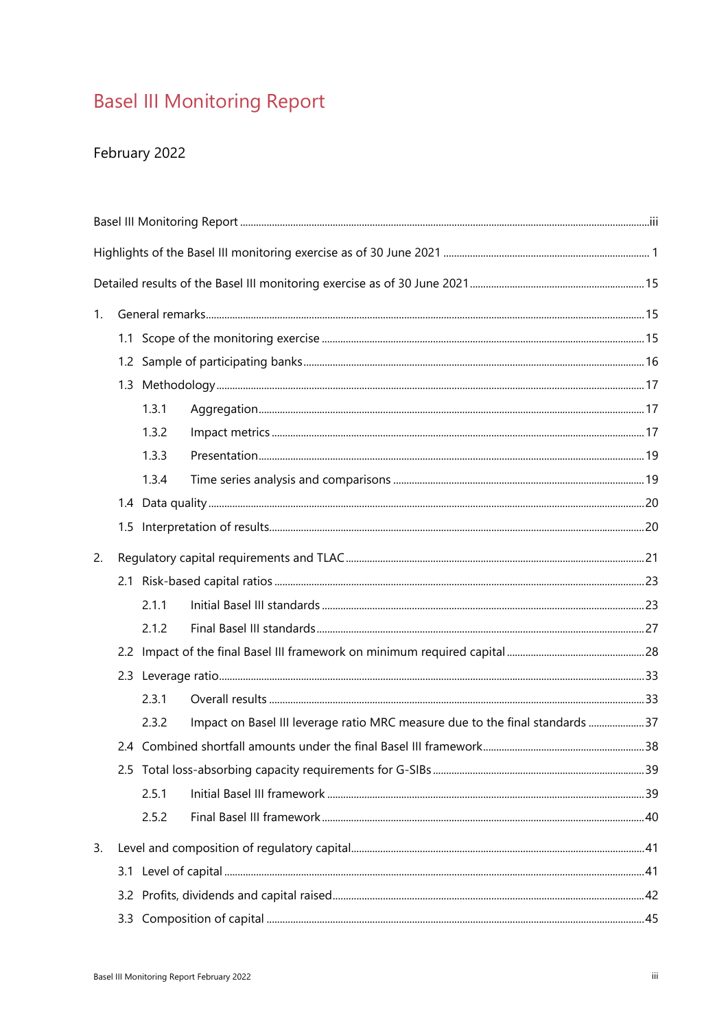# Basel III Monitoring Report

February 2022

Basel III Monitoring Report ..... iii

Highlights of the Basel III monitoring exercise as of 30 June 2021 ..... 1

Detailed results of the Basel III monitoring exercise as of 30 June 2021 ..... 15

1. General remarks ..... 15
   - 1.1 Scope of the monitoring exercise ..... 15
   - 1.2 Sample of participating banks ..... 16
   - 1.3 Methodology ..... 17
     - 1.3.1 Aggregation ..... 17
     - 1.3.2 Impact metrics ..... 17
     - 1.3.3 Presentation ..... 19
     - 1.3.4 Time series analysis and comparisons ..... 19
   - 1.4 Data quality ..... 20
   - 1.5 Interpretation of results ..... 20

2. Regulatory capital requirements and TLAC ..... 21
   - 2.1 Risk-based capital ratios ..... 23
     - 2.1.1 Initial Basel III standards ..... 23
     - 2.1.2 Final Basel III standards ..... 27
   - 2.2 Impact of the final Basel III framework on minimum required capital ..... 28
   - 2.3 Leverage ratio ..... 33
     - 2.3.1 Overall results ..... 33
     - 2.3.2 Impact on Basel III leverage ratio MRC measure due to the final standards ..... 37
   - 2.4 Combined shortfall amounts under the final Basel III framework ..... 38
   - 2.5 Total loss-absorbing capacity requirements for G-SIBs ..... 39
     - 2.5.1 Initial Basel III framework ..... 39
     - 2.5.2 Final Basel III framework ..... 40

3. Level and composition of regulatory capital ..... 41
   - 3.1 Level of capital ..... 41
   - 3.2 Profits, dividends and capital raised ..... 42
   - 3.3 Composition of capital ..... 45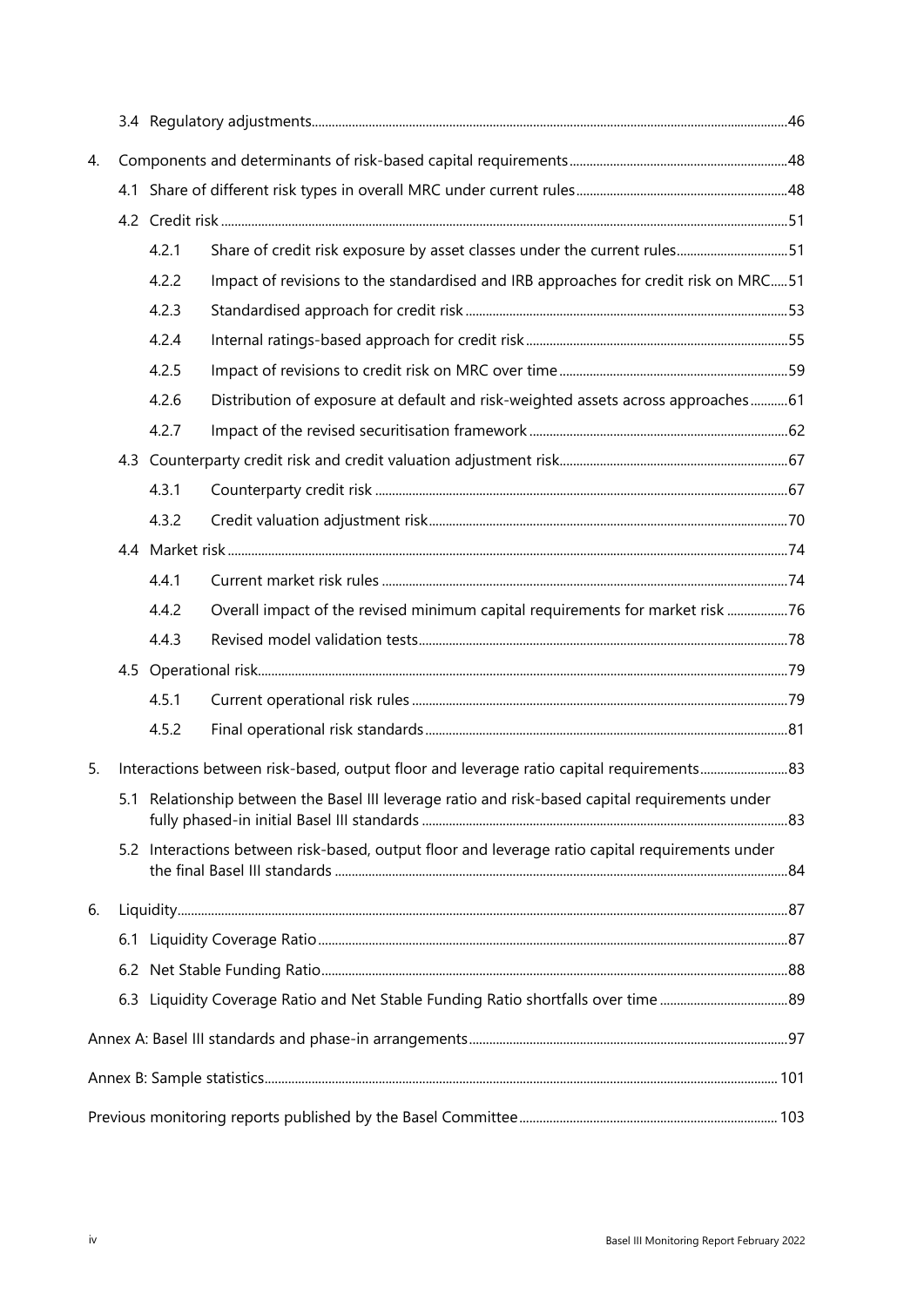3.4 Regulatory adjustments.....46

4. Components and determinants of risk-based capital requirements.....48

   4.1 Share of different risk types in overall MRC under current rules.....48

   4.2 Credit risk.....51

      4.2.1 Share of credit risk exposure by asset classes under the current rules.....51

      4.2.2 Impact of revisions to the standardised and IRB approaches for credit risk on MRC.....51

      4.2.3 Standardised approach for credit risk.....53

      4.2.4 Internal ratings-based approach for credit risk.....55

      4.2.5 Impact of revisions to credit risk on MRC over time.....59

      4.2.6 Distribution of exposure at default and risk-weighted assets across approaches.....61

      4.2.7 Impact of the revised securitisation framework.....62

   4.3 Counterparty credit risk and credit valuation adjustment risk.....67

      4.3.1 Counterparty credit risk.....67

      4.3.2 Credit valuation adjustment risk.....70

   4.4 Market risk.....74

      4.4.1 Current market risk rules.....74

      4.4.2 Overall impact of the revised minimum capital requirements for market risk.....76

      4.4.3 Revised model validation tests.....78

   4.5 Operational risk.....79

      4.5.1 Current operational risk rules.....79

      4.5.2 Final operational risk standards.....81

5. Interactions between risk-based, output floor and leverage ratio capital requirements.....83

   5.1 Relationship between the Basel III leverage ratio and risk-based capital requirements under fully phased-in initial Basel III standards.....83

   5.2 Interactions between risk-based, output floor and leverage ratio capital requirements under the final Basel III standards.....84

6. Liquidity.....87

   6.1 Liquidity Coverage Ratio.....87

   6.2 Net Stable Funding Ratio.....88

   6.3 Liquidity Coverage Ratio and Net Stable Funding Ratio shortfalls over time.....89

Annex A: Basel III standards and phase-in arrangements.....97

Annex B: Sample statistics.....101

Previous monitoring reports published by the Basel Committee.....103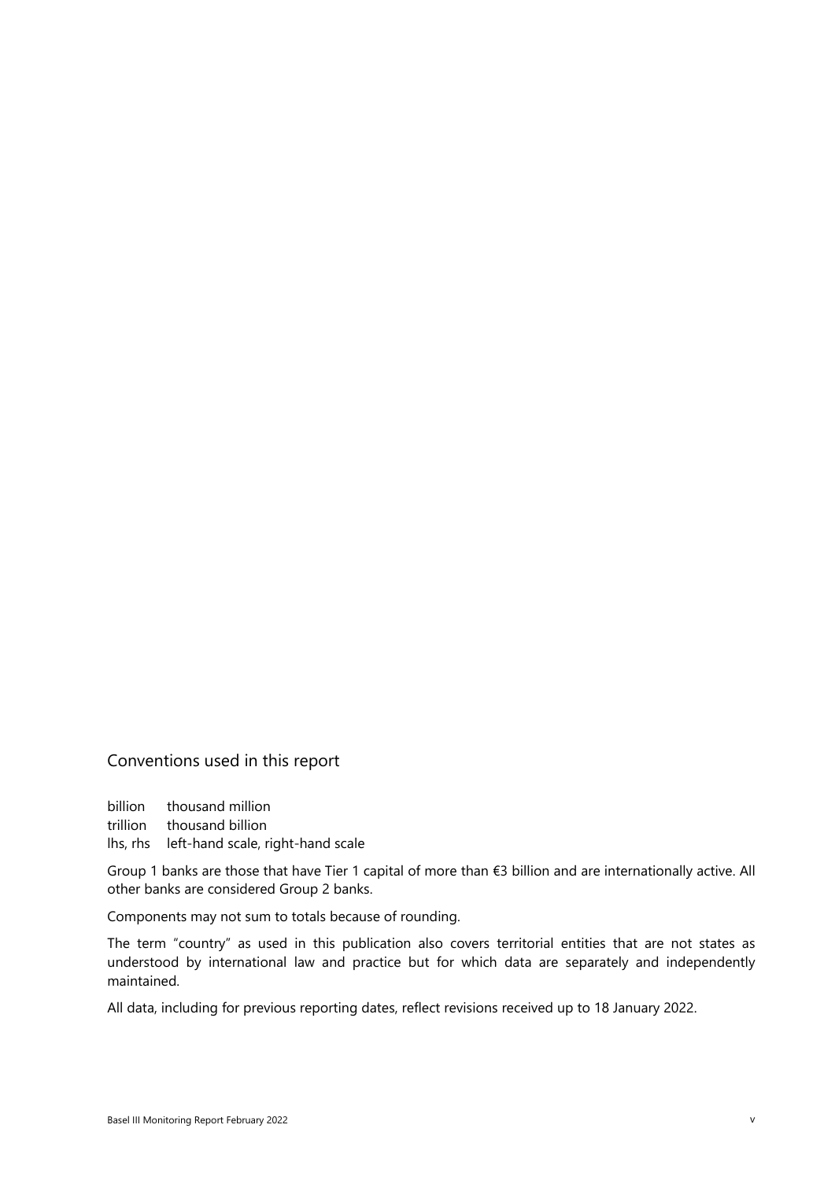## Conventions used in this report

billion thousand million

trillion thousand billion

lhs, rhs left-hand scale, right-hand scale

Group 1 banks are those that have Tier 1 capital of more than €3 billion and are internationally active. All other banks are considered Group 2 banks.

Components may not sum to totals because of rounding.

The term "country" as used in this publication also covers territorial entities that are not states as understood by international law and practice but for which data are separately and independently maintained.

All data, including for previous reporting dates, reflect revisions received up to 18 January 2022.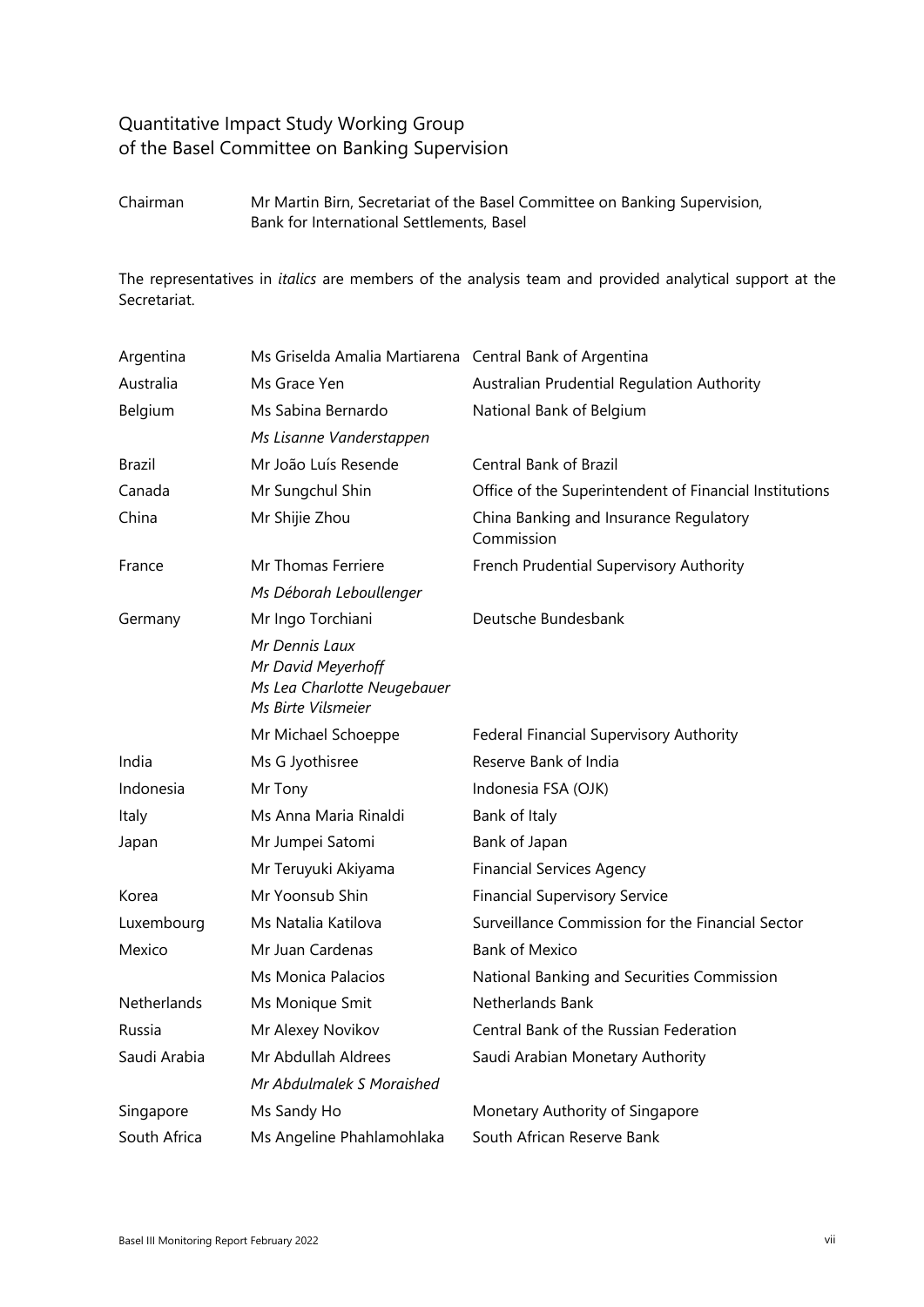## Quantitative Impact Study Working Group of the Basel Committee on Banking Supervision

| | |
|---|---|
| Chairman | Mr Martin Birn, Secretariat of the Basel Committee on Banking Supervision, Bank for International Settlements, Basel |

The representatives in *italics* are members of the analysis team and provided analytical support at the Secretariat.

| | | |
|---|---|---|
| Argentina | Ms Griselda Amalia Martiarena | Central Bank of Argentina |
| Australia | Ms Grace Yen | Australian Prudential Regulation Authority |
| Belgium | Ms Sabina Bernardo | National Bank of Belgium |
| | *Ms Lisanne Vanderstappen* | |
| Brazil | Mr João Luís Resende | Central Bank of Brazil |
| Canada | Mr Sungchul Shin | Office of the Superintendent of Financial Institutions |
| China | Mr Shijie Zhou | China Banking and Insurance Regulatory Commission |
| France | Mr Thomas Ferriere | French Prudential Supervisory Authority |
| | *Ms Déborah Leboullenger* | |
| Germany | Mr Ingo Torchiani | Deutsche Bundesbank |
| | *Mr Dennis Laux*<br>*Mr David Meyerhoff*<br>*Ms Lea Charlotte Neugebauer*<br>*Ms Birte Vilsmeier* | |
| | Mr Michael Schoeppe | Federal Financial Supervisory Authority |
| India | Ms G Jyothisree | Reserve Bank of India |
| Indonesia | Mr Tony | Indonesia FSA (OJK) |
| Italy | Ms Anna Maria Rinaldi | Bank of Italy |
| Japan | Mr Jumpei Satomi | Bank of Japan |
| | Mr Teruyuki Akiyama | Financial Services Agency |
| Korea | Mr Yoonsub Shin | Financial Supervisory Service |
| Luxembourg | Ms Natalia Katilova | Surveillance Commission for the Financial Sector |
| Mexico | Mr Juan Cardenas | Bank of Mexico |
| | Ms Monica Palacios | National Banking and Securities Commission |
| Netherlands | Ms Monique Smit | Netherlands Bank |
| Russia | Mr Alexey Novikov | Central Bank of the Russian Federation |
| Saudi Arabia | Mr Abdullah Aldrees | Saudi Arabian Monetary Authority |
| | *Mr Abdulmalek S Moraished* | |
| Singapore | Ms Sandy Ho | Monetary Authority of Singapore |
| South Africa | Ms Angeline Phahlamohlaka | South African Reserve Bank |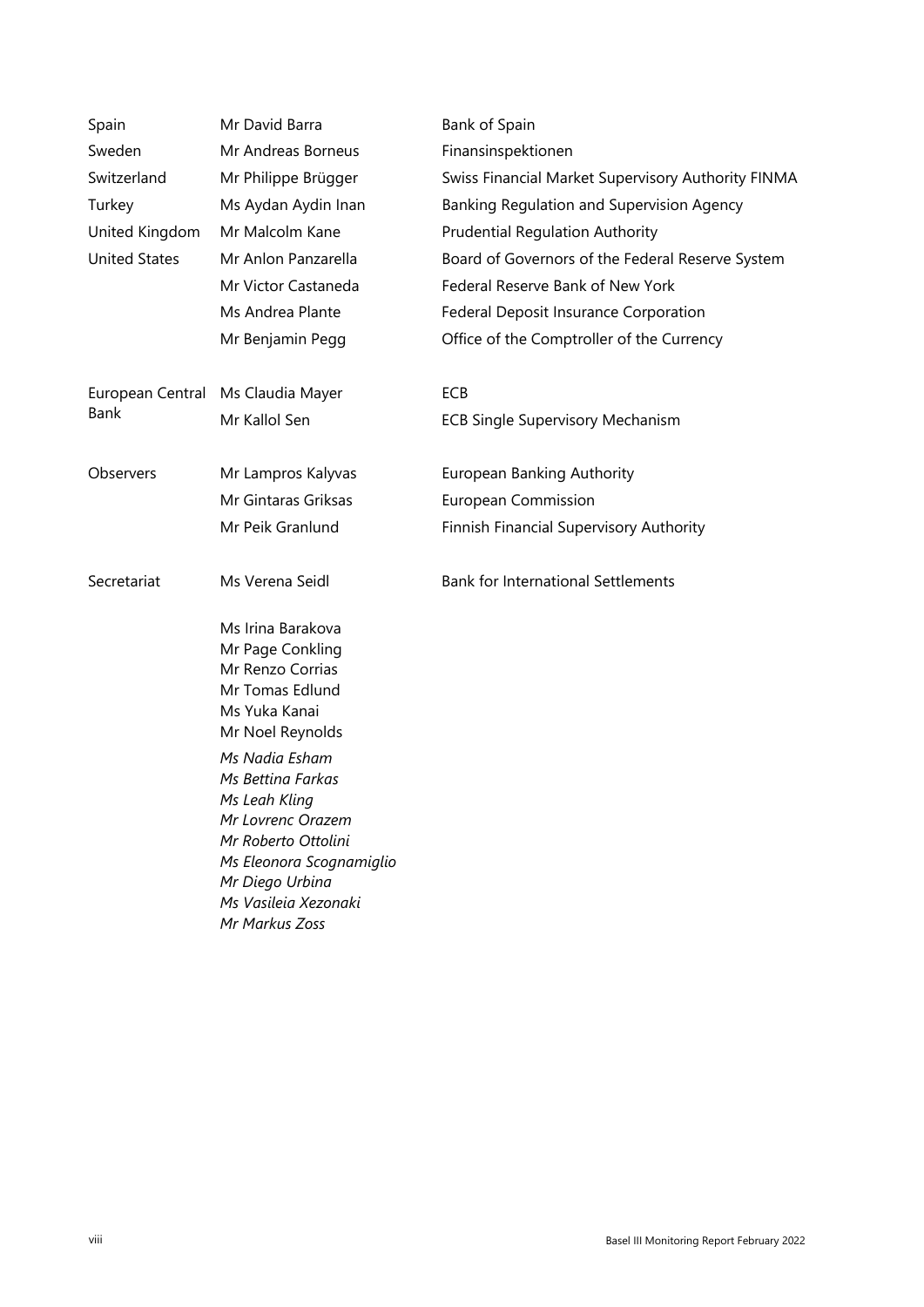| | | |
|---|---|---|
| Spain | Mr David Barra | Bank of Spain |
| Sweden | Mr Andreas Borneus | Finansinspektionen |
| Switzerland | Mr Philippe Brügger | Swiss Financial Market Supervisory Authority FINMA |
| Turkey | Ms Aydan Aydin Inan | Banking Regulation and Supervision Agency |
| United Kingdom | Mr Malcolm Kane | Prudential Regulation Authority |
| United States | Mr Anlon Panzarella | Board of Governors of the Federal Reserve System |
| | Mr Victor Castaneda | Federal Reserve Bank of New York |
| | Ms Andrea Plante | Federal Deposit Insurance Corporation |
| | Mr Benjamin Pegg | Office of the Comptroller of the Currency |
| European Central Bank | Ms Claudia Mayer | ECB |
| | Mr Kallol Sen | ECB Single Supervisory Mechanism |
| Observers | Mr Lampros Kalyvas | European Banking Authority |
| | Mr Gintaras Griksas | European Commission |
| | Mr Peik Granlund | Finnish Financial Supervisory Authority |
| Secretariat | Ms Verena Seidl | Bank for International Settlements |
| | Ms Irina Barakova<br>Mr Page Conkling<br>Mr Renzo Corrias<br>Mr Tomas Edlund<br>Ms Yuka Kanai<br>Mr Noel Reynolds | |
| | *Ms Nadia Esham*<br>*Ms Bettina Farkas*<br>*Ms Leah Kling*<br>*Mr Lovrenc Orazem*<br>*Mr Roberto Ottolini*<br>*Ms Eleonora Scognamiglio*<br>*Mr Diego Urbina*<br>*Ms Vasileia Xezonaki*<br>*Mr Markus Zoss* | |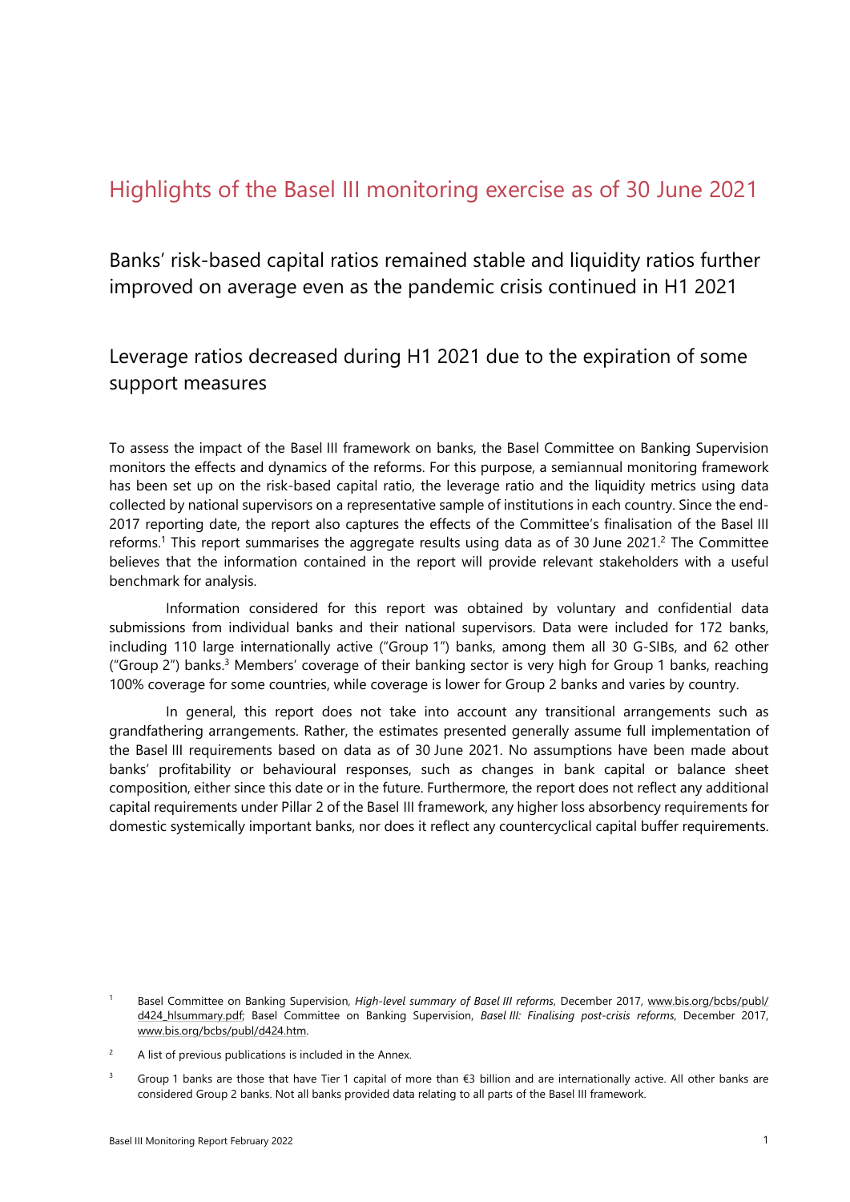# Highlights of the Basel III monitoring exercise as of 30 June 2021

## Banks' risk-based capital ratios remained stable and liquidity ratios further improved on average even as the pandemic crisis continued in H1 2021

## Leverage ratios decreased during H1 2021 due to the expiration of some support measures

To assess the impact of the Basel III framework on banks, the Basel Committee on Banking Supervision monitors the effects and dynamics of the reforms. For this purpose, a semiannual monitoring framework has been set up on the risk-based capital ratio, the leverage ratio and the liquidity metrics using data collected by national supervisors on a representative sample of institutions in each country. Since the end-2017 reporting date, the report also captures the effects of the Committee's finalisation of the Basel III reforms.[1] This report summarises the aggregate results using data as of 30 June 2021.[2] The Committee believes that the information contained in the report will provide relevant stakeholders with a useful benchmark for analysis.

Information considered for this report was obtained by voluntary and confidential data submissions from individual banks and their national supervisors. Data were included for 172 banks, including 110 large internationally active ("Group 1") banks, among them all 30 G-SIBs, and 62 other ("Group 2") banks.[3] Members' coverage of their banking sector is very high for Group 1 banks, reaching 100% coverage for some countries, while coverage is lower for Group 2 banks and varies by country.

In general, this report does not take into account any transitional arrangements such as grandfathering arrangements. Rather, the estimates presented generally assume full implementation of the Basel III requirements based on data as of 30 June 2021. No assumptions have been made about banks' profitability or behavioural responses, such as changes in bank capital or balance sheet composition, either since this date or in the future. Furthermore, the report does not reflect any additional capital requirements under Pillar 2 of the Basel III framework, any higher loss absorbency requirements for domestic systemically important banks, nor does it reflect any countercyclical capital buffer requirements.

[1] Basel Committee on Banking Supervision, *High-level summary of Basel III reforms*, December 2017, www.bis.org/bcbs/publ/d424_hlsummary.pdf; Basel Committee on Banking Supervision, *Basel III: Finalising post-crisis reforms*, December 2017, www.bis.org/bcbs/publ/d424.htm.

[2] A list of previous publications is included in the Annex.

[3] Group 1 banks are those that have Tier 1 capital of more than €3 billion and are internationally active. All other banks are considered Group 2 banks. Not all banks provided data relating to all parts of the Basel III framework.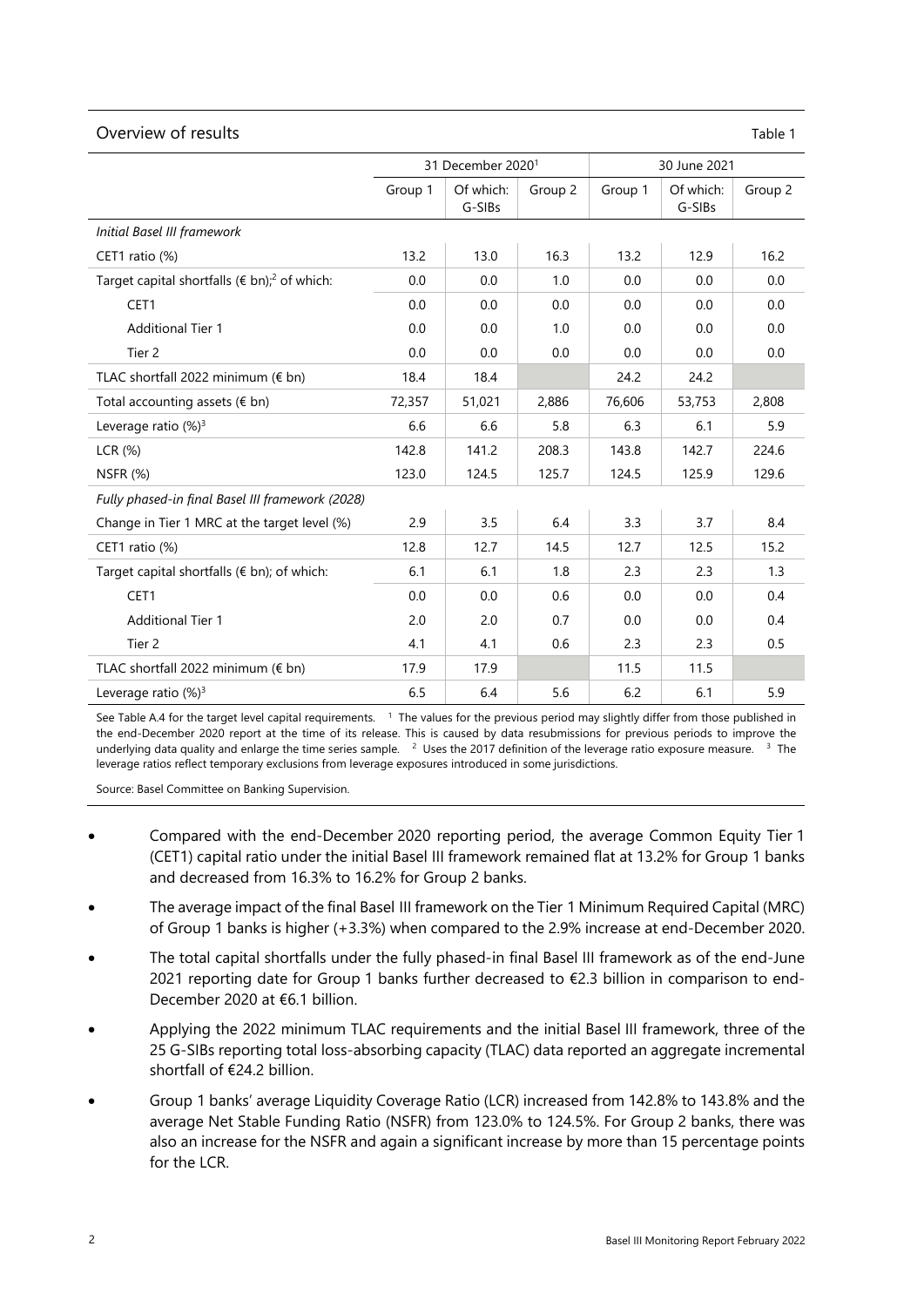## Overview of results

Table 1

| | 31 December 2020[1] | | | 30 June 2021 | | |
|---|---|---|---|---|---|---|
| | Group 1 | Of which: G-SIBs | Group 2 | Group 1 | Of which: G-SIBs | Group 2 |
| *Initial Basel III framework* | | | | | | |
| CET1 ratio (%) | 13.2 | 13.0 | 16.3 | 13.2 | 12.9 | 16.2 |
| Target capital shortfalls (€ bn);[2] of which: | 0.0 | 0.0 | 1.0 | 0.0 | 0.0 | 0.0 |
| CET1 | 0.0 | 0.0 | 0.0 | 0.0 | 0.0 | 0.0 |
| Additional Tier 1 | 0.0 | 0.0 | 1.0 | 0.0 | 0.0 | 0.0 |
| Tier 2 | 0.0 | 0.0 | 0.0 | 0.0 | 0.0 | 0.0 |
| TLAC shortfall 2022 minimum (€ bn) | 18.4 | 18.4 | | 24.2 | 24.2 | |
| Total accounting assets (€ bn) | 72,357 | 51,021 | 2,886 | 76,606 | 53,753 | 2,808 |
| Leverage ratio (%)[3] | 6.6 | 6.6 | 5.8 | 6.3 | 6.1 | 5.9 |
| LCR (%) | 142.8 | 141.2 | 208.3 | 143.8 | 142.7 | 224.6 |
| NSFR (%) | 123.0 | 124.5 | 125.7 | 124.5 | 125.9 | 129.6 |
| *Fully phased-in final Basel III framework (2028)* | | | | | | |
| Change in Tier 1 MRC at the target level (%) | 2.9 | 3.5 | 6.4 | 3.3 | 3.7 | 8.4 |
| CET1 ratio (%) | 12.8 | 12.7 | 14.5 | 12.7 | 12.5 | 15.2 |
| Target capital shortfalls (€ bn); of which: | 6.1 | 6.1 | 1.8 | 2.3 | 2.3 | 1.3 |
| CET1 | 0.0 | 0.0 | 0.6 | 0.0 | 0.0 | 0.4 |
| Additional Tier 1 | 2.0 | 2.0 | 0.7 | 0.0 | 0.0 | 0.4 |
| Tier 2 | 4.1 | 4.1 | 0.6 | 2.3 | 2.3 | 0.5 |
| TLAC shortfall 2022 minimum (€ bn) | 17.9 | 17.9 | | 11.5 | 11.5 | |
| Leverage ratio (%)[3] | 6.5 | 6.4 | 5.6 | 6.2 | 6.1 | 5.9 |

See Table A.4 for the target level capital requirements. [1] The values for the previous period may slightly differ from those published in the end-December 2020 report at the time of its release. This is caused by data resubmissions for previous periods to improve the underlying data quality and enlarge the time series sample. [2] Uses the 2017 definition of the leverage ratio exposure measure. [3] The leverage ratios reflect temporary exclusions from leverage exposures introduced in some jurisdictions.

Source: Basel Committee on Banking Supervision.

- Compared with the end-December 2020 reporting period, the average Common Equity Tier 1 (CET1) capital ratio under the initial Basel III framework remained flat at 13.2% for Group 1 banks and decreased from 16.3% to 16.2% for Group 2 banks.
- The average impact of the final Basel III framework on the Tier 1 Minimum Required Capital (MRC) of Group 1 banks is higher (+3.3%) when compared to the 2.9% increase at end-December 2020.
- The total capital shortfalls under the fully phased-in final Basel III framework as of the end-June 2021 reporting date for Group 1 banks further decreased to €2.3 billion in comparison to end-December 2020 at €6.1 billion.
- Applying the 2022 minimum TLAC requirements and the initial Basel III framework, three of the 25 G-SIBs reporting total loss-absorbing capacity (TLAC) data reported an aggregate incremental shortfall of €24.2 billion.
- Group 1 banks' average Liquidity Coverage Ratio (LCR) increased from 142.8% to 143.8% and the average Net Stable Funding Ratio (NSFR) from 123.0% to 124.5%. For Group 2 banks, there was also an increase for the NSFR and again a significant increase by more than 15 percentage points for the LCR.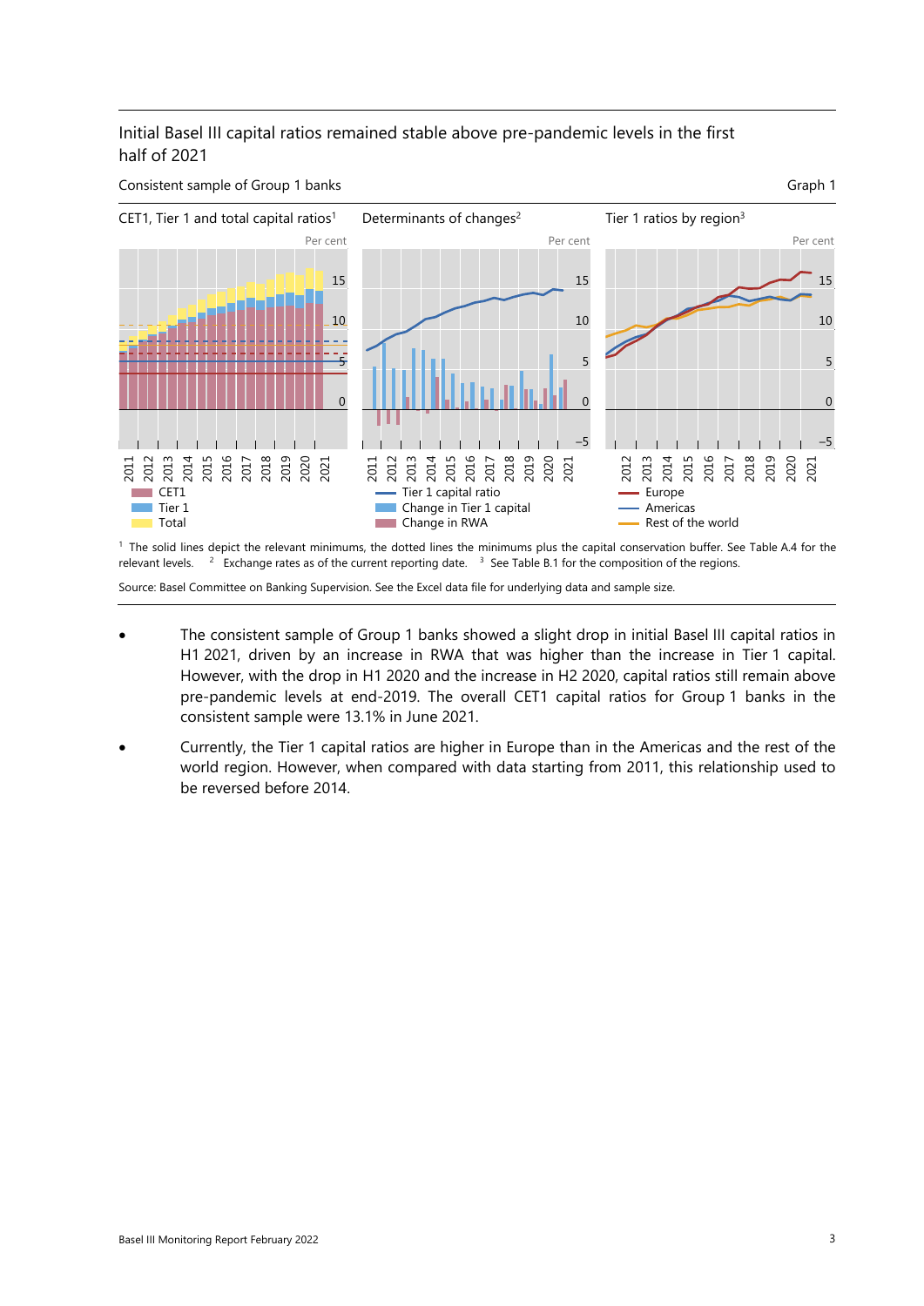Initial Basel III capital ratios remained stable above pre-pandemic levels in the first half of 2021

Consistent sample of Group 1 banks

Graph 1

CET1, Tier 1 and total capital ratios[1]

Determinants of changes[2]

Tier 1 ratios by region[3]

[1] The solid lines depict the relevant minimums, the dotted lines the minimums plus the capital conservation buffer. See Table A.4 for the relevant levels. [2] Exchange rates as of the current reporting date. [3] See Table B.1 for the composition of the regions.

Source: Basel Committee on Banking Supervision. See the Excel data file for underlying data and sample size.

- The consistent sample of Group 1 banks showed a slight drop in initial Basel III capital ratios in H1 2021, driven by an increase in RWA that was higher than the increase in Tier 1 capital. However, with the drop in H1 2020 and the increase in H2 2020, capital ratios still remain above pre-pandemic levels at end-2019. The overall CET1 capital ratios for Group 1 banks in the consistent sample were 13.1% in June 2021.
- Currently, the Tier 1 capital ratios are higher in Europe than in the Americas and the rest of the world region. However, when compared with data starting from 2011, this relationship used to be reversed before 2014.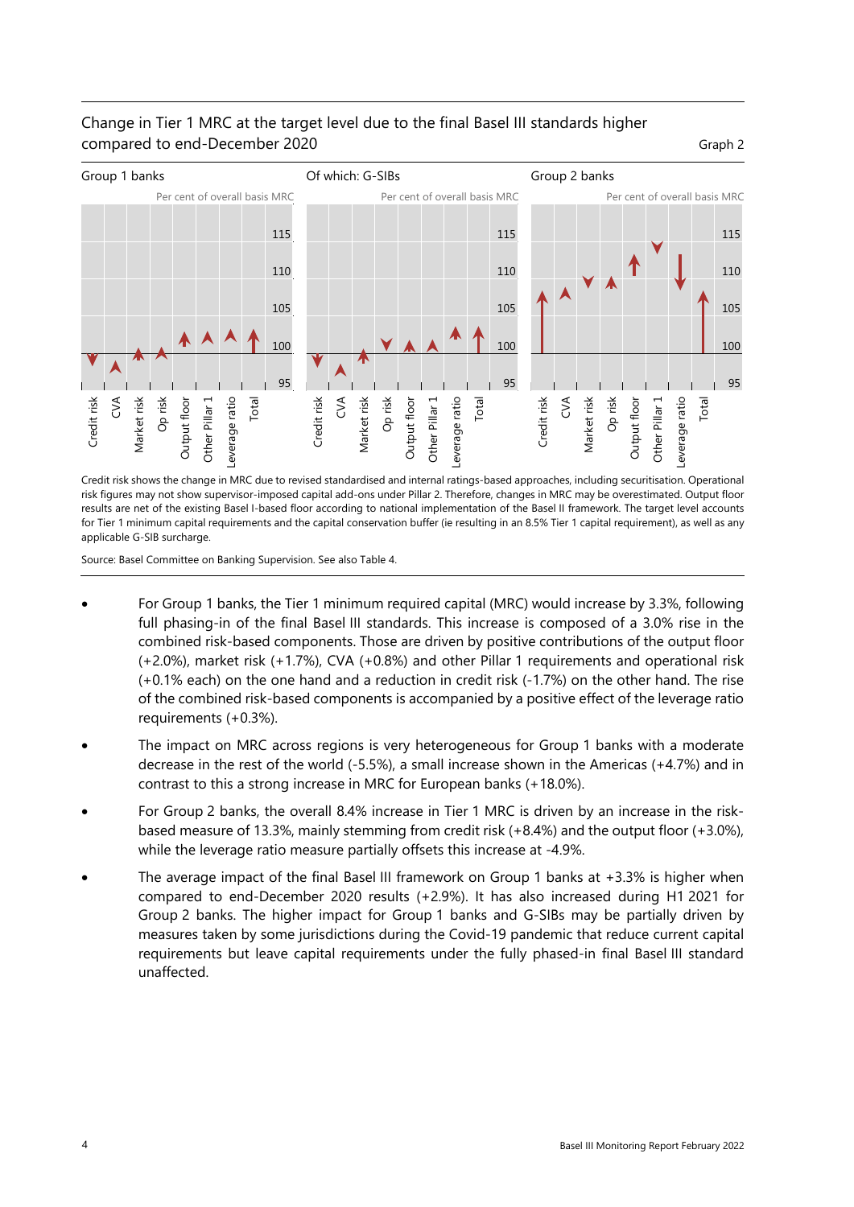Change in Tier 1 MRC at the target level due to the final Basel III standards higher compared to end-December 2020

Graph 2

Group 1 banks | Of which: G-SIBs | Group 2 banks

Per cent of overall basis MRC

Credit risk shows the change in MRC due to revised standardised and internal ratings-based approaches, including securitisation. Operational risk figures may not show supervisor-imposed capital add-ons under Pillar 2. Therefore, changes in MRC may be overestimated. Output floor results are net of the existing Basel I-based floor according to national implementation of the Basel II framework. The target level accounts for Tier 1 minimum capital requirements and the capital conservation buffer (ie resulting in an 8.5% Tier 1 capital requirement), as well as any applicable G-SIB surcharge.

Source: Basel Committee on Banking Supervision. See also Table 4.

- For Group 1 banks, the Tier 1 minimum required capital (MRC) would increase by 3.3%, following full phasing-in of the final Basel III standards. This increase is composed of a 3.0% rise in the combined risk-based components. Those are driven by positive contributions of the output floor (+2.0%), market risk (+1.7%), CVA (+0.8%) and other Pillar 1 requirements and operational risk (+0.1% each) on the one hand and a reduction in credit risk (-1.7%) on the other hand. The rise of the combined risk-based components is accompanied by a positive effect of the leverage ratio requirements (+0.3%).
- The impact on MRC across regions is very heterogeneous for Group 1 banks with a moderate decrease in the rest of the world (-5.5%), a small increase shown in the Americas (+4.7%) and in contrast to this a strong increase in MRC for European banks (+18.0%).
- For Group 2 banks, the overall 8.4% increase in Tier 1 MRC is driven by an increase in the risk-based measure of 13.3%, mainly stemming from credit risk (+8.4%) and the output floor (+3.0%), while the leverage ratio measure partially offsets this increase at -4.9%.
- The average impact of the final Basel III framework on Group 1 banks at +3.3% is higher when compared to end-December 2020 results (+2.9%). It has also increased during H1 2021 for Group 2 banks. The higher impact for Group 1 banks and G-SIBs may be partially driven by measures taken by some jurisdictions during the Covid-19 pandemic that reduce current capital requirements but leave capital requirements under the fully phased-in final Basel III standard unaffected.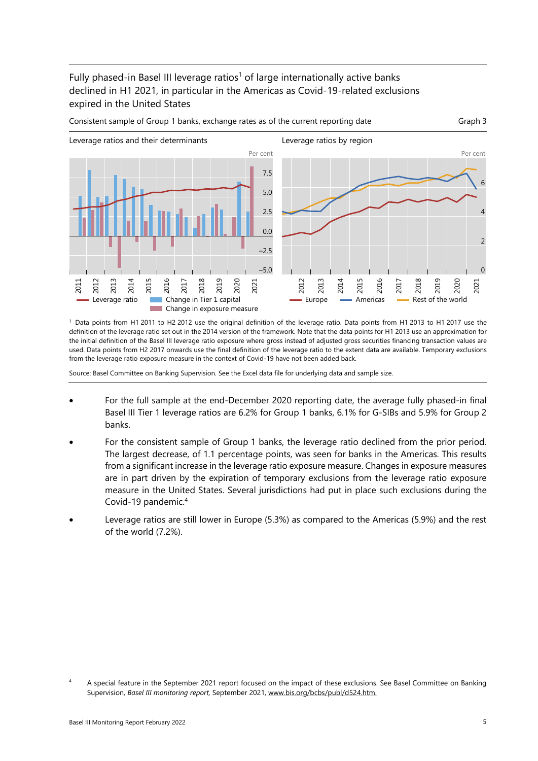Fully phased-in Basel III leverage ratios[1] of large internationally active banks declined in H1 2021, in particular in the Americas as Covid-19-related exclusions expired in the United States

Consistent sample of Group 1 banks, exchange rates as of the current reporting date

Graph 3

Leverage ratios and their determinants

Leverage ratios by region

[1] Data points from H1 2011 to H2 2012 use the original definition of the leverage ratio. Data points from H1 2013 to H1 2017 use the definition of the leverage ratio set out in the 2014 version of the framework. Note that the data points for H1 2013 use an approximation for the initial definition of the Basel III leverage ratio exposure where gross instead of adjusted gross securities financing transaction values are used. Data points from H2 2017 onwards use the final definition of the leverage ratio to the extent data are available. Temporary exclusions from the leverage ratio exposure measure in the context of Covid-19 have not been added back.

Source: Basel Committee on Banking Supervision. See the Excel data file for underlying data and sample size.

- For the full sample at the end-December 2020 reporting date, the average fully phased-in final Basel III Tier 1 leverage ratios are 6.2% for Group 1 banks, 6.1% for G-SIBs and 5.9% for Group 2 banks.
- For the consistent sample of Group 1 banks, the leverage ratio declined from the prior period. The largest decrease, of 1.1 percentage points, was seen for banks in the Americas. This results from a significant increase in the leverage ratio exposure measure. Changes in exposure measures are in part driven by the expiration of temporary exclusions from the leverage ratio exposure measure in the United States. Several jurisdictions had put in place such exclusions during the Covid-19 pandemic.[4]
- Leverage ratios are still lower in Europe (5.3%) as compared to the Americas (5.9%) and the rest of the world (7.2%).

[4] A special feature in the September 2021 report focused on the impact of these exclusions. See Basel Committee on Banking Supervision, *Basel III monitoring report*, September 2021, www.bis.org/bcbs/publ/d524.htm.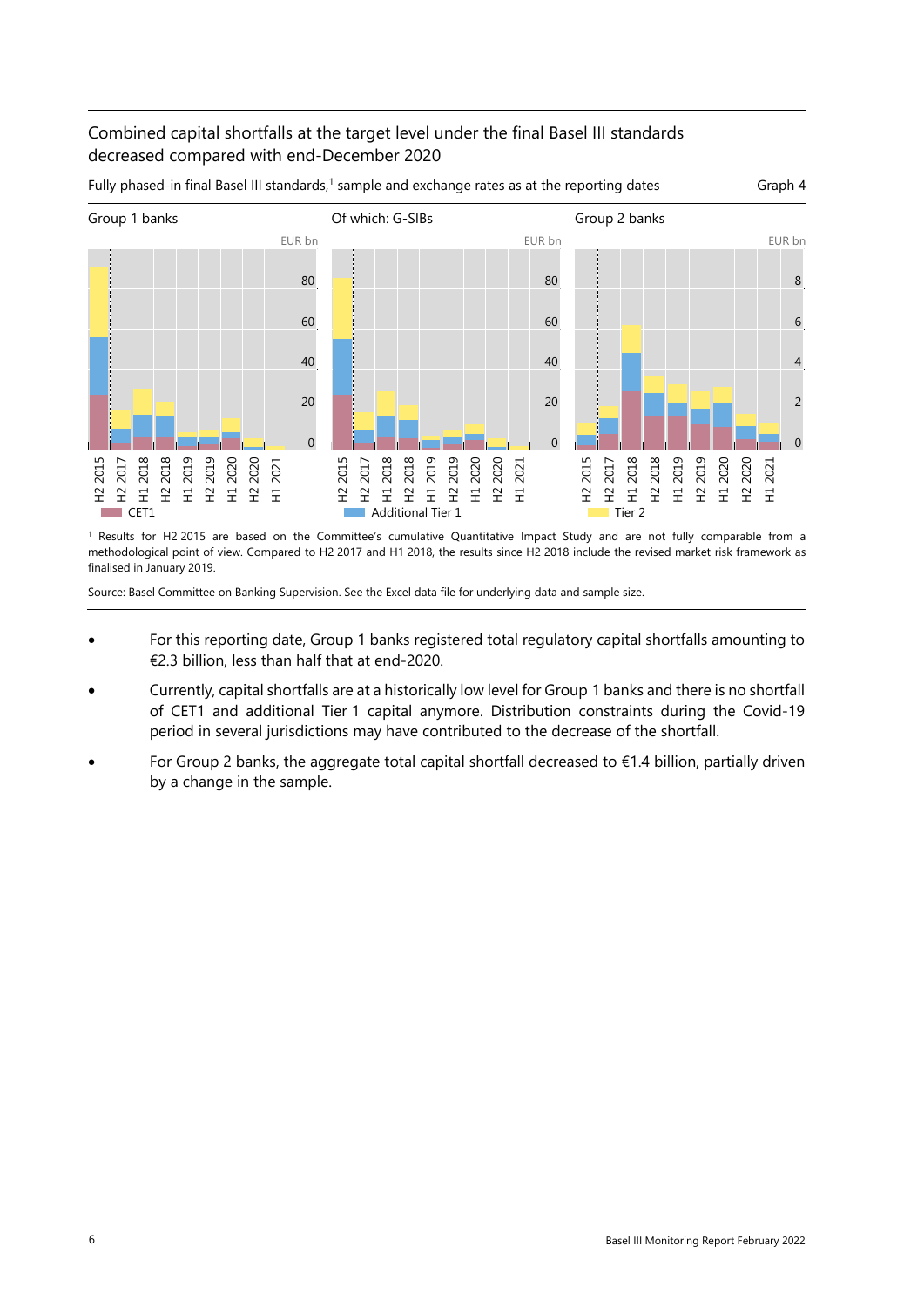Combined capital shortfalls at the target level under the final Basel III standards decreased compared with end-December 2020

Fully phased-in final Basel III standards,[1] sample and exchange rates as at the reporting dates

Graph 4

Group 1 banks | Of which: G-SIBs | Group 2 banks

[1] Results for H2 2015 are based on the Committee's cumulative Quantitative Impact Study and are not fully comparable from a methodological point of view. Compared to H2 2017 and H1 2018, the results since H2 2018 include the revised market risk framework as finalised in January 2019.

Source: Basel Committee on Banking Supervision. See the Excel data file for underlying data and sample size.

- For this reporting date, Group 1 banks registered total regulatory capital shortfalls amounting to €2.3 billion, less than half that at end-2020.
- Currently, capital shortfalls are at a historically low level for Group 1 banks and there is no shortfall of CET1 and additional Tier 1 capital anymore. Distribution constraints during the Covid-19 period in several jurisdictions may have contributed to the decrease of the shortfall.
- For Group 2 banks, the aggregate total capital shortfall decreased to €1.4 billion, partially driven by a change in the sample.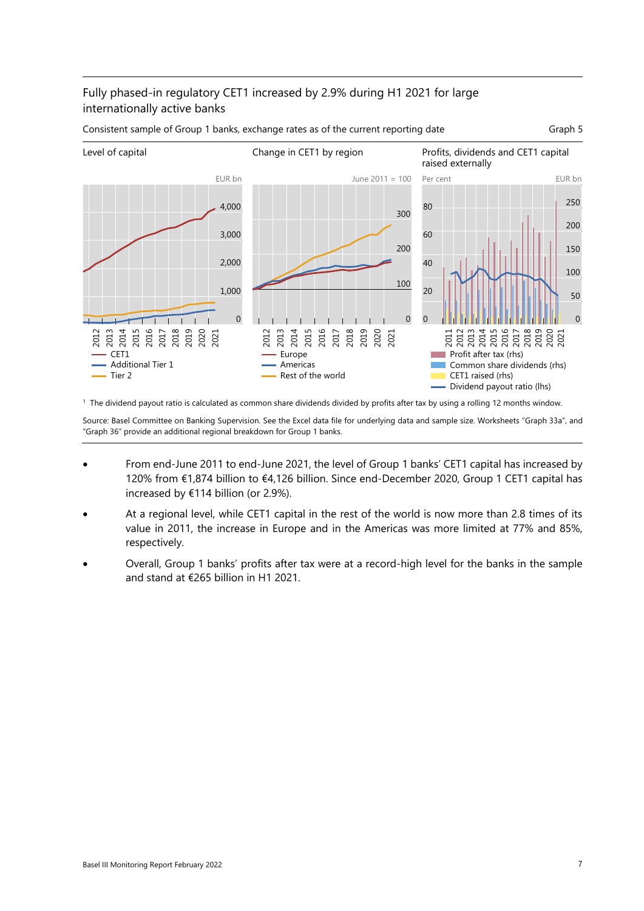Fully phased-in regulatory CET1 increased by 2.9% during H1 2021 for large internationally active banks

Consistent sample of Group 1 banks, exchange rates as of the current reporting date

Graph 5

Level of capital

Change in CET1 by region

Profits, dividends and CET1 capital raised externally

[1] The dividend payout ratio is calculated as common share dividends divided by profits after tax by using a rolling 12 months window.

Source: Basel Committee on Banking Supervision. See the Excel data file for underlying data and sample size. Worksheets "Graph 33a", and "Graph 36" provide an additional regional breakdown for Group 1 banks.

- From end-June 2011 to end-June 2021, the level of Group 1 banks' CET1 capital has increased by 120% from €1,874 billion to €4,126 billion. Since end-December 2020, Group 1 CET1 capital has increased by €114 billion (or 2.9%).
- At a regional level, while CET1 capital in the rest of the world is now more than 2.8 times of its value in 2011, the increase in Europe and in the Americas was more limited at 77% and 85%, respectively.
- Overall, Group 1 banks' profits after tax were at a record-high level for the banks in the sample and stand at €265 billion in H1 2021.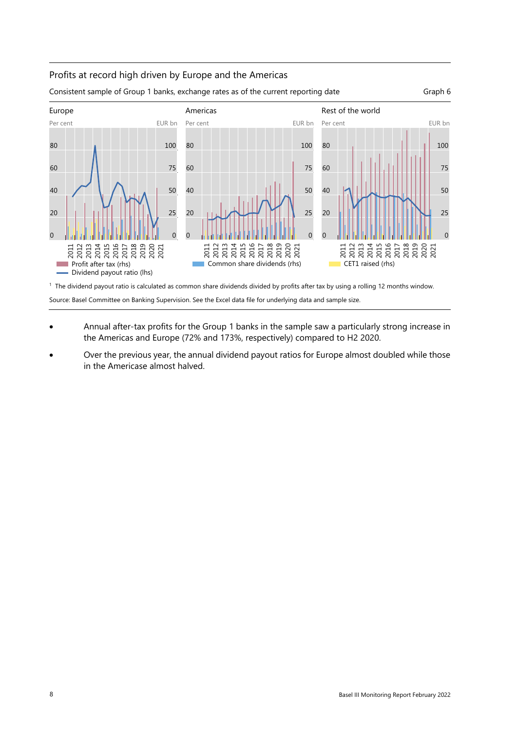## Profits at record high driven by Europe and the Americas

Consistent sample of Group 1 banks, exchange rates as of the current reporting date

Graph 6

Europe | Americas | Rest of the world

Per cent | EUR bn

Profit after tax (rhs) | Common share dividends (rhs) | CET1 raised (rhs) | Dividend payout ratio (lhs)

[1] The dividend payout ratio is calculated as common share dividends divided by profits after tax by using a rolling 12 months window.

Source: Basel Committee on Banking Supervision. See the Excel data file for underlying data and sample size.

- Annual after-tax profits for the Group 1 banks in the sample saw a particularly strong increase in the Americas and Europe (72% and 173%, respectively) compared to H2 2020.
- Over the previous year, the annual dividend payout ratios for Europe almost doubled while those in the Americase almost halved.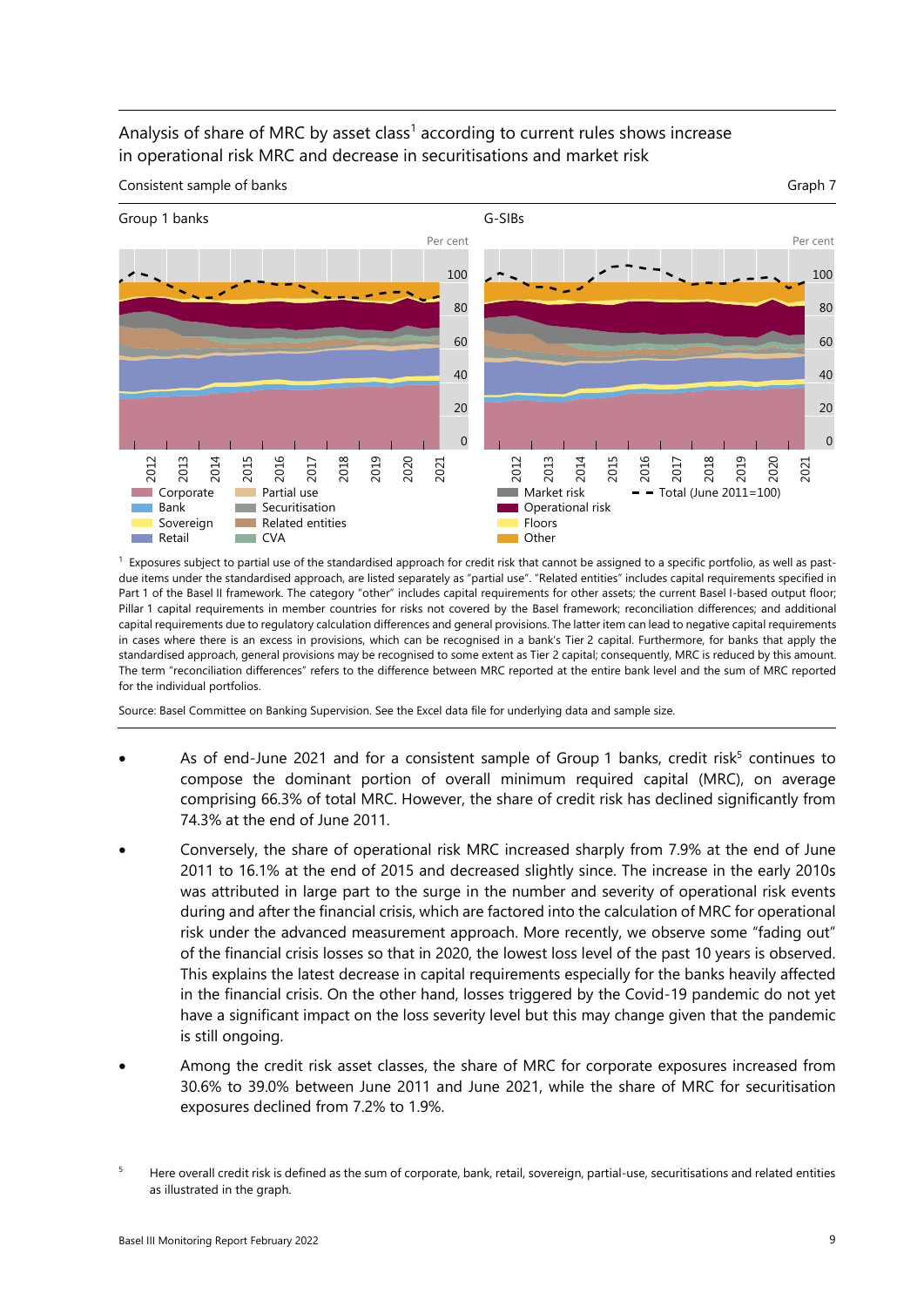Analysis of share of MRC by asset class[1] according to current rules shows increase in operational risk MRC and decrease in securitisations and market risk

Consistent sample of banks — Graph 7

Group 1 banks | G-SIBs

Legend: Corporate, Bank, Sovereign, Retail, Partial use, Securitisation, Related entities, CVA, Market risk, Operational risk, Floors, Other, Total (June 2011=100)

[1] Exposures subject to partial use of the standardised approach for credit risk that cannot be assigned to a specific portfolio, as well as past-due items under the standardised approach, are listed separately as "partial use". "Related entities" includes capital requirements specified in Part 1 of the Basel II framework. The category "other" includes capital requirements for other assets; the current Basel I-based output floor; Pillar 1 capital requirements in member countries for risks not covered by the Basel framework; reconciliation differences; and additional capital requirements due to regulatory calculation differences and general provisions. The latter item can lead to negative capital requirements in cases where there is an excess in provisions, which can be recognised in a bank's Tier 2 capital. Furthermore, for banks that apply the standardised approach, general provisions may be recognised to some extent as Tier 2 capital; consequently, MRC is reduced by this amount. The term "reconciliation differences" refers to the difference between MRC reported at the entire bank level and the sum of MRC reported for the individual portfolios.

Source: Basel Committee on Banking Supervision. See the Excel data file for underlying data and sample size.

- As of end-June 2021 and for a consistent sample of Group 1 banks, credit risk[5] continues to compose the dominant portion of overall minimum required capital (MRC), on average comprising 66.3% of total MRC. However, the share of credit risk has declined significantly from 74.3% at the end of June 2011.
- Conversely, the share of operational risk MRC increased sharply from 7.9% at the end of June 2011 to 16.1% at the end of 2015 and decreased slightly since. The increase in the early 2010s was attributed in large part to the surge in the number and severity of operational risk events during and after the financial crisis, which are factored into the calculation of MRC for operational risk under the advanced measurement approach. More recently, we observe some "fading out" of the financial crisis losses so that in 2020, the lowest loss level of the past 10 years is observed. This explains the latest decrease in capital requirements especially for the banks heavily affected in the financial crisis. On the other hand, losses triggered by the Covid-19 pandemic do not yet have a significant impact on the loss severity level but this may change given that the pandemic is still ongoing.
- Among the credit risk asset classes, the share of MRC for corporate exposures increased from 30.6% to 39.0% between June 2011 and June 2021, while the share of MRC for securitisation exposures declined from 7.2% to 1.9%.

[5] Here overall credit risk is defined as the sum of corporate, bank, retail, sovereign, partial-use, securitisations and related entities as illustrated in the graph.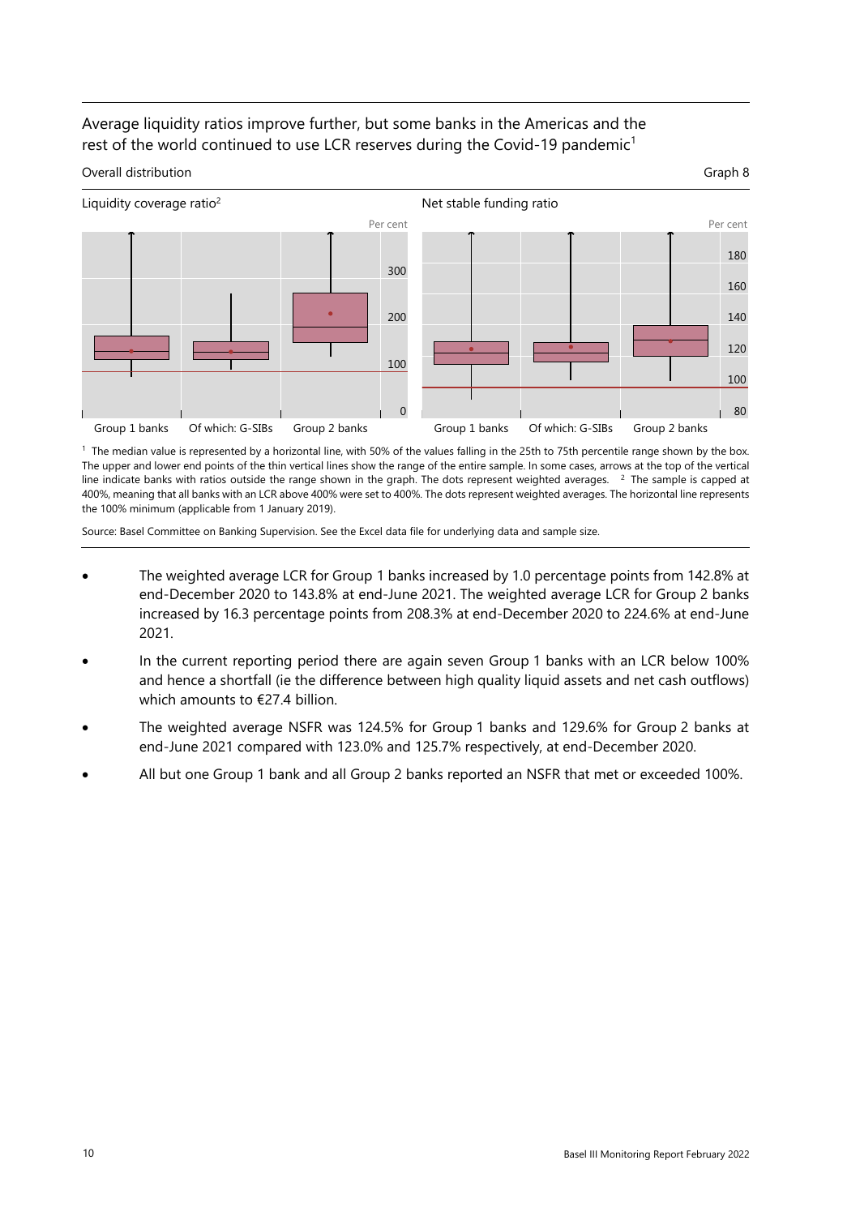Average liquidity ratios improve further, but some banks in the Americas and the rest of the world continued to use LCR reserves during the Covid-19 pandemic[1]

Overall distribution

Graph 8

Liquidity coverage ratio[2]

Net stable funding ratio

[1] The median value is represented by a horizontal line, with 50% of the values falling in the 25th to 75th percentile range shown by the box. The upper and lower end points of the thin vertical lines show the range of the entire sample. In some cases, arrows at the top of the vertical line indicate banks with ratios outside the range shown in the graph. The dots represent weighted averages. [2] The sample is capped at 400%, meaning that all banks with an LCR above 400% were set to 400%. The dots represent weighted averages. The horizontal line represents the 100% minimum (applicable from 1 January 2019).

Source: Basel Committee on Banking Supervision. See the Excel data file for underlying data and sample size.

- The weighted average LCR for Group 1 banks increased by 1.0 percentage points from 142.8% at end-December 2020 to 143.8% at end-June 2021. The weighted average LCR for Group 2 banks increased by 16.3 percentage points from 208.3% at end-December 2020 to 224.6% at end-June 2021.
- In the current reporting period there are again seven Group 1 banks with an LCR below 100% and hence a shortfall (ie the difference between high quality liquid assets and net cash outflows) which amounts to €27.4 billion.
- The weighted average NSFR was 124.5% for Group 1 banks and 129.6% for Group 2 banks at end-June 2021 compared with 123.0% and 125.7% respectively, at end-December 2020.
- All but one Group 1 bank and all Group 2 banks reported an NSFR that met or exceeded 100%.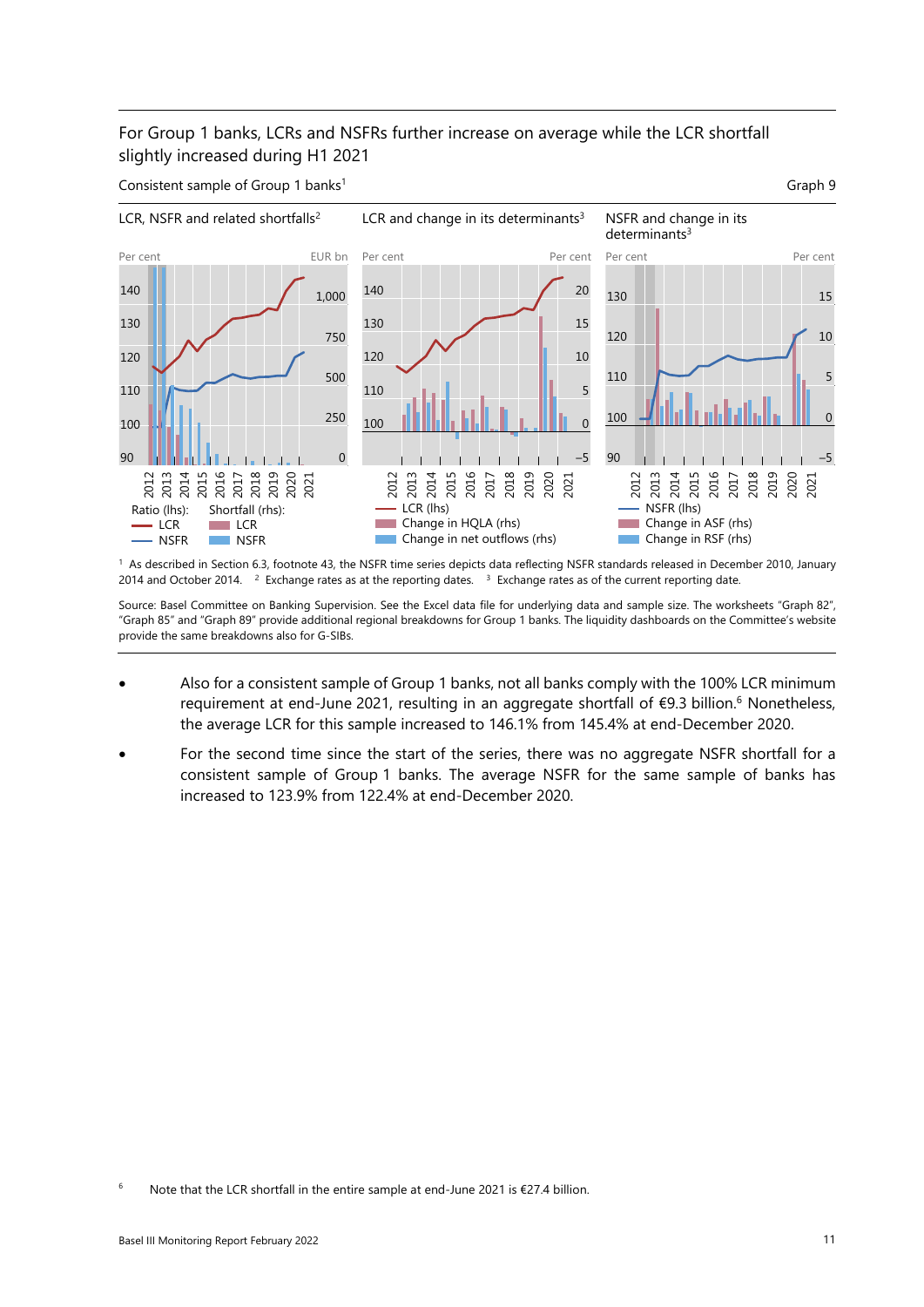For Group 1 banks, LCRs and NSFRs further increase on average while the LCR shortfall slightly increased during H1 2021

Consistent sample of Group 1 banks[1]

Graph 9

LCR, NSFR and related shortfalls[2]

LCR and change in its determinants[3]

NSFR and change in its determinants[3]

Ratio (lhs): LCR, NSFR; Shortfall (rhs): LCR, NSFR

LCR (lhs); Change in HQLA (rhs); Change in net outflows (rhs)

NSFR (lhs); Change in ASF (rhs); Change in RSF (rhs)

[1] As described in Section 6.3, footnote 43, the NSFR time series depicts data reflecting NSFR standards released in December 2010, January 2014 and October 2014. [2] Exchange rates as at the reporting dates. [3] Exchange rates as of the current reporting date.

Source: Basel Committee on Banking Supervision. See the Excel data file for underlying data and sample size. The worksheets "Graph 82", "Graph 85" and "Graph 89" provide additional regional breakdowns for Group 1 banks. The liquidity dashboards on the Committee's website provide the same breakdowns also for G-SIBs.

- Also for a consistent sample of Group 1 banks, not all banks comply with the 100% LCR minimum requirement at end-June 2021, resulting in an aggregate shortfall of €9.3 billion.[6] Nonetheless, the average LCR for this sample increased to 146.1% from 145.4% at end-December 2020.
- For the second time since the start of the series, there was no aggregate NSFR shortfall for a consistent sample of Group 1 banks. The average NSFR for the same sample of banks has increased to 123.9% from 122.4% at end-December 2020.

[6] Note that the LCR shortfall in the entire sample at end-June 2021 is €27.4 billion.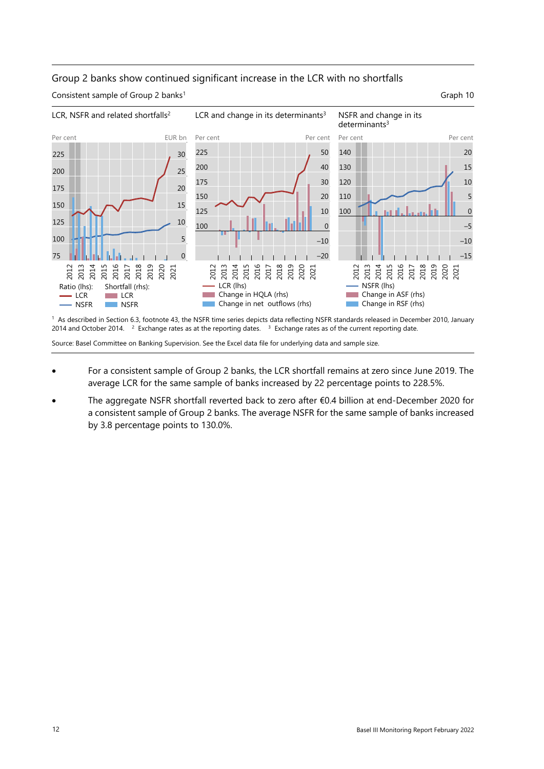Group 2 banks show continued significant increase in the LCR with no shortfalls

Consistent sample of Group 2 banks[1]

Graph 10

LCR, NSFR and related shortfalls[2] | LCR and change in its determinants[3] | NSFR and change in its determinants[3]

[1] As described in Section 6.3, footnote 43, the NSFR time series depicts data reflecting NSFR standards released in December 2010, January 2014 and October 2014. [2] Exchange rates as at the reporting dates. [3] Exchange rates as of the current reporting date.

Source: Basel Committee on Banking Supervision. See the Excel data file for underlying data and sample size.

- For a consistent sample of Group 2 banks, the LCR shortfall remains at zero since June 2019. The average LCR for the same sample of banks increased by 22 percentage points to 228.5%.
- The aggregate NSFR shortfall reverted back to zero after €0.4 billion at end-December 2020 for a consistent sample of Group 2 banks. The average NSFR for the same sample of banks increased by 3.8 percentage points to 130.0%.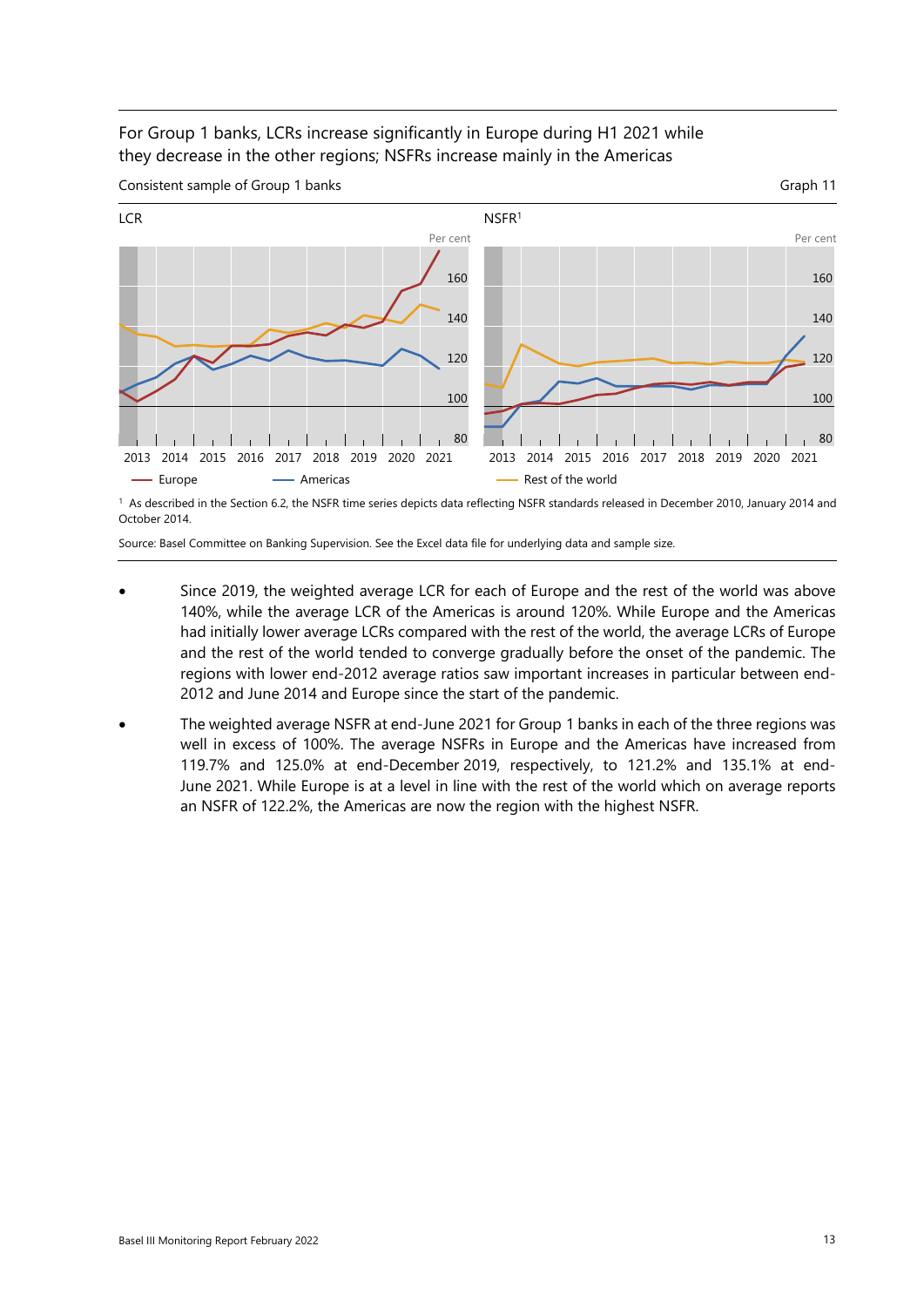For Group 1 banks, LCRs increase significantly in Europe during H1 2021 while they decrease in the other regions; NSFRs increase mainly in the Americas

Consistent sample of Group 1 banks

Graph 11

LCR

NSFR[1]

Europe — Americas — Rest of the world

[1] As described in the Section 6.2, the NSFR time series depicts data reflecting NSFR standards released in December 2010, January 2014 and October 2014.

Source: Basel Committee on Banking Supervision. See the Excel data file for underlying data and sample size.

- Since 2019, the weighted average LCR for each of Europe and the rest of the world was above 140%, while the average LCR of the Americas is around 120%. While Europe and the Americas had initially lower average LCRs compared with the rest of the world, the average LCRs of Europe and the rest of the world tended to converge gradually before the onset of the pandemic. The regions with lower end-2012 average ratios saw important increases in particular between end-2012 and June 2014 and Europe since the start of the pandemic.
- The weighted average NSFR at end-June 2021 for Group 1 banks in each of the three regions was well in excess of 100%. The average NSFRs in Europe and the Americas have increased from 119.7% and 125.0% at end-December 2019, respectively, to 121.2% and 135.1% at end-June 2021. While Europe is at a level in line with the rest of the world which on average reports an NSFR of 122.2%, the Americas are now the region with the highest NSFR.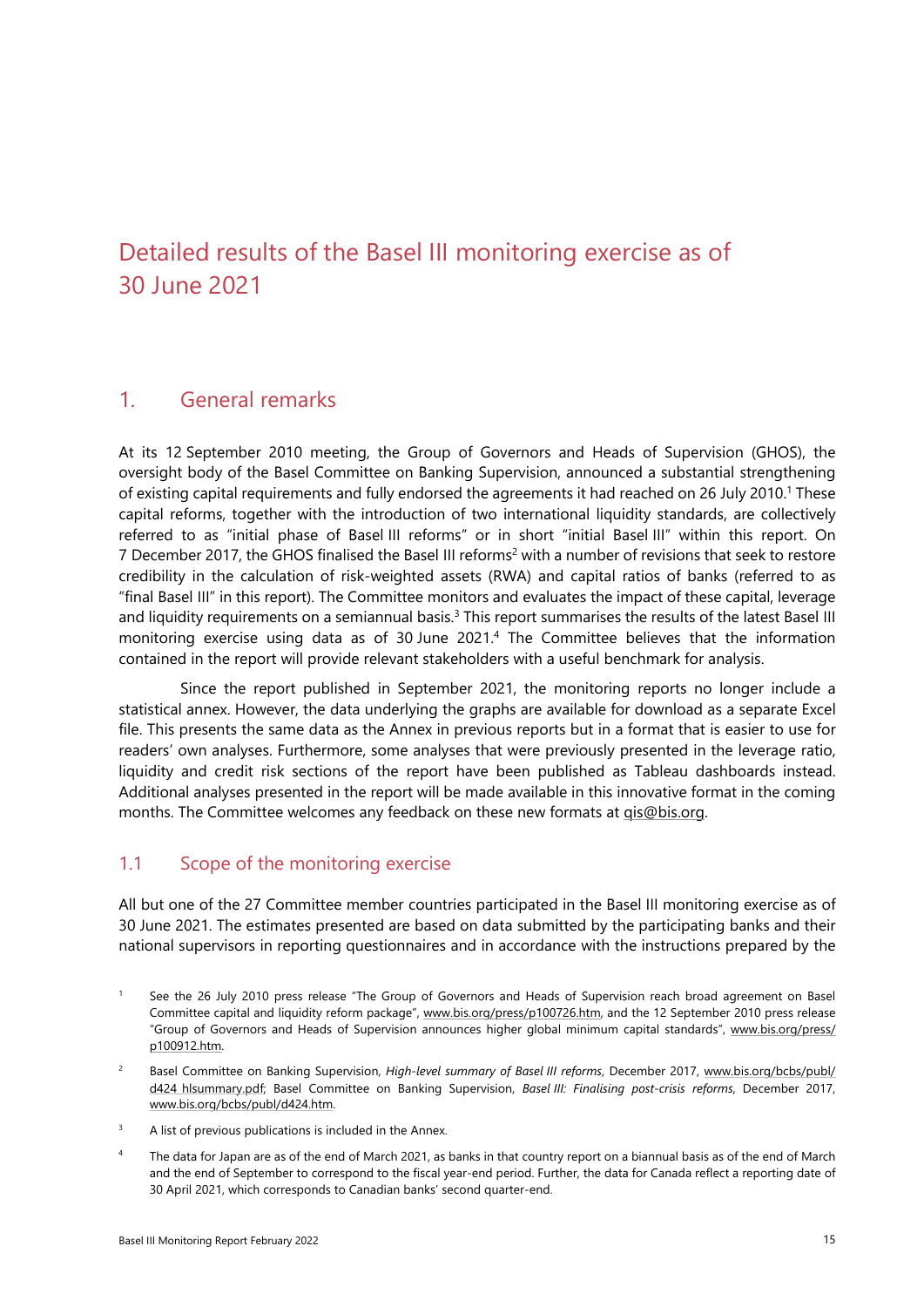# Detailed results of the Basel III monitoring exercise as of 30 June 2021

## 1. General remarks

At its 12 September 2010 meeting, the Group of Governors and Heads of Supervision (GHOS), the oversight body of the Basel Committee on Banking Supervision, announced a substantial strengthening of existing capital requirements and fully endorsed the agreements it had reached on 26 July 2010.[1] These capital reforms, together with the introduction of two international liquidity standards, are collectively referred to as "initial phase of Basel III reforms" or in short "initial Basel III" within this report. On 7 December 2017, the GHOS finalised the Basel III reforms[2] with a number of revisions that seek to restore credibility in the calculation of risk-weighted assets (RWA) and capital ratios of banks (referred to as "final Basel III" in this report). The Committee monitors and evaluates the impact of these capital, leverage and liquidity requirements on a semiannual basis.[3] This report summarises the results of the latest Basel III monitoring exercise using data as of 30 June 2021.[4] The Committee believes that the information contained in the report will provide relevant stakeholders with a useful benchmark for analysis.

Since the report published in September 2021, the monitoring reports no longer include a statistical annex. However, the data underlying the graphs are available for download as a separate Excel file. This presents the same data as the Annex in previous reports but in a format that is easier to use for readers' own analyses. Furthermore, some analyses that were previously presented in the leverage ratio, liquidity and credit risk sections of the report have been published as Tableau dashboards instead. Additional analyses presented in the report will be made available in this innovative format in the coming months. The Committee welcomes any feedback on these new formats at qis@bis.org.

### 1.1 Scope of the monitoring exercise

All but one of the 27 Committee member countries participated in the Basel III monitoring exercise as of 30 June 2021. The estimates presented are based on data submitted by the participating banks and their national supervisors in reporting questionnaires and in accordance with the instructions prepared by the

---

[1] See the 26 July 2010 press release "The Group of Governors and Heads of Supervision reach broad agreement on Basel Committee capital and liquidity reform package", www.bis.org/press/p100726.htm, and the 12 September 2010 press release "Group of Governors and Heads of Supervision announces higher global minimum capital standards", www.bis.org/press/p100912.htm.

[2] Basel Committee on Banking Supervision, *High-level summary of Basel III reforms*, December 2017, www.bis.org/bcbs/publ/d424_hlsummary.pdf; Basel Committee on Banking Supervision, *Basel III: Finalising post-crisis reforms*, December 2017, www.bis.org/bcbs/publ/d424.htm.

[3] A list of previous publications is included in the Annex.

[4] The data for Japan are as of the end of March 2021, as banks in that country report on a biannual basis as of the end of March and the end of September to correspond to the fiscal year-end period. Further, the data for Canada reflect a reporting date of 30 April 2021, which corresponds to Canadian banks' second quarter-end.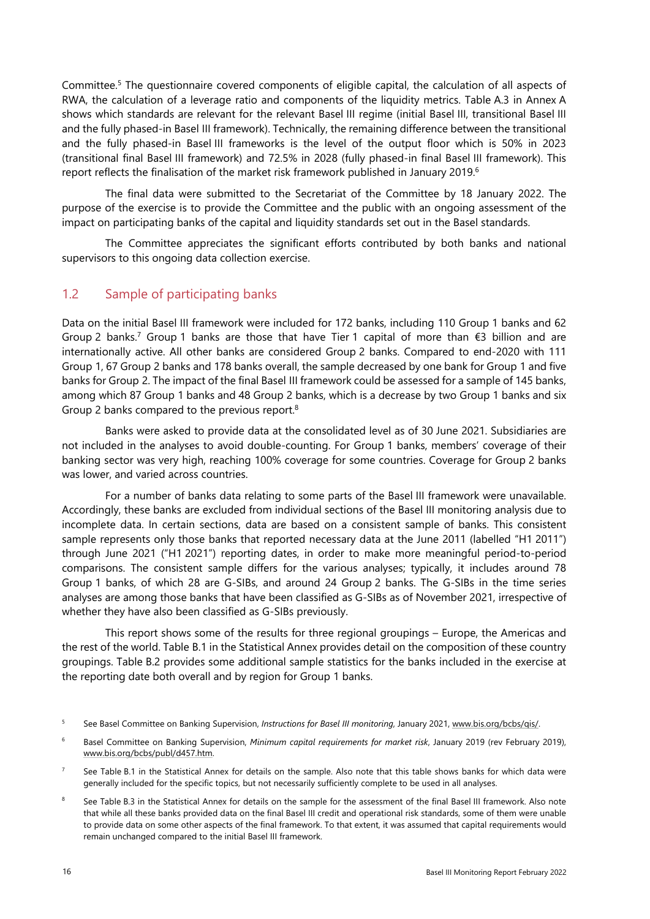Committee.[5] The questionnaire covered components of eligible capital, the calculation of all aspects of RWA, the calculation of a leverage ratio and components of the liquidity metrics. Table A.3 in Annex A shows which standards are relevant for the relevant Basel III regime (initial Basel III, transitional Basel III and the fully phased-in Basel III framework). Technically, the remaining difference between the transitional and the fully phased-in Basel III frameworks is the level of the output floor which is 50% in 2023 (transitional final Basel III framework) and 72.5% in 2028 (fully phased-in final Basel III framework). This report reflects the finalisation of the market risk framework published in January 2019.[6]

The final data were submitted to the Secretariat of the Committee by 18 January 2022. The purpose of the exercise is to provide the Committee and the public with an ongoing assessment of the impact on participating banks of the capital and liquidity standards set out in the Basel standards.

The Committee appreciates the significant efforts contributed by both banks and national supervisors to this ongoing data collection exercise.

## 1.2 Sample of participating banks

Data on the initial Basel III framework were included for 172 banks, including 110 Group 1 banks and 62 Group 2 banks.[7] Group 1 banks are those that have Tier 1 capital of more than €3 billion and are internationally active. All other banks are considered Group 2 banks. Compared to end-2020 with 111 Group 1, 67 Group 2 banks and 178 banks overall, the sample decreased by one bank for Group 1 and five banks for Group 2. The impact of the final Basel III framework could be assessed for a sample of 145 banks, among which 87 Group 1 banks and 48 Group 2 banks, which is a decrease by two Group 1 banks and six Group 2 banks compared to the previous report.[8]

Banks were asked to provide data at the consolidated level as of 30 June 2021. Subsidiaries are not included in the analyses to avoid double-counting. For Group 1 banks, members' coverage of their banking sector was very high, reaching 100% coverage for some countries. Coverage for Group 2 banks was lower, and varied across countries.

For a number of banks data relating to some parts of the Basel III framework were unavailable. Accordingly, these banks are excluded from individual sections of the Basel III monitoring analysis due to incomplete data. In certain sections, data are based on a consistent sample of banks. This consistent sample represents only those banks that reported necessary data at the June 2011 (labelled "H1 2011") through June 2021 ("H1 2021") reporting dates, in order to make more meaningful period-to-period comparisons. The consistent sample differs for the various analyses; typically, it includes around 78 Group 1 banks, of which 28 are G-SIBs, and around 24 Group 2 banks. The G-SIBs in the time series analyses are among those banks that have been classified as G-SIBs as of November 2021, irrespective of whether they have also been classified as G-SIBs previously.

This report shows some of the results for three regional groupings – Europe, the Americas and the rest of the world. Table B.1 in the Statistical Annex provides detail on the composition of these country groupings. Table B.2 provides some additional sample statistics for the banks included in the exercise at the reporting date both overall and by region for Group 1 banks.

---

[5] See Basel Committee on Banking Supervision, *Instructions for Basel III monitoring*, January 2021, www.bis.org/bcbs/qis/.

[6] Basel Committee on Banking Supervision, *Minimum capital requirements for market risk*, January 2019 (rev February 2019), www.bis.org/bcbs/publ/d457.htm.

[7] See Table B.1 in the Statistical Annex for details on the sample. Also note that this table shows banks for which data were generally included for the specific topics, but not necessarily sufficiently complete to be used in all analyses.

[8] See Table B.3 in the Statistical Annex for details on the sample for the assessment of the final Basel III framework. Also note that while all these banks provided data on the final Basel III credit and operational risk standards, some of them were unable to provide data on some other aspects of the final framework. To that extent, it was assumed that capital requirements would remain unchanged compared to the initial Basel III framework.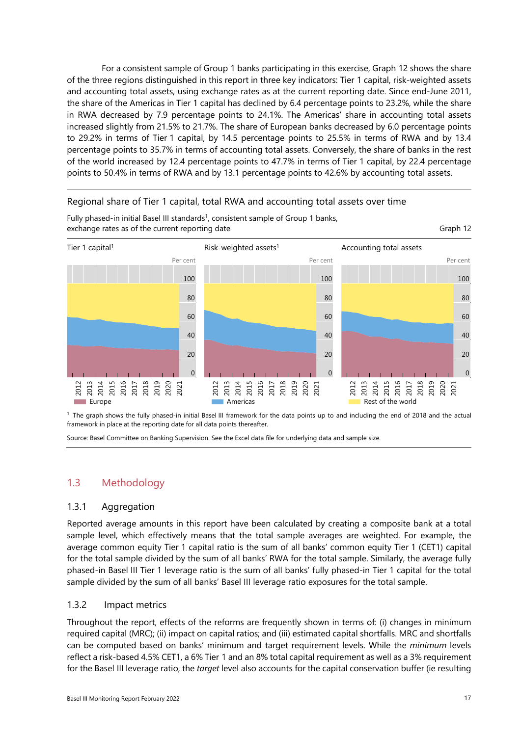For a consistent sample of Group 1 banks participating in this exercise, Graph 12 shows the share of the three regions distinguished in this report in three key indicators: Tier 1 capital, risk-weighted assets and accounting total assets, using exchange rates as at the current reporting date. Since end-June 2011, the share of the Americas in Tier 1 capital has declined by 6.4 percentage points to 23.2%, while the share in RWA decreased by 7.9 percentage points to 24.1%. The Americas' share in accounting total assets increased slightly from 21.5% to 21.7%. The share of European banks decreased by 6.0 percentage points to 29.2% in terms of Tier 1 capital, by 14.5 percentage points to 25.5% in terms of RWA and by 13.4 percentage points to 35.7% in terms of accounting total assets. Conversely, the share of banks in the rest of the world increased by 12.4 percentage points to 47.7% in terms of Tier 1 capital, by 22.4 percentage points to 50.4% in terms of RWA and by 13.1 percentage points to 42.6% by accounting total assets.

Regional share of Tier 1 capital, total RWA and accounting total assets over time

Fully phased-in initial Basel III standards[1], consistent sample of Group 1 banks, exchange rates as of the current reporting date

Graph 12

[1] The graph shows the fully phased-in initial Basel III framework for the data points up to and including the end of 2018 and the actual framework in place at the reporting date for all data points thereafter.

Source: Basel Committee on Banking Supervision. See the Excel data file for underlying data and sample size.

## 1.3 Methodology

### 1.3.1 Aggregation

Reported average amounts in this report have been calculated by creating a composite bank at a total sample level, which effectively means that the total sample averages are weighted. For example, the average common equity Tier 1 capital ratio is the sum of all banks' common equity Tier 1 (CET1) capital for the total sample divided by the sum of all banks' RWA for the total sample. Similarly, the average fully phased-in Basel III Tier 1 leverage ratio is the sum of all banks' fully phased-in Tier 1 capital for the total sample divided by the sum of all banks' Basel III leverage ratio exposures for the total sample.

### 1.3.2 Impact metrics

Throughout the report, effects of the reforms are frequently shown in terms of: (i) changes in minimum required capital (MRC); (ii) impact on capital ratios; and (iii) estimated capital shortfalls. MRC and shortfalls can be computed based on banks' minimum and target requirement levels. While the *minimum* levels reflect a risk-based 4.5% CET1, a 6% Tier 1 and an 8% total capital requirement as well as a 3% requirement for the Basel III leverage ratio, the *target* level also accounts for the capital conservation buffer (ie resulting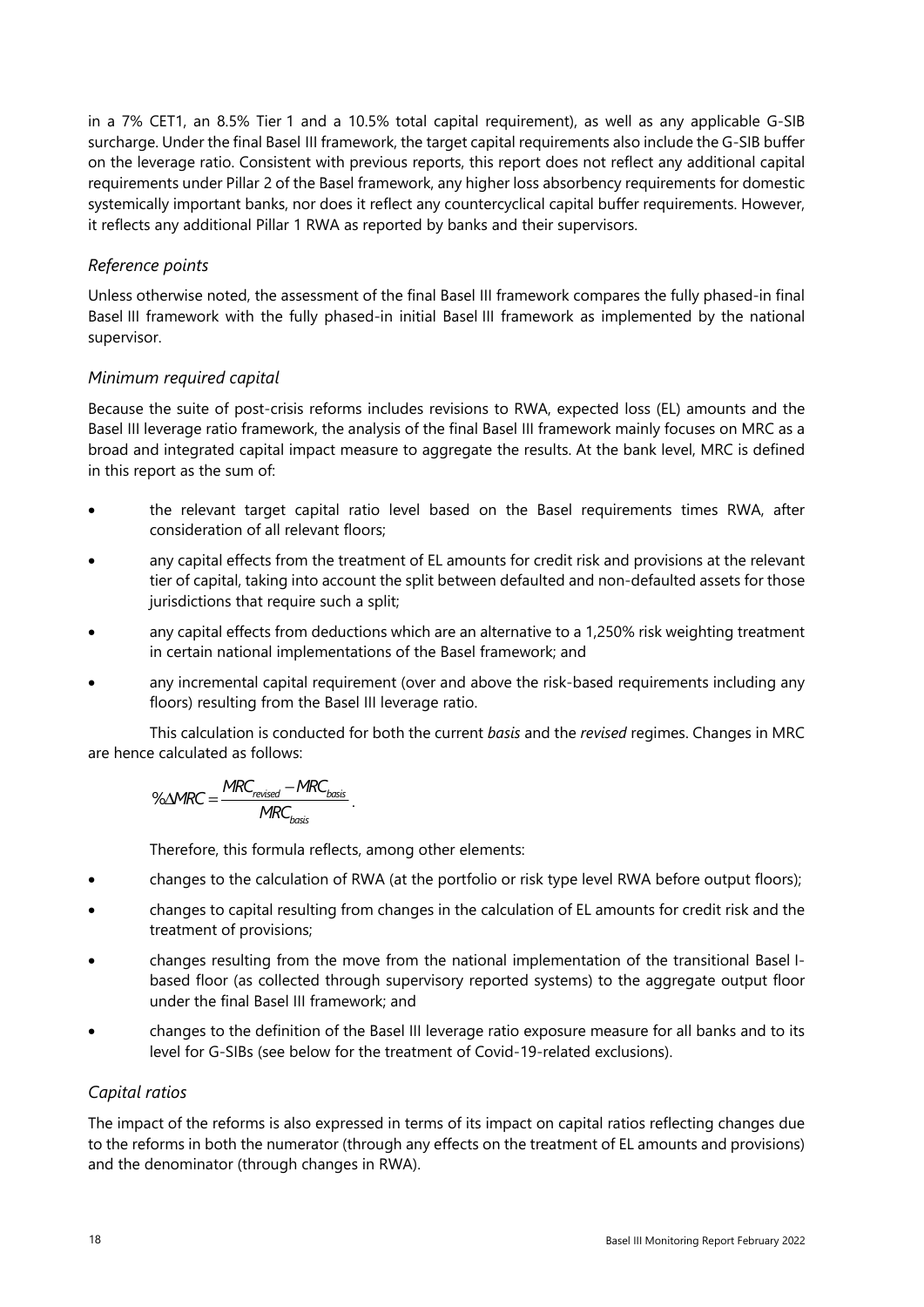in a 7% CET1, an 8.5% Tier 1 and a 10.5% total capital requirement), as well as any applicable G-SIB surcharge. Under the final Basel III framework, the target capital requirements also include the G-SIB buffer on the leverage ratio. Consistent with previous reports, this report does not reflect any additional capital requirements under Pillar 2 of the Basel framework, any higher loss absorbency requirements for domestic systemically important banks, nor does it reflect any countercyclical capital buffer requirements. However, it reflects any additional Pillar 1 RWA as reported by banks and their supervisors.

### *Reference points*

Unless otherwise noted, the assessment of the final Basel III framework compares the fully phased-in final Basel III framework with the fully phased-in initial Basel III framework as implemented by the national supervisor.

### *Minimum required capital*

Because the suite of post-crisis reforms includes revisions to RWA, expected loss (EL) amounts and the Basel III leverage ratio framework, the analysis of the final Basel III framework mainly focuses on MRC as a broad and integrated capital impact measure to aggregate the results. At the bank level, MRC is defined in this report as the sum of:

- the relevant target capital ratio level based on the Basel requirements times RWA, after consideration of all relevant floors;
- any capital effects from the treatment of EL amounts for credit risk and provisions at the relevant tier of capital, taking into account the split between defaulted and non-defaulted assets for those jurisdictions that require such a split;
- any capital effects from deductions which are an alternative to a 1,250% risk weighting treatment in certain national implementations of the Basel framework; and
- any incremental capital requirement (over and above the risk-based requirements including any floors) resulting from the Basel III leverage ratio.

This calculation is conducted for both the current *basis* and the *revised* regimes. Changes in MRC are hence calculated as follows:

$$\%\Delta MRC = \frac{MRC_{revised} - MRC_{basis}}{MRC_{basis}}.$$

Therefore, this formula reflects, among other elements:

- changes to the calculation of RWA (at the portfolio or risk type level RWA before output floors);
- changes to capital resulting from changes in the calculation of EL amounts for credit risk and the treatment of provisions;
- changes resulting from the move from the national implementation of the transitional Basel I-based floor (as collected through supervisory reported systems) to the aggregate output floor under the final Basel III framework; and
- changes to the definition of the Basel III leverage ratio exposure measure for all banks and to its level for G-SIBs (see below for the treatment of Covid-19-related exclusions).

### *Capital ratios*

The impact of the reforms is also expressed in terms of its impact on capital ratios reflecting changes due to the reforms in both the numerator (through any effects on the treatment of EL amounts and provisions) and the denominator (through changes in RWA).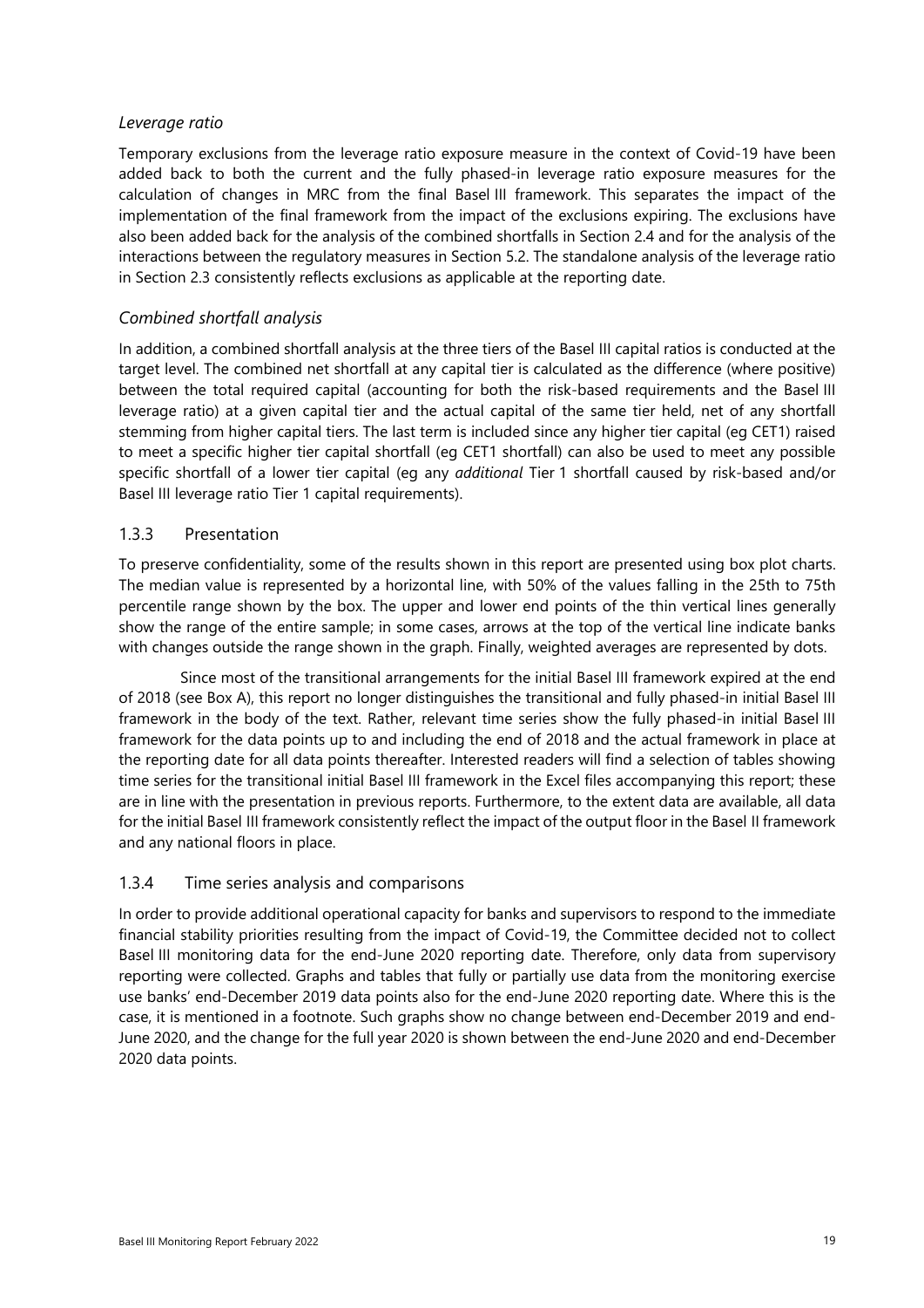*Leverage ratio*

Temporary exclusions from the leverage ratio exposure measure in the context of Covid-19 have been added back to both the current and the fully phased-in leverage ratio exposure measures for the calculation of changes in MRC from the final Basel III framework. This separates the impact of the implementation of the final framework from the impact of the exclusions expiring. The exclusions have also been added back for the analysis of the combined shortfalls in Section 2.4 and for the analysis of the interactions between the regulatory measures in Section 5.2. The standalone analysis of the leverage ratio in Section 2.3 consistently reflects exclusions as applicable at the reporting date.

*Combined shortfall analysis*

In addition, a combined shortfall analysis at the three tiers of the Basel III capital ratios is conducted at the target level. The combined net shortfall at any capital tier is calculated as the difference (where positive) between the total required capital (accounting for both the risk-based requirements and the Basel III leverage ratio) at a given capital tier and the actual capital of the same tier held, net of any shortfall stemming from higher capital tiers. The last term is included since any higher tier capital (eg CET1) raised to meet a specific higher tier capital shortfall (eg CET1 shortfall) can also be used to meet any possible specific shortfall of a lower tier capital (eg any *additional* Tier 1 shortfall caused by risk-based and/or Basel III leverage ratio Tier 1 capital requirements).

### 1.3.3 Presentation

To preserve confidentiality, some of the results shown in this report are presented using box plot charts. The median value is represented by a horizontal line, with 50% of the values falling in the 25th to 75th percentile range shown by the box. The upper and lower end points of the thin vertical lines generally show the range of the entire sample; in some cases, arrows at the top of the vertical line indicate banks with changes outside the range shown in the graph. Finally, weighted averages are represented by dots.

Since most of the transitional arrangements for the initial Basel III framework expired at the end of 2018 (see Box A), this report no longer distinguishes the transitional and fully phased-in initial Basel III framework in the body of the text. Rather, relevant time series show the fully phased-in initial Basel III framework for the data points up to and including the end of 2018 and the actual framework in place at the reporting date for all data points thereafter. Interested readers will find a selection of tables showing time series for the transitional initial Basel III framework in the Excel files accompanying this report; these are in line with the presentation in previous reports. Furthermore, to the extent data are available, all data for the initial Basel III framework consistently reflect the impact of the output floor in the Basel II framework and any national floors in place.

### 1.3.4 Time series analysis and comparisons

In order to provide additional operational capacity for banks and supervisors to respond to the immediate financial stability priorities resulting from the impact of Covid-19, the Committee decided not to collect Basel III monitoring data for the end-June 2020 reporting date. Therefore, only data from supervisory reporting were collected. Graphs and tables that fully or partially use data from the monitoring exercise use banks' end-December 2019 data points also for the end-June 2020 reporting date. Where this is the case, it is mentioned in a footnote. Such graphs show no change between end-December 2019 and end-June 2020, and the change for the full year 2020 is shown between the end-June 2020 and end-December 2020 data points.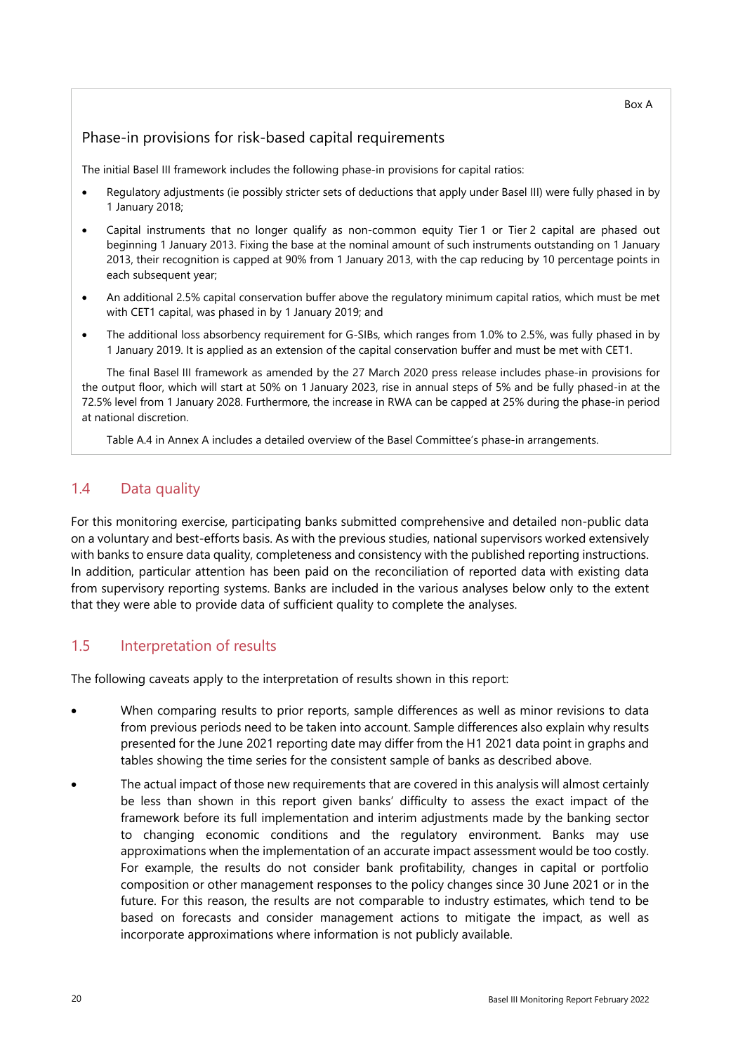Box A

### Phase-in provisions for risk-based capital requirements

The initial Basel III framework includes the following phase-in provisions for capital ratios:

- Regulatory adjustments (ie possibly stricter sets of deductions that apply under Basel III) were fully phased in by 1 January 2018;
- Capital instruments that no longer qualify as non-common equity Tier 1 or Tier 2 capital are phased out beginning 1 January 2013. Fixing the base at the nominal amount of such instruments outstanding on 1 January 2013, their recognition is capped at 90% from 1 January 2013, with the cap reducing by 10 percentage points in each subsequent year;
- An additional 2.5% capital conservation buffer above the regulatory minimum capital ratios, which must be met with CET1 capital, was phased in by 1 January 2019; and
- The additional loss absorbency requirement for G-SIBs, which ranges from 1.0% to 2.5%, was fully phased in by 1 January 2019. It is applied as an extension of the capital conservation buffer and must be met with CET1.

The final Basel III framework as amended by the 27 March 2020 press release includes phase-in provisions for the output floor, which will start at 50% on 1 January 2023, rise in annual steps of 5% and be fully phased-in at the 72.5% level from 1 January 2028. Furthermore, the increase in RWA can be capped at 25% during the phase-in period at national discretion.

Table A.4 in Annex A includes a detailed overview of the Basel Committee's phase-in arrangements.

## 1.4 Data quality

For this monitoring exercise, participating banks submitted comprehensive and detailed non-public data on a voluntary and best-efforts basis. As with the previous studies, national supervisors worked extensively with banks to ensure data quality, completeness and consistency with the published reporting instructions. In addition, particular attention has been paid on the reconciliation of reported data with existing data from supervisory reporting systems. Banks are included in the various analyses below only to the extent that they were able to provide data of sufficient quality to complete the analyses.

## 1.5 Interpretation of results

The following caveats apply to the interpretation of results shown in this report:

- When comparing results to prior reports, sample differences as well as minor revisions to data from previous periods need to be taken into account. Sample differences also explain why results presented for the June 2021 reporting date may differ from the H1 2021 data point in graphs and tables showing the time series for the consistent sample of banks as described above.
- The actual impact of those new requirements that are covered in this analysis will almost certainly be less than shown in this report given banks' difficulty to assess the exact impact of the framework before its full implementation and interim adjustments made by the banking sector to changing economic conditions and the regulatory environment. Banks may use approximations when the implementation of an accurate impact assessment would be too costly. For example, the results do not consider bank profitability, changes in capital or portfolio composition or other management responses to the policy changes since 30 June 2021 or in the future. For this reason, the results are not comparable to industry estimates, which tend to be based on forecasts and consider management actions to mitigate the impact, as well as incorporate approximations where information is not publicly available.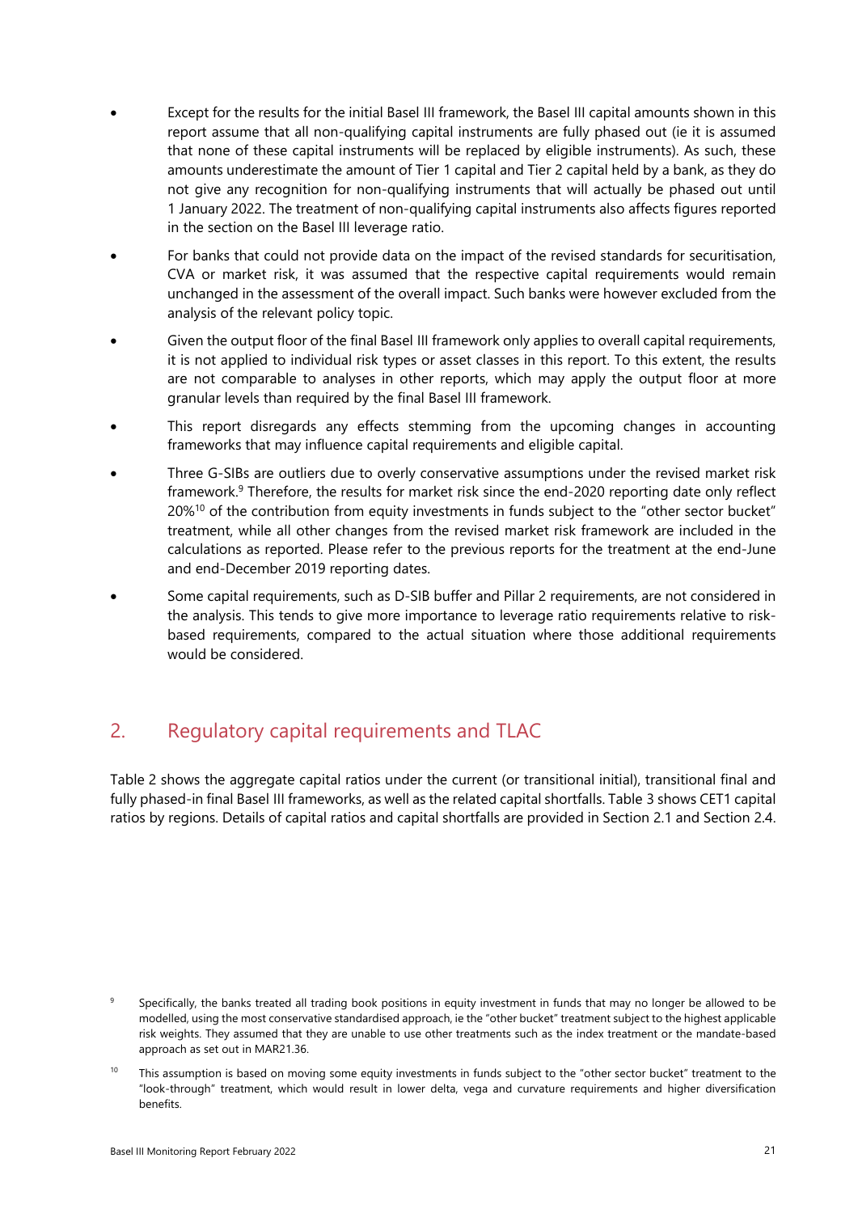- Except for the results for the initial Basel III framework, the Basel III capital amounts shown in this report assume that all non-qualifying capital instruments are fully phased out (ie it is assumed that none of these capital instruments will be replaced by eligible instruments). As such, these amounts underestimate the amount of Tier 1 capital and Tier 2 capital held by a bank, as they do not give any recognition for non-qualifying instruments that will actually be phased out until 1 January 2022. The treatment of non-qualifying capital instruments also affects figures reported in the section on the Basel III leverage ratio.
- For banks that could not provide data on the impact of the revised standards for securitisation, CVA or market risk, it was assumed that the respective capital requirements would remain unchanged in the assessment of the overall impact. Such banks were however excluded from the analysis of the relevant policy topic.
- Given the output floor of the final Basel III framework only applies to overall capital requirements, it is not applied to individual risk types or asset classes in this report. To this extent, the results are not comparable to analyses in other reports, which may apply the output floor at more granular levels than required by the final Basel III framework.
- This report disregards any effects stemming from the upcoming changes in accounting frameworks that may influence capital requirements and eligible capital.
- Three G-SIBs are outliers due to overly conservative assumptions under the revised market risk framework.[9] Therefore, the results for market risk since the end-2020 reporting date only reflect 20%[10] of the contribution from equity investments in funds subject to the "other sector bucket" treatment, while all other changes from the revised market risk framework are included in the calculations as reported. Please refer to the previous reports for the treatment at the end-June and end-December 2019 reporting dates.
- Some capital requirements, such as D-SIB buffer and Pillar 2 requirements, are not considered in the analysis. This tends to give more importance to leverage ratio requirements relative to risk-based requirements, compared to the actual situation where those additional requirements would be considered.

## 2. Regulatory capital requirements and TLAC

Table 2 shows the aggregate capital ratios under the current (or transitional initial), transitional final and fully phased-in final Basel III frameworks, as well as the related capital shortfalls. Table 3 shows CET1 capital ratios by regions. Details of capital ratios and capital shortfalls are provided in Section 2.1 and Section 2.4.

[9] Specifically, the banks treated all trading book positions in equity investment in funds that may no longer be allowed to be modelled, using the most conservative standardised approach, ie the "other bucket" treatment subject to the highest applicable risk weights. They assumed that they are unable to use other treatments such as the index treatment or the mandate-based approach as set out in MAR21.36.

[10] This assumption is based on moving some equity investments in funds subject to the "other sector bucket" treatment to the "look-through" treatment, which would result in lower delta, vega and curvature requirements and higher diversification benefits.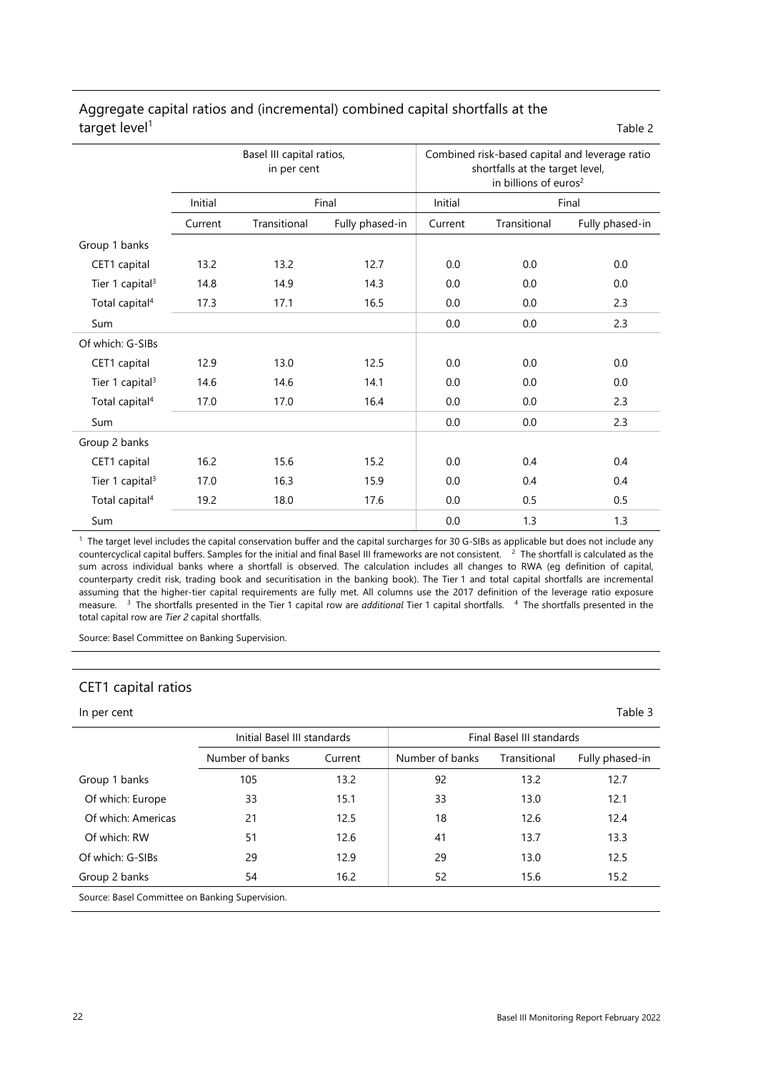## Aggregate capital ratios and (incremental) combined capital shortfalls at the target level[1]

Table 2

| | Basel III capital ratios, in per cent | | | Combined risk-based capital and leverage ratio shortfalls at the target level, in billions of euros[2] | | |
|---|---|---|---|---|---|---|
| | Initial | Final | | Initial | Final | |
| | Current | Transitional | Fully phased-in | Current | Transitional | Fully phased-in |
| Group 1 banks | | | | | | |
| CET1 capital | 13.2 | 13.2 | 12.7 | 0.0 | 0.0 | 0.0 |
| Tier 1 capital[3] | 14.8 | 14.9 | 14.3 | 0.0 | 0.0 | 0.0 |
| Total capital[4] | 17.3 | 17.1 | 16.5 | 0.0 | 0.0 | 2.3 |
| Sum | | | | 0.0 | 0.0 | 2.3 |
| Of which: G-SIBs | | | | | | |
| CET1 capital | 12.9 | 13.0 | 12.5 | 0.0 | 0.0 | 0.0 |
| Tier 1 capital[3] | 14.6 | 14.6 | 14.1 | 0.0 | 0.0 | 0.0 |
| Total capital[4] | 17.0 | 17.0 | 16.4 | 0.0 | 0.0 | 2.3 |
| Sum | | | | 0.0 | 0.0 | 2.3 |
| Group 2 banks | | | | | | |
| CET1 capital | 16.2 | 15.6 | 15.2 | 0.0 | 0.4 | 0.4 |
| Tier 1 capital[3] | 17.0 | 16.3 | 15.9 | 0.0 | 0.4 | 0.4 |
| Total capital[4] | 19.2 | 18.0 | 17.6 | 0.0 | 0.5 | 0.5 |
| Sum | | | | 0.0 | 1.3 | 1.3 |

[1] The target level includes the capital conservation buffer and the capital surcharges for 30 G-SIBs as applicable but does not include any countercyclical capital buffers. Samples for the initial and final Basel III frameworks are not consistent. [2] The shortfall is calculated as the sum across individual banks where a shortfall is observed. The calculation includes all changes to RWA (eg definition of capital, counterparty credit risk, trading book and securitisation in the banking book). The Tier 1 and total capital shortfalls are incremental assuming that the higher-tier capital requirements are fully met. All columns use the 2017 definition of the leverage ratio exposure measure. [3] The shortfalls presented in the Tier 1 capital row are *additional* Tier 1 capital shortfalls. [4] The shortfalls presented in the total capital row are *Tier 2* capital shortfalls.

Source: Basel Committee on Banking Supervision.

## CET1 capital ratios

In per cent

Table 3

| | Initial Basel III standards | | Final Basel III standards | | |
|---|---|---|---|---|---|
| | Number of banks | Current | Number of banks | Transitional | Fully phased-in |
| Group 1 banks | 105 | 13.2 | 92 | 13.2 | 12.7 |
| Of which: Europe | 33 | 15.1 | 33 | 13.0 | 12.1 |
| Of which: Americas | 21 | 12.5 | 18 | 12.6 | 12.4 |
| Of which: RW | 51 | 12.6 | 41 | 13.7 | 13.3 |
| Of which: G-SIBs | 29 | 12.9 | 29 | 13.0 | 12.5 |
| Group 2 banks | 54 | 16.2 | 52 | 15.6 | 15.2 |

Source: Basel Committee on Banking Supervision.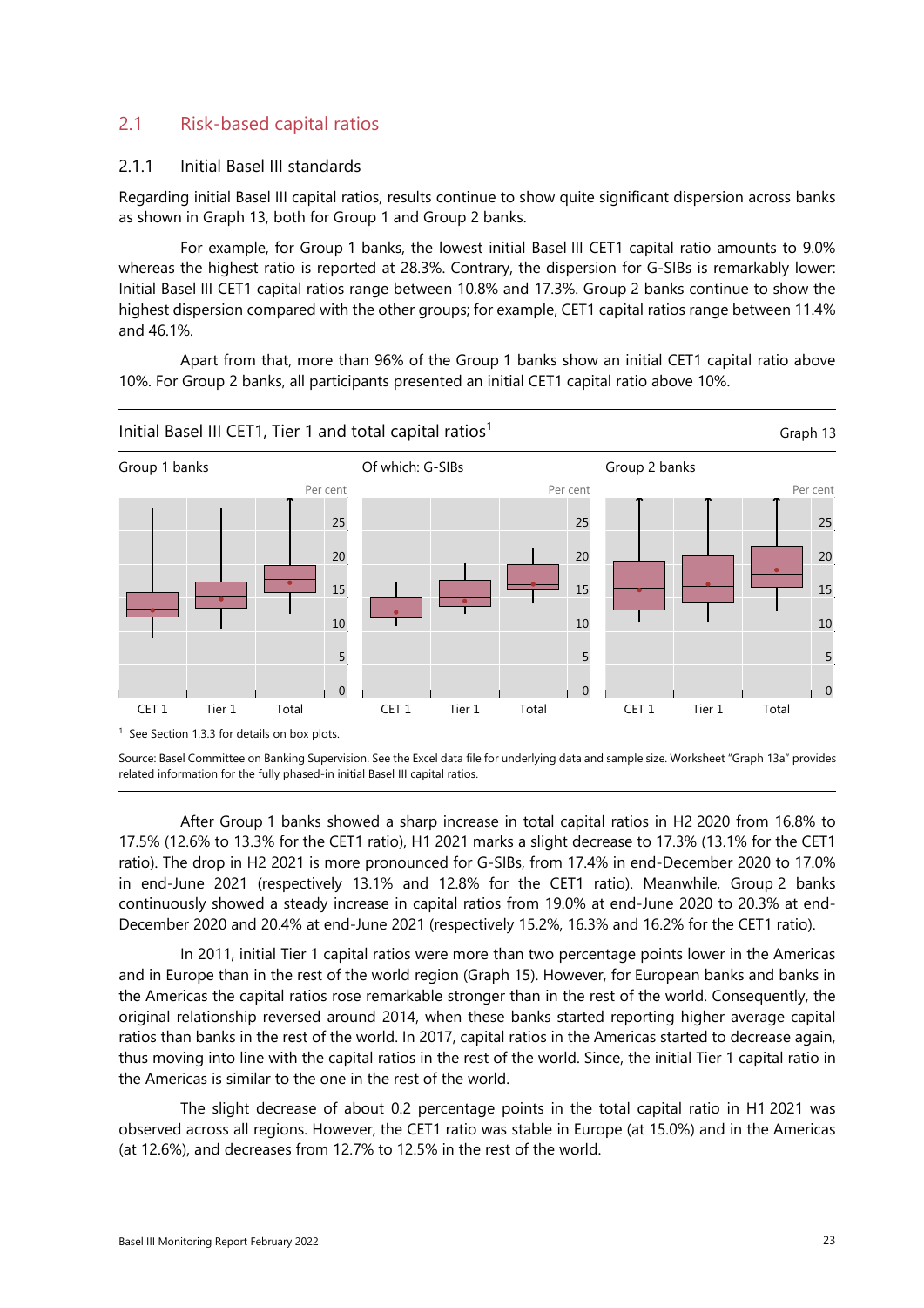## 2.1 Risk-based capital ratios

### 2.1.1 Initial Basel III standards

Regarding initial Basel III capital ratios, results continue to show quite significant dispersion across banks as shown in Graph 13, both for Group 1 and Group 2 banks.

For example, for Group 1 banks, the lowest initial Basel III CET1 capital ratio amounts to 9.0% whereas the highest ratio is reported at 28.3%. Contrary, the dispersion for G-SIBs is remarkably lower: Initial Basel III CET1 capital ratios range between 10.8% and 17.3%. Group 2 banks continue to show the highest dispersion compared with the other groups; for example, CET1 capital ratios range between 11.4% and 46.1%.

Apart from that, more than 96% of the Group 1 banks show an initial CET1 capital ratio above 10%. For Group 2 banks, all participants presented an initial CET1 capital ratio above 10%.

Initial Basel III CET1, Tier 1 and total capital ratios[1]

Graph 13

Group 1 banks | Of which: G-SIBs | Group 2 banks

[1] See Section 1.3.3 for details on box plots.

Source: Basel Committee on Banking Supervision. See the Excel data file for underlying data and sample size. Worksheet "Graph 13a" provides related information for the fully phased-in initial Basel III capital ratios.

After Group 1 banks showed a sharp increase in total capital ratios in H2 2020 from 16.8% to 17.5% (12.6% to 13.3% for the CET1 ratio), H1 2021 marks a slight decrease to 17.3% (13.1% for the CET1 ratio). The drop in H2 2021 is more pronounced for G-SIBs, from 17.4% in end-December 2020 to 17.0% in end-June 2021 (respectively 13.1% and 12.8% for the CET1 ratio). Meanwhile, Group 2 banks continuously showed a steady increase in capital ratios from 19.0% at end-June 2020 to 20.3% at end-December 2020 and 20.4% at end-June 2021 (respectively 15.2%, 16.3% and 16.2% for the CET1 ratio).

In 2011, initial Tier 1 capital ratios were more than two percentage points lower in the Americas and in Europe than in the rest of the world region (Graph 15). However, for European banks and banks in the Americas the capital ratios rose remarkable stronger than in the rest of the world. Consequently, the original relationship reversed around 2014, when these banks started reporting higher average capital ratios than banks in the rest of the world. In 2017, capital ratios in the Americas started to decrease again, thus moving into line with the capital ratios in the rest of the world. Since, the initial Tier 1 capital ratio in the Americas is similar to the one in the rest of the world.

The slight decrease of about 0.2 percentage points in the total capital ratio in H1 2021 was observed across all regions. However, the CET1 ratio was stable in Europe (at 15.0%) and in the Americas (at 12.6%), and decreases from 12.7% to 12.5% in the rest of the world.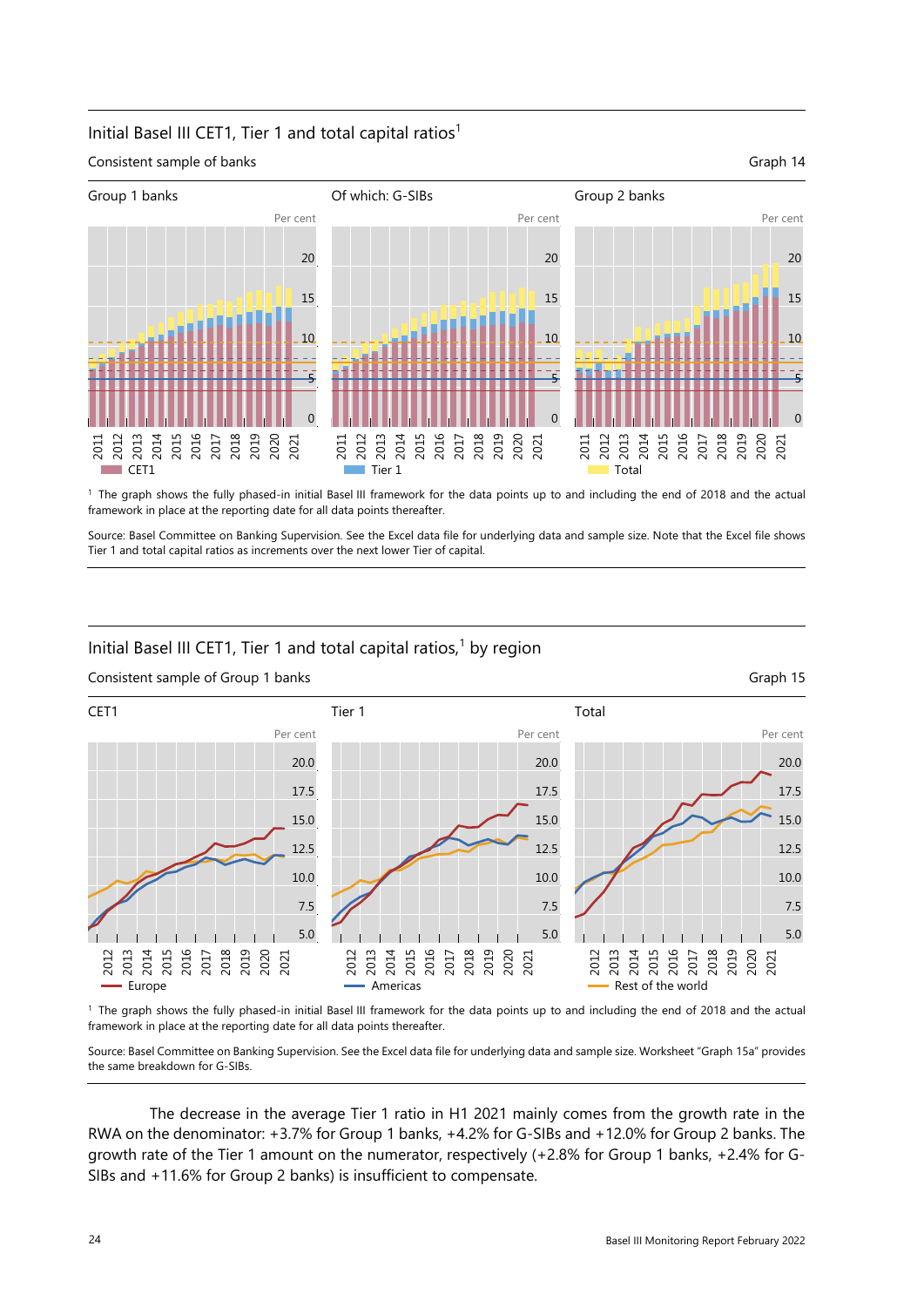## Initial Basel III CET1, Tier 1 and total capital ratios[1]

Consistent sample of banks

Graph 14

Group 1 banks | Of which: G-SIBs | Group 2 banks

Per cent

CET1 | Tier 1 | Total

[1] The graph shows the fully phased-in initial Basel III framework for the data points up to and including the end of 2018 and the actual framework in place at the reporting date for all data points thereafter.

Source: Basel Committee on Banking Supervision. See the Excel data file for underlying data and sample size. Note that the Excel file shows Tier 1 and total capital ratios as increments over the next lower Tier of capital.

## Initial Basel III CET1, Tier 1 and total capital ratios,[1] by region

Consistent sample of Group 1 banks

Graph 15

CET1 | Tier 1 | Total

Per cent

Europe | Americas | Rest of the world

[1] The graph shows the fully phased-in initial Basel III framework for the data points up to and including the end of 2018 and the actual framework in place at the reporting date for all data points thereafter.

Source: Basel Committee on Banking Supervision. See the Excel data file for underlying data and sample size. Worksheet "Graph 15a" provides the same breakdown for G-SIBs.

The decrease in the average Tier 1 ratio in H1 2021 mainly comes from the growth rate in the RWA on the denominator: +3.7% for Group 1 banks, +4.2% for G-SIBs and +12.0% for Group 2 banks. The growth rate of the Tier 1 amount on the numerator, respectively (+2.8% for Group 1 banks, +2.4% for G-SIBs and +11.6% for Group 2 banks) is insufficient to compensate.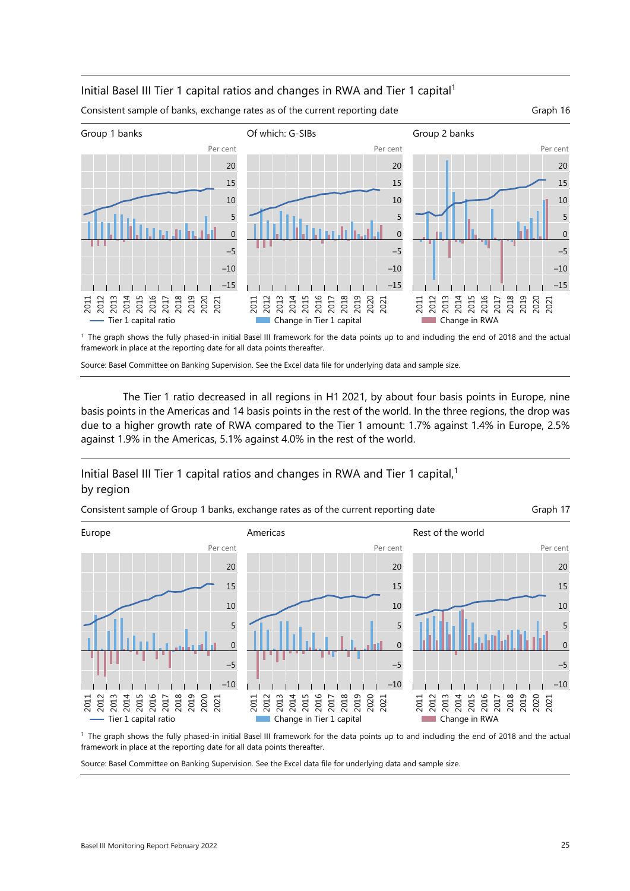Initial Basel III Tier 1 capital ratios and changes in RWA and Tier 1 capital[1]

Consistent sample of banks, exchange rates as of the current reporting date

Graph 16

Group 1 banks | Of which: G-SIBs | Group 2 banks

Per cent

Tier 1 capital ratio | Change in Tier 1 capital | Change in RWA

[1] The graph shows the fully phased-in initial Basel III framework for the data points up to and including the end of 2018 and the actual framework in place at the reporting date for all data points thereafter.

Source: Basel Committee on Banking Supervision. See the Excel data file for underlying data and sample size.

The Tier 1 ratio decreased in all regions in H1 2021, by about four basis points in Europe, nine basis points in the Americas and 14 basis points in the rest of the world. In the three regions, the drop was due to a higher growth rate of RWA compared to the Tier 1 amount: 1.7% against 1.4% in Europe, 2.5% against 1.9% in the Americas, 5.1% against 4.0% in the rest of the world.

Initial Basel III Tier 1 capital ratios and changes in RWA and Tier 1 capital,[1] by region

Consistent sample of Group 1 banks, exchange rates as of the current reporting date

Graph 17

Europe | Americas | Rest of the world

Per cent

Tier 1 capital ratio | Change in Tier 1 capital | Change in RWA

[1] The graph shows the fully phased-in initial Basel III framework for the data points up to and including the end of 2018 and the actual framework in place at the reporting date for all data points thereafter.

Source: Basel Committee on Banking Supervision. See the Excel data file for underlying data and sample size.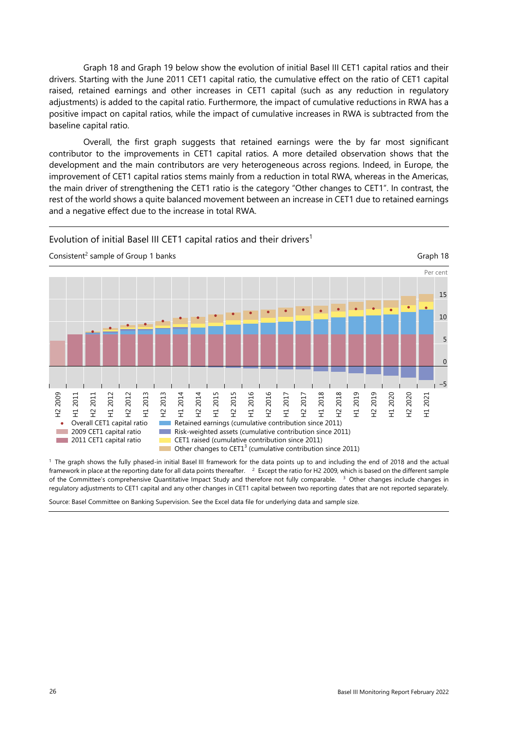Graph 18 and Graph 19 below show the evolution of initial Basel III CET1 capital ratios and their drivers. Starting with the June 2011 CET1 capital ratio, the cumulative effect on the ratio of CET1 capital raised, retained earnings and other increases in CET1 capital (such as any reduction in regulatory adjustments) is added to the capital ratio. Furthermore, the impact of cumulative reductions in RWA has a positive impact on capital ratios, while the impact of cumulative increases in RWA is subtracted from the baseline capital ratio.

Overall, the first graph suggests that retained earnings were the by far most significant contributor to the improvements in CET1 capital ratios. A more detailed observation shows that the development and the main contributors are very heterogeneous across regions. Indeed, in Europe, the improvement of CET1 capital ratios stems mainly from a reduction in total RWA, whereas in the Americas, the main driver of strengthening the CET1 ratio is the category "Other changes to CET1". In contrast, the rest of the world shows a quite balanced movement between an increase in CET1 due to retained earnings and a negative effect due to the increase in total RWA.

Evolution of initial Basel III CET1 capital ratios and their drivers[1]

Consistent[2] sample of Group 1 banks

Graph 18

Per cent

15
10
5
0
–5

H2 2009, H1 2011, H2 2011, H1 2012, H2 2012, H1 2013, H2 2013, H1 2014, H2 2014, H1 2015, H2 2015, H1 2016, H2 2016, H1 2017, H2 2017, H1 2018, H2 2018, H1 2019, H2 2019, H1 2020, H2 2020, H1 2021

- Overall CET1 capital ratio
- 2009 CET1 capital ratio
- 2011 CET1 capital ratio
- Retained earnings (cumulative contribution since 2011)
- Risk-weighted assets (cumulative contribution since 2011)
- CET1 raised (cumulative contribution since 2011)
- Other changes to CET1[3] (cumulative contribution since 2011)

[1] The graph shows the fully phased-in initial Basel III framework for the data points up to and including the end of 2018 and the actual framework in place at the reporting date for all data points thereafter. [2] Except the ratio for H2 2009, which is based on the different sample of the Committee's comprehensive Quantitative Impact Study and therefore not fully comparable. [3] Other changes include changes in regulatory adjustments to CET1 capital and any other changes in CET1 capital between two reporting dates that are not reported separately.

Source: Basel Committee on Banking Supervision. See the Excel data file for underlying data and sample size.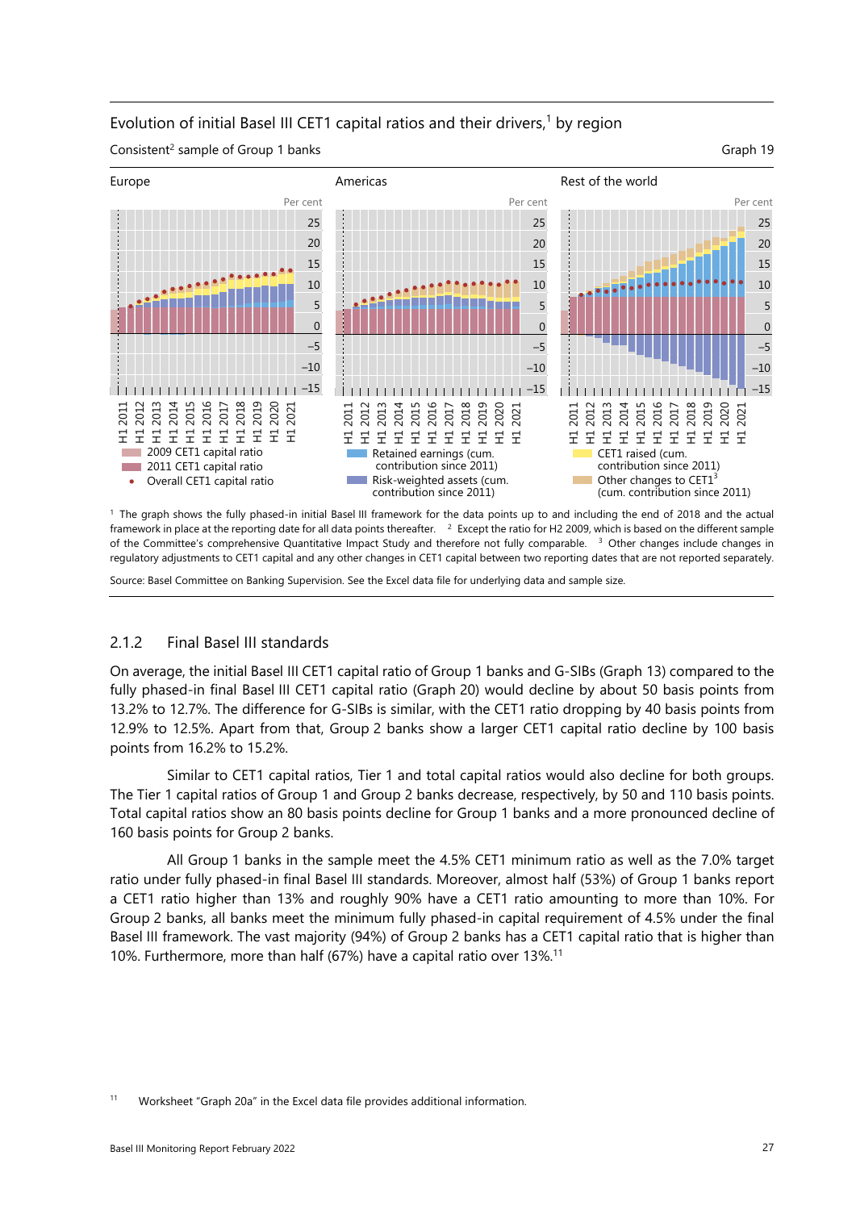Evolution of initial Basel III CET1 capital ratios and their drivers,[1] by region

Consistent[2] sample of Group 1 banks

Graph 19

Europe | Americas | Rest of the world

2009 CET1 capital ratio; 2011 CET1 capital ratio; Overall CET1 capital ratio; Retained earnings (cum. contribution since 2011); Risk-weighted assets (cum. contribution since 2011); CET1 raised (cum. contribution since 2011); Other changes to CET1[3] (cum. contribution since 2011)

[1] The graph shows the fully phased-in initial Basel III framework for the data points up to and including the end of 2018 and the actual framework in place at the reporting date for all data points thereafter. [2] Except the ratio for H2 2009, which is based on the different sample of the Committee's comprehensive Quantitative Impact Study and therefore not fully comparable. [3] Other changes include changes in regulatory adjustments to CET1 capital and any other changes in CET1 capital between two reporting dates that are not reported separately.

Source: Basel Committee on Banking Supervision. See the Excel data file for underlying data and sample size.

### 2.1.2 Final Basel III standards

On average, the initial Basel III CET1 capital ratio of Group 1 banks and G-SIBs (Graph 13) compared to the fully phased-in final Basel III CET1 capital ratio (Graph 20) would decline by about 50 basis points from 13.2% to 12.7%. The difference for G-SIBs is similar, with the CET1 ratio dropping by 40 basis points from 12.9% to 12.5%. Apart from that, Group 2 banks show a larger CET1 capital ratio decline by 100 basis points from 16.2% to 15.2%.

Similar to CET1 capital ratios, Tier 1 and total capital ratios would also decline for both groups. The Tier 1 capital ratios of Group 1 and Group 2 banks decrease, respectively, by 50 and 110 basis points. Total capital ratios show an 80 basis points decline for Group 1 banks and a more pronounced decline of 160 basis points for Group 2 banks.

All Group 1 banks in the sample meet the 4.5% CET1 minimum ratio as well as the 7.0% target ratio under fully phased-in final Basel III standards. Moreover, almost half (53%) of Group 1 banks report a CET1 ratio higher than 13% and roughly 90% have a CET1 ratio amounting to more than 10%. For Group 2 banks, all banks meet the minimum fully phased-in capital requirement of 4.5% under the final Basel III framework. The vast majority (94%) of Group 2 banks has a CET1 capital ratio that is higher than 10%. Furthermore, more than half (67%) have a capital ratio over 13%.[11]

[11] Worksheet "Graph 20a" in the Excel data file provides additional information.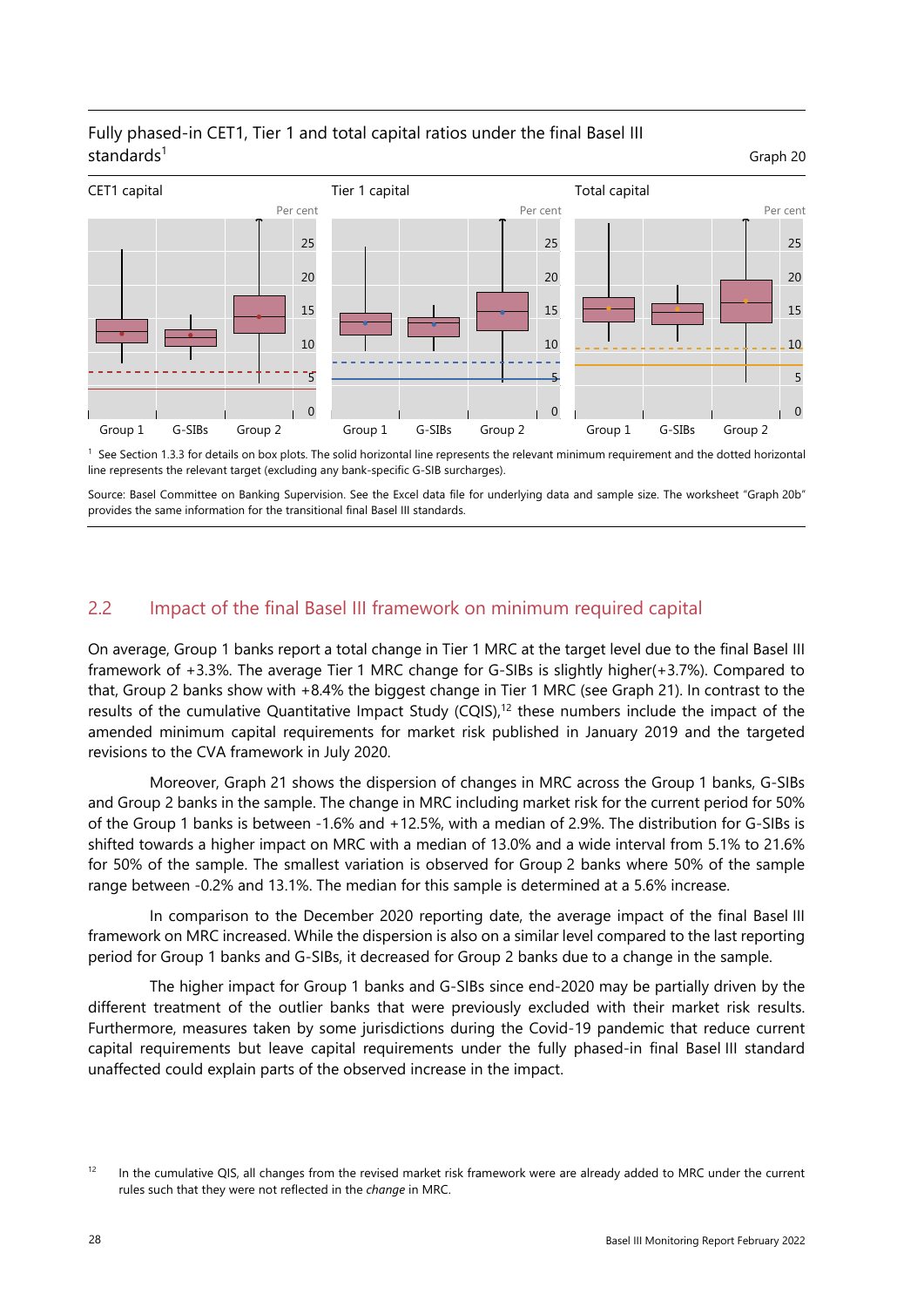Fully phased-in CET1, Tier 1 and total capital ratios under the final Basel III standards[1]

Graph 20

CET1 capital | Tier 1 capital | Total capital

[1] See Section 1.3.3 for details on box plots. The solid horizontal line represents the relevant minimum requirement and the dotted horizontal line represents the relevant target (excluding any bank-specific G-SIB surcharges).

Source: Basel Committee on Banking Supervision. See the Excel data file for underlying data and sample size. The worksheet "Graph 20b" provides the same information for the transitional final Basel III standards.

## 2.2 Impact of the final Basel III framework on minimum required capital

On average, Group 1 banks report a total change in Tier 1 MRC at the target level due to the final Basel III framework of +3.3%. The average Tier 1 MRC change for G-SIBs is slightly higher(+3.7%). Compared to that, Group 2 banks show with +8.4% the biggest change in Tier 1 MRC (see Graph 21). In contrast to the results of the cumulative Quantitative Impact Study (CQIS),[12] these numbers include the impact of the amended minimum capital requirements for market risk published in January 2019 and the targeted revisions to the CVA framework in July 2020.

Moreover, Graph 21 shows the dispersion of changes in MRC across the Group 1 banks, G-SIBs and Group 2 banks in the sample. The change in MRC including market risk for the current period for 50% of the Group 1 banks is between -1.6% and +12.5%, with a median of 2.9%. The distribution for G-SIBs is shifted towards a higher impact on MRC with a median of 13.0% and a wide interval from 5.1% to 21.6% for 50% of the sample. The smallest variation is observed for Group 2 banks where 50% of the sample range between -0.2% and 13.1%. The median for this sample is determined at a 5.6% increase.

In comparison to the December 2020 reporting date, the average impact of the final Basel III framework on MRC increased. While the dispersion is also on a similar level compared to the last reporting period for Group 1 banks and G-SIBs, it decreased for Group 2 banks due to a change in the sample.

The higher impact for Group 1 banks and G-SIBs since end-2020 may be partially driven by the different treatment of the outlier banks that were previously excluded with their market risk results. Furthermore, measures taken by some jurisdictions during the Covid-19 pandemic that reduce current capital requirements but leave capital requirements under the fully phased-in final Basel III standard unaffected could explain parts of the observed increase in the impact.

[12] In the cumulative QIS, all changes from the revised market risk framework were are already added to MRC under the current rules such that they were not reflected in the *change* in MRC.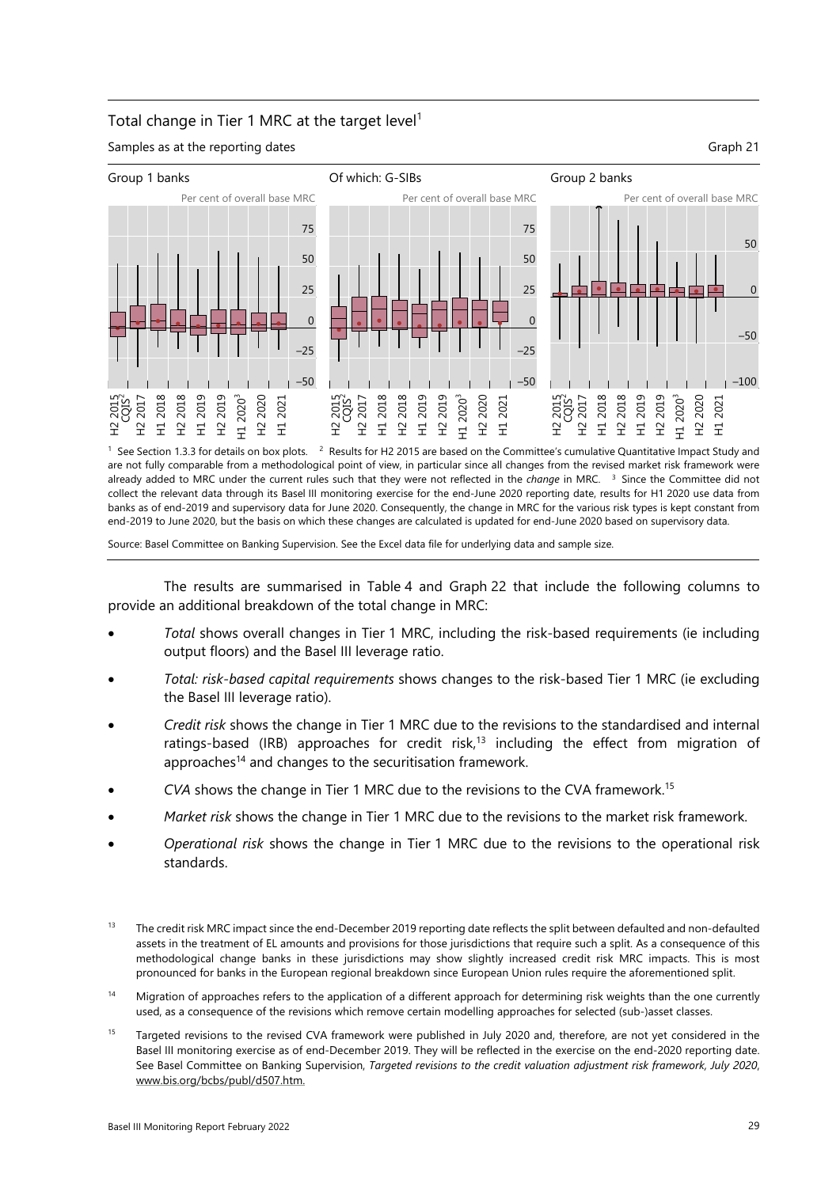Total change in Tier 1 MRC at the target level[1]

Samples as at the reporting dates

Graph 21

Group 1 banks | Of which: G-SIBs | Group 2 banks

[1] See Section 1.3.3 for details on box plots. [2] Results for H2 2015 are based on the Committee's cumulative Quantitative Impact Study and are not fully comparable from a methodological point of view, in particular since all changes from the revised market risk framework were already added to MRC under the current rules such that they were not reflected in the *change* in MRC. [3] Since the Committee did not collect the relevant data through its Basel III monitoring exercise for the end-June 2020 reporting date, results for H1 2020 use data from banks as of end-2019 and supervisory data for June 2020. Consequently, the change in MRC for the various risk types is kept constant from end-2019 to June 2020, but the basis on which these changes are calculated is updated for end-June 2020 based on supervisory data.

Source: Basel Committee on Banking Supervision. See the Excel data file for underlying data and sample size.

The results are summarised in Table 4 and Graph 22 that include the following columns to provide an additional breakdown of the total change in MRC:

- *Total* shows overall changes in Tier 1 MRC, including the risk-based requirements (ie including output floors) and the Basel III leverage ratio.
- *Total: risk-based capital requirements* shows changes to the risk-based Tier 1 MRC (ie excluding the Basel III leverage ratio).
- *Credit risk* shows the change in Tier 1 MRC due to the revisions to the standardised and internal ratings-based (IRB) approaches for credit risk,[13] including the effect from migration of approaches[14] and changes to the securitisation framework.
- *CVA* shows the change in Tier 1 MRC due to the revisions to the CVA framework.[15]
- *Market risk* shows the change in Tier 1 MRC due to the revisions to the market risk framework.
- *Operational risk* shows the change in Tier 1 MRC due to the revisions to the operational risk standards.

[13] The credit risk MRC impact since the end-December 2019 reporting date reflects the split between defaulted and non-defaulted assets in the treatment of EL amounts and provisions for those jurisdictions that require such a split. As a consequence of this methodological change banks in these jurisdictions may show slightly increased credit risk MRC impacts. This is most pronounced for banks in the European regional breakdown since European Union rules require the aforementioned split.

[14] Migration of approaches refers to the application of a different approach for determining risk weights than the one currently used, as a consequence of the revisions which remove certain modelling approaches for selected (sub-)asset classes.

[15] Targeted revisions to the revised CVA framework were published in July 2020 and, therefore, are not yet considered in the Basel III monitoring exercise as of end-December 2019. They will be reflected in the exercise on the end-2020 reporting date. See Basel Committee on Banking Supervision, *Targeted revisions to the credit valuation adjustment risk framework, July 2020*, www.bis.org/bcbs/publ/d507.htm.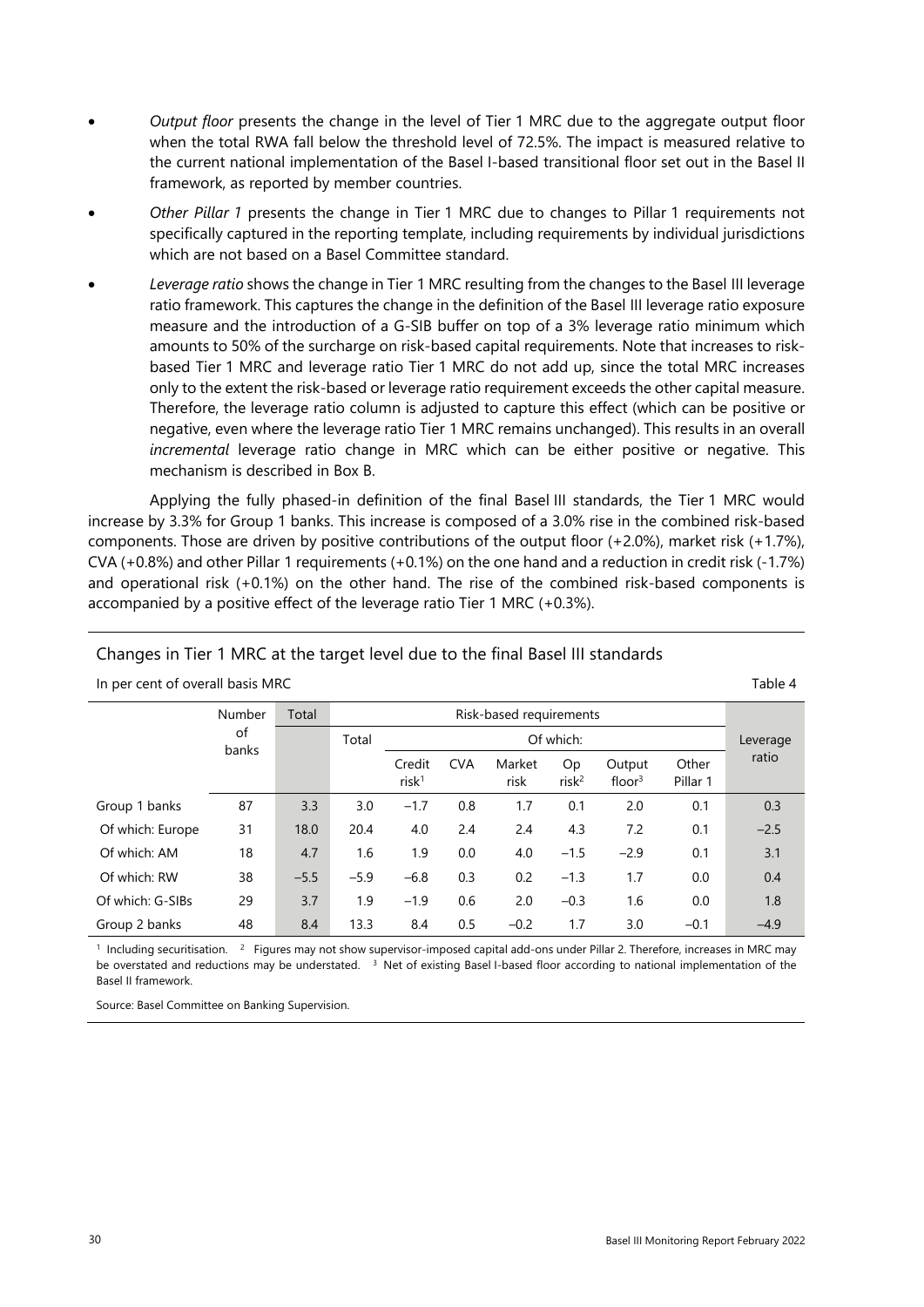- *Output floor* presents the change in the level of Tier 1 MRC due to the aggregate output floor when the total RWA fall below the threshold level of 72.5%. The impact is measured relative to the current national implementation of the Basel I-based transitional floor set out in the Basel II framework, as reported by member countries.
- *Other Pillar 1* presents the change in Tier 1 MRC due to changes to Pillar 1 requirements not specifically captured in the reporting template, including requirements by individual jurisdictions which are not based on a Basel Committee standard.
- *Leverage ratio* shows the change in Tier 1 MRC resulting from the changes to the Basel III leverage ratio framework. This captures the change in the definition of the Basel III leverage ratio exposure measure and the introduction of a G-SIB buffer on top of a 3% leverage ratio minimum which amounts to 50% of the surcharge on risk-based capital requirements. Note that increases to risk-based Tier 1 MRC and leverage ratio Tier 1 MRC do not add up, since the total MRC increases only to the extent the risk-based or leverage ratio requirement exceeds the other capital measure. Therefore, the leverage ratio column is adjusted to capture this effect (which can be positive or negative, even where the leverage ratio Tier 1 MRC remains unchanged). This results in an overall *incremental* leverage ratio change in MRC which can be either positive or negative. This mechanism is described in Box B.

Applying the fully phased-in definition of the final Basel III standards, the Tier 1 MRC would increase by 3.3% for Group 1 banks. This increase is composed of a 3.0% rise in the combined risk-based components. Those are driven by positive contributions of the output floor (+2.0%), market risk (+1.7%), CVA (+0.8%) and other Pillar 1 requirements (+0.1%) on the one hand and a reduction in credit risk (-1.7%) and operational risk (+0.1%) on the other hand. The rise of the combined risk-based components is accompanied by a positive effect of the leverage ratio Tier 1 MRC (+0.3%).

Changes in Tier 1 MRC at the target level due to the final Basel III standards

In per cent of overall basis MRC — Table 4

| | Number of banks | Total | Risk-based requirements | | | | | | | | Leverage ratio |
|---|---|---|---|---|---|---|---|---|---|---|---|
| | | | Total | Of which: | | | | | | | |
| | | | | Credit risk[1] | CVA | Market risk | Op risk[2] | Output floor[3] | Other Pillar 1 | | |
| Group 1 banks | 87 | 3.3 | 3.0 | −1.7 | 0.8 | 1.7 | 0.1 | 2.0 | 0.1 | | 0.3 |
| Of which: Europe | 31 | 18.0 | 20.4 | 4.0 | 2.4 | 2.4 | 4.3 | 7.2 | 0.1 | | −2.5 |
| Of which: AM | 18 | 4.7 | 1.6 | 1.9 | 0.0 | 4.0 | −1.5 | −2.9 | 0.1 | | 3.1 |
| Of which: RW | 38 | −5.5 | −5.9 | −6.8 | 0.3 | 0.2 | −1.3 | 1.7 | 0.0 | | 0.4 |
| Of which: G-SIBs | 29 | 3.7 | 1.9 | −1.9 | 0.6 | 2.0 | −0.3 | 1.6 | 0.0 | | 1.8 |
| Group 2 banks | 48 | 8.4 | 13.3 | 8.4 | 0.5 | −0.2 | 1.7 | 3.0 | −0.1 | | −4.9 |

[1] Including securitisation. [2] Figures may not show supervisor-imposed capital add-ons under Pillar 2. Therefore, increases in MRC may be overstated and reductions may be understated. [3] Net of existing Basel I-based floor according to national implementation of the Basel II framework.

Source: Basel Committee on Banking Supervision.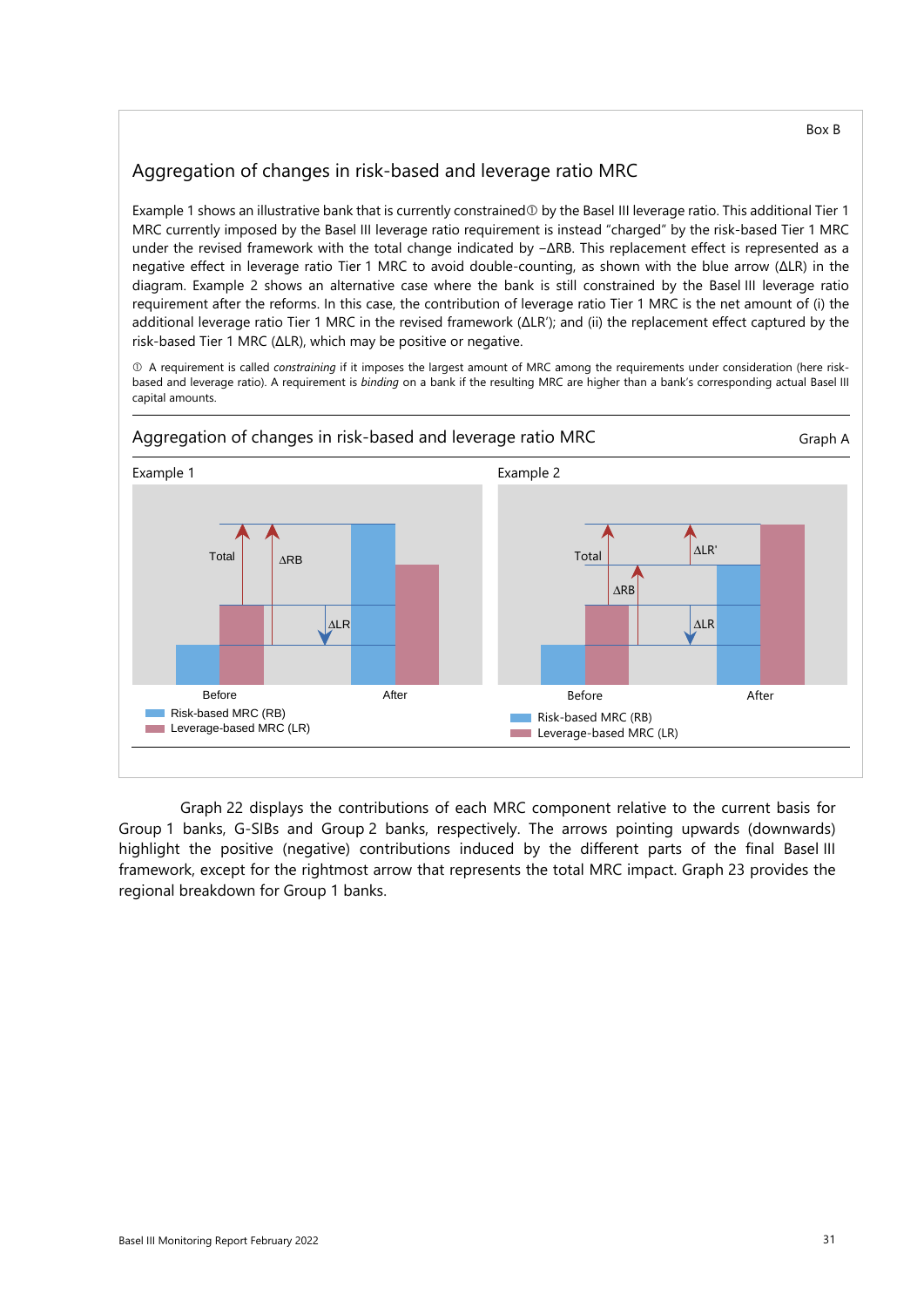Box B

## Aggregation of changes in risk-based and leverage ratio MRC

Example 1 shows an illustrative bank that is currently constrained[①] by the Basel III leverage ratio. This additional Tier 1 MRC currently imposed by the Basel III leverage ratio requirement is instead "charged" by the risk-based Tier 1 MRC under the revised framework with the total change indicated by −ΔRB. This replacement effect is represented as a negative effect in leverage ratio Tier 1 MRC to avoid double-counting, as shown with the blue arrow (ΔLR) in the diagram. Example 2 shows an alternative case where the bank is still constrained by the Basel III leverage ratio requirement after the reforms. In this case, the contribution of leverage ratio Tier 1 MRC is the net amount of (i) the additional leverage ratio Tier 1 MRC in the revised framework (ΔLR'); and (ii) the replacement effect captured by the risk-based Tier 1 MRC (ΔLR), which may be positive or negative.

① A requirement is called *constraining* if it imposes the largest amount of MRC among the requirements under consideration (here risk-based and leverage ratio). A requirement is *binding* on a bank if the resulting MRC are higher than a bank's corresponding actual Basel III capital amounts.

### Aggregation of changes in risk-based and leverage ratio MRC

Graph A

Example 1

Total

ΔRB

ΔLR

Before

After

Risk-based MRC (RB)

Leverage-based MRC (LR)

Example 2

Total

ΔLR'

ΔRB

ΔLR

Before

After

Risk-based MRC (RB)

Leverage-based MRC (LR)

Graph 22 displays the contributions of each MRC component relative to the current basis for Group 1 banks, G-SIBs and Group 2 banks, respectively. The arrows pointing upwards (downwards) highlight the positive (negative) contributions induced by the different parts of the final Basel III framework, except for the rightmost arrow that represents the total MRC impact. Graph 23 provides the regional breakdown for Group 1 banks.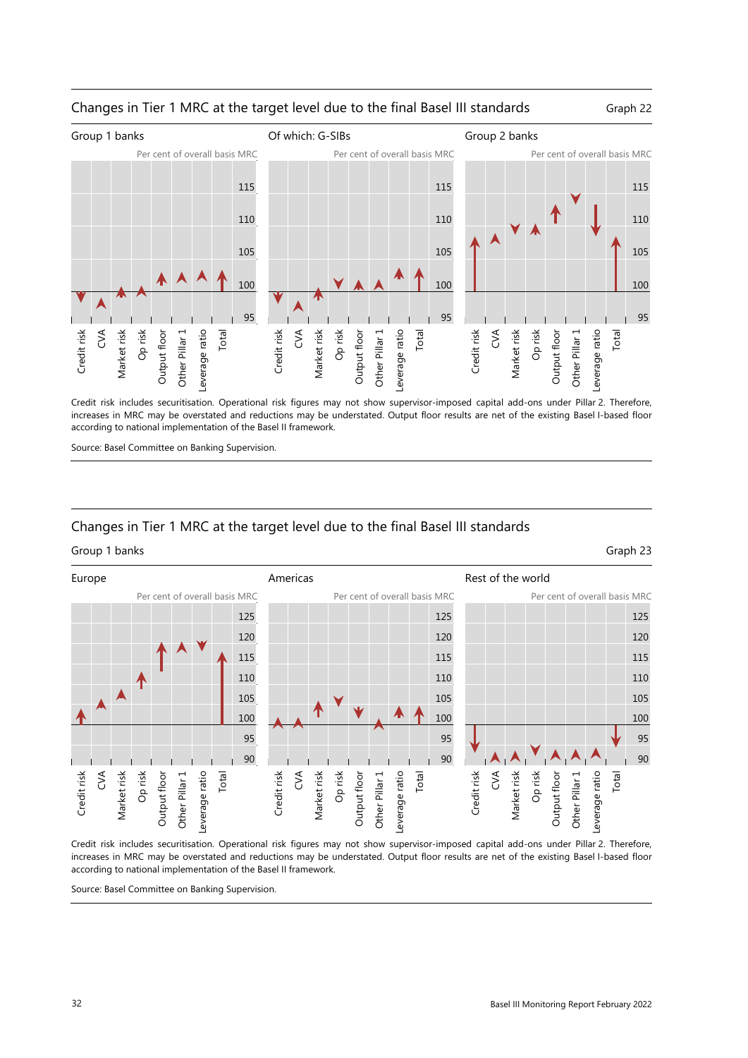## Changes in Tier 1 MRC at the target level due to the final Basel III standards

Graph 22

Group 1 banks | Of which: G-SIBs | Group 2 banks

Per cent of overall basis MRC

Credit risk, CVA, Market risk, Op risk, Output floor, Other Pillar 1, Leverage ratio, Total

Credit risk includes securitisation. Operational risk figures may not show supervisor-imposed capital add-ons under Pillar 2. Therefore, increases in MRC may be overstated and reductions may be understated. Output floor results are net of the existing Basel I-based floor according to national implementation of the Basel II framework.

Source: Basel Committee on Banking Supervision.

## Changes in Tier 1 MRC at the target level due to the final Basel III standards

Group 1 banks

Graph 23

Europe | Americas | Rest of the world

Per cent of overall basis MRC

Credit risk, CVA, Market risk, Op risk, Output floor, Other Pillar 1, Leverage ratio, Total

Credit risk includes securitisation. Operational risk figures may not show supervisor-imposed capital add-ons under Pillar 2. Therefore, increases in MRC may be overstated and reductions may be understated. Output floor results are net of the existing Basel I-based floor according to national implementation of the Basel II framework.

Source: Basel Committee on Banking Supervision.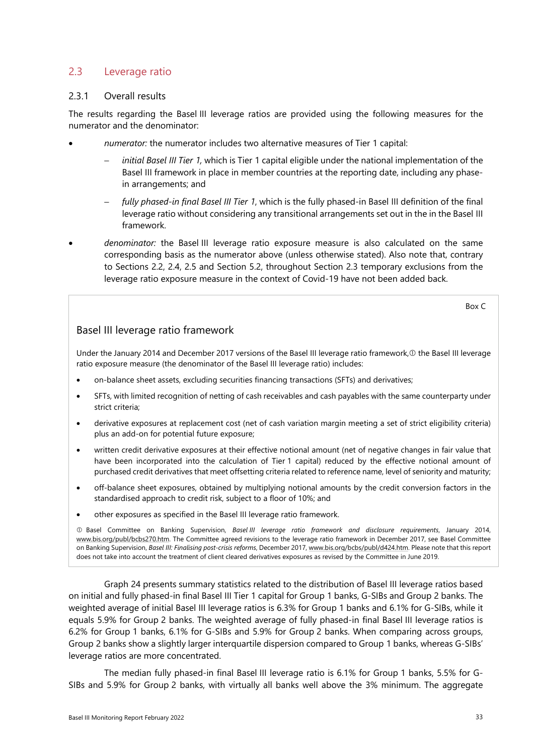## 2.3 Leverage ratio

### 2.3.1 Overall results

The results regarding the Basel III leverage ratios are provided using the following measures for the numerator and the denominator:

- *numerator:* the numerator includes two alternative measures of Tier 1 capital:
  - *initial Basel III Tier 1,* which is Tier 1 capital eligible under the national implementation of the Basel III framework in place in member countries at the reporting date, including any phase-in arrangements; and
  - *fully phased-in final Basel III Tier 1*, which is the fully phased-in Basel III definition of the final leverage ratio without considering any transitional arrangements set out in the in the Basel III framework.
- *denominator:* the Basel III leverage ratio exposure measure is also calculated on the same corresponding basis as the numerator above (unless otherwise stated). Also note that, contrary to Sections 2.2, 2.4, 2.5 and Section 5.2, throughout Section 2.3 temporary exclusions from the leverage ratio exposure measure in the context of Covid-19 have not been added back.

Box C

### Basel III leverage ratio framework

Under the January 2014 and December 2017 versions of the Basel III leverage ratio framework,① the Basel III leverage ratio exposure measure (the denominator of the Basel III leverage ratio) includes:

- on-balance sheet assets, excluding securities financing transactions (SFTs) and derivatives;
- SFTs, with limited recognition of netting of cash receivables and cash payables with the same counterparty under strict criteria;
- derivative exposures at replacement cost (net of cash variation margin meeting a set of strict eligibility criteria) plus an add-on for potential future exposure;
- written credit derivative exposures at their effective notional amount (net of negative changes in fair value that have been incorporated into the calculation of Tier 1 capital) reduced by the effective notional amount of purchased credit derivatives that meet offsetting criteria related to reference name, level of seniority and maturity;
- off-balance sheet exposures, obtained by multiplying notional amounts by the credit conversion factors in the standardised approach to credit risk, subject to a floor of 10%; and
- other exposures as specified in the Basel III leverage ratio framework.

① Basel Committee on Banking Supervision, *Basel III leverage ratio framework and disclosure requirements*, January 2014, www.bis.org/publ/bcbs270.htm. The Committee agreed revisions to the leverage ratio framework in December 2017, see Basel Committee on Banking Supervision, *Basel III: Finalising post-crisis reforms*, December 2017, www.bis.org/bcbs/publ/d424.htm. Please note that this report does not take into account the treatment of client cleared derivatives exposures as revised by the Committee in June 2019.

Graph 24 presents summary statistics related to the distribution of Basel III leverage ratios based on initial and fully phased-in final Basel III Tier 1 capital for Group 1 banks, G-SIBs and Group 2 banks. The weighted average of initial Basel III leverage ratios is 6.3% for Group 1 banks and 6.1% for G-SIBs, while it equals 5.9% for Group 2 banks. The weighted average of fully phased-in final Basel III leverage ratios is 6.2% for Group 1 banks, 6.1% for G-SIBs and 5.9% for Group 2 banks. When comparing across groups, Group 2 banks show a slightly larger interquartile dispersion compared to Group 1 banks, whereas G-SIBs' leverage ratios are more concentrated.

The median fully phased-in final Basel III leverage ratio is 6.1% for Group 1 banks, 5.5% for G-SIBs and 5.9% for Group 2 banks, with virtually all banks well above the 3% minimum. The aggregate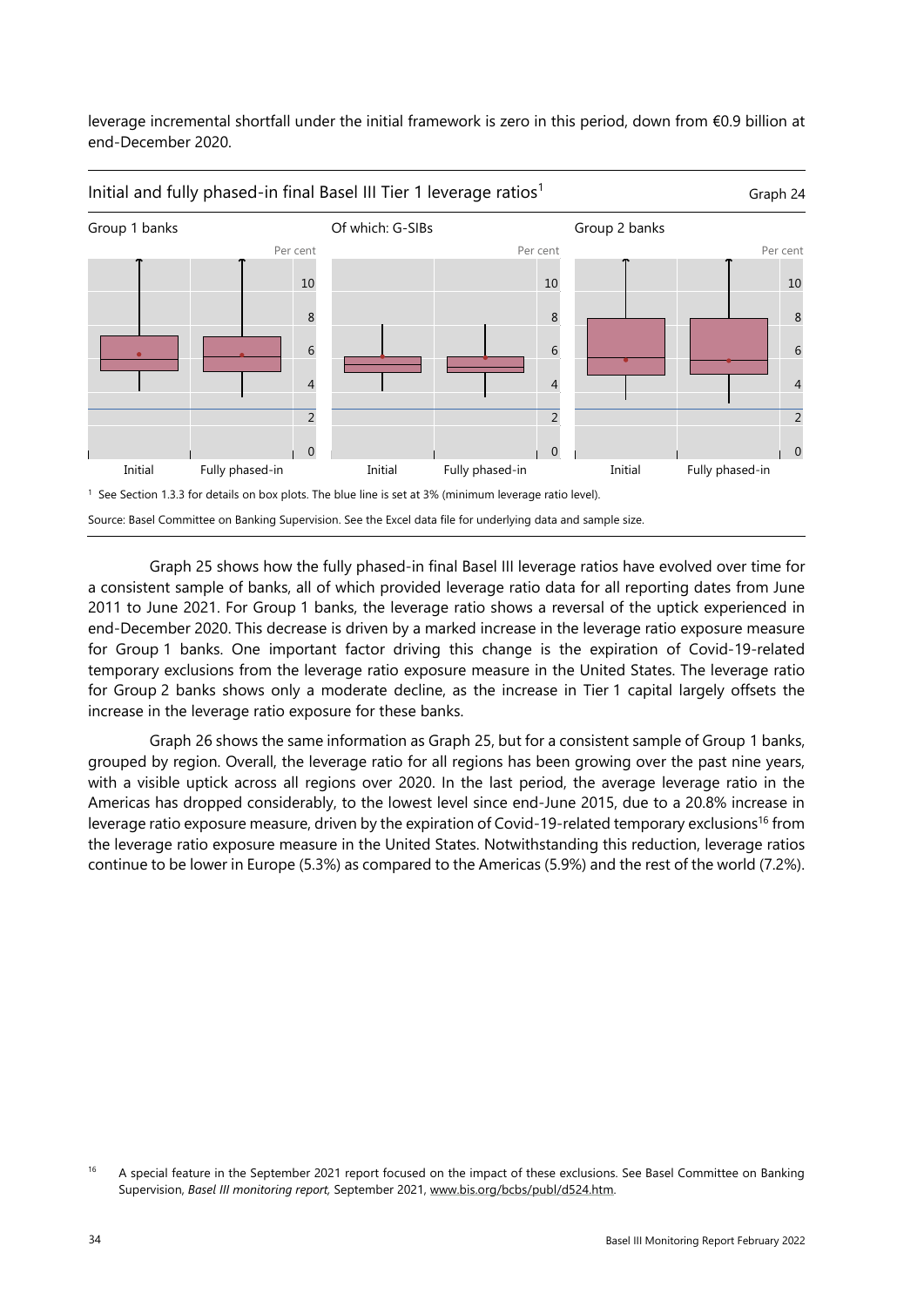leverage incremental shortfall under the initial framework is zero in this period, down from €0.9 billion at end-December 2020.

Initial and fully phased-in final Basel III Tier 1 leverage ratios[1]

Graph 24

Group 1 banks | Of which: G-SIBs | Group 2 banks

[1] See Section 1.3.3 for details on box plots. The blue line is set at 3% (minimum leverage ratio level).

Source: Basel Committee on Banking Supervision. See the Excel data file for underlying data and sample size.

Graph 25 shows how the fully phased-in final Basel III leverage ratios have evolved over time for a consistent sample of banks, all of which provided leverage ratio data for all reporting dates from June 2011 to June 2021. For Group 1 banks, the leverage ratio shows a reversal of the uptick experienced in end-December 2020. This decrease is driven by a marked increase in the leverage ratio exposure measure for Group 1 banks. One important factor driving this change is the expiration of Covid-19-related temporary exclusions from the leverage ratio exposure measure in the United States. The leverage ratio for Group 2 banks shows only a moderate decline, as the increase in Tier 1 capital largely offsets the increase in the leverage ratio exposure for these banks.

Graph 26 shows the same information as Graph 25, but for a consistent sample of Group 1 banks, grouped by region. Overall, the leverage ratio for all regions has been growing over the past nine years, with a visible uptick across all regions over 2020. In the last period, the average leverage ratio in the Americas has dropped considerably, to the lowest level since end-June 2015, due to a 20.8% increase in leverage ratio exposure measure, driven by the expiration of Covid-19-related temporary exclusions[16] from the leverage ratio exposure measure in the United States. Notwithstanding this reduction, leverage ratios continue to be lower in Europe (5.3%) as compared to the Americas (5.9%) and the rest of the world (7.2%).

[16] A special feature in the September 2021 report focused on the impact of these exclusions. See Basel Committee on Banking Supervision, *Basel III monitoring report,* September 2021, www.bis.org/bcbs/publ/d524.htm.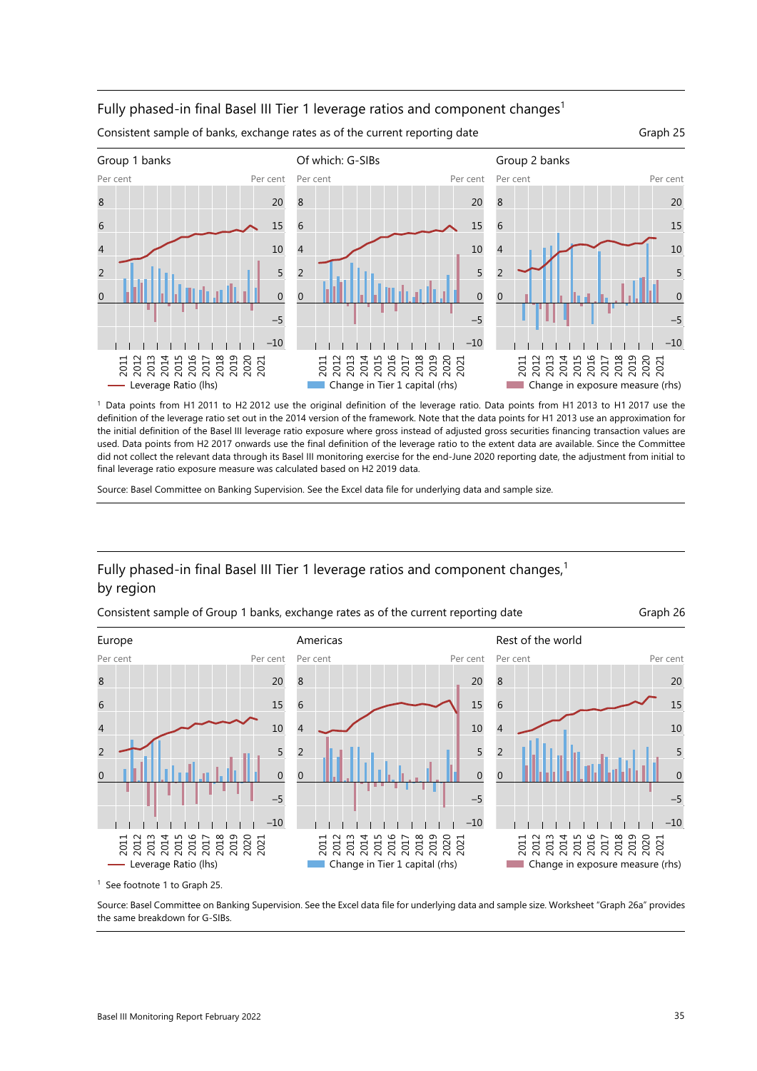## Fully phased-in final Basel III Tier 1 leverage ratios and component changes[1]

Consistent sample of banks, exchange rates as of the current reporting date — Graph 25

Group 1 banks | Of which: G-SIBs | Group 2 banks

Per cent (lhs) / Per cent (rhs)

— Leverage Ratio (lhs) — Change in Tier 1 capital (rhs) — Change in exposure measure (rhs)

[1] Data points from H1 2011 to H2 2012 use the original definition of the leverage ratio. Data points from H1 2013 to H1 2017 use the definition of the leverage ratio set out in the 2014 version of the framework. Note that the data points for H1 2013 use an approximation for the initial definition of the Basel III leverage ratio exposure where gross instead of adjusted gross securities financing transaction values are used. Data points from H2 2017 onwards use the final definition of the leverage ratio to the extent data are available. Since the Committee did not collect the relevant data through its Basel III monitoring exercise for the end-June 2020 reporting date, the adjustment from initial to final leverage ratio exposure measure was calculated based on H2 2019 data.

Source: Basel Committee on Banking Supervision. See the Excel data file for underlying data and sample size.

## Fully phased-in final Basel III Tier 1 leverage ratios and component changes,[1] by region

Consistent sample of Group 1 banks, exchange rates as of the current reporting date — Graph 26

Europe | Americas | Rest of the world

Per cent (lhs) / Per cent (rhs)

— Leverage Ratio (lhs) — Change in Tier 1 capital (rhs) — Change in exposure measure (rhs)

[1] See footnote 1 to Graph 25.

Source: Basel Committee on Banking Supervision. See the Excel data file for underlying data and sample size. Worksheet "Graph 26a" provides the same breakdown for G-SIBs.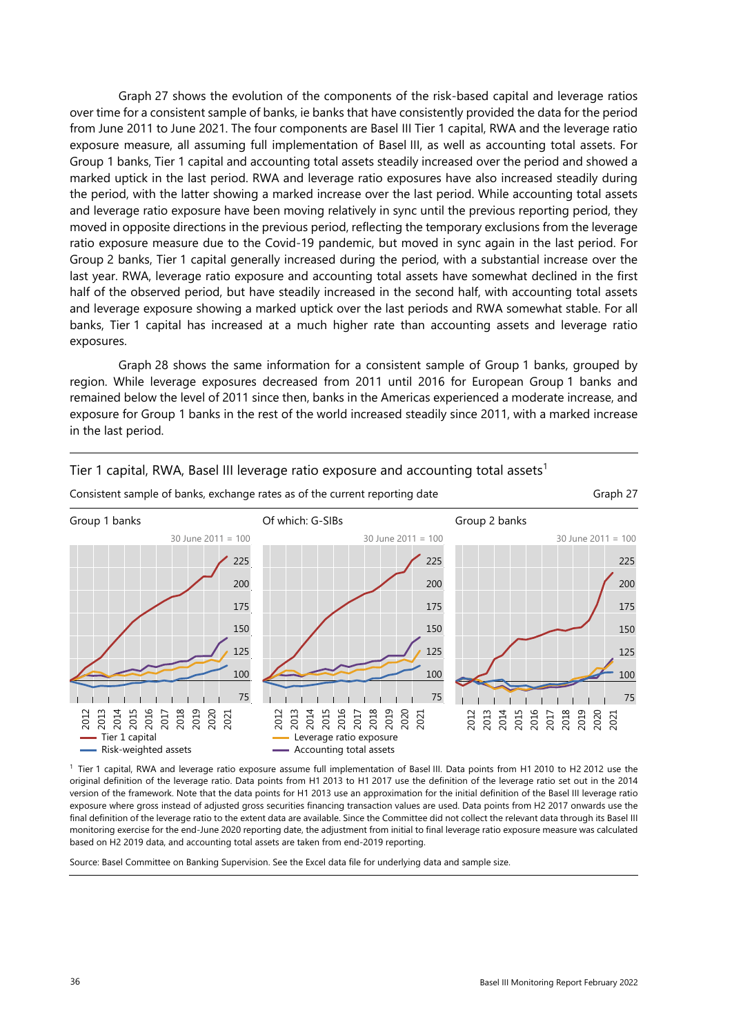Graph 27 shows the evolution of the components of the risk-based capital and leverage ratios over time for a consistent sample of banks, ie banks that have consistently provided the data for the period from June 2011 to June 2021. The four components are Basel III Tier 1 capital, RWA and the leverage ratio exposure measure, all assuming full implementation of Basel III, as well as accounting total assets. For Group 1 banks, Tier 1 capital and accounting total assets steadily increased over the period and showed a marked uptick in the last period. RWA and leverage ratio exposures have also increased steadily during the period, with the latter showing a marked increase over the last period. While accounting total assets and leverage ratio exposure have been moving relatively in sync until the previous reporting period, they moved in opposite directions in the previous period, reflecting the temporary exclusions from the leverage ratio exposure measure due to the Covid-19 pandemic, but moved in sync again in the last period. For Group 2 banks, Tier 1 capital generally increased during the period, with a substantial increase over the last year. RWA, leverage ratio exposure and accounting total assets have somewhat declined in the first half of the observed period, but have steadily increased in the second half, with accounting total assets and leverage exposure showing a marked uptick over the last periods and RWA somewhat stable. For all banks, Tier 1 capital has increased at a much higher rate than accounting assets and leverage ratio exposures.

Graph 28 shows the same information for a consistent sample of Group 1 banks, grouped by region. While leverage exposures decreased from 2011 until 2016 for European Group 1 banks and remained below the level of 2011 since then, banks in the Americas experienced a moderate increase, and exposure for Group 1 banks in the rest of the world increased steadily since 2011, with a marked increase in the last period.

Tier 1 capital, RWA, Basel III leverage ratio exposure and accounting total assets[1]

Consistent sample of banks, exchange rates as of the current reporting date — Graph 27

Panels: Group 1 banks; Of which: G-SIBs; Group 2 banks (30 June 2011 = 100)

Legend: Tier 1 capital; Risk-weighted assets; Leverage ratio exposure; Accounting total assets

[1] Tier 1 capital, RWA and leverage ratio exposure assume full implementation of Basel III. Data points from H1 2010 to H2 2012 use the original definition of the leverage ratio. Data points from H1 2013 to H1 2017 use the definition of the leverage ratio set out in the 2014 version of the framework. Note that the data points for H1 2013 use an approximation for the initial definition of the Basel III leverage ratio exposure where gross instead of adjusted gross securities financing transaction values are used. Data points from H2 2017 onwards use the final definition of the leverage ratio to the extent data are available. Since the Committee did not collect the relevant data through its Basel III monitoring exercise for the end-June 2020 reporting date, the adjustment from initial to final leverage ratio exposure measure was calculated based on H2 2019 data, and accounting total assets are taken from end-2019 reporting.

Source: Basel Committee on Banking Supervision. See the Excel data file for underlying data and sample size.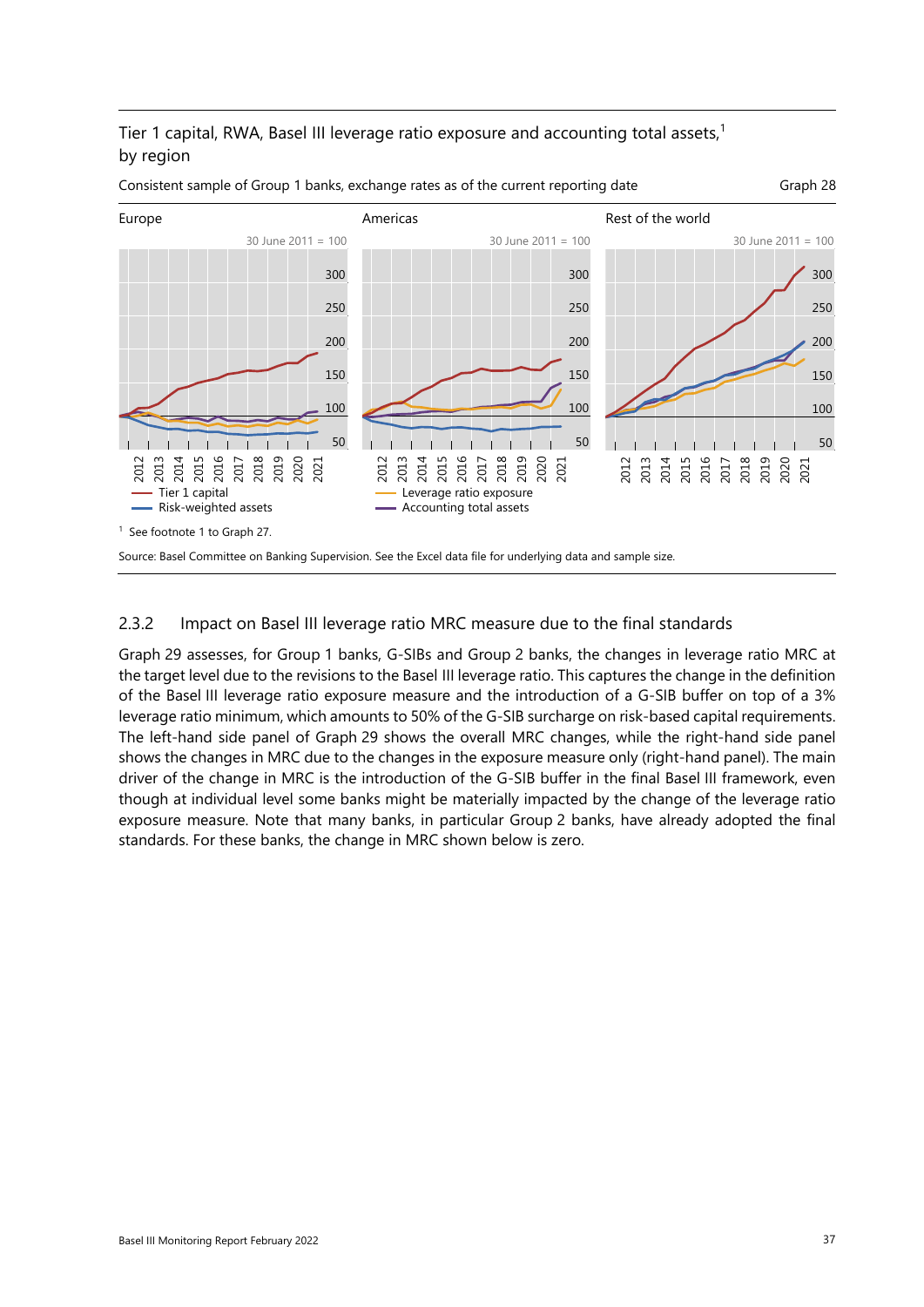Tier 1 capital, RWA, Basel III leverage ratio exposure and accounting total assets,[1] by region

Consistent sample of Group 1 banks, exchange rates as of the current reporting date — Graph 28

Europe — 30 June 2011 = 100

Americas — 30 June 2011 = 100

Rest of the world — 30 June 2011 = 100

Tier 1 capital; Risk-weighted assets; Leverage ratio exposure; Accounting total assets

[1] See footnote 1 to Graph 27.

Source: Basel Committee on Banking Supervision. See the Excel data file for underlying data and sample size.

### 2.3.2 Impact on Basel III leverage ratio MRC measure due to the final standards

Graph 29 assesses, for Group 1 banks, G-SIBs and Group 2 banks, the changes in leverage ratio MRC at the target level due to the revisions to the Basel III leverage ratio. This captures the change in the definition of the Basel III leverage ratio exposure measure and the introduction of a G-SIB buffer on top of a 3% leverage ratio minimum, which amounts to 50% of the G-SIB surcharge on risk-based capital requirements. The left-hand side panel of Graph 29 shows the overall MRC changes, while the right-hand side panel shows the changes in MRC due to the changes in the exposure measure only (right-hand panel). The main driver of the change in MRC is the introduction of the G-SIB buffer in the final Basel III framework, even though at individual level some banks might be materially impacted by the change of the leverage ratio exposure measure. Note that many banks, in particular Group 2 banks, have already adopted the final standards. For these banks, the change in MRC shown below is zero.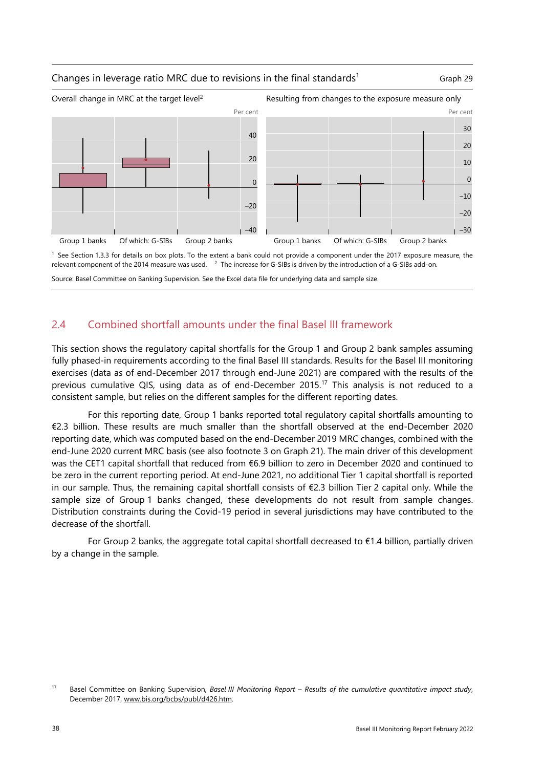Changes in leverage ratio MRC due to revisions in the final standards[1] Graph 29

Overall change in MRC at the target level[2]

Resulting from changes to the exposure measure only

[1] See Section 1.3.3 for details on box plots. To the extent a bank could not provide a component under the 2017 exposure measure, the relevant component of the 2014 measure was used. [2] The increase for G-SIBs is driven by the introduction of a G-SIBs add-on.

Source: Basel Committee on Banking Supervision. See the Excel data file for underlying data and sample size.

## 2.4 Combined shortfall amounts under the final Basel III framework

This section shows the regulatory capital shortfalls for the Group 1 and Group 2 bank samples assuming fully phased-in requirements according to the final Basel III standards. Results for the Basel III monitoring exercises (data as of end-December 2017 through end-June 2021) are compared with the results of the previous cumulative QIS, using data as of end-December 2015.[17] This analysis is not reduced to a consistent sample, but relies on the different samples for the different reporting dates.

For this reporting date, Group 1 banks reported total regulatory capital shortfalls amounting to €2.3 billion. These results are much smaller than the shortfall observed at the end-December 2020 reporting date, which was computed based on the end-December 2019 MRC changes, combined with the end-June 2020 current MRC basis (see also footnote 3 on Graph 21). The main driver of this development was the CET1 capital shortfall that reduced from €6.9 billion to zero in December 2020 and continued to be zero in the current reporting period. At end-June 2021, no additional Tier 1 capital shortfall is reported in our sample. Thus, the remaining capital shortfall consists of €2.3 billion Tier 2 capital only. While the sample size of Group 1 banks changed, these developments do not result from sample changes. Distribution constraints during the Covid-19 period in several jurisdictions may have contributed to the decrease of the shortfall.

For Group 2 banks, the aggregate total capital shortfall decreased to €1.4 billion, partially driven by a change in the sample.

[17] Basel Committee on Banking Supervision, *Basel III Monitoring Report – Results of the cumulative quantitative impact study*, December 2017, www.bis.org/bcbs/publ/d426.htm.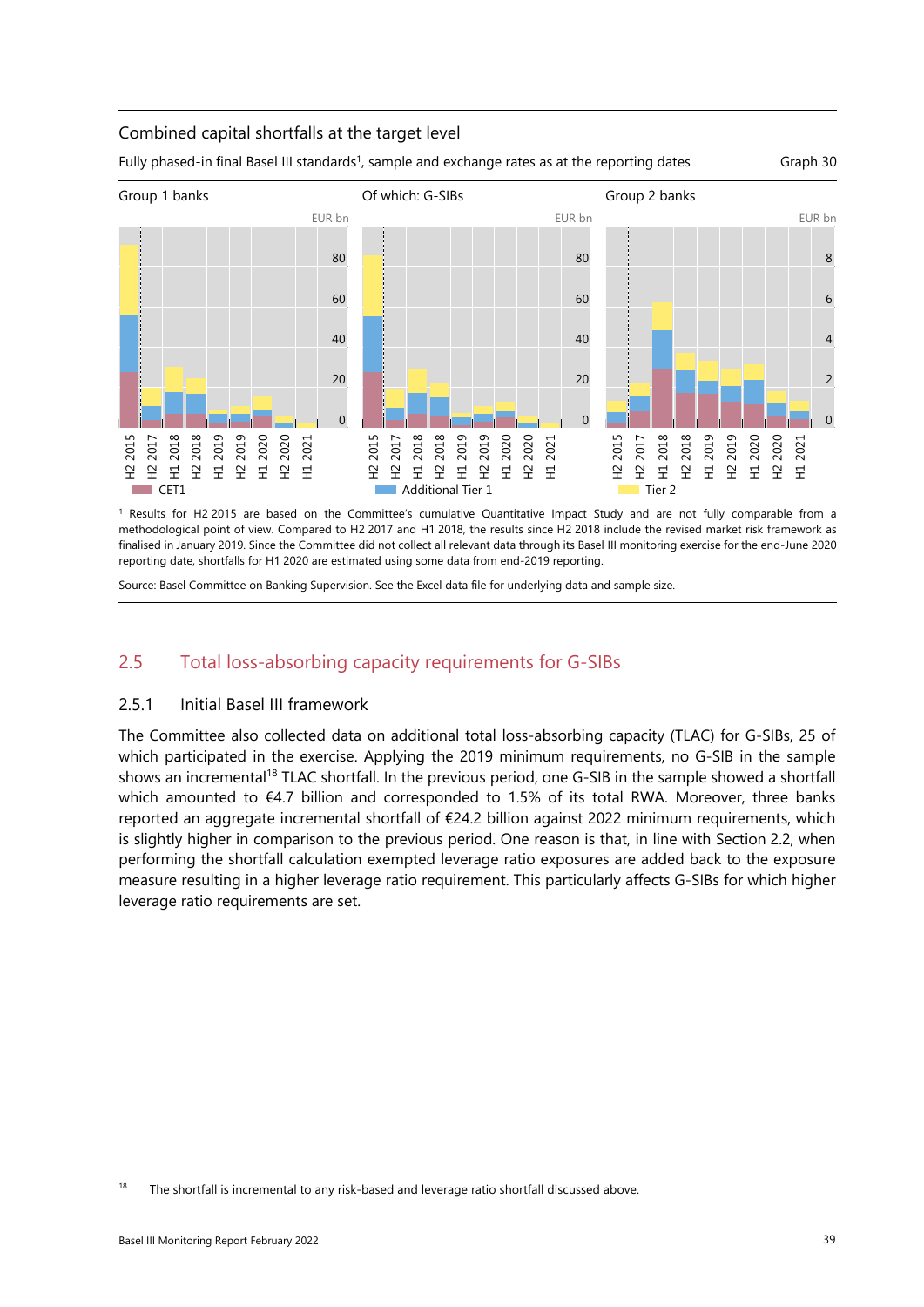Combined capital shortfalls at the target level

Fully phased-in final Basel III standards[1], sample and exchange rates as at the reporting dates — Graph 30

Group 1 banks | Of which: G-SIBs | Group 2 banks

EUR bn

CET1 | Additional Tier 1 | Tier 2

[1] Results for H2 2015 are based on the Committee's cumulative Quantitative Impact Study and are not fully comparable from a methodological point of view. Compared to H2 2017 and H1 2018, the results since H2 2018 include the revised market risk framework as finalised in January 2019. Since the Committee did not collect all relevant data through its Basel III monitoring exercise for the end-June 2020 reporting date, shortfalls for H1 2020 are estimated using some data from end-2019 reporting.

Source: Basel Committee on Banking Supervision. See the Excel data file for underlying data and sample size.

## 2.5 Total loss-absorbing capacity requirements for G-SIBs

### 2.5.1 Initial Basel III framework

The Committee also collected data on additional total loss-absorbing capacity (TLAC) for G-SIBs, 25 of which participated in the exercise. Applying the 2019 minimum requirements, no G-SIB in the sample shows an incremental[18] TLAC shortfall. In the previous period, one G-SIB in the sample showed a shortfall which amounted to €4.7 billion and corresponded to 1.5% of its total RWA. Moreover, three banks reported an aggregate incremental shortfall of €24.2 billion against 2022 minimum requirements, which is slightly higher in comparison to the previous period. One reason is that, in line with Section 2.2, when performing the shortfall calculation exempted leverage ratio exposures are added back to the exposure measure resulting in a higher leverage ratio requirement. This particularly affects G-SIBs for which higher leverage ratio requirements are set.

[18] The shortfall is incremental to any risk-based and leverage ratio shortfall discussed above.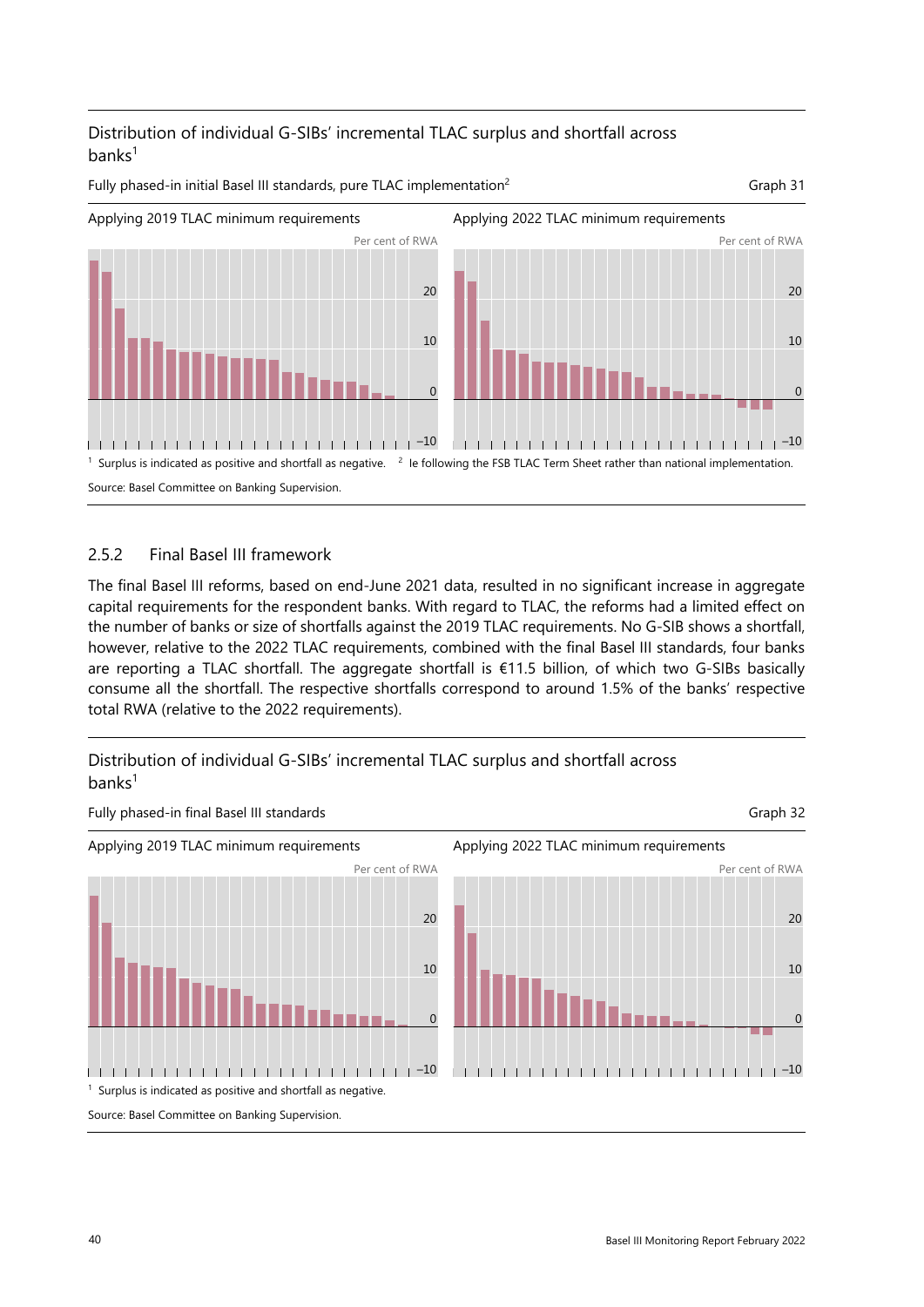Distribution of individual G-SIBs' incremental TLAC surplus and shortfall across banks[1]

Fully phased-in initial Basel III standards, pure TLAC implementation[2]

Graph 31

Applying 2019 TLAC minimum requirements

Applying 2022 TLAC minimum requirements

[1] Surplus is indicated as positive and shortfall as negative. [2] Ie following the FSB TLAC Term Sheet rather than national implementation.

Source: Basel Committee on Banking Supervision.

### 2.5.2 Final Basel III framework

The final Basel III reforms, based on end-June 2021 data, resulted in no significant increase in aggregate capital requirements for the respondent banks. With regard to TLAC, the reforms had a limited effect on the number of banks or size of shortfalls against the 2019 TLAC requirements. No G-SIB shows a shortfall, however, relative to the 2022 TLAC requirements, combined with the final Basel III standards, four banks are reporting a TLAC shortfall. The aggregate shortfall is €11.5 billion, of which two G-SIBs basically consume all the shortfall. The respective shortfalls correspond to around 1.5% of the banks' respective total RWA (relative to the 2022 requirements).

Distribution of individual G-SIBs' incremental TLAC surplus and shortfall across banks[1]

Fully phased-in final Basel III standards

Graph 32

Applying 2019 TLAC minimum requirements

Applying 2022 TLAC minimum requirements

[1] Surplus is indicated as positive and shortfall as negative.

Source: Basel Committee on Banking Supervision.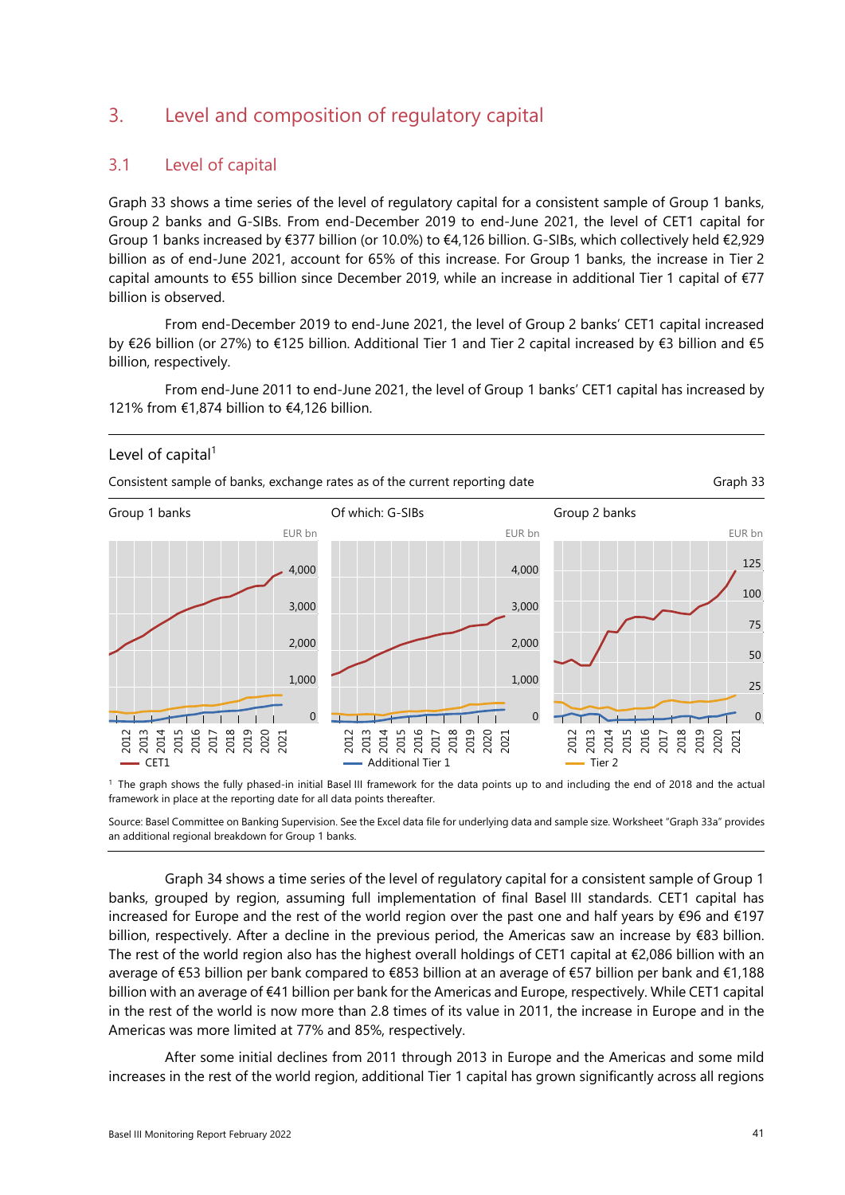## 3. Level and composition of regulatory capital

### 3.1 Level of capital

Graph 33 shows a time series of the level of regulatory capital for a consistent sample of Group 1 banks, Group 2 banks and G-SIBs. From end-December 2019 to end-June 2021, the level of CET1 capital for Group 1 banks increased by €377 billion (or 10.0%) to €4,126 billion. G-SIBs, which collectively held €2,929 billion as of end-June 2021, account for 65% of this increase. For Group 1 banks, the increase in Tier 2 capital amounts to €55 billion since December 2019, while an increase in additional Tier 1 capital of €77 billion is observed.

From end-December 2019 to end-June 2021, the level of Group 2 banks' CET1 capital increased by €26 billion (or 27%) to €125 billion. Additional Tier 1 and Tier 2 capital increased by €3 billion and €5 billion, respectively.

From end-June 2011 to end-June 2021, the level of Group 1 banks' CET1 capital has increased by 121% from €1,874 billion to €4,126 billion.

Level of capital[1]

Consistent sample of banks, exchange rates as of the current reporting date — Graph 33

Group 1 banks | Of which: G-SIBs | Group 2 banks (EUR bn)

CET1 — Additional Tier 1 — Tier 2

[1] The graph shows the fully phased-in initial Basel III framework for the data points up to and including the end of 2018 and the actual framework in place at the reporting date for all data points thereafter.

Source: Basel Committee on Banking Supervision. See the Excel data file for underlying data and sample size. Worksheet "Graph 33a" provides an additional regional breakdown for Group 1 banks.

Graph 34 shows a time series of the level of regulatory capital for a consistent sample of Group 1 banks, grouped by region, assuming full implementation of final Basel III standards. CET1 capital has increased for Europe and the rest of the world region over the past one and half years by €96 and €197 billion, respectively. After a decline in the previous period, the Americas saw an increase by €83 billion. The rest of the world region also has the highest overall holdings of CET1 capital at €2,086 billion with an average of €53 billion per bank compared to €853 billion at an average of €57 billion per bank and €1,188 billion with an average of €41 billion per bank for the Americas and Europe, respectively. While CET1 capital in the rest of the world is now more than 2.8 times of its value in 2011, the increase in Europe and in the Americas was more limited at 77% and 85%, respectively.

After some initial declines from 2011 through 2013 in Europe and the Americas and some mild increases in the rest of the world region, additional Tier 1 capital has grown significantly across all regions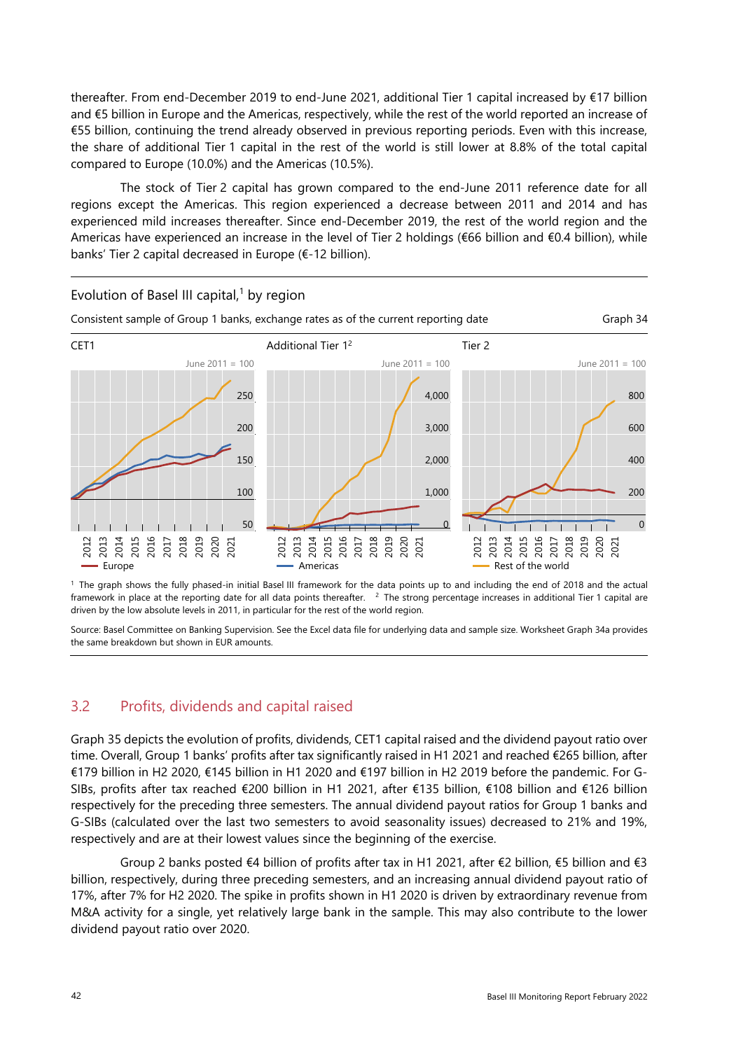thereafter. From end-December 2019 to end-June 2021, additional Tier 1 capital increased by €17 billion and €5 billion in Europe and the Americas, respectively, while the rest of the world reported an increase of €55 billion, continuing the trend already observed in previous reporting periods. Even with this increase, the share of additional Tier 1 capital in the rest of the world is still lower at 8.8% of the total capital compared to Europe (10.0%) and the Americas (10.5%).

The stock of Tier 2 capital has grown compared to the end-June 2011 reference date for all regions except the Americas. This region experienced a decrease between 2011 and 2014 and has experienced mild increases thereafter. Since end-December 2019, the rest of the world region and the Americas have experienced an increase in the level of Tier 2 holdings (€66 billion and €0.4 billion), while banks' Tier 2 capital decreased in Europe (€-12 billion).

Evolution of Basel III capital,[1] by region

Consistent sample of Group 1 banks, exchange rates as of the current reporting date

Graph 34

CET1 — June 2011 = 100

Additional Tier 1[2] — June 2011 = 100

Tier 2 — June 2011 = 100

Europe — Americas — Rest of the world

[1] The graph shows the fully phased-in initial Basel III framework for the data points up to and including the end of 2018 and the actual framework in place at the reporting date for all data points thereafter. [2] The strong percentage increases in additional Tier 1 capital are driven by the low absolute levels in 2011, in particular for the rest of the world region.

Source: Basel Committee on Banking Supervision. See the Excel data file for underlying data and sample size. Worksheet Graph 34a provides the same breakdown but shown in EUR amounts.

## 3.2 Profits, dividends and capital raised

Graph 35 depicts the evolution of profits, dividends, CET1 capital raised and the dividend payout ratio over time. Overall, Group 1 banks' profits after tax significantly raised in H1 2021 and reached €265 billion, after €179 billion in H2 2020, €145 billion in H1 2020 and €197 billion in H2 2019 before the pandemic. For G-SIBs, profits after tax reached €200 billion in H1 2021, after €135 billion, €108 billion and €126 billion respectively for the preceding three semesters. The annual dividend payout ratios for Group 1 banks and G-SIBs (calculated over the last two semesters to avoid seasonality issues) decreased to 21% and 19%, respectively and are at their lowest values since the beginning of the exercise.

Group 2 banks posted €4 billion of profits after tax in H1 2021, after €2 billion, €5 billion and €3 billion, respectively, during three preceding semesters, and an increasing annual dividend payout ratio of 17%, after 7% for H2 2020. The spike in profits shown in H1 2020 is driven by extraordinary revenue from M&A activity for a single, yet relatively large bank in the sample. This may also contribute to the lower dividend payout ratio over 2020.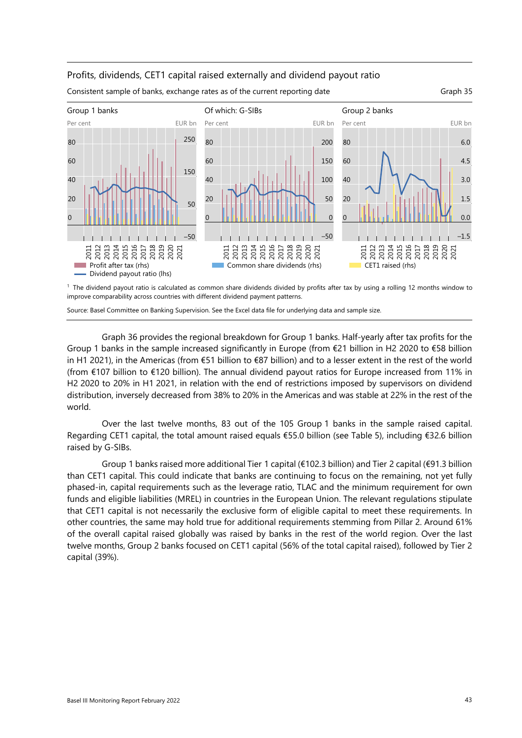Profits, dividends, CET1 capital raised externally and dividend payout ratio

Consistent sample of banks, exchange rates as of the current reporting date

Graph 35

Group 1 banks | Of which: G-SIBs | Group 2 banks

Profit after tax (rhs) | Common share dividends (rhs) | CET1 raised (rhs)

Dividend payout ratio (lhs)

[1] The dividend payout ratio is calculated as common share dividends divided by profits after tax by using a rolling 12 months window to improve comparability across countries with different dividend payment patterns.

Source: Basel Committee on Banking Supervision. See the Excel data file for underlying data and sample size.

Graph 36 provides the regional breakdown for Group 1 banks. Half-yearly after tax profits for the Group 1 banks in the sample increased significantly in Europe (from €21 billion in H2 2020 to €58 billion in H1 2021), in the Americas (from €51 billion to €87 billion) and to a lesser extent in the rest of the world (from €107 billion to €120 billion). The annual dividend payout ratios for Europe increased from 11% in H2 2020 to 20% in H1 2021, in relation with the end of restrictions imposed by supervisors on dividend distribution, inversely decreased from 38% to 20% in the Americas and was stable at 22% in the rest of the world.

Over the last twelve months, 83 out of the 105 Group 1 banks in the sample raised capital. Regarding CET1 capital, the total amount raised equals €55.0 billion (see Table 5), including €32.6 billion raised by G-SIBs.

Group 1 banks raised more additional Tier 1 capital (€102.3 billion) and Tier 2 capital (€91.3 billion than CET1 capital. This could indicate that banks are continuing to focus on the remaining, not yet fully phased-in, capital requirements such as the leverage ratio, TLAC and the minimum requirement for own funds and eligible liabilities (MREL) in countries in the European Union. The relevant regulations stipulate that CET1 capital is not necessarily the exclusive form of eligible capital to meet these requirements. In other countries, the same may hold true for additional requirements stemming from Pillar 2. Around 61% of the overall capital raised globally was raised by banks in the rest of the world region. Over the last twelve months, Group 2 banks focused on CET1 capital (56% of the total capital raised), followed by Tier 2 capital (39%).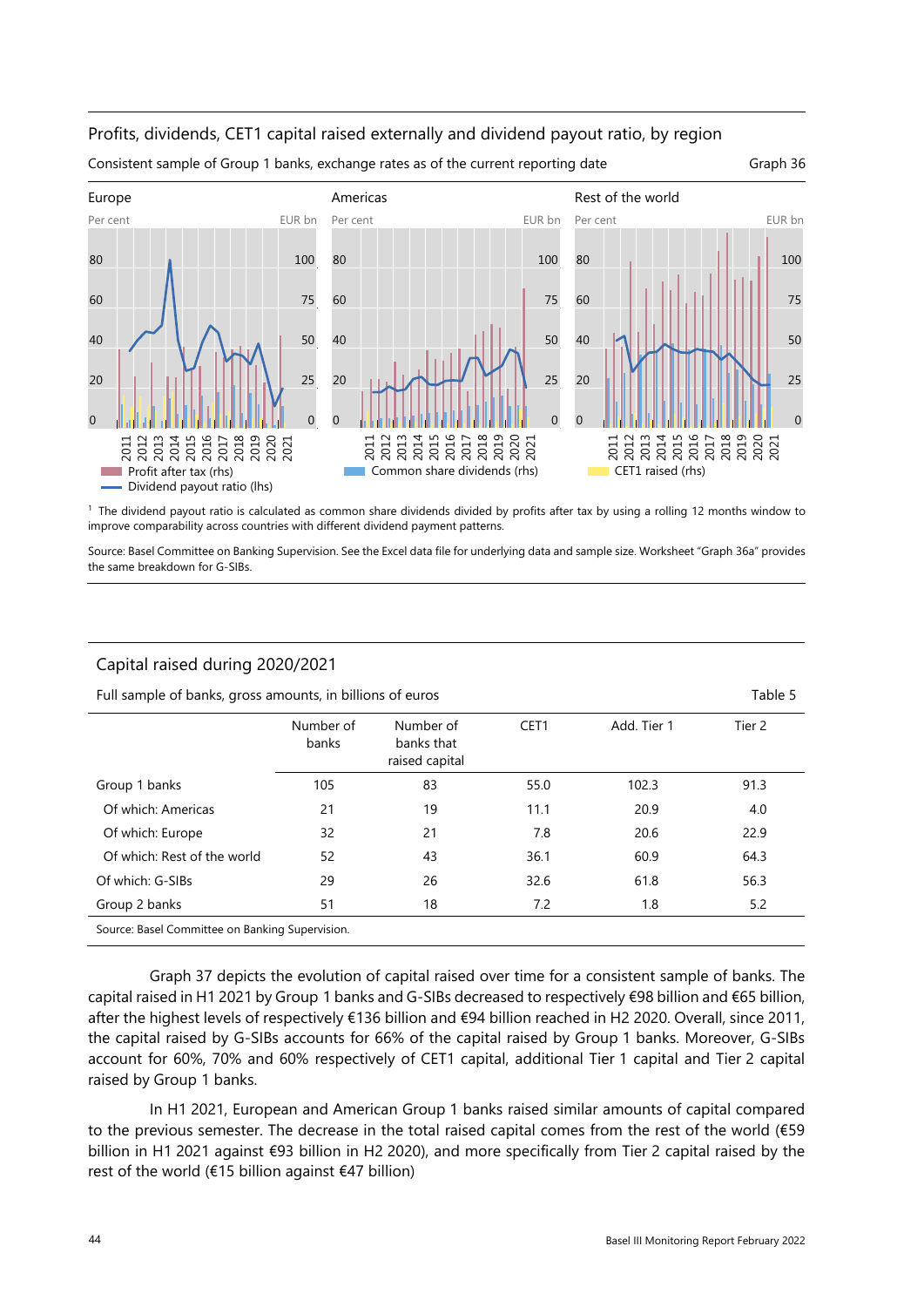## Profits, dividends, CET1 capital raised externally and dividend payout ratio, by region

Consistent sample of Group 1 banks, exchange rates as of the current reporting date

Graph 36

Europe | Americas | Rest of the world

Per cent / EUR bn

Profit after tax (rhs) · Common share dividends (rhs) · CET1 raised (rhs) · Dividend payout ratio (lhs)

[1] The dividend payout ratio is calculated as common share dividends divided by profits after tax by using a rolling 12 months window to improve comparability across countries with different dividend payment patterns.

Source: Basel Committee on Banking Supervision. See the Excel data file for underlying data and sample size. Worksheet "Graph 36a" provides the same breakdown for G-SIBs.

## Capital raised during 2020/2021

Full sample of banks, gross amounts, in billions of euros

Table 5

| | Number of banks | Number of banks that raised capital | CET1 | Add. Tier 1 | Tier 2 |
|---|---|---|---|---|---|
| Group 1 banks | 105 | 83 | 55.0 | 102.3 | 91.3 |
| Of which: Americas | 21 | 19 | 11.1 | 20.9 | 4.0 |
| Of which: Europe | 32 | 21 | 7.8 | 20.6 | 22.9 |
| Of which: Rest of the world | 52 | 43 | 36.1 | 60.9 | 64.3 |
| Of which: G-SIBs | 29 | 26 | 32.6 | 61.8 | 56.3 |
| Group 2 banks | 51 | 18 | 7.2 | 1.8 | 5.2 |

Source: Basel Committee on Banking Supervision.

Graph 37 depicts the evolution of capital raised over time for a consistent sample of banks. The capital raised in H1 2021 by Group 1 banks and G-SIBs decreased to respectively €98 billion and €65 billion, after the highest levels of respectively €136 billion and €94 billion reached in H2 2020. Overall, since 2011, the capital raised by G-SIBs accounts for 66% of the capital raised by Group 1 banks. Moreover, G-SIBs account for 60%, 70% and 60% respectively of CET1 capital, additional Tier 1 capital and Tier 2 capital raised by Group 1 banks.

In H1 2021, European and American Group 1 banks raised similar amounts of capital compared to the previous semester. The decrease in the total raised capital comes from the rest of the world (€59 billion in H1 2021 against €93 billion in H2 2020), and more specifically from Tier 2 capital raised by the rest of the world (€15 billion against €47 billion)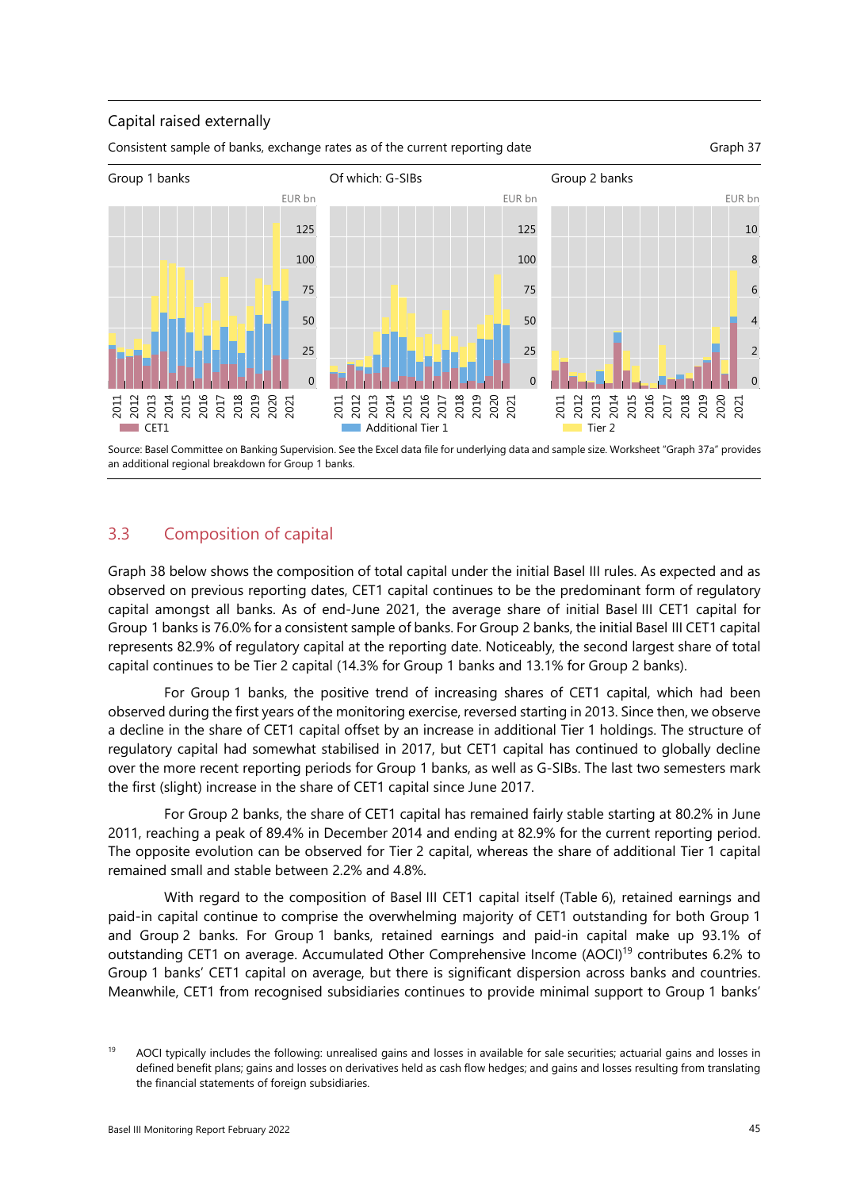Capital raised externally

Consistent sample of banks, exchange rates as of the current reporting date

Graph 37

Group 1 banks | Of which: G-SIBs | Group 2 banks

CET1 | Additional Tier 1 | Tier 2

Source: Basel Committee on Banking Supervision. See the Excel data file for underlying data and sample size. Worksheet "Graph 37a" provides an additional regional breakdown for Group 1 banks.

## 3.3 Composition of capital

Graph 38 below shows the composition of total capital under the initial Basel III rules. As expected and as observed on previous reporting dates, CET1 capital continues to be the predominant form of regulatory capital amongst all banks. As of end-June 2021, the average share of initial Basel III CET1 capital for Group 1 banks is 76.0% for a consistent sample of banks. For Group 2 banks, the initial Basel III CET1 capital represents 82.9% of regulatory capital at the reporting date. Noticeably, the second largest share of total capital continues to be Tier 2 capital (14.3% for Group 1 banks and 13.1% for Group 2 banks).

For Group 1 banks, the positive trend of increasing shares of CET1 capital, which had been observed during the first years of the monitoring exercise, reversed starting in 2013. Since then, we observe a decline in the share of CET1 capital offset by an increase in additional Tier 1 holdings. The structure of regulatory capital had somewhat stabilised in 2017, but CET1 capital has continued to globally decline over the more recent reporting periods for Group 1 banks, as well as G-SIBs. The last two semesters mark the first (slight) increase in the share of CET1 capital since June 2017.

For Group 2 banks, the share of CET1 capital has remained fairly stable starting at 80.2% in June 2011, reaching a peak of 89.4% in December 2014 and ending at 82.9% for the current reporting period. The opposite evolution can be observed for Tier 2 capital, whereas the share of additional Tier 1 capital remained small and stable between 2.2% and 4.8%.

With regard to the composition of Basel III CET1 capital itself (Table 6), retained earnings and paid-in capital continue to comprise the overwhelming majority of CET1 outstanding for both Group 1 and Group 2 banks. For Group 1 banks, retained earnings and paid-in capital make up 93.1% of outstanding CET1 on average. Accumulated Other Comprehensive Income (AOCI)[19] contributes 6.2% to Group 1 banks' CET1 capital on average, but there is significant dispersion across banks and countries. Meanwhile, CET1 from recognised subsidiaries continues to provide minimal support to Group 1 banks'

[19] AOCI typically includes the following: unrealised gains and losses in available for sale securities; actuarial gains and losses in defined benefit plans; gains and losses on derivatives held as cash flow hedges; and gains and losses resulting from translating the financial statements of foreign subsidiaries.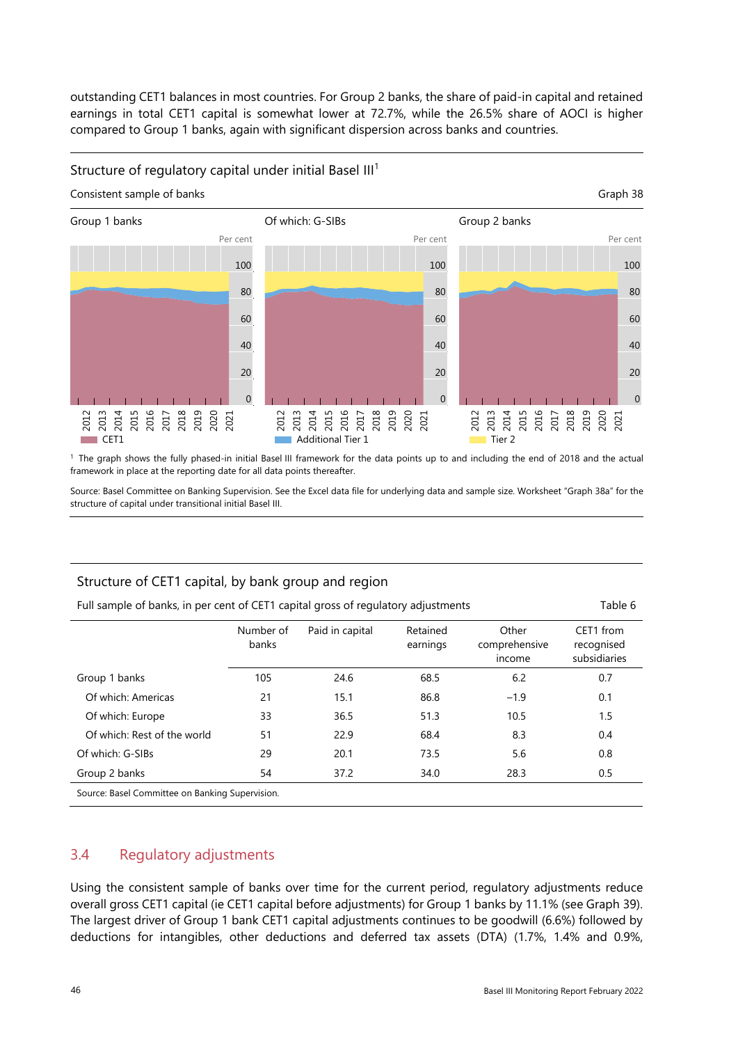outstanding CET1 balances in most countries. For Group 2 banks, the share of paid-in capital and retained earnings in total CET1 capital is somewhat lower at 72.7%, while the 26.5% share of AOCI is higher compared to Group 1 banks, again with significant dispersion across banks and countries.

Structure of regulatory capital under initial Basel III[1]

Consistent sample of banks — Graph 38

Group 1 banks | Of which: G-SIBs | Group 2 banks

Per cent

CET1 | Additional Tier 1 | Tier 2

[1] The graph shows the fully phased-in initial Basel III framework for the data points up to and including the end of 2018 and the actual framework in place at the reporting date for all data points thereafter.

Source: Basel Committee on Banking Supervision. See the Excel data file for underlying data and sample size. Worksheet "Graph 38a" for the structure of capital under transitional initial Basel III.

**Structure of CET1 capital, by bank group and region**

Full sample of banks, in per cent of CET1 capital gross of regulatory adjustments — Table 6

| | Number of banks | Paid in capital | Retained earnings | Other comprehensive income | CET1 from recognised subsidiaries |
|---|---|---|---|---|---|
| Group 1 banks | 105 | 24.6 | 68.5 | 6.2 | 0.7 |
| Of which: Americas | 21 | 15.1 | 86.8 | −1.9 | 0.1 |
| Of which: Europe | 33 | 36.5 | 51.3 | 10.5 | 1.5 |
| Of which: Rest of the world | 51 | 22.9 | 68.4 | 8.3 | 0.4 |
| Of which: G-SIBs | 29 | 20.1 | 73.5 | 5.6 | 0.8 |
| Group 2 banks | 54 | 37.2 | 34.0 | 28.3 | 0.5 |

Source: Basel Committee on Banking Supervision.

## 3.4 Regulatory adjustments

Using the consistent sample of banks over time for the current period, regulatory adjustments reduce overall gross CET1 capital (ie CET1 capital before adjustments) for Group 1 banks by 11.1% (see Graph 39). The largest driver of Group 1 bank CET1 capital adjustments continues to be goodwill (6.6%) followed by deductions for intangibles, other deductions and deferred tax assets (DTA) (1.7%, 1.4% and 0.9%,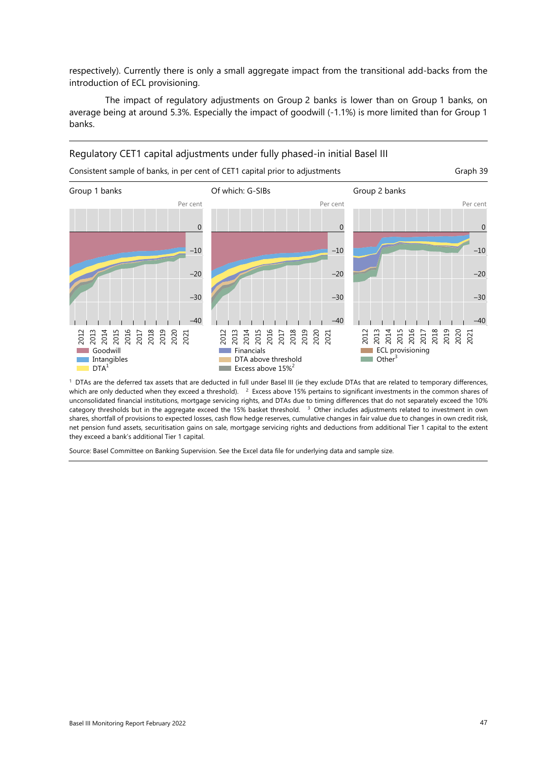respectively). Currently there is only a small aggregate impact from the transitional add-backs from the introduction of ECL provisioning.

The impact of regulatory adjustments on Group 2 banks is lower than on Group 1 banks, on average being at around 5.3%. Especially the impact of goodwill (-1.1%) is more limited than for Group 1 banks.

## Regulatory CET1 capital adjustments under fully phased-in initial Basel III

Consistent sample of banks, in per cent of CET1 capital prior to adjustments — Graph 39

Group 1 banks | Of which: G-SIBs | Group 2 banks

Legend: Goodwill; Intangibles; DTA[1]; Financials; DTA above threshold; Excess above 15%[2]; ECL provisioning; Other[3]

[1] DTAs are the deferred tax assets that are deducted in full under Basel III (ie they exclude DTAs that are related to temporary differences, which are only deducted when they exceed a threshold). [2] Excess above 15% pertains to significant investments in the common shares of unconsolidated financial institutions, mortgage servicing rights, and DTAs due to timing differences that do not separately exceed the 10% category thresholds but in the aggregate exceed the 15% basket threshold. [3] Other includes adjustments related to investment in own shares, shortfall of provisions to expected losses, cash flow hedge reserves, cumulative changes in fair value due to changes in own credit risk, net pension fund assets, securitisation gains on sale, mortgage servicing rights and deductions from additional Tier 1 capital to the extent they exceed a bank's additional Tier 1 capital.

Source: Basel Committee on Banking Supervision. See the Excel data file for underlying data and sample size.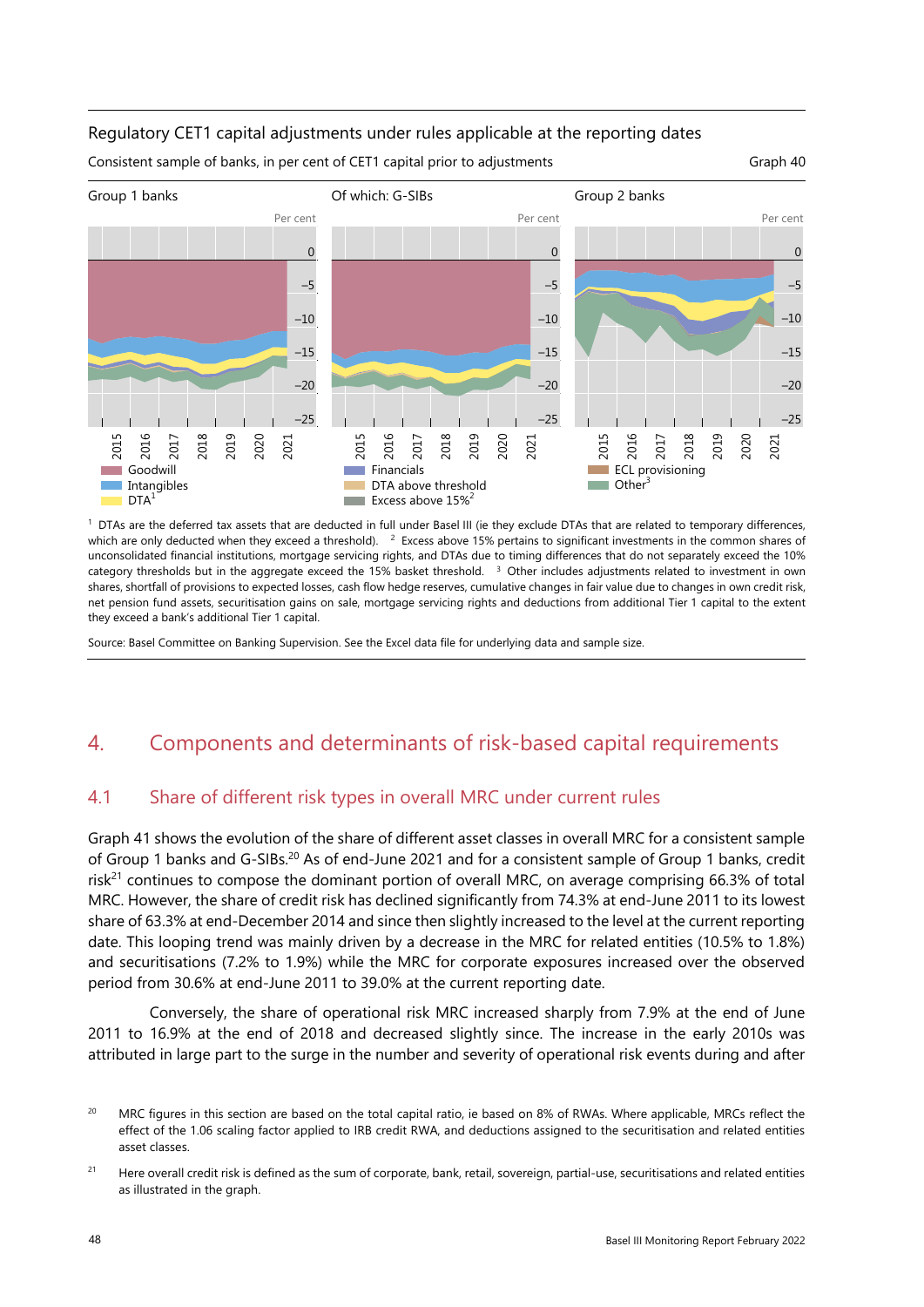Regulatory CET1 capital adjustments under rules applicable at the reporting dates

Consistent sample of banks, in per cent of CET1 capital prior to adjustments

Graph 40

Group 1 banks | Of which: G-SIBs | Group 2 banks

Goodwill; Intangibles; DTA[1]; Financials; DTA above threshold; Excess above 15%[2]; ECL provisioning; Other[3]

[1] DTAs are the deferred tax assets that are deducted in full under Basel III (ie they exclude DTAs that are related to temporary differences, which are only deducted when they exceed a threshold). [2] Excess above 15% pertains to significant investments in the common shares of unconsolidated financial institutions, mortgage servicing rights, and DTAs due to timing differences that do not separately exceed the 10% category thresholds but in the aggregate exceed the 15% basket threshold. [3] Other includes adjustments related to investment in own shares, shortfall of provisions to expected losses, cash flow hedge reserves, cumulative changes in fair value due to changes in own credit risk, net pension fund assets, securitisation gains on sale, mortgage servicing rights and deductions from additional Tier 1 capital to the extent they exceed a bank's additional Tier 1 capital.

Source: Basel Committee on Banking Supervision. See the Excel data file for underlying data and sample size.

# 4. Components and determinants of risk-based capital requirements

## 4.1 Share of different risk types in overall MRC under current rules

Graph 41 shows the evolution of the share of different asset classes in overall MRC for a consistent sample of Group 1 banks and G-SIBs.[20] As of end-June 2021 and for a consistent sample of Group 1 banks, credit risk[21] continues to compose the dominant portion of overall MRC, on average comprising 66.3% of total MRC. However, the share of credit risk has declined significantly from 74.3% at end-June 2011 to its lowest share of 63.3% at end-December 2014 and since then slightly increased to the level at the current reporting date. This looping trend was mainly driven by a decrease in the MRC for related entities (10.5% to 1.8%) and securitisations (7.2% to 1.9%) while the MRC for corporate exposures increased over the observed period from 30.6% at end-June 2011 to 39.0% at the current reporting date.

Conversely, the share of operational risk MRC increased sharply from 7.9% at the end of June 2011 to 16.9% at the end of 2018 and decreased slightly since. The increase in the early 2010s was attributed in large part to the surge in the number and severity of operational risk events during and after

[20] MRC figures in this section are based on the total capital ratio, ie based on 8% of RWAs. Where applicable, MRCs reflect the effect of the 1.06 scaling factor applied to IRB credit RWA, and deductions assigned to the securitisation and related entities asset classes.

[21] Here overall credit risk is defined as the sum of corporate, bank, retail, sovereign, partial-use, securitisations and related entities as illustrated in the graph.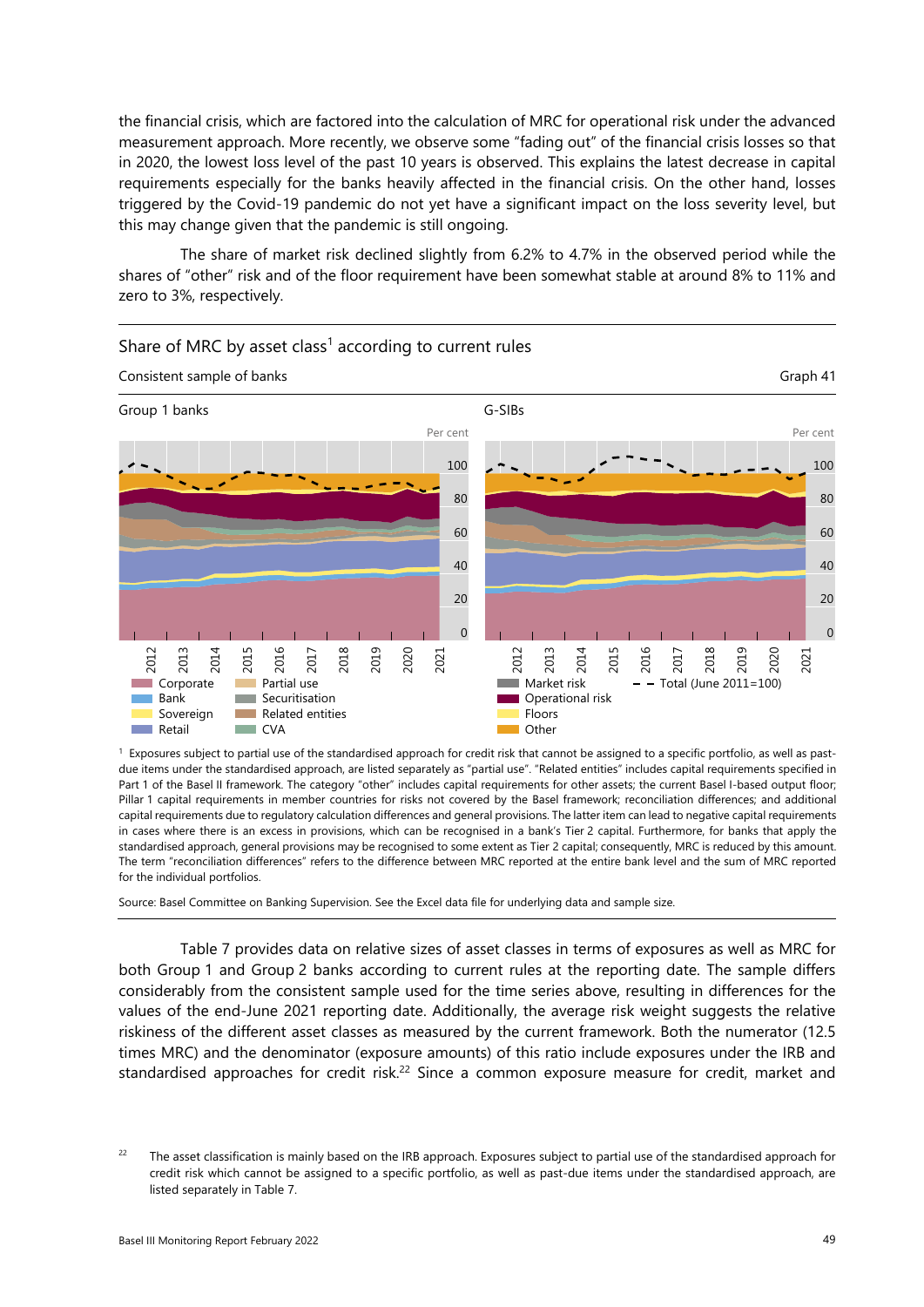the financial crisis, which are factored into the calculation of MRC for operational risk under the advanced measurement approach. More recently, we observe some "fading out" of the financial crisis losses so that in 2020, the lowest loss level of the past 10 years is observed. This explains the latest decrease in capital requirements especially for the banks heavily affected in the financial crisis. On the other hand, losses triggered by the Covid-19 pandemic do not yet have a significant impact on the loss severity level, but this may change given that the pandemic is still ongoing.

The share of market risk declined slightly from 6.2% to 4.7% in the observed period while the shares of "other" risk and of the floor requirement have been somewhat stable at around 8% to 11% and zero to 3%, respectively.

Share of MRC by asset class[1] according to current rules

Consistent sample of banks

Graph 41

Group 1 banks | G-SIBs

Per cent

Legend: Corporate, Bank, Sovereign, Retail, Partial use, Securitisation, Related entities, CVA, Market risk, Operational risk, Floors, Other, Total (June 2011=100)

[1] Exposures subject to partial use of the standardised approach for credit risk that cannot be assigned to a specific portfolio, as well as past-due items under the standardised approach, are listed separately as "partial use". "Related entities" includes capital requirements specified in Part 1 of the Basel II framework. The category "other" includes capital requirements for other assets; the current Basel I-based output floor; Pillar 1 capital requirements in member countries for risks not covered by the Basel framework; reconciliation differences; and additional capital requirements due to regulatory calculation differences and general provisions. The latter item can lead to negative capital requirements in cases where there is an excess in provisions, which can be recognised in a bank's Tier 2 capital. Furthermore, for banks that apply the standardised approach, general provisions may be recognised to some extent as Tier 2 capital; consequently, MRC is reduced by this amount. The term "reconciliation differences" refers to the difference between MRC reported at the entire bank level and the sum of MRC reported for the individual portfolios.

Source: Basel Committee on Banking Supervision. See the Excel data file for underlying data and sample size.

Table 7 provides data on relative sizes of asset classes in terms of exposures as well as MRC for both Group 1 and Group 2 banks according to current rules at the reporting date. The sample differs considerably from the consistent sample used for the time series above, resulting in differences for the values of the end-June 2021 reporting date. Additionally, the average risk weight suggests the relative riskiness of the different asset classes as measured by the current framework. Both the numerator (12.5 times MRC) and the denominator (exposure amounts) of this ratio include exposures under the IRB and standardised approaches for credit risk.[22] Since a common exposure measure for credit, market and

[22] The asset classification is mainly based on the IRB approach. Exposures subject to partial use of the standardised approach for credit risk which cannot be assigned to a specific portfolio, as well as past-due items under the standardised approach, are listed separately in Table 7.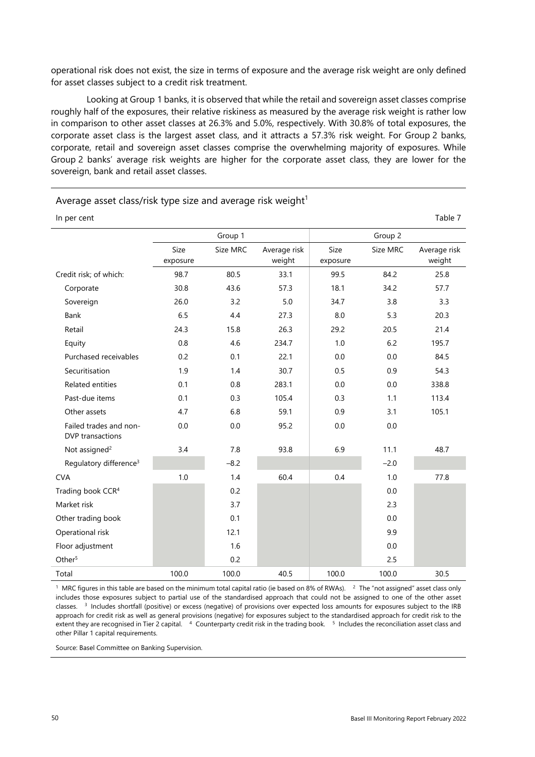operational risk does not exist, the size in terms of exposure and the average risk weight are only defined for asset classes subject to a credit risk treatment.

Looking at Group 1 banks, it is observed that while the retail and sovereign asset classes comprise roughly half of the exposures, their relative riskiness as measured by the average risk weight is rather low in comparison to other asset classes at 26.3% and 5.0%, respectively. With 30.8% of total exposures, the corporate asset class is the largest asset class, and it attracts a 57.3% risk weight. For Group 2 banks, corporate, retail and sovereign asset classes comprise the overwhelming majority of exposures. While Group 2 banks' average risk weights are higher for the corporate asset class, they are lower for the sovereign, bank and retail asset classes.

Average asset class/risk type size and average risk weight[1]

In per cent — Table 7

| | Group 1 | | | Group 2 | | |
|---|---|---|---|---|---|---|
| | Size exposure | Size MRC | Average risk weight | Size exposure | Size MRC | Average risk weight |
| Credit risk; of which: | 98.7 | 80.5 | 33.1 | 99.5 | 84.2 | 25.8 |
| Corporate | 30.8 | 43.6 | 57.3 | 18.1 | 34.2 | 57.7 |
| Sovereign | 26.0 | 3.2 | 5.0 | 34.7 | 3.8 | 3.3 |
| Bank | 6.5 | 4.4 | 27.3 | 8.0 | 5.3 | 20.3 |
| Retail | 24.3 | 15.8 | 26.3 | 29.2 | 20.5 | 21.4 |
| Equity | 0.8 | 4.6 | 234.7 | 1.0 | 6.2 | 195.7 |
| Purchased receivables | 0.2 | 0.1 | 22.1 | 0.0 | 0.0 | 84.5 |
| Securitisation | 1.9 | 1.4 | 30.7 | 0.5 | 0.9 | 54.3 |
| Related entities | 0.1 | 0.8 | 283.1 | 0.0 | 0.0 | 338.8 |
| Past-due items | 0.1 | 0.3 | 105.4 | 0.3 | 1.1 | 113.4 |
| Other assets | 4.7 | 6.8 | 59.1 | 0.9 | 3.1 | 105.1 |
| Failed trades and non-DVP transactions | 0.0 | 0.0 | 95.2 | 0.0 | 0.0 | |
| Not assigned[2] | 3.4 | 7.8 | 93.8 | 6.9 | 11.1 | 48.7 |
| Regulatory difference[3] | | −8.2 | | | −2.0 | |
| CVA | 1.0 | 1.4 | 60.4 | 0.4 | 1.0 | 77.8 |
| Trading book CCR[4] | | 0.2 | | | 0.0 | |
| Market risk | | 3.7 | | | 2.3 | |
| Other trading book | | 0.1 | | | 0.0 | |
| Operational risk | | 12.1 | | | 9.9 | |
| Floor adjustment | | 1.6 | | | 0.0 | |
| Other[5] | | 0.2 | | | 2.5 | |
| Total | 100.0 | 100.0 | 40.5 | 100.0 | 100.0 | 30.5 |

[1] MRC figures in this table are based on the minimum total capital ratio (ie based on 8% of RWAs). [2] The "not assigned" asset class only includes those exposures subject to partial use of the standardised approach that could not be assigned to one of the other asset classes. [3] Includes shortfall (positive) or excess (negative) of provisions over expected loss amounts for exposures subject to the IRB approach for credit risk as well as general provisions (negative) for exposures subject to the standardised approach for credit risk to the extent they are recognised in Tier 2 capital. [4] Counterparty credit risk in the trading book. [5] Includes the reconciliation asset class and other Pillar 1 capital requirements.

Source: Basel Committee on Banking Supervision.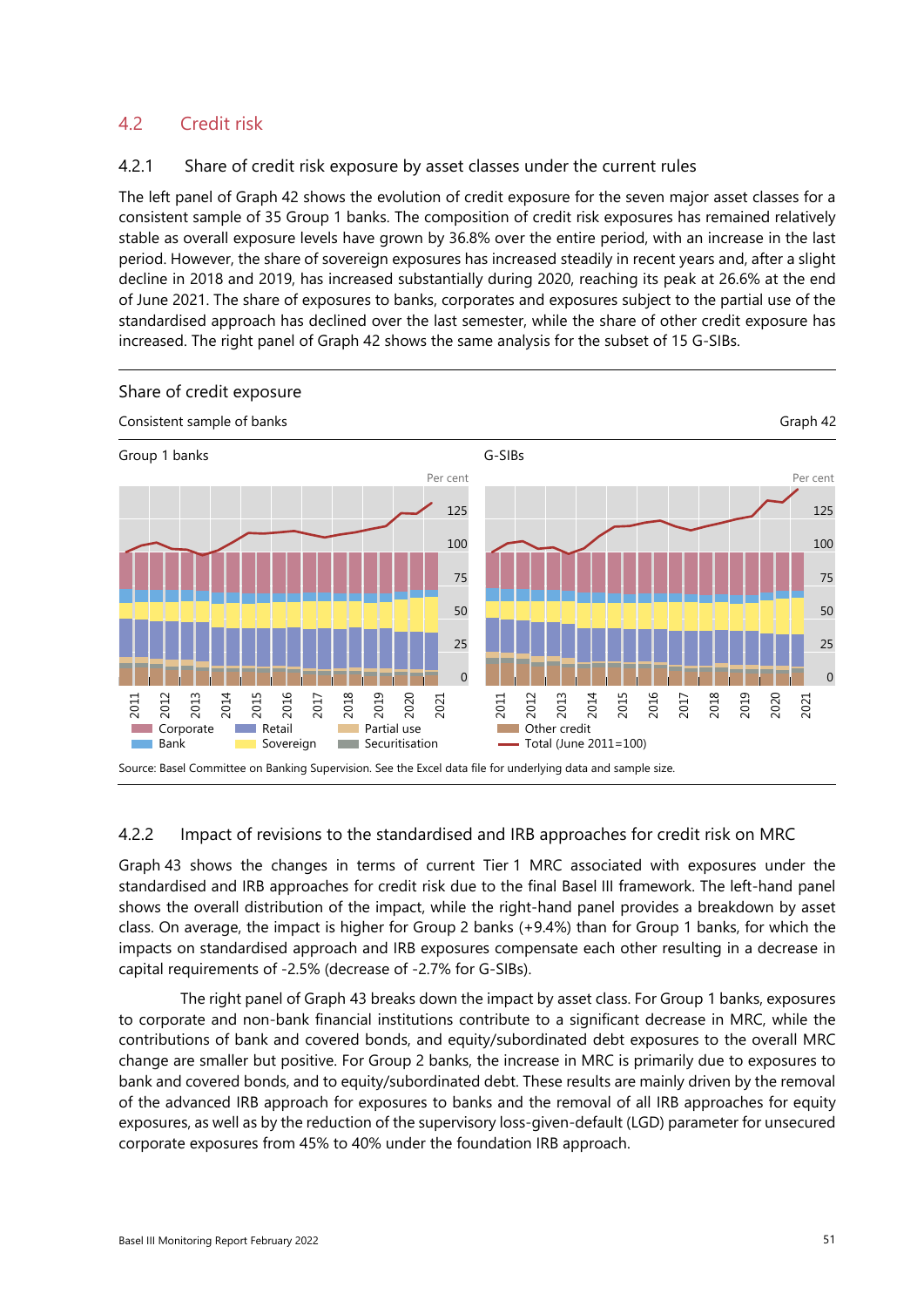## 4.2 Credit risk

### 4.2.1 Share of credit risk exposure by asset classes under the current rules

The left panel of Graph 42 shows the evolution of credit exposure for the seven major asset classes for a consistent sample of 35 Group 1 banks. The composition of credit risk exposures has remained relatively stable as overall exposure levels have grown by 36.8% over the entire period, with an increase in the last period. However, the share of sovereign exposures has increased steadily in recent years and, after a slight decline in 2018 and 2019, has increased substantially during 2020, reaching its peak at 26.6% at the end of June 2021. The share of exposures to banks, corporates and exposures subject to the partial use of the standardised approach has declined over the last semester, while the share of other credit exposure has increased. The right panel of Graph 42 shows the same analysis for the subset of 15 G-SIBs.

Share of credit exposure

Consistent sample of banks — Graph 42

Group 1 banks | G-SIBs

Per cent

Corporate, Bank, Retail, Sovereign, Partial use, Securitisation, Other credit, Total (June 2011=100)

Source: Basel Committee on Banking Supervision. See the Excel data file for underlying data and sample size.

### 4.2.2 Impact of revisions to the standardised and IRB approaches for credit risk on MRC

Graph 43 shows the changes in terms of current Tier 1 MRC associated with exposures under the standardised and IRB approaches for credit risk due to the final Basel III framework. The left-hand panel shows the overall distribution of the impact, while the right-hand panel provides a breakdown by asset class. On average, the impact is higher for Group 2 banks (+9.4%) than for Group 1 banks, for which the impacts on standardised approach and IRB exposures compensate each other resulting in a decrease in capital requirements of -2.5% (decrease of -2.7% for G-SIBs).

The right panel of Graph 43 breaks down the impact by asset class. For Group 1 banks, exposures to corporate and non-bank financial institutions contribute to a significant decrease in MRC, while the contributions of bank and covered bonds, and equity/subordinated debt exposures to the overall MRC change are smaller but positive. For Group 2 banks, the increase in MRC is primarily due to exposures to bank and covered bonds, and to equity/subordinated debt. These results are mainly driven by the removal of the advanced IRB approach for exposures to banks and the removal of all IRB approaches for equity exposures, as well as by the reduction of the supervisory loss-given-default (LGD) parameter for unsecured corporate exposures from 45% to 40% under the foundation IRB approach.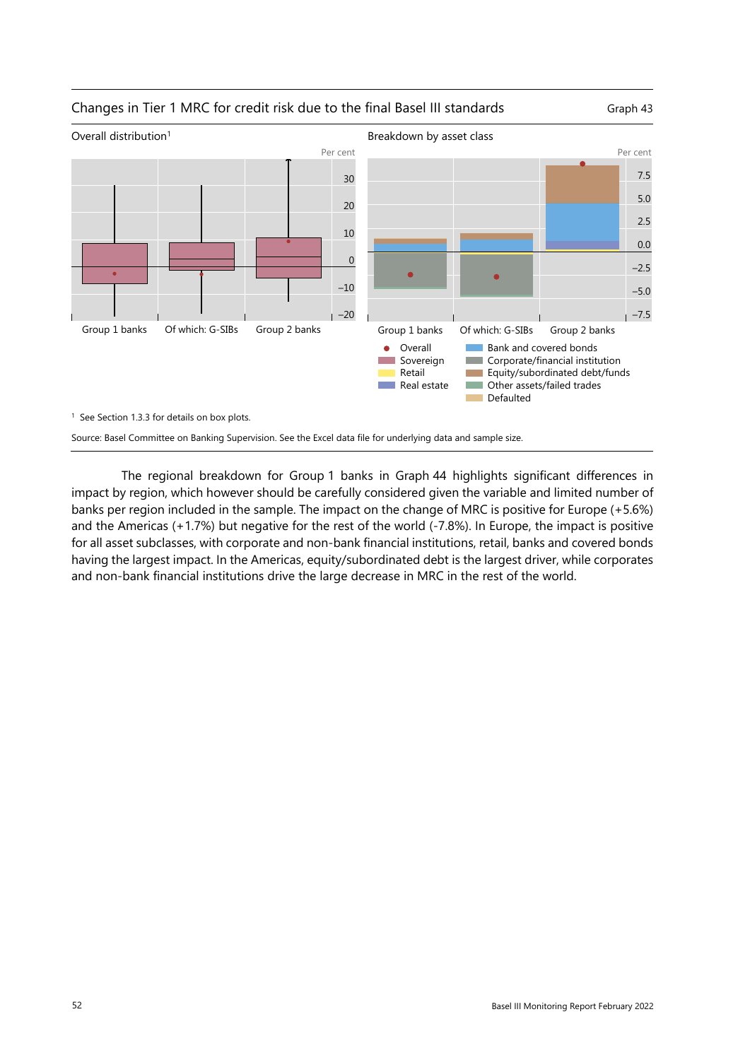Changes in Tier 1 MRC for credit risk due to the final Basel III standards

Graph 43

Overall distribution[1]

Breakdown by asset class

[1] See Section 1.3.3 for details on box plots.

Source: Basel Committee on Banking Supervision. See the Excel data file for underlying data and sample size.

The regional breakdown for Group 1 banks in Graph 44 highlights significant differences in impact by region, which however should be carefully considered given the variable and limited number of banks per region included in the sample. The impact on the change of MRC is positive for Europe (+5.6%) and the Americas (+1.7%) but negative for the rest of the world (-7.8%). In Europe, the impact is positive for all asset subclasses, with corporate and non-bank financial institutions, retail, banks and covered bonds having the largest impact. In the Americas, equity/subordinated debt is the largest driver, while corporates and non-bank financial institutions drive the large decrease in MRC in the rest of the world.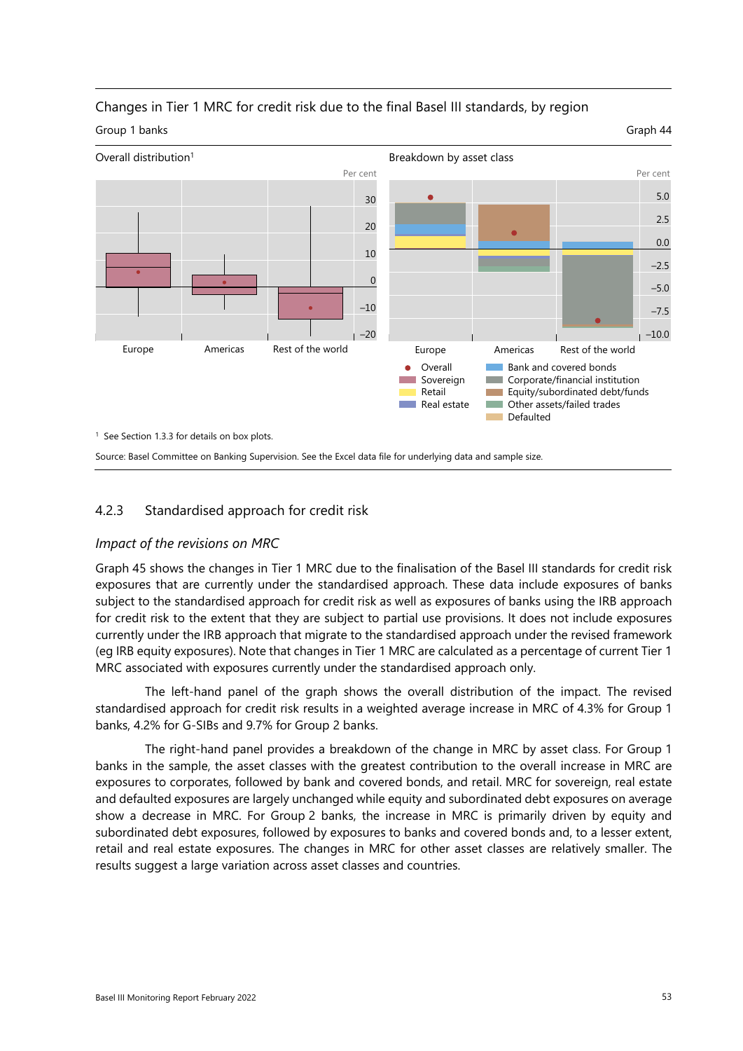Changes in Tier 1 MRC for credit risk due to the final Basel III standards, by region

Group 1 banks

Graph 44

Overall distribution[1]

Breakdown by asset class

[1] See Section 1.3.3 for details on box plots.

Source: Basel Committee on Banking Supervision. See the Excel data file for underlying data and sample size.

### 4.2.3 Standardised approach for credit risk

#### *Impact of the revisions on MRC*

Graph 45 shows the changes in Tier 1 MRC due to the finalisation of the Basel III standards for credit risk exposures that are currently under the standardised approach. These data include exposures of banks subject to the standardised approach for credit risk as well as exposures of banks using the IRB approach for credit risk to the extent that they are subject to partial use provisions. It does not include exposures currently under the IRB approach that migrate to the standardised approach under the revised framework (eg IRB equity exposures). Note that changes in Tier 1 MRC are calculated as a percentage of current Tier 1 MRC associated with exposures currently under the standardised approach only.

The left-hand panel of the graph shows the overall distribution of the impact. The revised standardised approach for credit risk results in a weighted average increase in MRC of 4.3% for Group 1 banks, 4.2% for G-SIBs and 9.7% for Group 2 banks.

The right-hand panel provides a breakdown of the change in MRC by asset class. For Group 1 banks in the sample, the asset classes with the greatest contribution to the overall increase in MRC are exposures to corporates, followed by bank and covered bonds, and retail. MRC for sovereign, real estate and defaulted exposures are largely unchanged while equity and subordinated debt exposures on average show a decrease in MRC. For Group 2 banks, the increase in MRC is primarily driven by equity and subordinated debt exposures, followed by exposures to banks and covered bonds and, to a lesser extent, retail and real estate exposures. The changes in MRC for other asset classes are relatively smaller. The results suggest a large variation across asset classes and countries.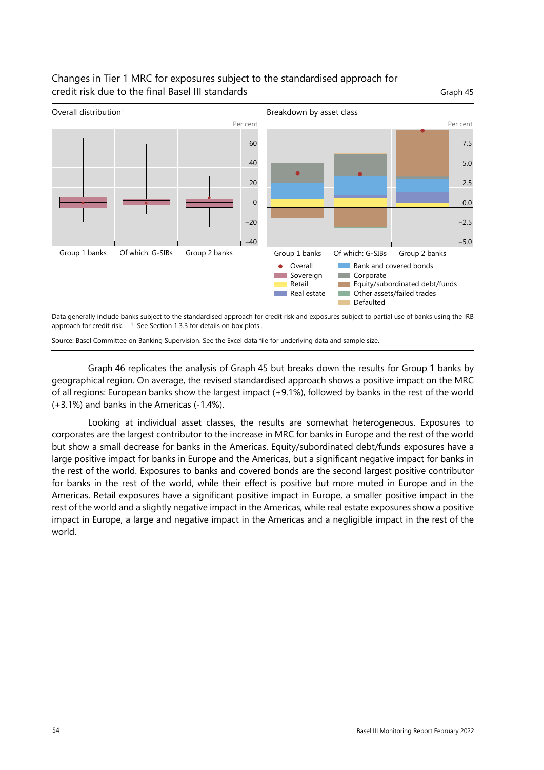Changes in Tier 1 MRC for exposures subject to the standardised approach for credit risk due to the final Basel III standards

Graph 45

Overall distribution[1]

Breakdown by asset class

Data generally include banks subject to the standardised approach for credit risk and exposures subject to partial use of banks using the IRB approach for credit risk. [1] See Section 1.3.3 for details on box plots..

Source: Basel Committee on Banking Supervision. See the Excel data file for underlying data and sample size.

Graph 46 replicates the analysis of Graph 45 but breaks down the results for Group 1 banks by geographical region. On average, the revised standardised approach shows a positive impact on the MRC of all regions: European banks show the largest impact (+9.1%), followed by banks in the rest of the world (+3.1%) and banks in the Americas (-1.4%).

Looking at individual asset classes, the results are somewhat heterogeneous. Exposures to corporates are the largest contributor to the increase in MRC for banks in Europe and the rest of the world but show a small decrease for banks in the Americas. Equity/subordinated debt/funds exposures have a large positive impact for banks in Europe and the Americas, but a significant negative impact for banks in the rest of the world. Exposures to banks and covered bonds are the second largest positive contributor for banks in the rest of the world, while their effect is positive but more muted in Europe and in the Americas. Retail exposures have a significant positive impact in Europe, a smaller positive impact in the rest of the world and a slightly negative impact in the Americas, while real estate exposures show a positive impact in Europe, a large and negative impact in the Americas and a negligible impact in the rest of the world.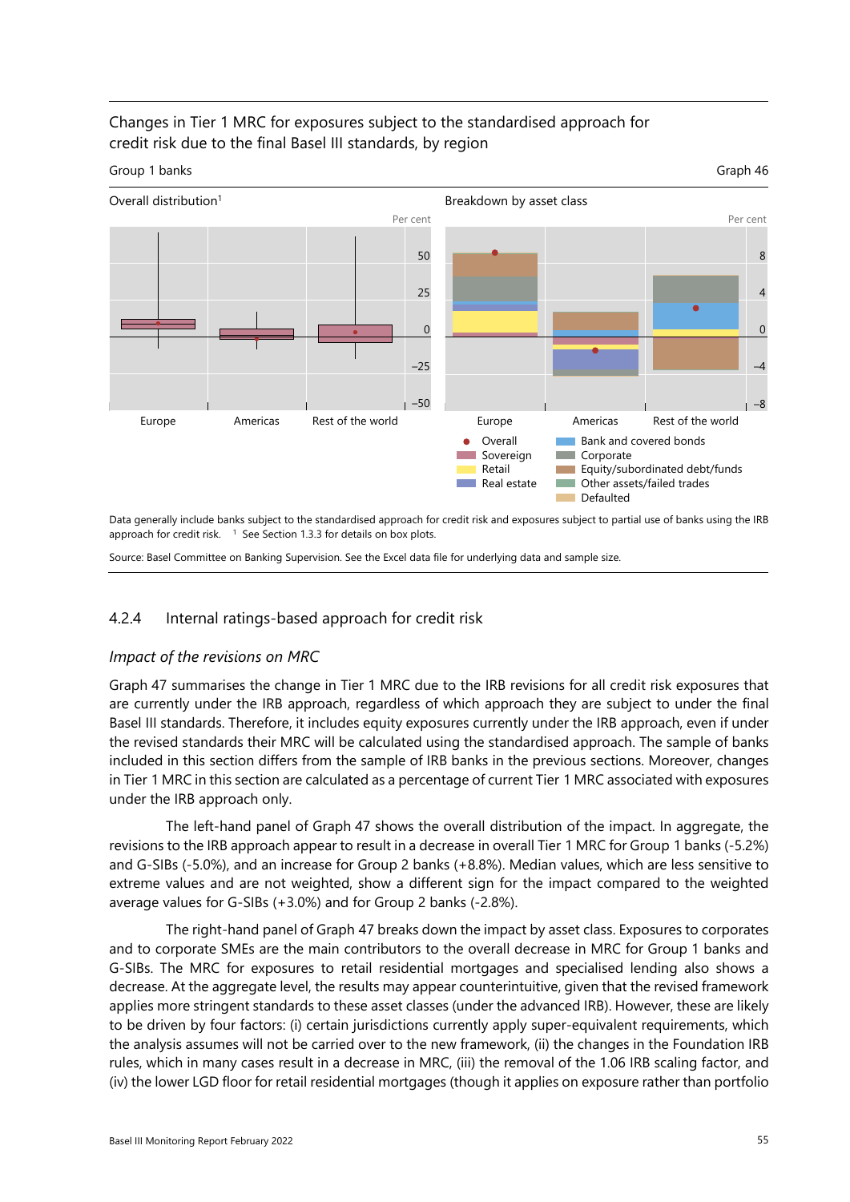Changes in Tier 1 MRC for exposures subject to the standardised approach for credit risk due to the final Basel III standards, by region

Group 1 banks

Graph 46

Overall distribution[1]

Breakdown by asset class

Data generally include banks subject to the standardised approach for credit risk and exposures subject to partial use of banks using the IRB approach for credit risk. [1] See Section 1.3.3 for details on box plots.

Source: Basel Committee on Banking Supervision. See the Excel data file for underlying data and sample size.

### 4.2.4 Internal ratings-based approach for credit risk

*Impact of the revisions on MRC*

Graph 47 summarises the change in Tier 1 MRC due to the IRB revisions for all credit risk exposures that are currently under the IRB approach, regardless of which approach they are subject to under the final Basel III standards. Therefore, it includes equity exposures currently under the IRB approach, even if under the revised standards their MRC will be calculated using the standardised approach. The sample of banks included in this section differs from the sample of IRB banks in the previous sections. Moreover, changes in Tier 1 MRC in this section are calculated as a percentage of current Tier 1 MRC associated with exposures under the IRB approach only.

The left-hand panel of Graph 47 shows the overall distribution of the impact. In aggregate, the revisions to the IRB approach appear to result in a decrease in overall Tier 1 MRC for Group 1 banks (-5.2%) and G-SIBs (-5.0%), and an increase for Group 2 banks (+8.8%). Median values, which are less sensitive to extreme values and are not weighted, show a different sign for the impact compared to the weighted average values for G-SIBs (+3.0%) and for Group 2 banks (-2.8%).

The right-hand panel of Graph 47 breaks down the impact by asset class. Exposures to corporates and to corporate SMEs are the main contributors to the overall decrease in MRC for Group 1 banks and G-SIBs. The MRC for exposures to retail residential mortgages and specialised lending also shows a decrease. At the aggregate level, the results may appear counterintuitive, given that the revised framework applies more stringent standards to these asset classes (under the advanced IRB). However, these are likely to be driven by four factors: (i) certain jurisdictions currently apply super-equivalent requirements, which the analysis assumes will not be carried over to the new framework, (ii) the changes in the Foundation IRB rules, which in many cases result in a decrease in MRC, (iii) the removal of the 1.06 IRB scaling factor, and (iv) the lower LGD floor for retail residential mortgages (though it applies on exposure rather than portfolio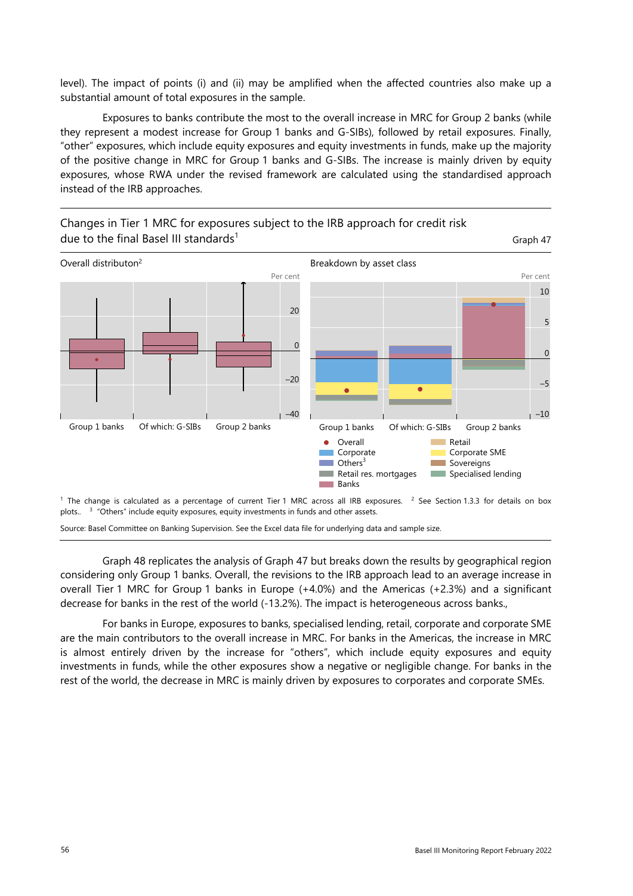level). The impact of points (i) and (ii) may be amplified when the affected countries also make up a substantial amount of total exposures in the sample.

Exposures to banks contribute the most to the overall increase in MRC for Group 2 banks (while they represent a modest increase for Group 1 banks and G-SIBs), followed by retail exposures. Finally, "other" exposures, which include equity exposures and equity investments in funds, make up the majority of the positive change in MRC for Group 1 banks and G-SIBs. The increase is mainly driven by equity exposures, whose RWA under the revised framework are calculated using the standardised approach instead of the IRB approaches.

Changes in Tier 1 MRC for exposures subject to the IRB approach for credit risk due to the final Basel III standards[1]

Graph 47

Overall distributon[2]

Breakdown by asset class

[1] The change is calculated as a percentage of current Tier 1 MRC across all IRB exposures. [2] See Section 1.3.3 for details on box plots.. [3] "Others" include equity exposures, equity investments in funds and other assets.

Source: Basel Committee on Banking Supervision. See the Excel data file for underlying data and sample size.

Graph 48 replicates the analysis of Graph 47 but breaks down the results by geographical region considering only Group 1 banks. Overall, the revisions to the IRB approach lead to an average increase in overall Tier 1 MRC for Group 1 banks in Europe (+4.0%) and the Americas (+2.3%) and a significant decrease for banks in the rest of the world (-13.2%). The impact is heterogeneous across banks.,

For banks in Europe, exposures to banks, specialised lending, retail, corporate and corporate SME are the main contributors to the overall increase in MRC. For banks in the Americas, the increase in MRC is almost entirely driven by the increase for "others", which include equity exposures and equity investments in funds, while the other exposures show a negative or negligible change. For banks in the rest of the world, the decrease in MRC is mainly driven by exposures to corporates and corporate SMEs.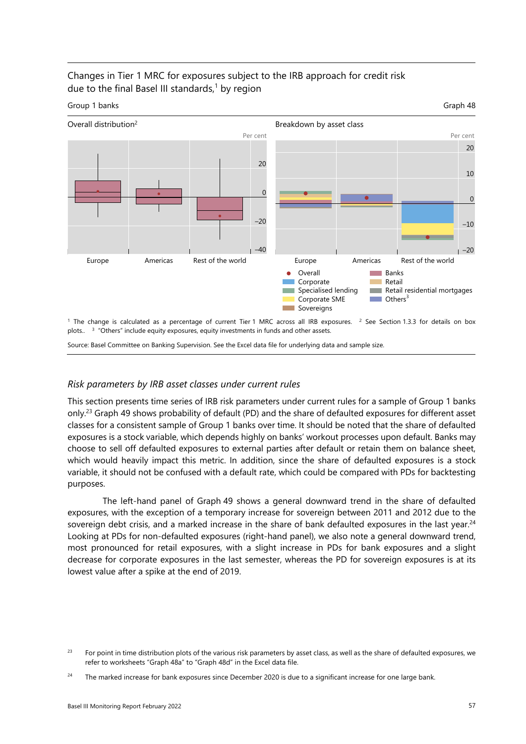Changes in Tier 1 MRC for exposures subject to the IRB approach for credit risk due to the final Basel III standards,[1] by region

Group 1 banks

Graph 48

Overall distribution[2]

Breakdown by asset class

Overall | Corporate | Specialised lending | Corporate SME | Sovereigns | Banks | Retail | Retail residential mortgages | Others[3]

[1] The change is calculated as a percentage of current Tier 1 MRC across all IRB exposures. [2] See Section 1.3.3 for details on box plots.. [3] "Others" include equity exposures, equity investments in funds and other assets.

Source: Basel Committee on Banking Supervision. See the Excel data file for underlying data and sample size.

### *Risk parameters by IRB asset classes under current rules*

This section presents time series of IRB risk parameters under current rules for a sample of Group 1 banks only.[23] Graph 49 shows probability of default (PD) and the share of defaulted exposures for different asset classes for a consistent sample of Group 1 banks over time. It should be noted that the share of defaulted exposures is a stock variable, which depends highly on banks' workout processes upon default. Banks may choose to sell off defaulted exposures to external parties after default or retain them on balance sheet, which would heavily impact this metric. In addition, since the share of defaulted exposures is a stock variable, it should not be confused with a default rate, which could be compared with PDs for backtesting purposes.

The left-hand panel of Graph 49 shows a general downward trend in the share of defaulted exposures, with the exception of a temporary increase for sovereign between 2011 and 2012 due to the sovereign debt crisis, and a marked increase in the share of bank defaulted exposures in the last year.[24] Looking at PDs for non-defaulted exposures (right-hand panel), we also note a general downward trend, most pronounced for retail exposures, with a slight increase in PDs for bank exposures and a slight decrease for corporate exposures in the last semester, whereas the PD for sovereign exposures is at its lowest value after a spike at the end of 2019.

[23] For point in time distribution plots of the various risk parameters by asset class, as well as the share of defaulted exposures, we refer to worksheets "Graph 48a" to "Graph 48d" in the Excel data file.

[24] The marked increase for bank exposures since December 2020 is due to a significant increase for one large bank.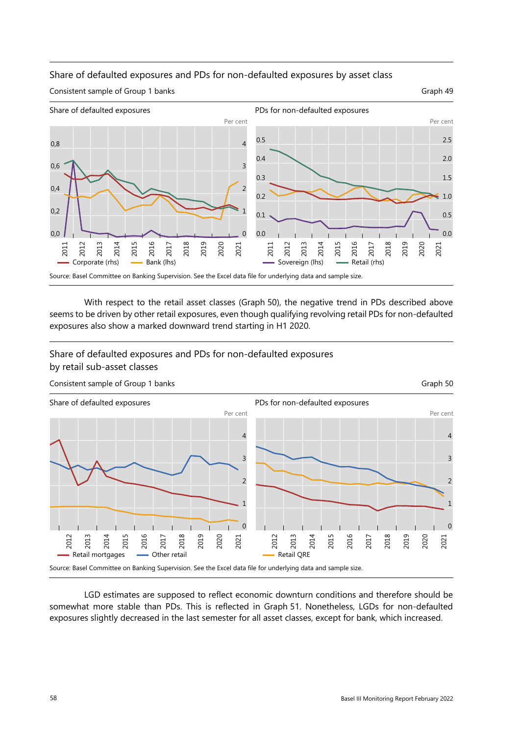## Share of defaulted exposures and PDs for non-defaulted exposures by asset class

Consistent sample of Group 1 banks

Graph 49

Share of defaulted exposures

Per cent

PDs for non-defaulted exposures

Per cent

Corporate (rhs) | Bank (lhs) | Sovereign (lhs) | Retail (rhs)

Source: Basel Committee on Banking Supervision. See the Excel data file for underlying data and sample size.

With respect to the retail asset classes (Graph 50), the negative trend in PDs described above seems to be driven by other retail exposures, even though qualifying revolving retail PDs for non-defaulted exposures also show a marked downward trend starting in H1 2020.

## Share of defaulted exposures and PDs for non-defaulted exposures by retail sub-asset classes

Consistent sample of Group 1 banks

Graph 50

Share of defaulted exposures

Per cent

PDs for non-defaulted exposures

Per cent

Retail mortgages | Other retail | Retail QRE

Source: Basel Committee on Banking Supervision. See the Excel data file for underlying data and sample size.

LGD estimates are supposed to reflect economic downturn conditions and therefore should be somewhat more stable than PDs. This is reflected in Graph 51. Nonetheless, LGDs for non-defaulted exposures slightly decreased in the last semester for all asset classes, except for bank, which increased.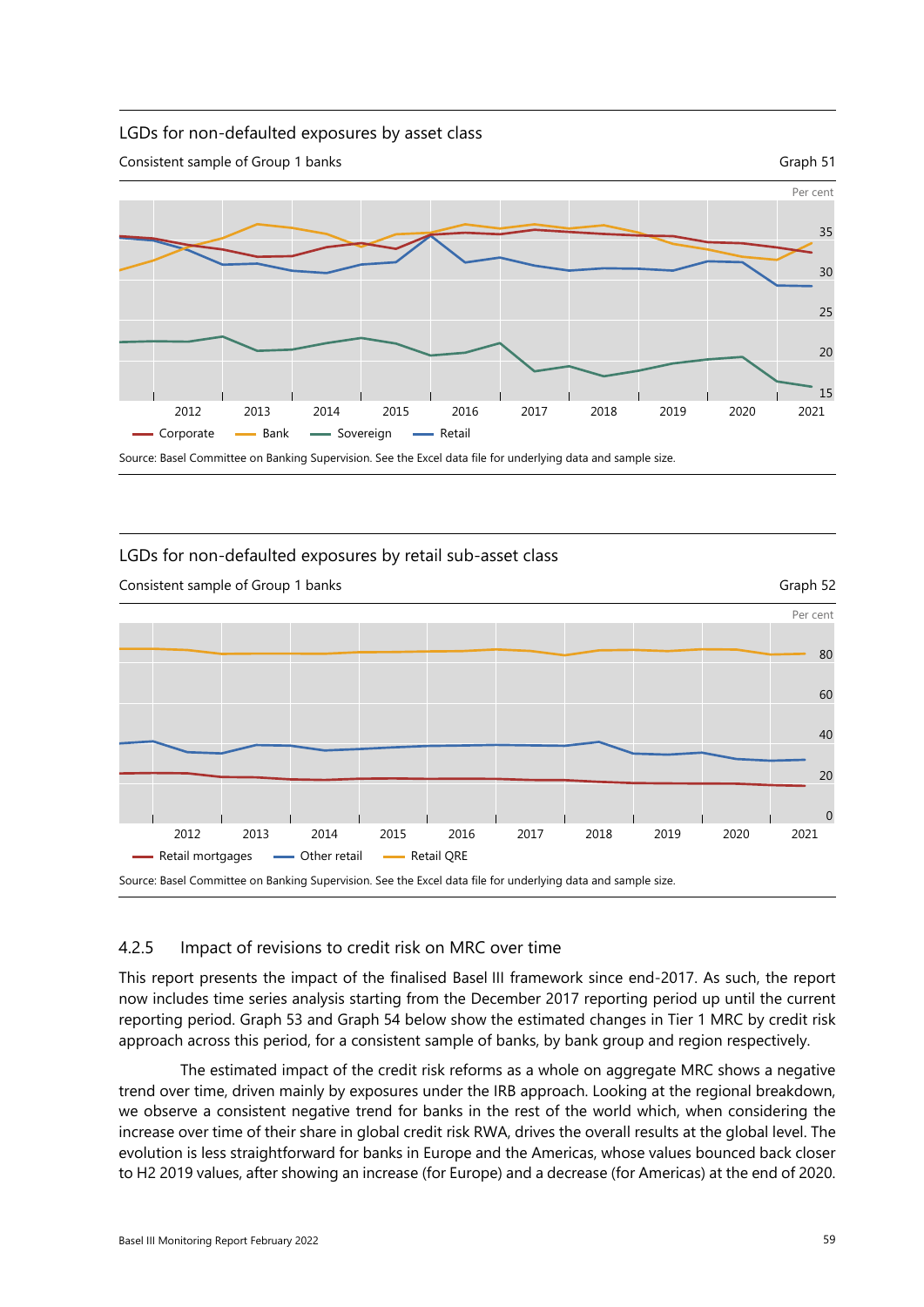LGDs for non-defaulted exposures by asset class

Consistent sample of Group 1 banks

Graph 51

Source: Basel Committee on Banking Supervision. See the Excel data file for underlying data and sample size.

LGDs for non-defaulted exposures by retail sub-asset class

Consistent sample of Group 1 banks

Graph 52

Source: Basel Committee on Banking Supervision. See the Excel data file for underlying data and sample size.

### 4.2.5 Impact of revisions to credit risk on MRC over time

This report presents the impact of the finalised Basel III framework since end-2017. As such, the report now includes time series analysis starting from the December 2017 reporting period up until the current reporting period. Graph 53 and Graph 54 below show the estimated changes in Tier 1 MRC by credit risk approach across this period, for a consistent sample of banks, by bank group and region respectively.

The estimated impact of the credit risk reforms as a whole on aggregate MRC shows a negative trend over time, driven mainly by exposures under the IRB approach. Looking at the regional breakdown, we observe a consistent negative trend for banks in the rest of the world which, when considering the increase over time of their share in global credit risk RWA, drives the overall results at the global level. The evolution is less straightforward for banks in Europe and the Americas, whose values bounced back closer to H2 2019 values, after showing an increase (for Europe) and a decrease (for Americas) at the end of 2020.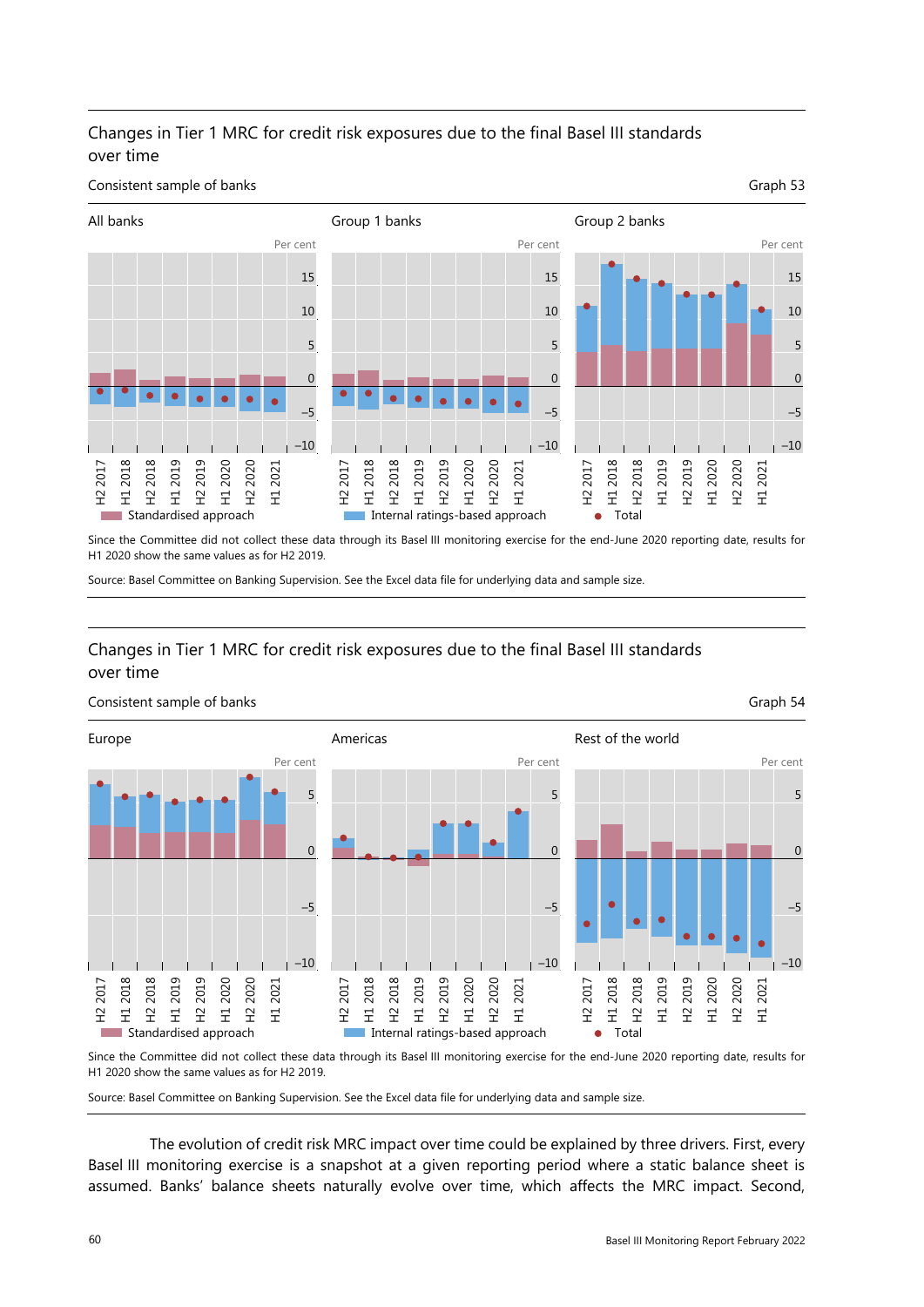## Changes in Tier 1 MRC for credit risk exposures due to the final Basel III standards over time

Consistent sample of banks

Graph 53

All banks | Group 1 banks | Group 2 banks

Standardised approach | Internal ratings-based approach | Total

Since the Committee did not collect these data through its Basel III monitoring exercise for the end-June 2020 reporting date, results for H1 2020 show the same values as for H2 2019.

Source: Basel Committee on Banking Supervision. See the Excel data file for underlying data and sample size.

## Changes in Tier 1 MRC for credit risk exposures due to the final Basel III standards over time

Consistent sample of banks

Graph 54

Europe | Americas | Rest of the world

Standardised approach | Internal ratings-based approach | Total

Since the Committee did not collect these data through its Basel III monitoring exercise for the end-June 2020 reporting date, results for H1 2020 show the same values as for H2 2019.

Source: Basel Committee on Banking Supervision. See the Excel data file for underlying data and sample size.

The evolution of credit risk MRC impact over time could be explained by three drivers. First, every Basel III monitoring exercise is a snapshot at a given reporting period where a static balance sheet is assumed. Banks' balance sheets naturally evolve over time, which affects the MRC impact. Second,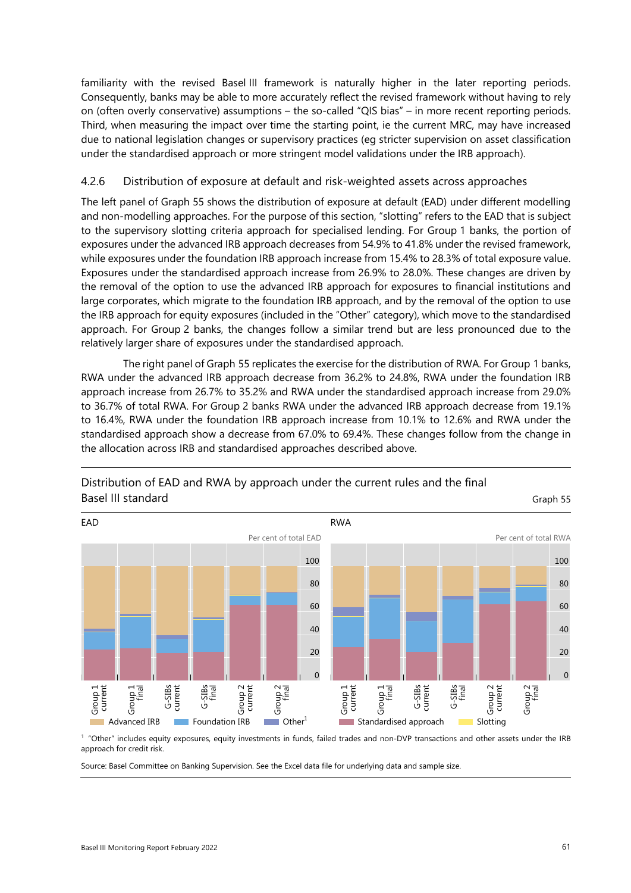familiarity with the revised Basel III framework is naturally higher in the later reporting periods. Consequently, banks may be able to more accurately reflect the revised framework without having to rely on (often overly conservative) assumptions – the so-called "QIS bias" – in more recent reporting periods. Third, when measuring the impact over time the starting point, ie the current MRC, may have increased due to national legislation changes or supervisory practices (eg stricter supervision on asset classification under the standardised approach or more stringent model validations under the IRB approach).

### 4.2.6 Distribution of exposure at default and risk-weighted assets across approaches

The left panel of Graph 55 shows the distribution of exposure at default (EAD) under different modelling and non-modelling approaches. For the purpose of this section, "slotting" refers to the EAD that is subject to the supervisory slotting criteria approach for specialised lending. For Group 1 banks, the portion of exposures under the advanced IRB approach decreases from 54.9% to 41.8% under the revised framework, while exposures under the foundation IRB approach increase from 15.4% to 28.3% of total exposure value. Exposures under the standardised approach increase from 26.9% to 28.0%. These changes are driven by the removal of the option to use the advanced IRB approach for exposures to financial institutions and large corporates, which migrate to the foundation IRB approach, and by the removal of the option to use the IRB approach for equity exposures (included in the "Other" category), which move to the standardised approach. For Group 2 banks, the changes follow a similar trend but are less pronounced due to the relatively larger share of exposures under the standardised approach.

The right panel of Graph 55 replicates the exercise for the distribution of RWA. For Group 1 banks, RWA under the advanced IRB approach decrease from 36.2% to 24.8%, RWA under the foundation IRB approach increase from 26.7% to 35.2% and RWA under the standardised approach increase from 29.0% to 36.7% of total RWA. For Group 2 banks RWA under the advanced IRB approach decrease from 19.1% to 16.4%, RWA under the foundation IRB approach increase from 10.1% to 12.6% and RWA under the standardised approach show a decrease from 67.0% to 69.4%. These changes follow from the change in the allocation across IRB and standardised approaches described above.

Distribution of EAD and RWA by approach under the current rules and the final Basel III standard

Graph 55

[1] "Other" includes equity exposures, equity investments in funds, failed trades and non-DVP transactions and other assets under the IRB approach for credit risk.

Source: Basel Committee on Banking Supervision. See the Excel data file for underlying data and sample size.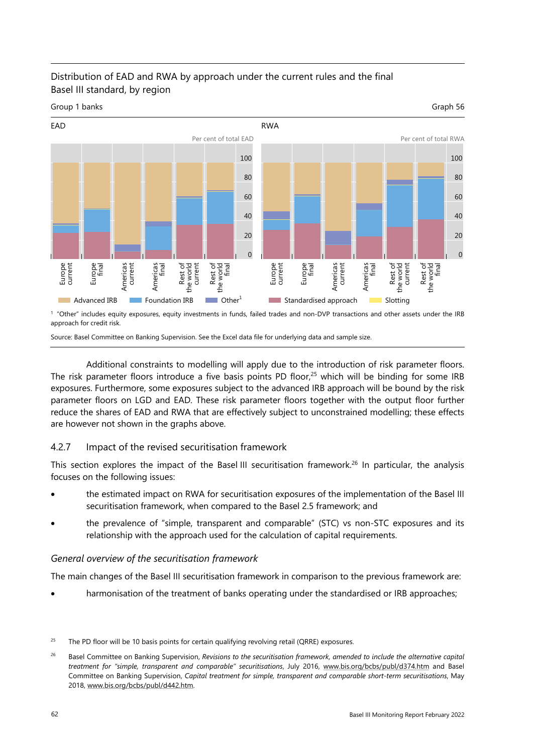Distribution of EAD and RWA by approach under the current rules and the final Basel III standard, by region

Group 1 banks

Graph 56

EAD

Per cent of total EAD

RWA

Per cent of total RWA

Advanced IRB | Foundation IRB | Other[1] | Standardised approach | Slotting

[1] "Other" includes equity exposures, equity investments in funds, failed trades and non-DVP transactions and other assets under the IRB approach for credit risk.

Source: Basel Committee on Banking Supervision. See the Excel data file for underlying data and sample size.

Additional constraints to modelling will apply due to the introduction of risk parameter floors. The risk parameter floors introduce a five basis points PD floor,[25] which will be binding for some IRB exposures. Furthermore, some exposures subject to the advanced IRB approach will be bound by the risk parameter floors on LGD and EAD. These risk parameter floors together with the output floor further reduce the shares of EAD and RWA that are effectively subject to unconstrained modelling; these effects are however not shown in the graphs above.

### 4.2.7 Impact of the revised securitisation framework

This section explores the impact of the Basel III securitisation framework.[26] In particular, the analysis focuses on the following issues:

- the estimated impact on RWA for securitisation exposures of the implementation of the Basel III securitisation framework, when compared to the Basel 2.5 framework; and
- the prevalence of "simple, transparent and comparable" (STC) vs non-STC exposures and its relationship with the approach used for the calculation of capital requirements.

#### *General overview of the securitisation framework*

The main changes of the Basel III securitisation framework in comparison to the previous framework are:

- harmonisation of the treatment of banks operating under the standardised or IRB approaches;

[25] The PD floor will be 10 basis points for certain qualifying revolving retail (QRRE) exposures.

[26] Basel Committee on Banking Supervision, *Revisions to the securitisation framework, amended to include the alternative capital treatment for "simple, transparent and comparable" securitisations*, July 2016, www.bis.org/bcbs/publ/d374.htm and Basel Committee on Banking Supervision, *Capital treatment for simple, transparent and comparable short-term securitisations*, May 2018, www.bis.org/bcbs/publ/d442.htm.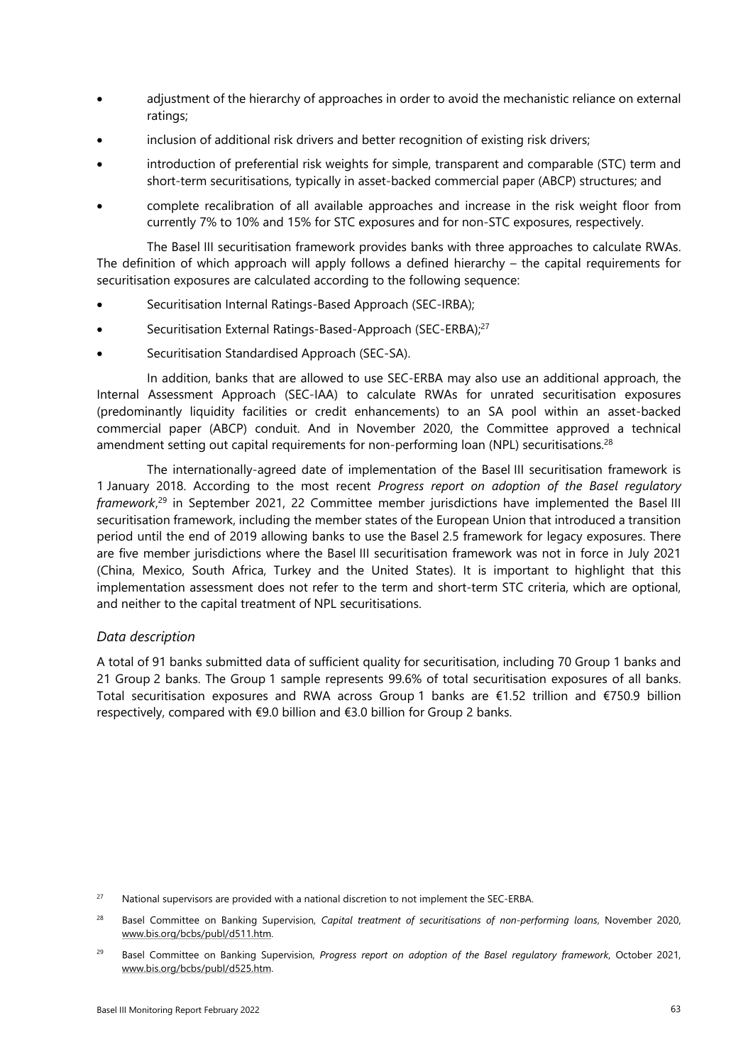- adjustment of the hierarchy of approaches in order to avoid the mechanistic reliance on external ratings;
- inclusion of additional risk drivers and better recognition of existing risk drivers;
- introduction of preferential risk weights for simple, transparent and comparable (STC) term and short-term securitisations, typically in asset-backed commercial paper (ABCP) structures; and
- complete recalibration of all available approaches and increase in the risk weight floor from currently 7% to 10% and 15% for STC exposures and for non-STC exposures, respectively.

The Basel III securitisation framework provides banks with three approaches to calculate RWAs. The definition of which approach will apply follows a defined hierarchy – the capital requirements for securitisation exposures are calculated according to the following sequence:

- Securitisation Internal Ratings-Based Approach (SEC-IRBA);
- Securitisation External Ratings-Based-Approach (SEC-ERBA);[27]
- Securitisation Standardised Approach (SEC-SA).

In addition, banks that are allowed to use SEC-ERBA may also use an additional approach, the Internal Assessment Approach (SEC-IAA) to calculate RWAs for unrated securitisation exposures (predominantly liquidity facilities or credit enhancements) to an SA pool within an asset-backed commercial paper (ABCP) conduit. And in November 2020, the Committee approved a technical amendment setting out capital requirements for non-performing loan (NPL) securitisations.[28]

The internationally-agreed date of implementation of the Basel III securitisation framework is 1 January 2018. According to the most recent *Progress report on adoption of the Basel regulatory framework*,[29] in September 2021, 22 Committee member jurisdictions have implemented the Basel III securitisation framework, including the member states of the European Union that introduced a transition period until the end of 2019 allowing banks to use the Basel 2.5 framework for legacy exposures. There are five member jurisdictions where the Basel III securitisation framework was not in force in July 2021 (China, Mexico, South Africa, Turkey and the United States). It is important to highlight that this implementation assessment does not refer to the term and short-term STC criteria, which are optional, and neither to the capital treatment of NPL securitisations.

### *Data description*

A total of 91 banks submitted data of sufficient quality for securitisation, including 70 Group 1 banks and 21 Group 2 banks. The Group 1 sample represents 99.6% of total securitisation exposures of all banks. Total securitisation exposures and RWA across Group 1 banks are €1.52 trillion and €750.9 billion respectively, compared with €9.0 billion and €3.0 billion for Group 2 banks.

---

[27] National supervisors are provided with a national discretion to not implement the SEC-ERBA.

[28] Basel Committee on Banking Supervision, *Capital treatment of securitisations of non-performing loans*, November 2020, www.bis.org/bcbs/publ/d511.htm.

[29] Basel Committee on Banking Supervision, *Progress report on adoption of the Basel regulatory framework*, October 2021, www.bis.org/bcbs/publ/d525.htm.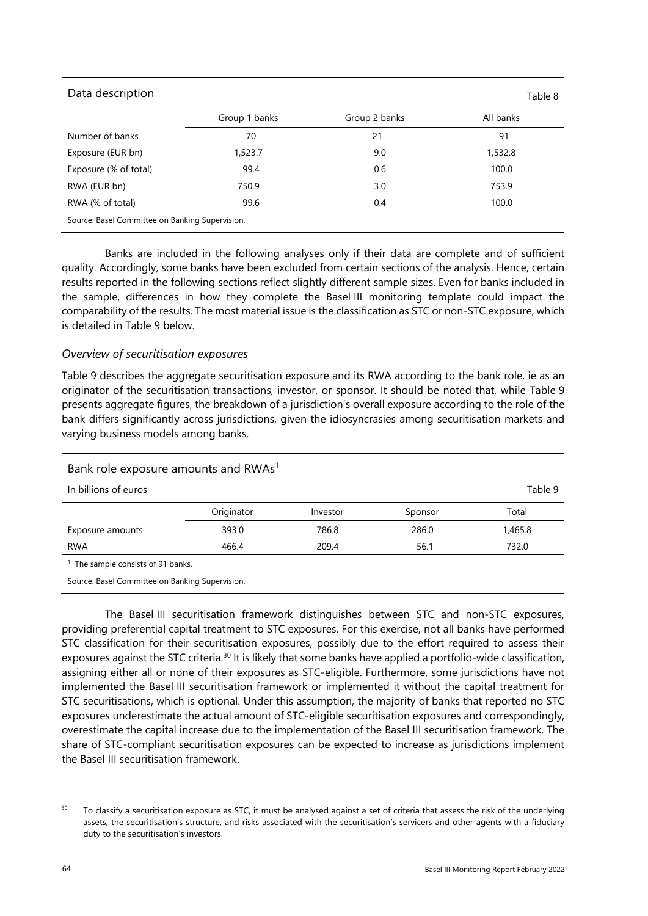Data description

Table 8

| | Group 1 banks | Group 2 banks | All banks |
|---|---|---|---|
| Number of banks | 70 | 21 | 91 |
| Exposure (EUR bn) | 1,523.7 | 9.0 | 1,532.8 |
| Exposure (% of total) | 99.4 | 0.6 | 100.0 |
| RWA (EUR bn) | 750.9 | 3.0 | 753.9 |
| RWA (% of total) | 99.6 | 0.4 | 100.0 |

Source: Basel Committee on Banking Supervision.

Banks are included in the following analyses only if their data are complete and of sufficient quality. Accordingly, some banks have been excluded from certain sections of the analysis. Hence, certain results reported in the following sections reflect slightly different sample sizes. Even for banks included in the sample, differences in how they complete the Basel III monitoring template could impact the comparability of the results. The most material issue is the classification as STC or non-STC exposure, which is detailed in Table 9 below.

### *Overview of securitisation exposures*

Table 9 describes the aggregate securitisation exposure and its RWA according to the bank role, ie as an originator of the securitisation transactions, investor, or sponsor. It should be noted that, while Table 9 presents aggregate figures, the breakdown of a jurisdiction's overall exposure according to the role of the bank differs significantly across jurisdictions, given the idiosyncrasies among securitisation markets and varying business models among banks.

Bank role exposure amounts and RWAs[1]

In billions of euros

Table 9

| | Originator | Investor | Sponsor | Total |
|---|---|---|---|---|
| Exposure amounts | 393.0 | 786.8 | 286.0 | 1,465.8 |
| RWA | 466.4 | 209.4 | 56.1 | 732.0 |

[1] The sample consists of 91 banks.

Source: Basel Committee on Banking Supervision.

The Basel III securitisation framework distinguishes between STC and non-STC exposures, providing preferential capital treatment to STC exposures. For this exercise, not all banks have performed STC classification for their securitisation exposures, possibly due to the effort required to assess their exposures against the STC criteria.[30] It is likely that some banks have applied a portfolio-wide classification, assigning either all or none of their exposures as STC-eligible. Furthermore, some jurisdictions have not implemented the Basel III securitisation framework or implemented it without the capital treatment for STC securitisations, which is optional. Under this assumption, the majority of banks that reported no STC exposures underestimate the actual amount of STC-eligible securitisation exposures and correspondingly, overestimate the capital increase due to the implementation of the Basel III securitisation framework. The share of STC-compliant securitisation exposures can be expected to increase as jurisdictions implement the Basel III securitisation framework.

[30] To classify a securitisation exposure as STC, it must be analysed against a set of criteria that assess the risk of the underlying assets, the securitisation's structure, and risks associated with the securitisation's servicers and other agents with a fiduciary duty to the securitisation's investors.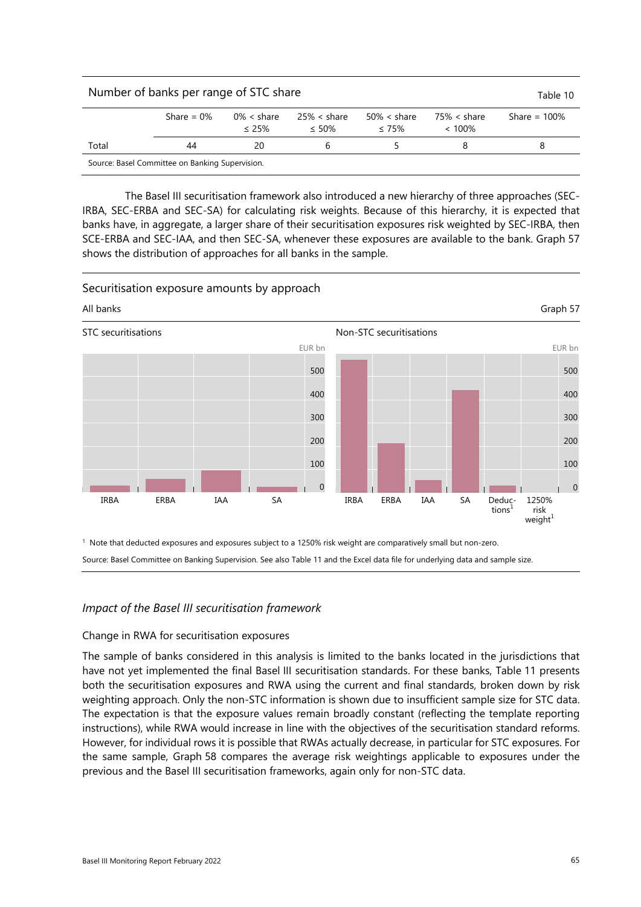Number of banks per range of STC share

Table 10

| | Share = 0% | 0% < share ≤ 25% | 25% < share ≤ 50% | 50% < share ≤ 75% | 75% < share < 100% | Share = 100% |
|---|---|---|---|---|---|---|
| Total | 44 | 20 | 6 | 5 | 8 | 8 |

Source: Basel Committee on Banking Supervision.

The Basel III securitisation framework also introduced a new hierarchy of three approaches (SEC-IRBA, SEC-ERBA and SEC-SA) for calculating risk weights. Because of this hierarchy, it is expected that banks have, in aggregate, a larger share of their securitisation exposures risk weighted by SEC-IRBA, then SCE-ERBA and SEC-IAA, and then SEC-SA, whenever these exposures are available to the bank. Graph 57 shows the distribution of approaches for all banks in the sample.

Securitisation exposure amounts by approach

All banks

Graph 57

STC securitisations

Non-STC securitisations

[1] Note that deducted exposures and exposures subject to a 1250% risk weight are comparatively small but non-zero.

Source: Basel Committee on Banking Supervision. See also Table 11 and the Excel data file for underlying data and sample size.

### *Impact of the Basel III securitisation framework*

Change in RWA for securitisation exposures

The sample of banks considered in this analysis is limited to the banks located in the jurisdictions that have not yet implemented the final Basel III securitisation standards. For these banks, Table 11 presents both the securitisation exposures and RWA using the current and final standards, broken down by risk weighting approach. Only the non-STC information is shown due to insufficient sample size for STC data. The expectation is that the exposure values remain broadly constant (reflecting the template reporting instructions), while RWA would increase in line with the objectives of the securitisation standard reforms. However, for individual rows it is possible that RWAs actually decrease, in particular for STC exposures. For the same sample, Graph 58 compares the average risk weightings applicable to exposures under the previous and the Basel III securitisation frameworks, again only for non-STC data.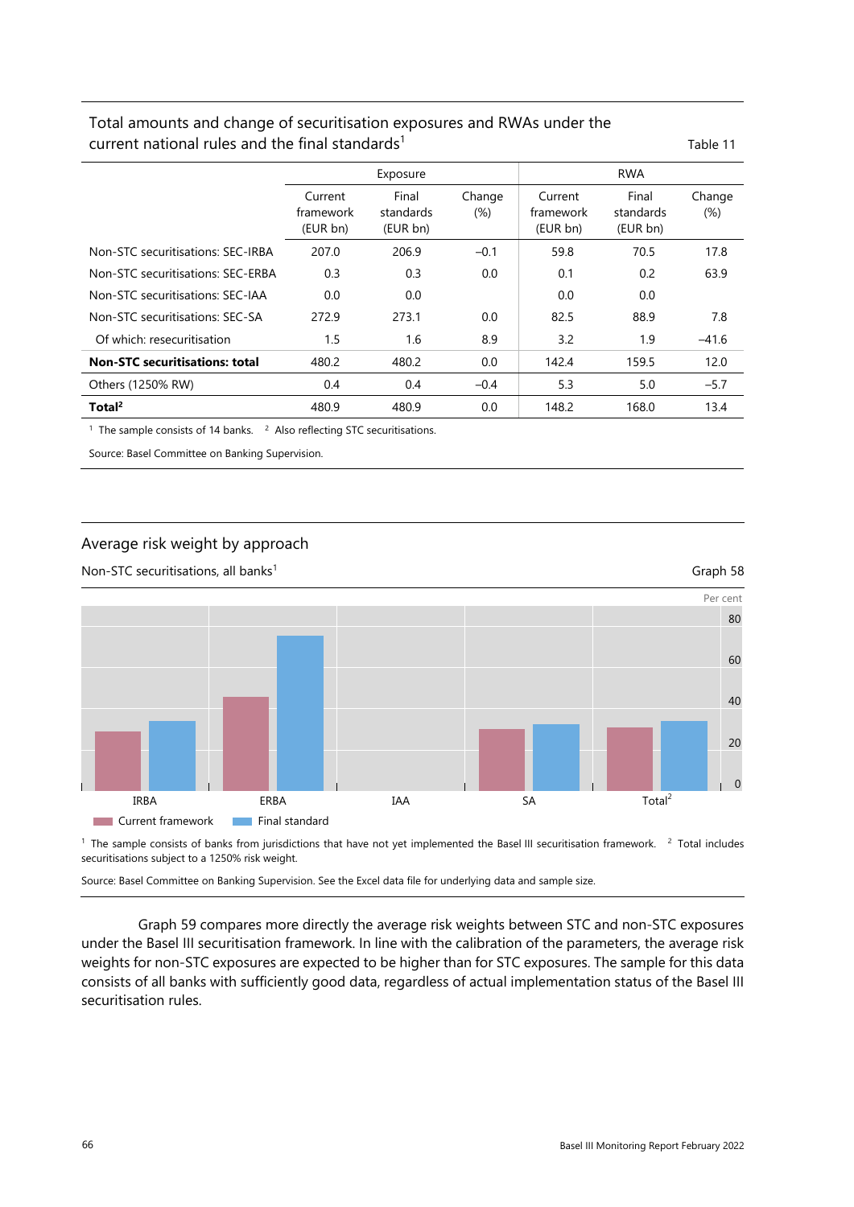Total amounts and change of securitisation exposures and RWAs under the current national rules and the final standards[1]

Table 11

| | Exposure | | | RWA | | |
|---|---|---|---|---|---|---|
| | Current framework (EUR bn) | Final standards (EUR bn) | Change (%) | Current framework (EUR bn) | Final standards (EUR bn) | Change (%) |
| Non-STC securitisations: SEC-IRBA | 207.0 | 206.9 | –0.1 | 59.8 | 70.5 | 17.8 |
| Non-STC securitisations: SEC-ERBA | 0.3 | 0.3 | 0.0 | 0.1 | 0.2 | 63.9 |
| Non-STC securitisations: SEC-IAA | 0.0 | 0.0 | | 0.0 | 0.0 | |
| Non-STC securitisations: SEC-SA | 272.9 | 273.1 | 0.0 | 82.5 | 88.9 | 7.8 |
| Of which: resecuritisation | 1.5 | 1.6 | 8.9 | 3.2 | 1.9 | –41.6 |
| **Non-STC securitisations: total** | 480.2 | 480.2 | 0.0 | 142.4 | 159.5 | 12.0 |
| Others (1250% RW) | 0.4 | 0.4 | –0.4 | 5.3 | 5.0 | –5.7 |
| **Total[2]** | 480.9 | 480.9 | 0.0 | 148.2 | 168.0 | 13.4 |

[1] The sample consists of 14 banks. [2] Also reflecting STC securitisations.

Source: Basel Committee on Banking Supervision.

Average risk weight by approach

Non-STC securitisations, all banks[1]

Graph 58

[1] The sample consists of banks from jurisdictions that have not yet implemented the Basel III securitisation framework. [2] Total includes securitisations subject to a 1250% risk weight.

Source: Basel Committee on Banking Supervision. See the Excel data file for underlying data and sample size.

Graph 59 compares more directly the average risk weights between STC and non-STC exposures under the Basel III securitisation framework. In line with the calibration of the parameters, the average risk weights for non-STC exposures are expected to be higher than for STC exposures. The sample for this data consists of all banks with sufficiently good data, regardless of actual implementation status of the Basel III securitisation rules.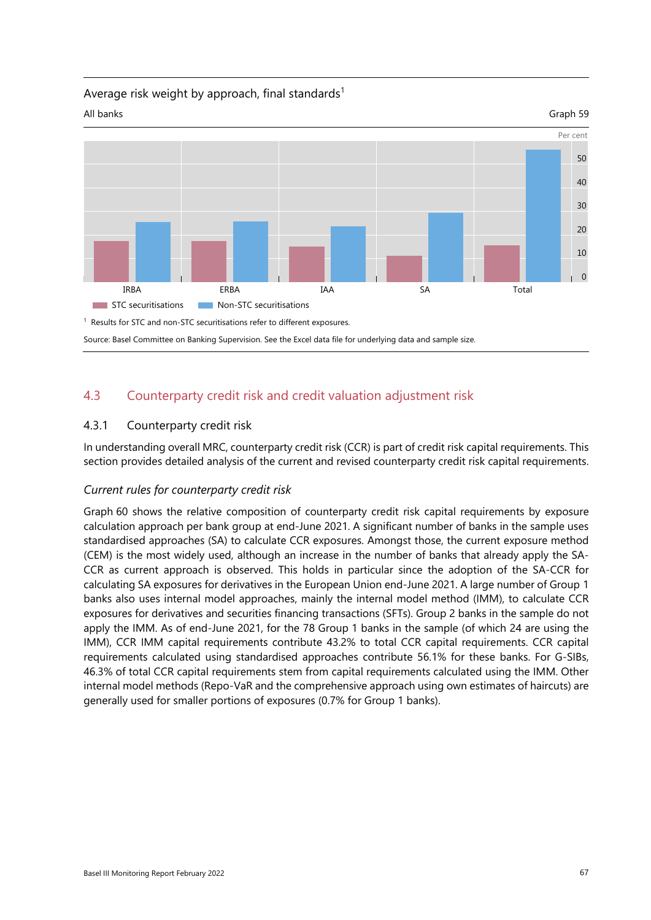Average risk weight by approach, final standards[1]

All banks

Graph 59

[1] Results for STC and non-STC securitisations refer to different exposures.

Source: Basel Committee on Banking Supervision. See the Excel data file for underlying data and sample size.

## 4.3 Counterparty credit risk and credit valuation adjustment risk

### 4.3.1 Counterparty credit risk

In understanding overall MRC, counterparty credit risk (CCR) is part of credit risk capital requirements. This section provides detailed analysis of the current and revised counterparty credit risk capital requirements.

*Current rules for counterparty credit risk*

Graph 60 shows the relative composition of counterparty credit risk capital requirements by exposure calculation approach per bank group at end-June 2021. A significant number of banks in the sample uses standardised approaches (SA) to calculate CCR exposures. Amongst those, the current exposure method (CEM) is the most widely used, although an increase in the number of banks that already apply the SA-CCR as current approach is observed. This holds in particular since the adoption of the SA-CCR for calculating SA exposures for derivatives in the European Union end-June 2021. A large number of Group 1 banks also uses internal model approaches, mainly the internal model method (IMM), to calculate CCR exposures for derivatives and securities financing transactions (SFTs). Group 2 banks in the sample do not apply the IMM. As of end-June 2021, for the 78 Group 1 banks in the sample (of which 24 are using the IMM), CCR IMM capital requirements contribute 43.2% to total CCR capital requirements. CCR capital requirements calculated using standardised approaches contribute 56.1% for these banks. For G-SIBs, 46.3% of total CCR capital requirements stem from capital requirements calculated using the IMM. Other internal model methods (Repo-VaR and the comprehensive approach using own estimates of haircuts) are generally used for smaller portions of exposures (0.7% for Group 1 banks).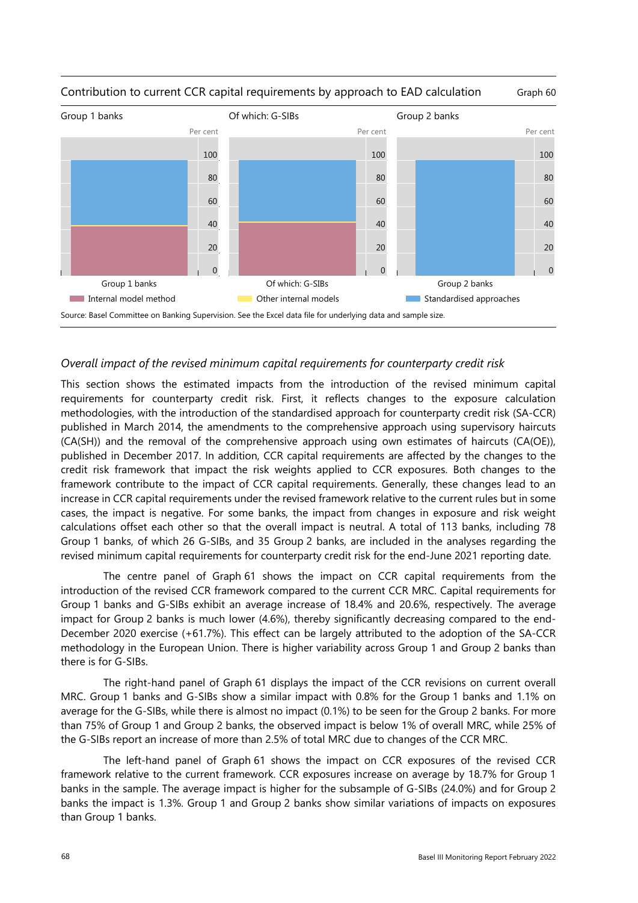Contribution to current CCR capital requirements by approach to EAD calculation — Graph 60

Source: Basel Committee on Banking Supervision. See the Excel data file for underlying data and sample size.

*Overall impact of the revised minimum capital requirements for counterparty credit risk*

This section shows the estimated impacts from the introduction of the revised minimum capital requirements for counterparty credit risk. First, it reflects changes to the exposure calculation methodologies, with the introduction of the standardised approach for counterparty credit risk (SA-CCR) published in March 2014, the amendments to the comprehensive approach using supervisory haircuts (CA(SH)) and the removal of the comprehensive approach using own estimates of haircuts (CA(OE)), published in December 2017. In addition, CCR capital requirements are affected by the changes to the credit risk framework that impact the risk weights applied to CCR exposures. Both changes to the framework contribute to the impact of CCR capital requirements. Generally, these changes lead to an increase in CCR capital requirements under the revised framework relative to the current rules but in some cases, the impact is negative. For some banks, the impact from changes in exposure and risk weight calculations offset each other so that the overall impact is neutral. A total of 113 banks, including 78 Group 1 banks, of which 26 G-SIBs, and 35 Group 2 banks, are included in the analyses regarding the revised minimum capital requirements for counterparty credit risk for the end-June 2021 reporting date.

The centre panel of Graph 61 shows the impact on CCR capital requirements from the introduction of the revised CCR framework compared to the current CCR MRC. Capital requirements for Group 1 banks and G-SIBs exhibit an average increase of 18.4% and 20.6%, respectively. The average impact for Group 2 banks is much lower (4.6%), thereby significantly decreasing compared to the end-December 2020 exercise (+61.7%). This effect can be largely attributed to the adoption of the SA-CCR methodology in the European Union. There is higher variability across Group 1 and Group 2 banks than there is for G-SIBs.

The right-hand panel of Graph 61 displays the impact of the CCR revisions on current overall MRC. Group 1 banks and G-SIBs show a similar impact with 0.8% for the Group 1 banks and 1.1% on average for the G-SIBs, while there is almost no impact (0.1%) to be seen for the Group 2 banks. For more than 75% of Group 1 and Group 2 banks, the observed impact is below 1% of overall MRC, while 25% of the G-SIBs report an increase of more than 2.5% of total MRC due to changes of the CCR MRC.

The left-hand panel of Graph 61 shows the impact on CCR exposures of the revised CCR framework relative to the current framework. CCR exposures increase on average by 18.7% for Group 1 banks in the sample. The average impact is higher for the subsample of G-SIBs (24.0%) and for Group 2 banks the impact is 1.3%. Group 1 and Group 2 banks show similar variations of impacts on exposures than Group 1 banks.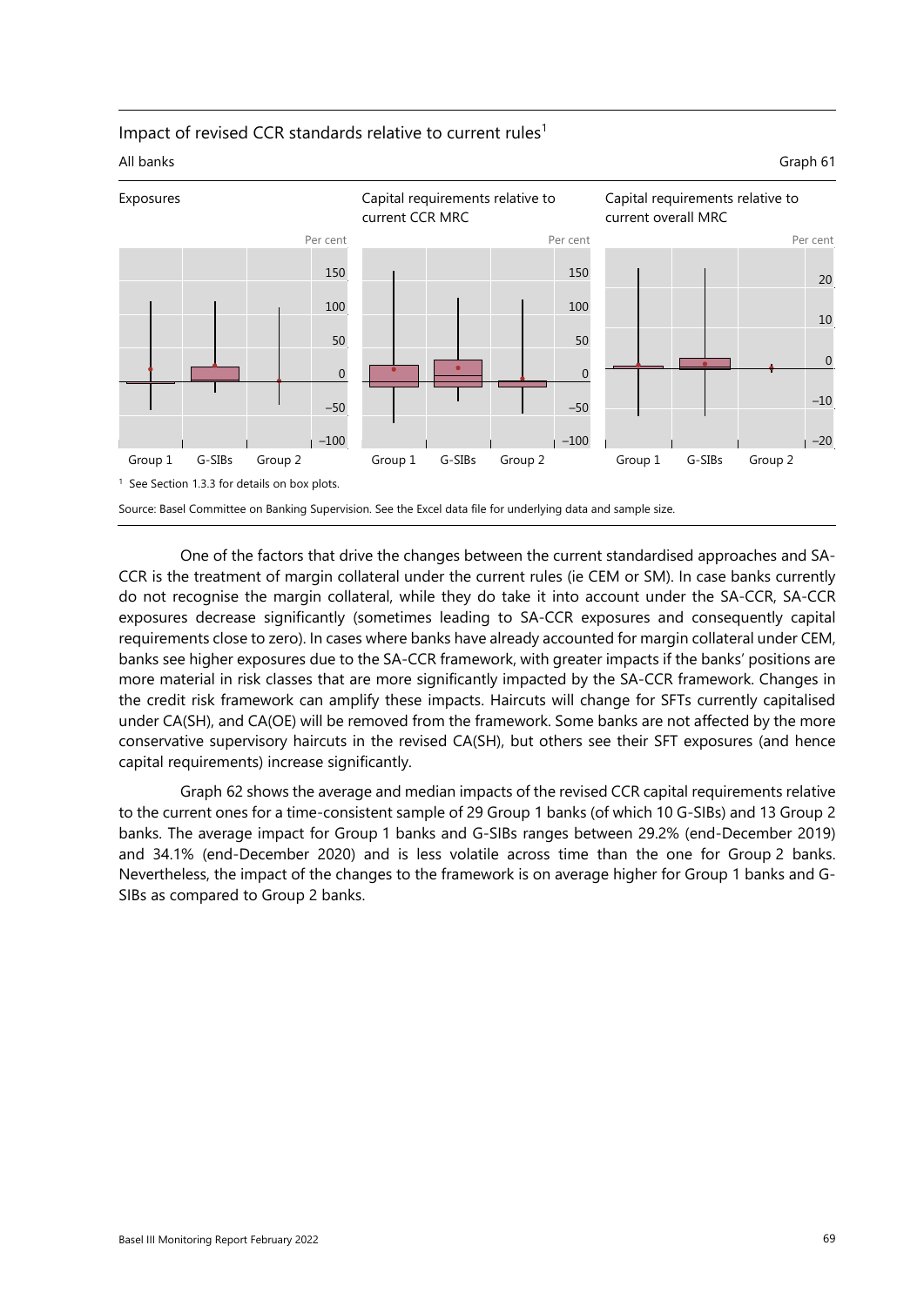Impact of revised CCR standards relative to current rules[1]

All banks

Graph 61

Exposures | Capital requirements relative to current CCR MRC | Capital requirements relative to current overall MRC

[1] See Section 1.3.3 for details on box plots.

Source: Basel Committee on Banking Supervision. See the Excel data file for underlying data and sample size.

One of the factors that drive the changes between the current standardised approaches and SA-CCR is the treatment of margin collateral under the current rules (ie CEM or SM). In case banks currently do not recognise the margin collateral, while they do take it into account under the SA-CCR, SA-CCR exposures decrease significantly (sometimes leading to SA-CCR exposures and consequently capital requirements close to zero). In cases where banks have already accounted for margin collateral under CEM, banks see higher exposures due to the SA-CCR framework, with greater impacts if the banks' positions are more material in risk classes that are more significantly impacted by the SA-CCR framework. Changes in the credit risk framework can amplify these impacts. Haircuts will change for SFTs currently capitalised under CA(SH), and CA(OE) will be removed from the framework. Some banks are not affected by the more conservative supervisory haircuts in the revised CA(SH), but others see their SFT exposures (and hence capital requirements) increase significantly.

Graph 62 shows the average and median impacts of the revised CCR capital requirements relative to the current ones for a time-consistent sample of 29 Group 1 banks (of which 10 G-SIBs) and 13 Group 2 banks. The average impact for Group 1 banks and G-SIBs ranges between 29.2% (end-December 2019) and 34.1% (end-December 2020) and is less volatile across time than the one for Group 2 banks. Nevertheless, the impact of the changes to the framework is on average higher for Group 1 banks and G-SIBs as compared to Group 2 banks.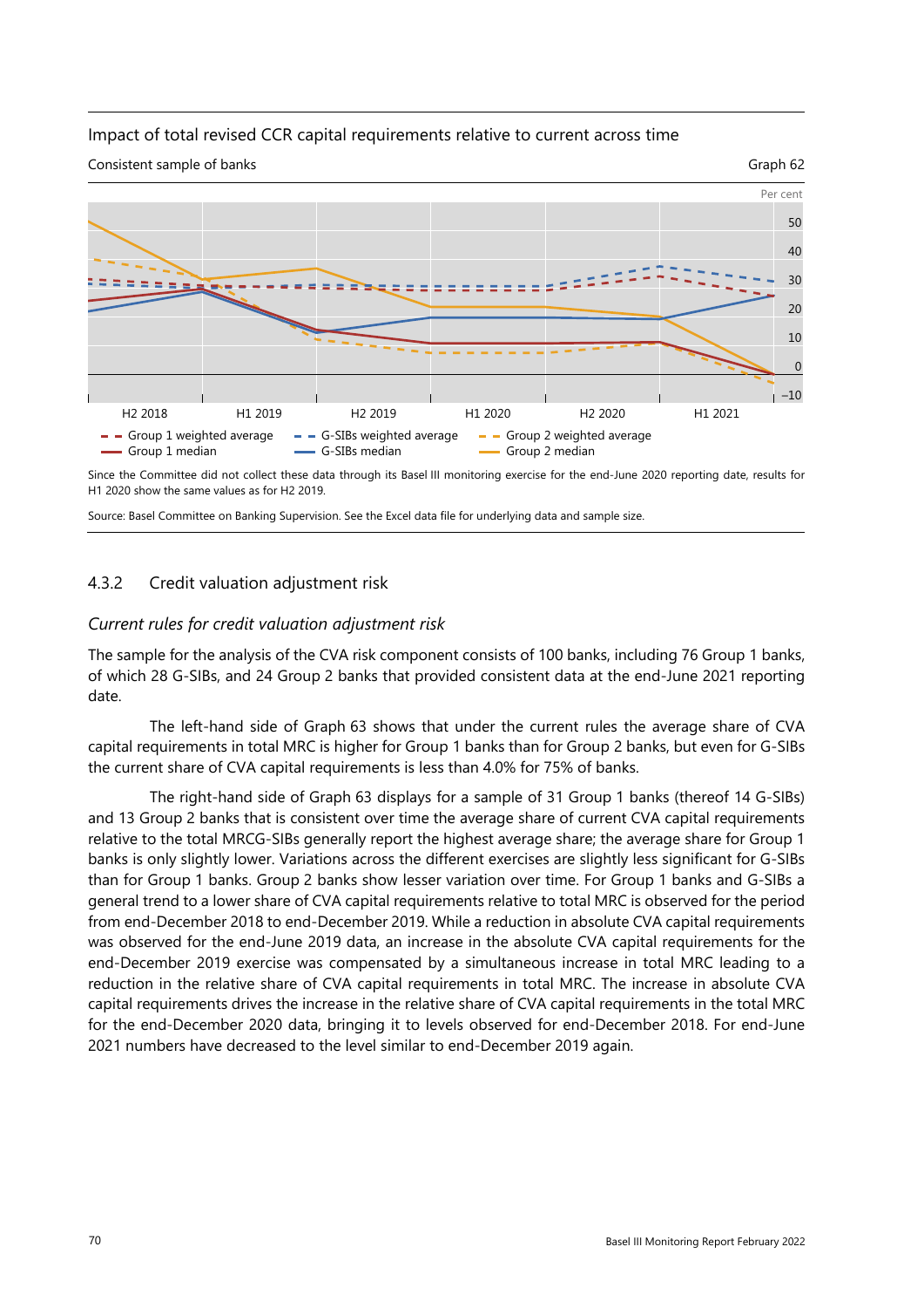Impact of total revised CCR capital requirements relative to current across time

Consistent sample of banks

Graph 62

Since the Committee did not collect these data through its Basel III monitoring exercise for the end-June 2020 reporting date, results for H1 2020 show the same values as for H2 2019.

Source: Basel Committee on Banking Supervision. See the Excel data file for underlying data and sample size.

### 4.3.2 Credit valuation adjustment risk

*Current rules for credit valuation adjustment risk*

The sample for the analysis of the CVA risk component consists of 100 banks, including 76 Group 1 banks, of which 28 G-SIBs, and 24 Group 2 banks that provided consistent data at the end-June 2021 reporting date.

The left-hand side of Graph 63 shows that under the current rules the average share of CVA capital requirements in total MRC is higher for Group 1 banks than for Group 2 banks, but even for G-SIBs the current share of CVA capital requirements is less than 4.0% for 75% of banks.

The right-hand side of Graph 63 displays for a sample of 31 Group 1 banks (thereof 14 G-SIBs) and 13 Group 2 banks that is consistent over time the average share of current CVA capital requirements relative to the total MRCG-SIBs generally report the highest average share; the average share for Group 1 banks is only slightly lower. Variations across the different exercises are slightly less significant for G-SIBs than for Group 1 banks. Group 2 banks show lesser variation over time. For Group 1 banks and G-SIBs a general trend to a lower share of CVA capital requirements relative to total MRC is observed for the period from end-December 2018 to end-December 2019. While a reduction in absolute CVA capital requirements was observed for the end-June 2019 data, an increase in the absolute CVA capital requirements for the end-December 2019 exercise was compensated by a simultaneous increase in total MRC leading to a reduction in the relative share of CVA capital requirements in total MRC. The increase in absolute CVA capital requirements drives the increase in the relative share of CVA capital requirements in the total MRC for the end-December 2020 data, bringing it to levels observed for end-December 2018. For end-June 2021 numbers have decreased to the level similar to end-December 2019 again.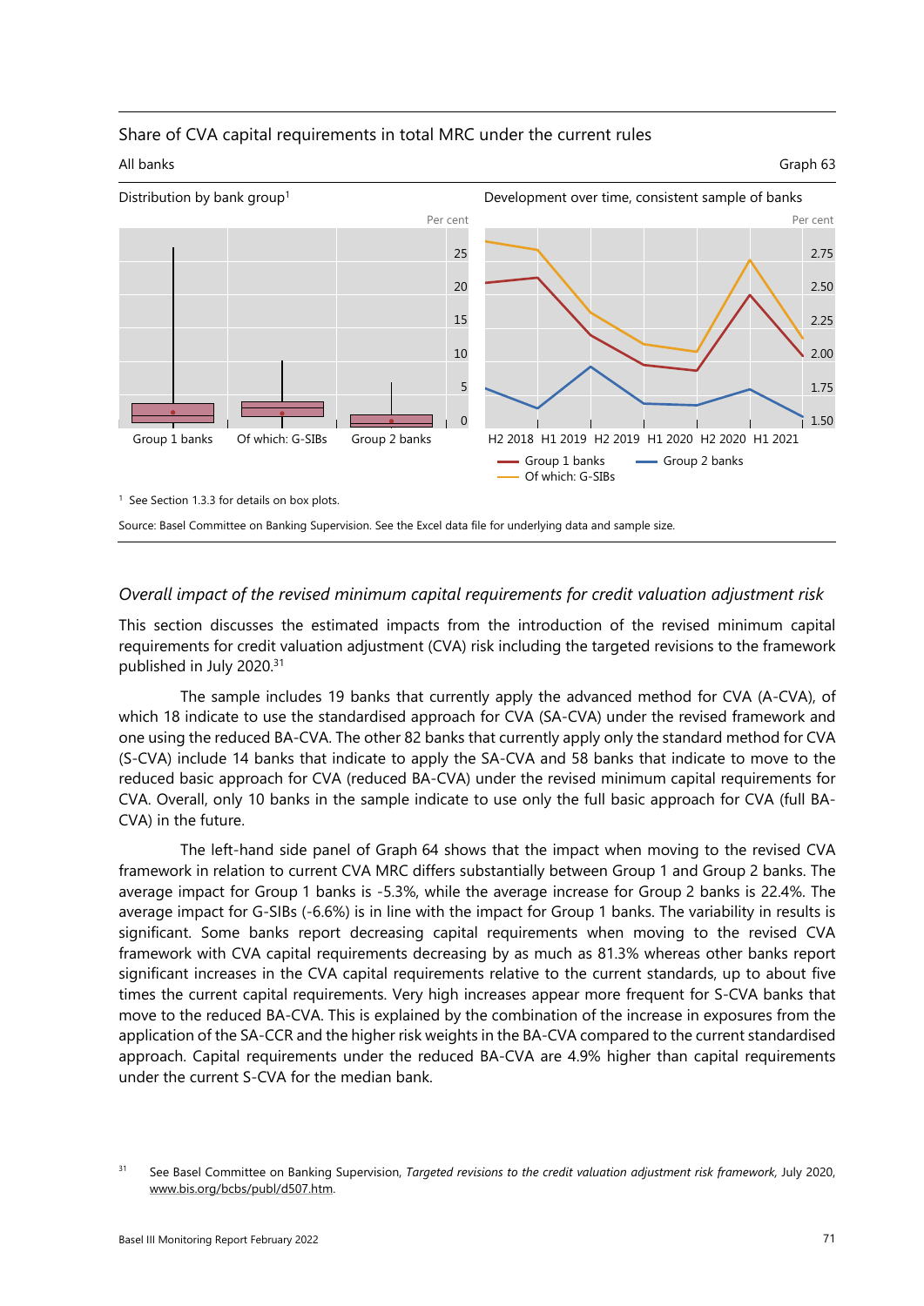Share of CVA capital requirements in total MRC under the current rules

All banks

Graph 63

Distribution by bank group[1]

Development over time, consistent sample of banks

[1] See Section 1.3.3 for details on box plots.

Source: Basel Committee on Banking Supervision. See the Excel data file for underlying data and sample size.

### *Overall impact of the revised minimum capital requirements for credit valuation adjustment risk*

This section discusses the estimated impacts from the introduction of the revised minimum capital requirements for credit valuation adjustment (CVA) risk including the targeted revisions to the framework published in July 2020.[31]

The sample includes 19 banks that currently apply the advanced method for CVA (A-CVA), of which 18 indicate to use the standardised approach for CVA (SA-CVA) under the revised framework and one using the reduced BA-CVA. The other 82 banks that currently apply only the standard method for CVA (S-CVA) include 14 banks that indicate to apply the SA-CVA and 58 banks that indicate to move to the reduced basic approach for CVA (reduced BA-CVA) under the revised minimum capital requirements for CVA. Overall, only 10 banks in the sample indicate to use only the full basic approach for CVA (full BA-CVA) in the future.

The left-hand side panel of Graph 64 shows that the impact when moving to the revised CVA framework in relation to current CVA MRC differs substantially between Group 1 and Group 2 banks. The average impact for Group 1 banks is -5.3%, while the average increase for Group 2 banks is 22.4%. The average impact for G-SIBs (-6.6%) is in line with the impact for Group 1 banks. The variability in results is significant. Some banks report decreasing capital requirements when moving to the revised CVA framework with CVA capital requirements decreasing by as much as 81.3% whereas other banks report significant increases in the CVA capital requirements relative to the current standards, up to about five times the current capital requirements. Very high increases appear more frequent for S-CVA banks that move to the reduced BA-CVA. This is explained by the combination of the increase in exposures from the application of the SA-CCR and the higher risk weights in the BA-CVA compared to the current standardised approach. Capital requirements under the reduced BA-CVA are 4.9% higher than capital requirements under the current S-CVA for the median bank.

[31] See Basel Committee on Banking Supervision, *Targeted revisions to the credit valuation adjustment risk framework*, July 2020, www.bis.org/bcbs/publ/d507.htm.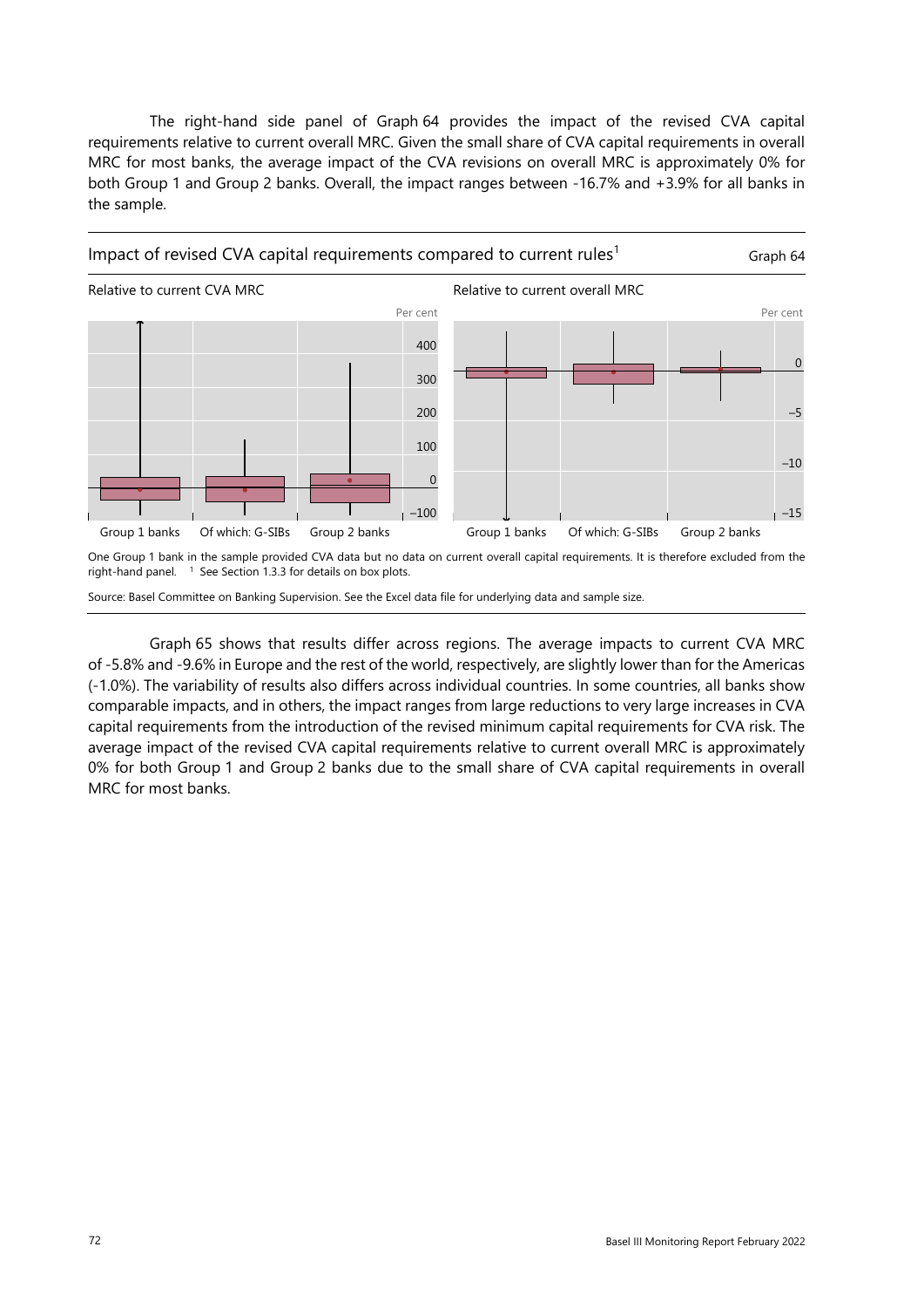The right-hand side panel of Graph 64 provides the impact of the revised CVA capital requirements relative to current overall MRC. Given the small share of CVA capital requirements in overall MRC for most banks, the average impact of the CVA revisions on overall MRC is approximately 0% for both Group 1 and Group 2 banks. Overall, the impact ranges between -16.7% and +3.9% for all banks in the sample.

Impact of revised CVA capital requirements compared to current rules[1] — Graph 64

Relative to current CVA MRC

Relative to current overall MRC

One Group 1 bank in the sample provided CVA data but no data on current overall capital requirements. It is therefore excluded from the right-hand panel. [1] See Section 1.3.3 for details on box plots.

Source: Basel Committee on Banking Supervision. See the Excel data file for underlying data and sample size.

Graph 65 shows that results differ across regions. The average impacts to current CVA MRC of -5.8% and -9.6% in Europe and the rest of the world, respectively, are slightly lower than for the Americas (-1.0%). The variability of results also differs across individual countries. In some countries, all banks show comparable impacts, and in others, the impact ranges from large reductions to very large increases in CVA capital requirements from the introduction of the revised minimum capital requirements for CVA risk. The average impact of the revised CVA capital requirements relative to current overall MRC is approximately 0% for both Group 1 and Group 2 banks due to the small share of CVA capital requirements in overall MRC for most banks.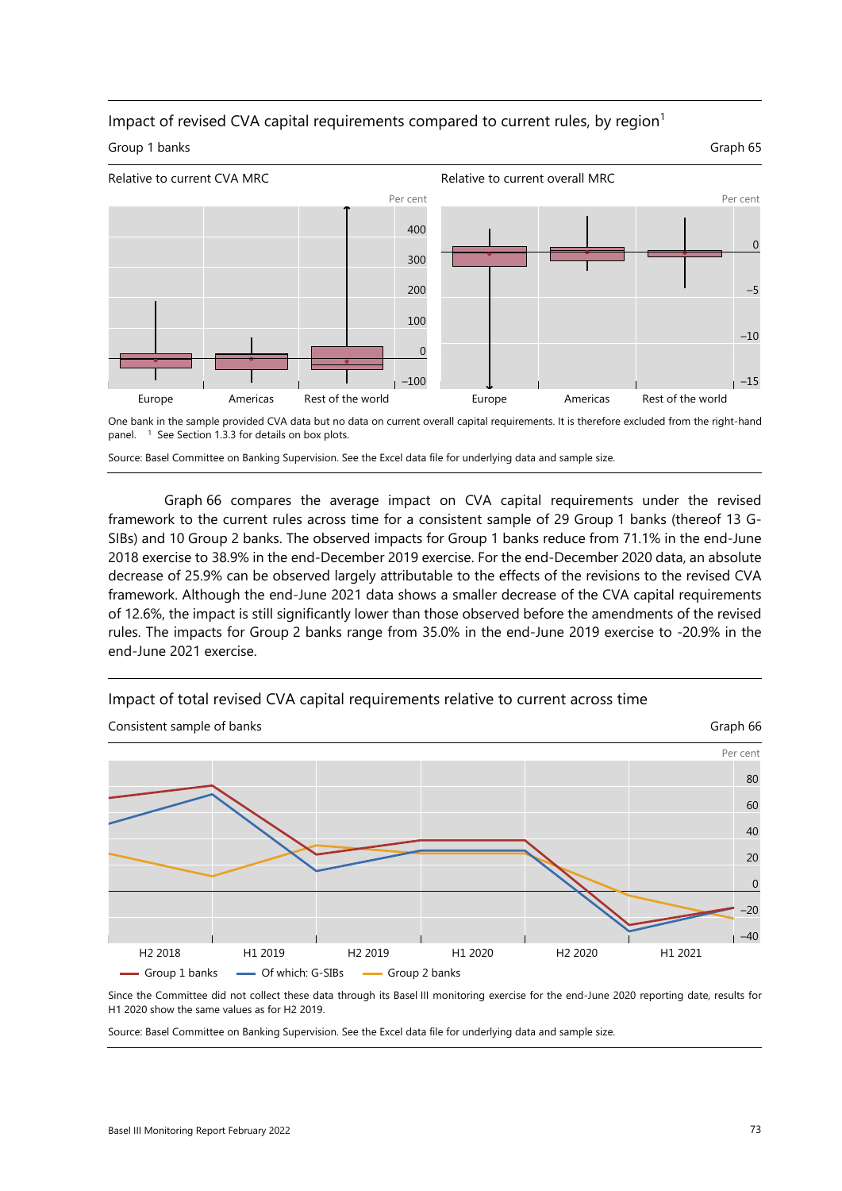## Impact of revised CVA capital requirements compared to current rules, by region[1]

Group 1 banks — Graph 65

Relative to current CVA MRC | Relative to current overall MRC

One bank in the sample provided CVA data but no data on current overall capital requirements. It is therefore excluded from the right-hand panel. [1] See Section 1.3.3 for details on box plots.

Source: Basel Committee on Banking Supervision. See the Excel data file for underlying data and sample size.

Graph 66 compares the average impact on CVA capital requirements under the revised framework to the current rules across time for a consistent sample of 29 Group 1 banks (thereof 13 G-SIBs) and 10 Group 2 banks. The observed impacts for Group 1 banks reduce from 71.1% in the end-June 2018 exercise to 38.9% in the end-December 2019 exercise. For the end-December 2020 data, an absolute decrease of 25.9% can be observed largely attributable to the effects of the revisions to the revised CVA framework. Although the end-June 2021 data shows a smaller decrease of the CVA capital requirements of 12.6%, the impact is still significantly lower than those observed before the amendments of the revised rules. The impacts for Group 2 banks range from 35.0% in the end-June 2019 exercise to -20.9% in the end-June 2021 exercise.

## Impact of total revised CVA capital requirements relative to current across time

Consistent sample of banks — Graph 66

Since the Committee did not collect these data through its Basel III monitoring exercise for the end-June 2020 reporting date, results for H1 2020 show the same values as for H2 2019.

Source: Basel Committee on Banking Supervision. See the Excel data file for underlying data and sample size.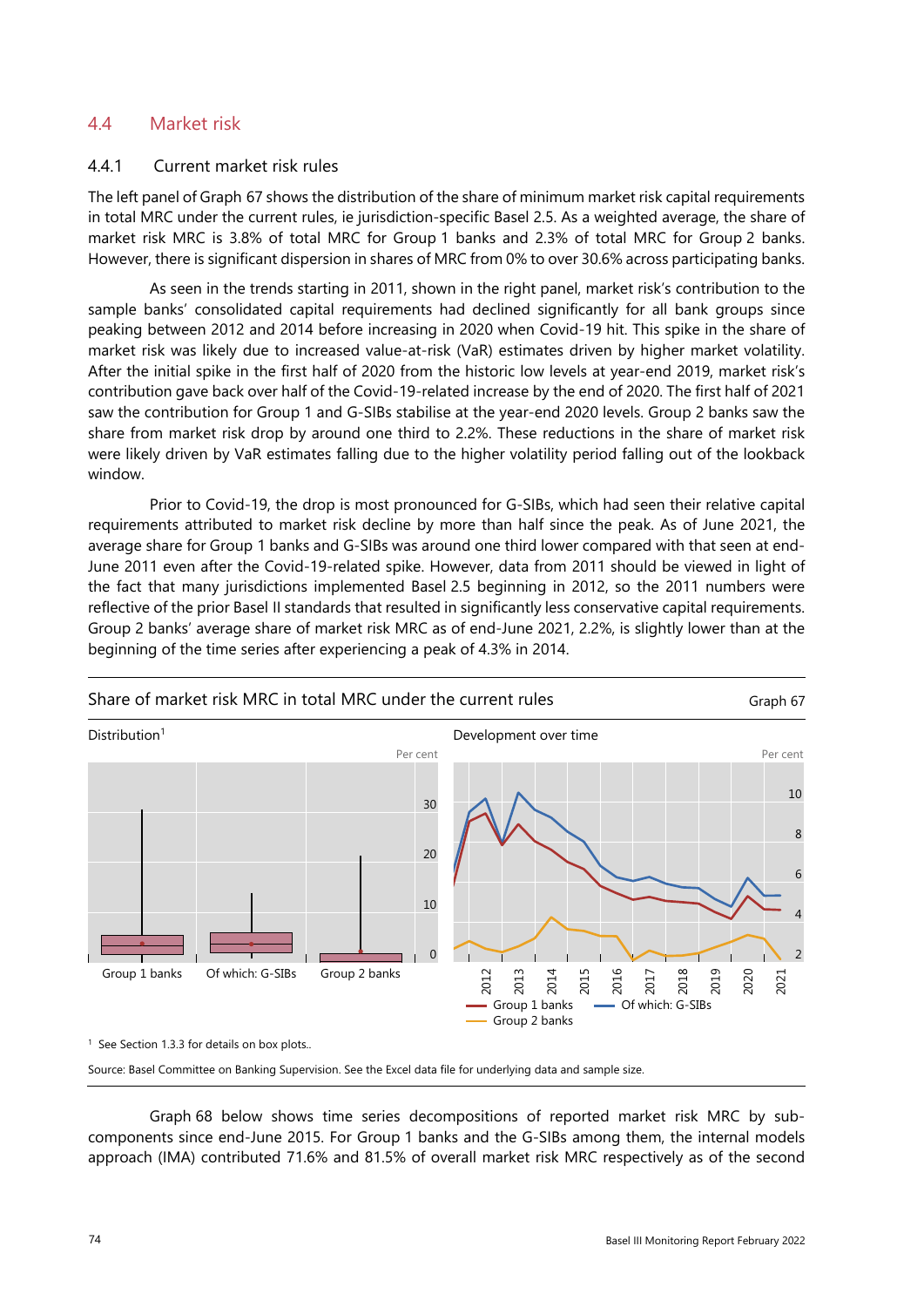## 4.4 Market risk

### 4.4.1 Current market risk rules

The left panel of Graph 67 shows the distribution of the share of minimum market risk capital requirements in total MRC under the current rules, ie jurisdiction-specific Basel 2.5. As a weighted average, the share of market risk MRC is 3.8% of total MRC for Group 1 banks and 2.3% of total MRC for Group 2 banks. However, there is significant dispersion in shares of MRC from 0% to over 30.6% across participating banks.

As seen in the trends starting in 2011, shown in the right panel, market risk's contribution to the sample banks' consolidated capital requirements had declined significantly for all bank groups since peaking between 2012 and 2014 before increasing in 2020 when Covid-19 hit. This spike in the share of market risk was likely due to increased value-at-risk (VaR) estimates driven by higher market volatility. After the initial spike in the first half of 2020 from the historic low levels at year-end 2019, market risk's contribution gave back over half of the Covid-19-related increase by the end of 2020. The first half of 2021 saw the contribution for Group 1 and G-SIBs stabilise at the year-end 2020 levels. Group 2 banks saw the share from market risk drop by around one third to 2.2%. These reductions in the share of market risk were likely driven by VaR estimates falling due to the higher volatility period falling out of the lookback window.

Prior to Covid-19, the drop is most pronounced for G-SIBs, which had seen their relative capital requirements attributed to market risk decline by more than half since the peak. As of June 2021, the average share for Group 1 banks and G-SIBs was around one third lower compared with that seen at end-June 2011 even after the Covid-19-related spike. However, data from 2011 should be viewed in light of the fact that many jurisdictions implemented Basel 2.5 beginning in 2012, so the 2011 numbers were reflective of the prior Basel II standards that resulted in significantly less conservative capital requirements. Group 2 banks' average share of market risk MRC as of end-June 2021, 2.2%, is slightly lower than at the beginning of the time series after experiencing a peak of 4.3% in 2014.

**Share of market risk MRC in total MRC under the current rules** — Graph 67

Distribution[1] | Development over time

[1] See Section 1.3.3 for details on box plots..

Source: Basel Committee on Banking Supervision. See the Excel data file for underlying data and sample size.

Graph 68 below shows time series decompositions of reported market risk MRC by sub-components since end-June 2015. For Group 1 banks and the G-SIBs among them, the internal models approach (IMA) contributed 71.6% and 81.5% of overall market risk MRC respectively as of the second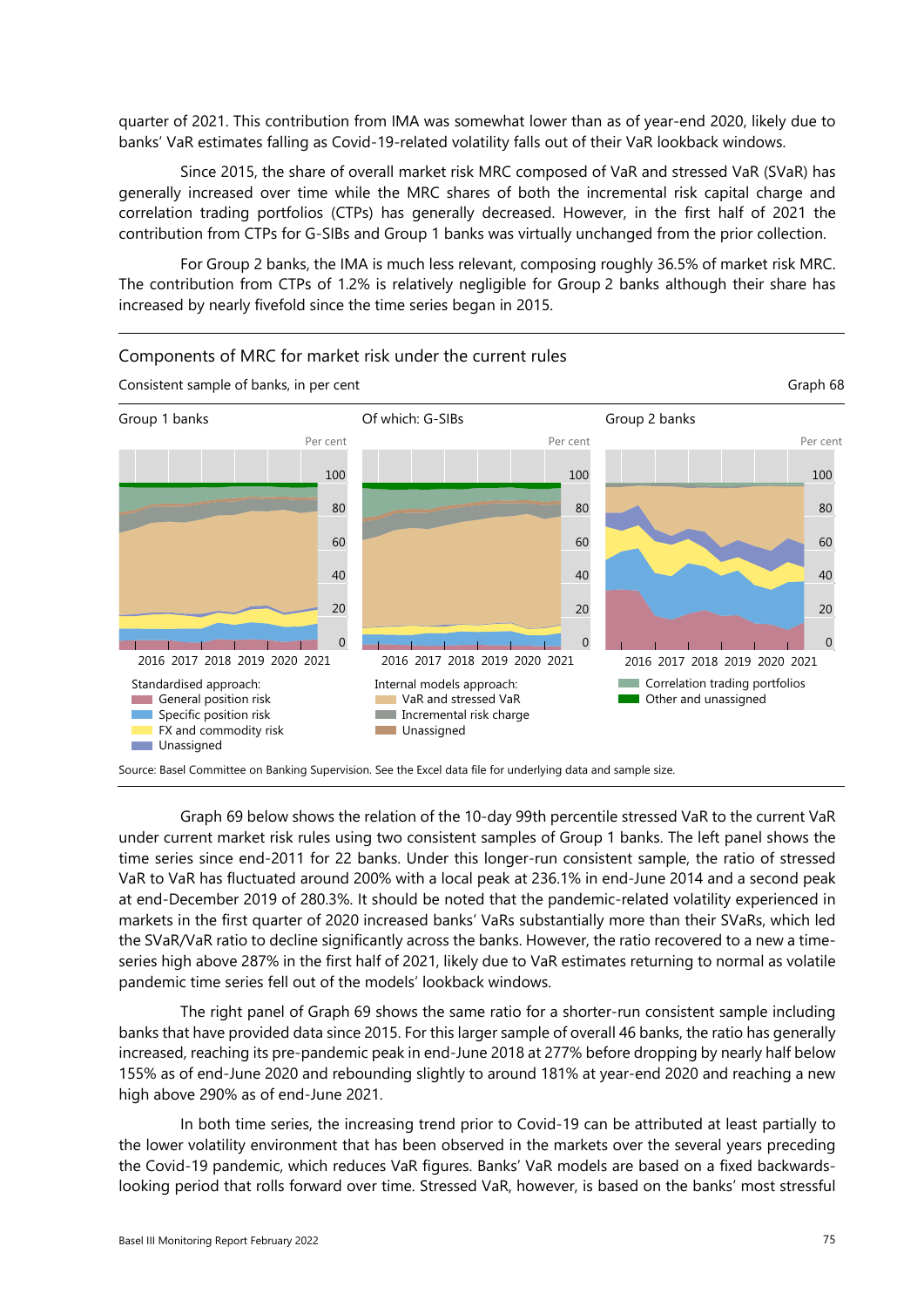quarter of 2021. This contribution from IMA was somewhat lower than as of year-end 2020, likely due to banks' VaR estimates falling as Covid-19-related volatility falls out of their VaR lookback windows.

Since 2015, the share of overall market risk MRC composed of VaR and stressed VaR (SVaR) has generally increased over time while the MRC shares of both the incremental risk capital charge and correlation trading portfolios (CTPs) has generally decreased. However, in the first half of 2021 the contribution from CTPs for G-SIBs and Group 1 banks was virtually unchanged from the prior collection.

For Group 2 banks, the IMA is much less relevant, composing roughly 36.5% of market risk MRC. The contribution from CTPs of 1.2% is relatively negligible for Group 2 banks although their share has increased by nearly fivefold since the time series began in 2015.

Components of MRC for market risk under the current rules

Consistent sample of banks, in per cent — Graph 68

Panels: Group 1 banks; Of which: G-SIBs; Group 2 banks (Per cent, 2016–2021)

Standardised approach: General position risk; Specific position risk; FX and commodity risk; Unassigned. Internal models approach: VaR and stressed VaR; Incremental risk charge; Unassigned. Correlation trading portfolios; Other and unassigned.

Source: Basel Committee on Banking Supervision. See the Excel data file for underlying data and sample size.

Graph 69 below shows the relation of the 10-day 99th percentile stressed VaR to the current VaR under current market risk rules using two consistent samples of Group 1 banks. The left panel shows the time series since end-2011 for 22 banks. Under this longer-run consistent sample, the ratio of stressed VaR to VaR has fluctuated around 200% with a local peak at 236.1% in end-June 2014 and a second peak at end-December 2019 of 280.3%. It should be noted that the pandemic-related volatility experienced in markets in the first quarter of 2020 increased banks' VaRs substantially more than their SVaRs, which led the SVaR/VaR ratio to decline significantly across the banks. However, the ratio recovered to a new a time-series high above 287% in the first half of 2021, likely due to VaR estimates returning to normal as volatile pandemic time series fell out of the models' lookback windows.

The right panel of Graph 69 shows the same ratio for a shorter-run consistent sample including banks that have provided data since 2015. For this larger sample of overall 46 banks, the ratio has generally increased, reaching its pre-pandemic peak in end-June 2018 at 277% before dropping by nearly half below 155% as of end-June 2020 and rebounding slightly to around 181% at year-end 2020 and reaching a new high above 290% as of end-June 2021.

In both time series, the increasing trend prior to Covid-19 can be attributed at least partially to the lower volatility environment that has been observed in the markets over the several years preceding the Covid-19 pandemic, which reduces VaR figures. Banks' VaR models are based on a fixed backwards-looking period that rolls forward over time. Stressed VaR, however, is based on the banks' most stressful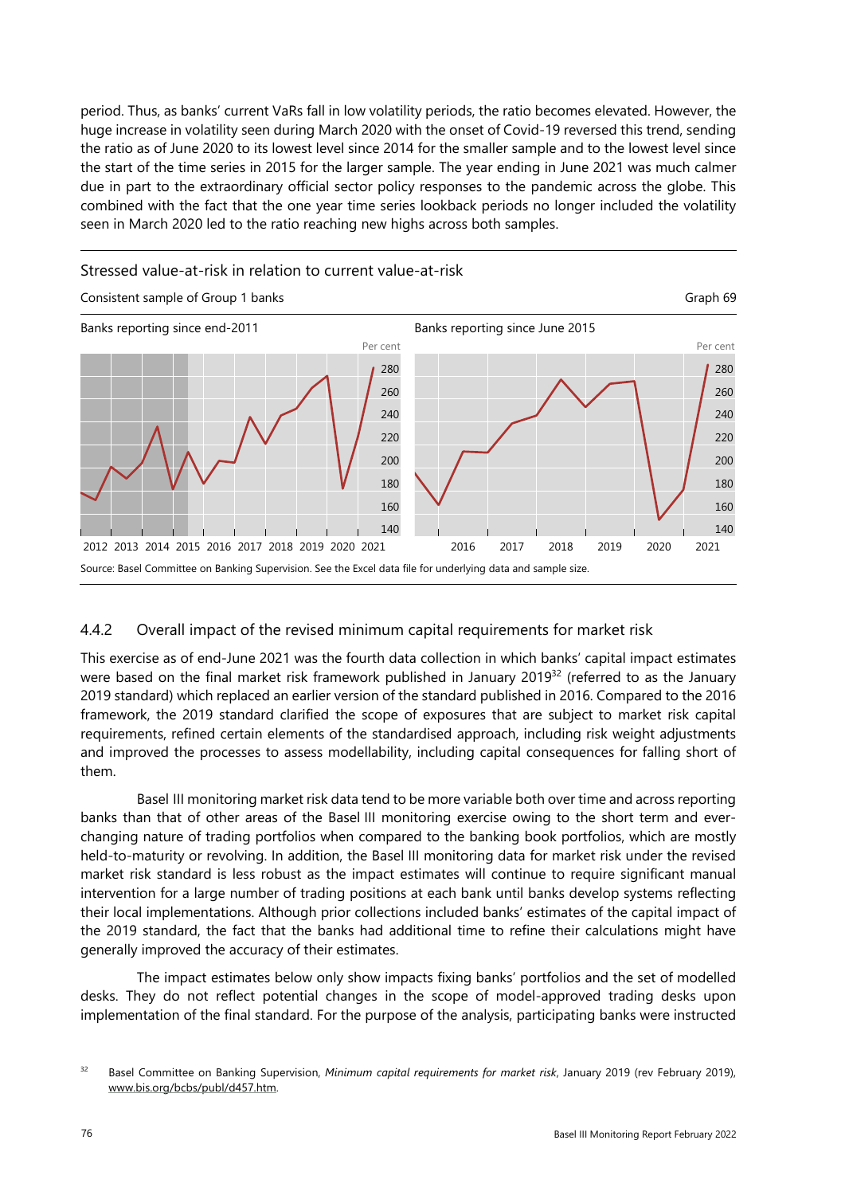period. Thus, as banks' current VaRs fall in low volatility periods, the ratio becomes elevated. However, the huge increase in volatility seen during March 2020 with the onset of Covid-19 reversed this trend, sending the ratio as of June 2020 to its lowest level since 2014 for the smaller sample and to the lowest level since the start of the time series in 2015 for the larger sample. The year ending in June 2021 was much calmer due in part to the extraordinary official sector policy responses to the pandemic across the globe. This combined with the fact that the one year time series lookback periods no longer included the volatility seen in March 2020 led to the ratio reaching new highs across both samples.

Stressed value-at-risk in relation to current value-at-risk

Consistent sample of Group 1 banks

Graph 69

Banks reporting since end-2011

Banks reporting since June 2015

Source: Basel Committee on Banking Supervision. See the Excel data file for underlying data and sample size.

### 4.4.2 Overall impact of the revised minimum capital requirements for market risk

This exercise as of end-June 2021 was the fourth data collection in which banks' capital impact estimates were based on the final market risk framework published in January 2019[32] (referred to as the January 2019 standard) which replaced an earlier version of the standard published in 2016. Compared to the 2016 framework, the 2019 standard clarified the scope of exposures that are subject to market risk capital requirements, refined certain elements of the standardised approach, including risk weight adjustments and improved the processes to assess modellability, including capital consequences for falling short of them.

Basel III monitoring market risk data tend to be more variable both over time and across reporting banks than that of other areas of the Basel III monitoring exercise owing to the short term and ever-changing nature of trading portfolios when compared to the banking book portfolios, which are mostly held-to-maturity or revolving. In addition, the Basel III monitoring data for market risk under the revised market risk standard is less robust as the impact estimates will continue to require significant manual intervention for a large number of trading positions at each bank until banks develop systems reflecting their local implementations. Although prior collections included banks' estimates of the capital impact of the 2019 standard, the fact that the banks had additional time to refine their calculations might have generally improved the accuracy of their estimates.

The impact estimates below only show impacts fixing banks' portfolios and the set of modelled desks. They do not reflect potential changes in the scope of model-approved trading desks upon implementation of the final standard. For the purpose of the analysis, participating banks were instructed

[32] Basel Committee on Banking Supervision, *Minimum capital requirements for market risk*, January 2019 (rev February 2019), www.bis.org/bcbs/publ/d457.htm.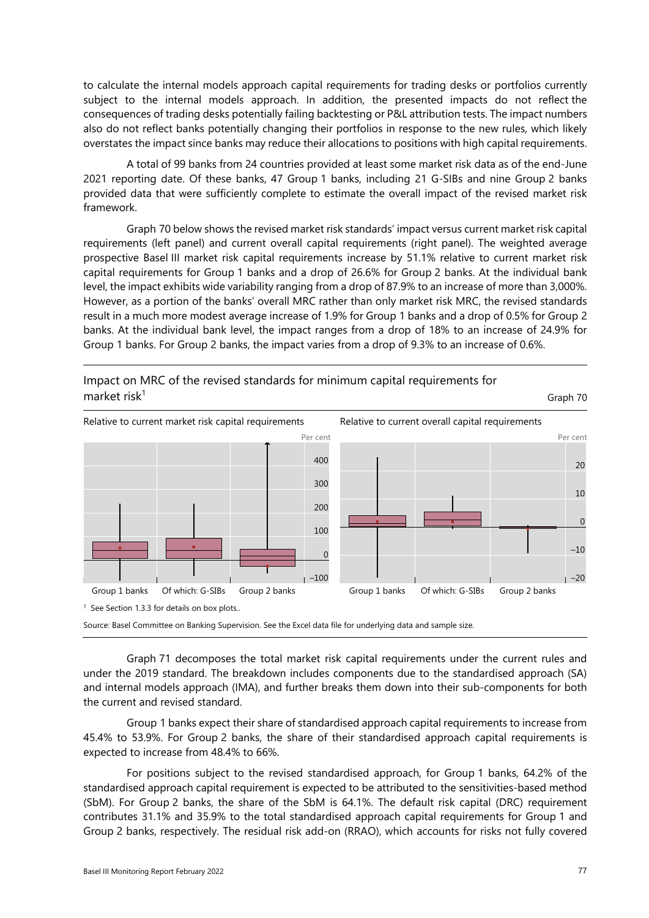to calculate the internal models approach capital requirements for trading desks or portfolios currently subject to the internal models approach. In addition, the presented impacts do not reflect the consequences of trading desks potentially failing backtesting or P&L attribution tests. The impact numbers also do not reflect banks potentially changing their portfolios in response to the new rules, which likely overstates the impact since banks may reduce their allocations to positions with high capital requirements.

A total of 99 banks from 24 countries provided at least some market risk data as of the end-June 2021 reporting date. Of these banks, 47 Group 1 banks, including 21 G-SIBs and nine Group 2 banks provided data that were sufficiently complete to estimate the overall impact of the revised market risk framework.

Graph 70 below shows the revised market risk standards' impact versus current market risk capital requirements (left panel) and current overall capital requirements (right panel). The weighted average prospective Basel III market risk capital requirements increase by 51.1% relative to current market risk capital requirements for Group 1 banks and a drop of 26.6% for Group 2 banks. At the individual bank level, the impact exhibits wide variability ranging from a drop of 87.9% to an increase of more than 3,000%. However, as a portion of the banks' overall MRC rather than only market risk MRC, the revised standards result in a much more modest average increase of 1.9% for Group 1 banks and a drop of 0.5% for Group 2 banks. At the individual bank level, the impact ranges from a drop of 18% to an increase of 24.9% for Group 1 banks. For Group 2 banks, the impact varies from a drop of 9.3% to an increase of 0.6%.

Impact on MRC of the revised standards for minimum capital requirements for market risk[1]

Graph 70

Relative to current market risk capital requirements | Relative to current overall capital requirements

[1] See Section 1.3.3 for details on box plots..

Source: Basel Committee on Banking Supervision. See the Excel data file for underlying data and sample size.

Graph 71 decomposes the total market risk capital requirements under the current rules and under the 2019 standard. The breakdown includes components due to the standardised approach (SA) and internal models approach (IMA), and further breaks them down into their sub-components for both the current and revised standard.

Group 1 banks expect their share of standardised approach capital requirements to increase from 45.4% to 53.9%. For Group 2 banks, the share of their standardised approach capital requirements is expected to increase from 48.4% to 66%.

For positions subject to the revised standardised approach, for Group 1 banks, 64.2% of the standardised approach capital requirement is expected to be attributed to the sensitivities-based method (SbM). For Group 2 banks, the share of the SbM is 64.1%. The default risk capital (DRC) requirement contributes 31.1% and 35.9% to the total standardised approach capital requirements for Group 1 and Group 2 banks, respectively. The residual risk add-on (RRAO), which accounts for risks not fully covered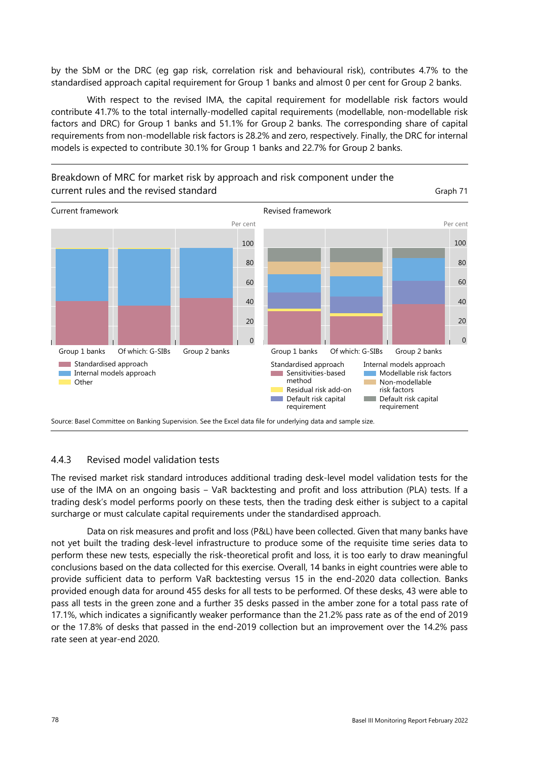by the SbM or the DRC (eg gap risk, correlation risk and behavioural risk), contributes 4.7% to the standardised approach capital requirement for Group 1 banks and almost 0 per cent for Group 2 banks.

With respect to the revised IMA, the capital requirement for modellable risk factors would contribute 41.7% to the total internally-modelled capital requirements (modellable, non-modellable risk factors and DRC) for Group 1 banks and 51.1% for Group 2 banks. The corresponding share of capital requirements from non-modellable risk factors is 28.2% and zero, respectively. Finally, the DRC for internal models is expected to contribute 30.1% for Group 1 banks and 22.7% for Group 2 banks.

Breakdown of MRC for market risk by approach and risk component under the current rules and the revised standard

Graph 71

Current framework

Per cent

Group 1 banks | Of which: G-SIBs | Group 2 banks

Standardised approach
Internal models approach
Other

Revised framework

Per cent

Group 1 banks | Of which: G-SIBs | Group 2 banks

Standardised approach
- Sensitivities-based method
- Residual risk add-on
- Default risk capital requirement

Internal models approach
- Modellable risk factors
- Non-modellable risk factors
- Default risk capital requirement

Source: Basel Committee on Banking Supervision. See the Excel data file for underlying data and sample size.

### 4.4.3 Revised model validation tests

The revised market risk standard introduces additional trading desk-level model validation tests for the use of the IMA on an ongoing basis – VaR backtesting and profit and loss attribution (PLA) tests. If a trading desk's model performs poorly on these tests, then the trading desk either is subject to a capital surcharge or must calculate capital requirements under the standardised approach.

Data on risk measures and profit and loss (P&L) have been collected. Given that many banks have not yet built the trading desk-level infrastructure to produce some of the requisite time series data to perform these new tests, especially the risk-theoretical profit and loss, it is too early to draw meaningful conclusions based on the data collected for this exercise. Overall, 14 banks in eight countries were able to provide sufficient data to perform VaR backtesting versus 15 in the end-2020 data collection. Banks provided enough data for around 455 desks for all tests to be performed. Of these desks, 43 were able to pass all tests in the green zone and a further 35 desks passed in the amber zone for a total pass rate of 17.1%, which indicates a significantly weaker performance than the 21.2% pass rate as of the end of 2019 or the 17.8% of desks that passed in the end-2019 collection but an improvement over the 14.2% pass rate seen at year-end 2020.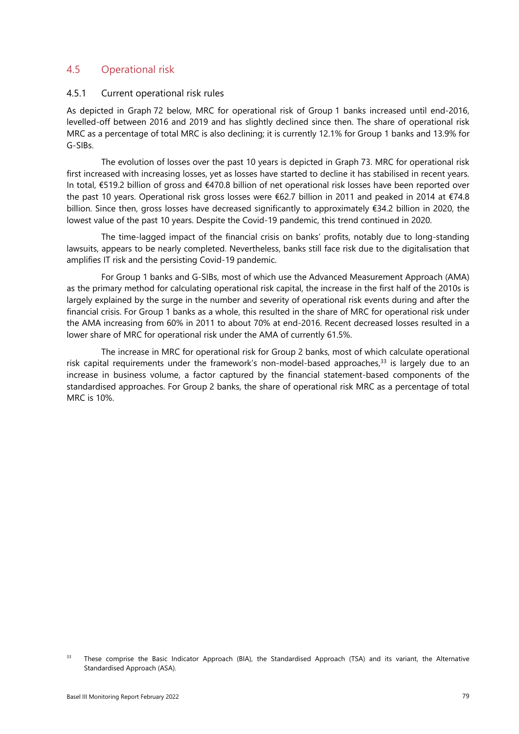## 4.5 Operational risk

### 4.5.1 Current operational risk rules

As depicted in Graph 72 below, MRC for operational risk of Group 1 banks increased until end-2016, levelled-off between 2016 and 2019 and has slightly declined since then. The share of operational risk MRC as a percentage of total MRC is also declining; it is currently 12.1% for Group 1 banks and 13.9% for G-SIBs.

The evolution of losses over the past 10 years is depicted in Graph 73. MRC for operational risk first increased with increasing losses, yet as losses have started to decline it has stabilised in recent years. In total, €519.2 billion of gross and €470.8 billion of net operational risk losses have been reported over the past 10 years. Operational risk gross losses were €62.7 billion in 2011 and peaked in 2014 at €74.8 billion. Since then, gross losses have decreased significantly to approximately €34.2 billion in 2020, the lowest value of the past 10 years. Despite the Covid-19 pandemic, this trend continued in 2020.

The time-lagged impact of the financial crisis on banks' profits, notably due to long-standing lawsuits, appears to be nearly completed. Nevertheless, banks still face risk due to the digitalisation that amplifies IT risk and the persisting Covid-19 pandemic.

For Group 1 banks and G-SIBs, most of which use the Advanced Measurement Approach (AMA) as the primary method for calculating operational risk capital, the increase in the first half of the 2010s is largely explained by the surge in the number and severity of operational risk events during and after the financial crisis. For Group 1 banks as a whole, this resulted in the share of MRC for operational risk under the AMA increasing from 60% in 2011 to about 70% at end-2016. Recent decreased losses resulted in a lower share of MRC for operational risk under the AMA of currently 61.5%.

The increase in MRC for operational risk for Group 2 banks, most of which calculate operational risk capital requirements under the framework's non-model-based approaches,[33] is largely due to an increase in business volume, a factor captured by the financial statement-based components of the standardised approaches. For Group 2 banks, the share of operational risk MRC as a percentage of total MRC is 10%.

[33] These comprise the Basic Indicator Approach (BIA), the Standardised Approach (TSA) and its variant, the Alternative Standardised Approach (ASA).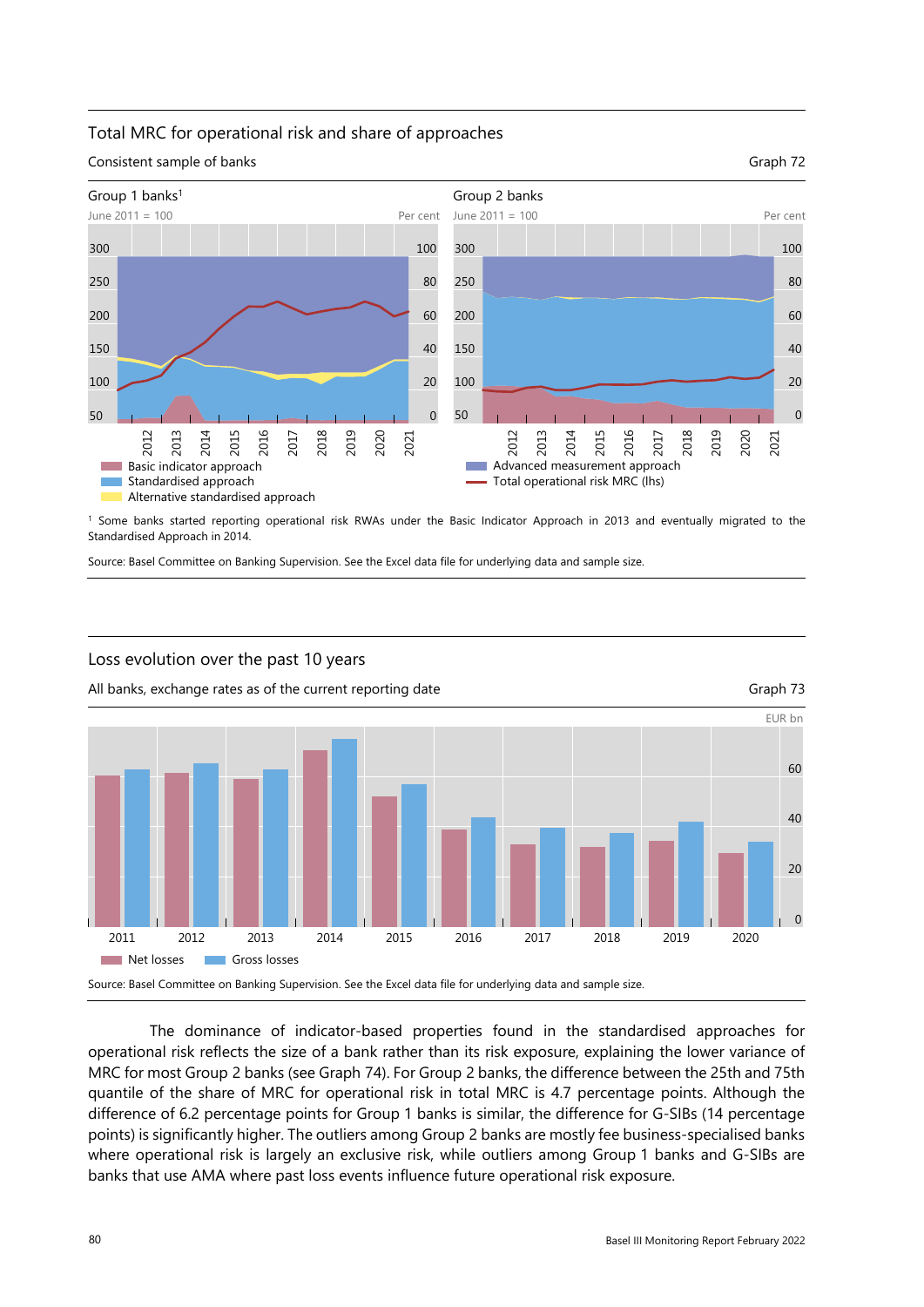## Total MRC for operational risk and share of approaches

Consistent sample of banks

Graph 72

Group 1 banks[1]

June 2011 = 100 — Per cent

Group 2 banks

June 2011 = 100 — Per cent

Basic indicator approach; Standardised approach; Alternative standardised approach; Advanced measurement approach; Total operational risk MRC (lhs)

[1] Some banks started reporting operational risk RWAs under the Basic Indicator Approach in 2013 and eventually migrated to the Standardised Approach in 2014.

Source: Basel Committee on Banking Supervision. See the Excel data file for underlying data and sample size.

## Loss evolution over the past 10 years

All banks, exchange rates as of the current reporting date

Graph 73

EUR bn

Net losses; Gross losses

Source: Basel Committee on Banking Supervision. See the Excel data file for underlying data and sample size.

The dominance of indicator-based properties found in the standardised approaches for operational risk reflects the size of a bank rather than its risk exposure, explaining the lower variance of MRC for most Group 2 banks (see Graph 74). For Group 2 banks, the difference between the 25th and 75th quantile of the share of MRC for operational risk in total MRC is 4.7 percentage points. Although the difference of 6.2 percentage points for Group 1 banks is similar, the difference for G-SIBs (14 percentage points) is significantly higher. The outliers among Group 2 banks are mostly fee business-specialised banks where operational risk is largely an exclusive risk, while outliers among Group 1 banks and G-SIBs are banks that use AMA where past loss events influence future operational risk exposure.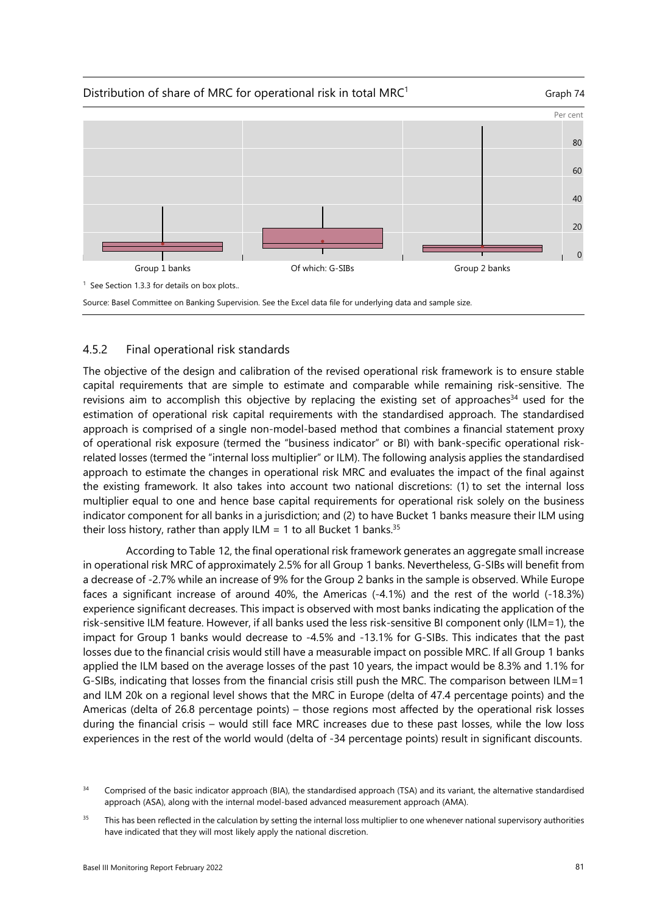Distribution of share of MRC for operational risk in total MRC[1]

Graph 74

[1] See Section 1.3.3 for details on box plots..

Source: Basel Committee on Banking Supervision. See the Excel data file for underlying data and sample size.

### 4.5.2 Final operational risk standards

The objective of the design and calibration of the revised operational risk framework is to ensure stable capital requirements that are simple to estimate and comparable while remaining risk-sensitive. The revisions aim to accomplish this objective by replacing the existing set of approaches[34] used for the estimation of operational risk capital requirements with the standardised approach. The standardised approach is comprised of a single non-model-based method that combines a financial statement proxy of operational risk exposure (termed the "business indicator" or BI) with bank-specific operational risk-related losses (termed the "internal loss multiplier" or ILM). The following analysis applies the standardised approach to estimate the changes in operational risk MRC and evaluates the impact of the final against the existing framework. It also takes into account two national discretions: (1) to set the internal loss multiplier equal to one and hence base capital requirements for operational risk solely on the business indicator component for all banks in a jurisdiction; and (2) to have Bucket 1 banks measure their ILM using their loss history, rather than apply ILM = 1 to all Bucket 1 banks.[35]

According to Table 12, the final operational risk framework generates an aggregate small increase in operational risk MRC of approximately 2.5% for all Group 1 banks. Nevertheless, G-SIBs will benefit from a decrease of -2.7% while an increase of 9% for the Group 2 banks in the sample is observed. While Europe faces a significant increase of around 40%, the Americas (-4.1%) and the rest of the world (-18.3%) experience significant decreases. This impact is observed with most banks indicating the application of the risk-sensitive ILM feature. However, if all banks used the less risk-sensitive BI component only (ILM=1), the impact for Group 1 banks would decrease to -4.5% and -13.1% for G-SIBs. This indicates that the past losses due to the financial crisis would still have a measurable impact on possible MRC. If all Group 1 banks applied the ILM based on the average losses of the past 10 years, the impact would be 8.3% and 1.1% for G-SIBs, indicating that losses from the financial crisis still push the MRC. The comparison between ILM=1 and ILM 20k on a regional level shows that the MRC in Europe (delta of 47.4 percentage points) and the Americas (delta of 26.8 percentage points) – those regions most affected by the operational risk losses during the financial crisis – would still face MRC increases due to these past losses, while the low loss experiences in the rest of the world would (delta of -34 percentage points) result in significant discounts.

[34] Comprised of the basic indicator approach (BIA), the standardised approach (TSA) and its variant, the alternative standardised approach (ASA), along with the internal model-based advanced measurement approach (AMA).

[35] This has been reflected in the calculation by setting the internal loss multiplier to one whenever national supervisory authorities have indicated that they will most likely apply the national discretion.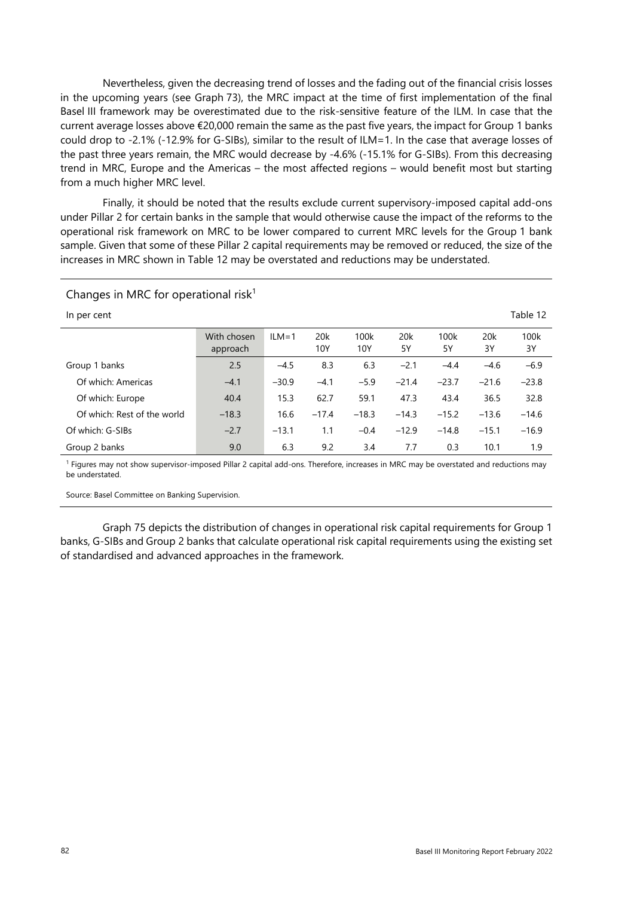Nevertheless, given the decreasing trend of losses and the fading out of the financial crisis losses in the upcoming years (see Graph 73), the MRC impact at the time of first implementation of the final Basel III framework may be overestimated due to the risk-sensitive feature of the ILM. In case that the current average losses above €20,000 remain the same as the past five years, the impact for Group 1 banks could drop to -2.1% (-12.9% for G-SIBs), similar to the result of ILM=1. In the case that average losses of the past three years remain, the MRC would decrease by -4.6% (-15.1% for G-SIBs). From this decreasing trend in MRC, Europe and the Americas – the most affected regions – would benefit most but starting from a much higher MRC level.

Finally, it should be noted that the results exclude current supervisory-imposed capital add-ons under Pillar 2 for certain banks in the sample that would otherwise cause the impact of the reforms to the operational risk framework on MRC to be lower compared to current MRC levels for the Group 1 bank sample. Given that some of these Pillar 2 capital requirements may be removed or reduced, the size of the increases in MRC shown in Table 12 may be overstated and reductions may be understated.

## Changes in MRC for operational risk[1]

In per cent

Table 12

| | With chosen approach | ILM=1 | 20k 10Y | 100k 10Y | 20k 5Y | 100k 5Y | 20k 3Y | 100k 3Y |
|---|---|---|---|---|---|---|---|---|
| Group 1 banks | 2.5 | –4.5 | 8.3 | 6.3 | –2.1 | –4.4 | –4.6 | –6.9 |
| Of which: Americas | –4.1 | –30.9 | –4.1 | –5.9 | –21.4 | –23.7 | –21.6 | –23.8 |
| Of which: Europe | 40.4 | 15.3 | 62.7 | 59.1 | 47.3 | 43.4 | 36.5 | 32.8 |
| Of which: Rest of the world | –18.3 | 16.6 | –17.4 | –18.3 | –14.3 | –15.2 | –13.6 | –14.6 |
| Of which: G-SIBs | –2.7 | –13.1 | 1.1 | –0.4 | –12.9 | –14.8 | –15.1 | –16.9 |
| Group 2 banks | 9.0 | 6.3 | 9.2 | 3.4 | 7.7 | 0.3 | 10.1 | 1.9 |

[1] Figures may not show supervisor-imposed Pillar 2 capital add-ons. Therefore, increases in MRC may be overstated and reductions may be understated.

Source: Basel Committee on Banking Supervision.

Graph 75 depicts the distribution of changes in operational risk capital requirements for Group 1 banks, G-SIBs and Group 2 banks that calculate operational risk capital requirements using the existing set of standardised and advanced approaches in the framework.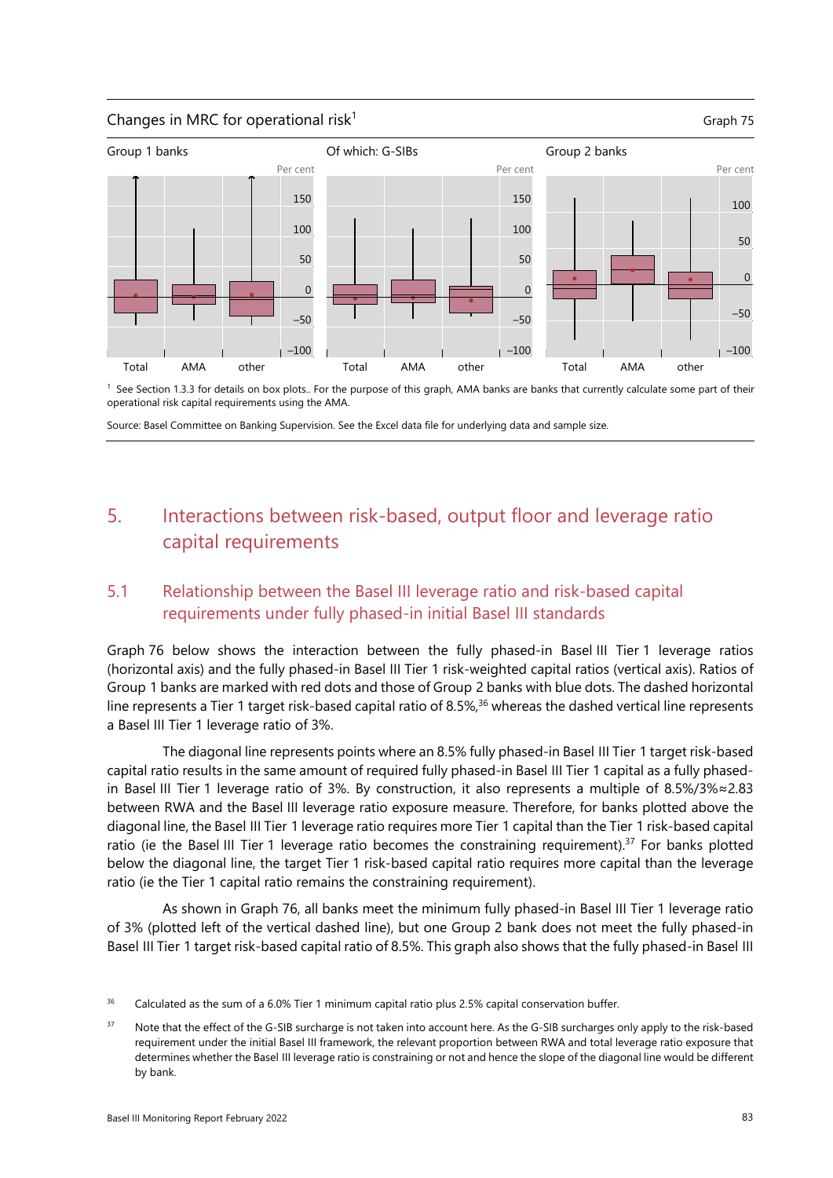Changes in MRC for operational risk[1]

Graph 75

[1] See Section 1.3.3 for details on box plots.. For the purpose of this graph, AMA banks are banks that currently calculate some part of their operational risk capital requirements using the AMA.

Source: Basel Committee on Banking Supervision. See the Excel data file for underlying data and sample size.

## 5. Interactions between risk-based, output floor and leverage ratio capital requirements

### 5.1 Relationship between the Basel III leverage ratio and risk-based capital requirements under fully phased-in initial Basel III standards

Graph 76 below shows the interaction between the fully phased-in Basel III Tier 1 leverage ratios (horizontal axis) and the fully phased-in Basel III Tier 1 risk-weighted capital ratios (vertical axis). Ratios of Group 1 banks are marked with red dots and those of Group 2 banks with blue dots. The dashed horizontal line represents a Tier 1 target risk-based capital ratio of 8.5%,[36] whereas the dashed vertical line represents a Basel III Tier 1 leverage ratio of 3%.

The diagonal line represents points where an 8.5% fully phased-in Basel III Tier 1 target risk-based capital ratio results in the same amount of required fully phased-in Basel III Tier 1 capital as a fully phased-in Basel III Tier 1 leverage ratio of 3%. By construction, it also represents a multiple of 8.5%/3%≈2.83 between RWA and the Basel III leverage ratio exposure measure. Therefore, for banks plotted above the diagonal line, the Basel III Tier 1 leverage ratio requires more Tier 1 capital than the Tier 1 risk-based capital ratio (ie the Basel III Tier 1 leverage ratio becomes the constraining requirement).[37] For banks plotted below the diagonal line, the target Tier 1 risk-based capital ratio requires more capital than the leverage ratio (ie the Tier 1 capital ratio remains the constraining requirement).

As shown in Graph 76, all banks meet the minimum fully phased-in Basel III Tier 1 leverage ratio of 3% (plotted left of the vertical dashed line), but one Group 2 bank does not meet the fully phased-in Basel III Tier 1 target risk-based capital ratio of 8.5%. This graph also shows that the fully phased-in Basel III

[36] Calculated as the sum of a 6.0% Tier 1 minimum capital ratio plus 2.5% capital conservation buffer.

[37] Note that the effect of the G-SIB surcharge is not taken into account here. As the G-SIB surcharges only apply to the risk-based requirement under the initial Basel III framework, the relevant proportion between RWA and total leverage ratio exposure that determines whether the Basel III leverage ratio is constraining or not and hence the slope of the diagonal line would be different by bank.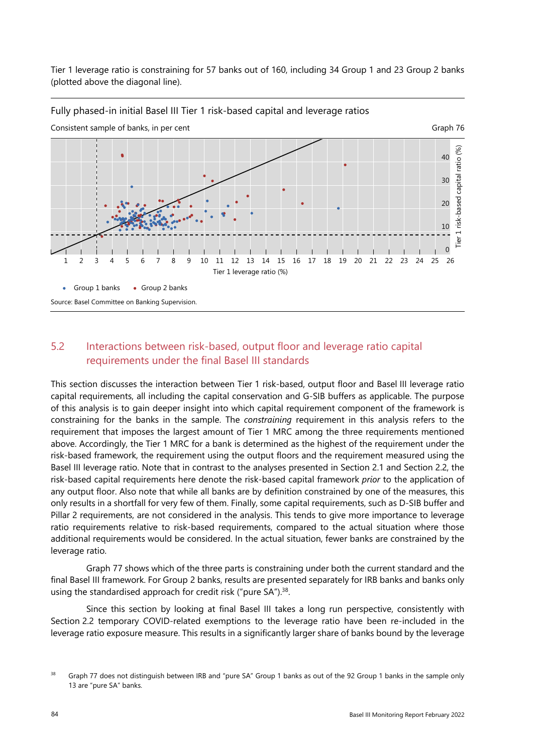Tier 1 leverage ratio is constraining for 57 banks out of 160, including 34 Group 1 and 23 Group 2 banks (plotted above the diagonal line).

Fully phased-in initial Basel III Tier 1 risk-based capital and leverage ratios

Consistent sample of banks, in per cent

Graph 76

Tier 1 leverage ratio (%)

Tier 1 risk-based capital ratio (%)

• Group 1 banks • Group 2 banks

Source: Basel Committee on Banking Supervision.

## 5.2 Interactions between risk-based, output floor and leverage ratio capital requirements under the final Basel III standards

This section discusses the interaction between Tier 1 risk-based, output floor and Basel III leverage ratio capital requirements, all including the capital conservation and G-SIB buffers as applicable. The purpose of this analysis is to gain deeper insight into which capital requirement component of the framework is constraining for the banks in the sample. The *constraining* requirement in this analysis refers to the requirement that imposes the largest amount of Tier 1 MRC among the three requirements mentioned above. Accordingly, the Tier 1 MRC for a bank is determined as the highest of the requirement under the risk-based framework, the requirement using the output floors and the requirement measured using the Basel III leverage ratio. Note that in contrast to the analyses presented in Section 2.1 and Section 2.2, the risk-based capital requirements here denote the risk-based capital framework *prior* to the application of any output floor. Also note that while all banks are by definition constrained by one of the measures, this only results in a shortfall for very few of them. Finally, some capital requirements, such as D-SIB buffer and Pillar 2 requirements, are not considered in the analysis. This tends to give more importance to leverage ratio requirements relative to risk-based requirements, compared to the actual situation where those additional requirements would be considered. In the actual situation, fewer banks are constrained by the leverage ratio.

Graph 77 shows which of the three parts is constraining under both the current standard and the final Basel III framework. For Group 2 banks, results are presented separately for IRB banks and banks only using the standardised approach for credit risk ("pure SA").[38].

Since this section by looking at final Basel III takes a long run perspective, consistently with Section 2.2 temporary COVID-related exemptions to the leverage ratio have been re-included in the leverage ratio exposure measure. This results in a significantly larger share of banks bound by the leverage

[38] Graph 77 does not distinguish between IRB and "pure SA" Group 1 banks as out of the 92 Group 1 banks in the sample only 13 are "pure SA" banks.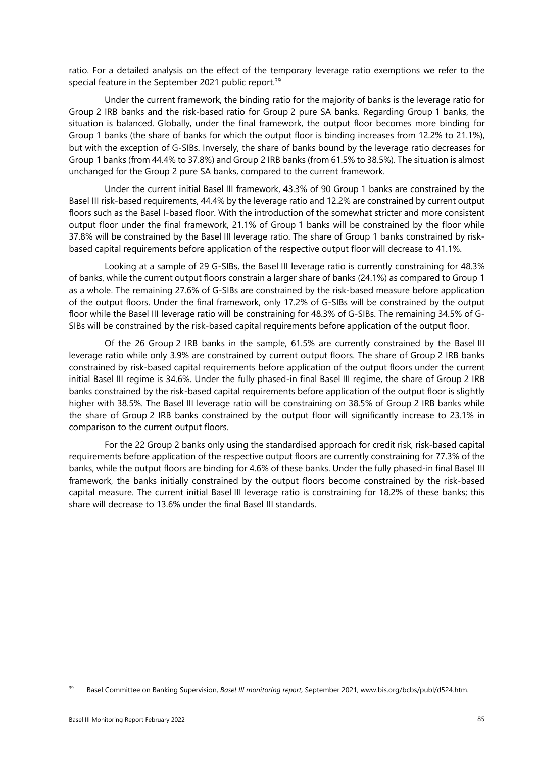ratio. For a detailed analysis on the effect of the temporary leverage ratio exemptions we refer to the special feature in the September 2021 public report.[39]

Under the current framework, the binding ratio for the majority of banks is the leverage ratio for Group 2 IRB banks and the risk-based ratio for Group 2 pure SA banks. Regarding Group 1 banks, the situation is balanced. Globally, under the final framework, the output floor becomes more binding for Group 1 banks (the share of banks for which the output floor is binding increases from 12.2% to 21.1%), but with the exception of G-SIBs. Inversely, the share of banks bound by the leverage ratio decreases for Group 1 banks (from 44.4% to 37.8%) and Group 2 IRB banks (from 61.5% to 38.5%). The situation is almost unchanged for the Group 2 pure SA banks, compared to the current framework.

Under the current initial Basel III framework, 43.3% of 90 Group 1 banks are constrained by the Basel III risk-based requirements, 44.4% by the leverage ratio and 12.2% are constrained by current output floors such as the Basel I-based floor. With the introduction of the somewhat stricter and more consistent output floor under the final framework, 21.1% of Group 1 banks will be constrained by the floor while 37.8% will be constrained by the Basel III leverage ratio. The share of Group 1 banks constrained by risk-based capital requirements before application of the respective output floor will decrease to 41.1%.

Looking at a sample of 29 G-SIBs, the Basel III leverage ratio is currently constraining for 48.3% of banks, while the current output floors constrain a larger share of banks (24.1%) as compared to Group 1 as a whole. The remaining 27.6% of G-SIBs are constrained by the risk-based measure before application of the output floors. Under the final framework, only 17.2% of G-SIBs will be constrained by the output floor while the Basel III leverage ratio will be constraining for 48.3% of G-SIBs. The remaining 34.5% of G-SIBs will be constrained by the risk-based capital requirements before application of the output floor.

Of the 26 Group 2 IRB banks in the sample, 61.5% are currently constrained by the Basel III leverage ratio while only 3.9% are constrained by current output floors. The share of Group 2 IRB banks constrained by risk-based capital requirements before application of the output floors under the current initial Basel III regime is 34.6%. Under the fully phased-in final Basel III regime, the share of Group 2 IRB banks constrained by the risk-based capital requirements before application of the output floor is slightly higher with 38.5%. The Basel III leverage ratio will be constraining on 38.5% of Group 2 IRB banks while the share of Group 2 IRB banks constrained by the output floor will significantly increase to 23.1% in comparison to the current output floors.

For the 22 Group 2 banks only using the standardised approach for credit risk, risk-based capital requirements before application of the respective output floors are currently constraining for 77.3% of the banks, while the output floors are binding for 4.6% of these banks. Under the fully phased-in final Basel III framework, the banks initially constrained by the output floors become constrained by the risk-based capital measure. The current initial Basel III leverage ratio is constraining for 18.2% of these banks; this share will decrease to 13.6% under the final Basel III standards.

[39] Basel Committee on Banking Supervision, *Basel III monitoring report,* September 2021, www.bis.org/bcbs/publ/d524.htm.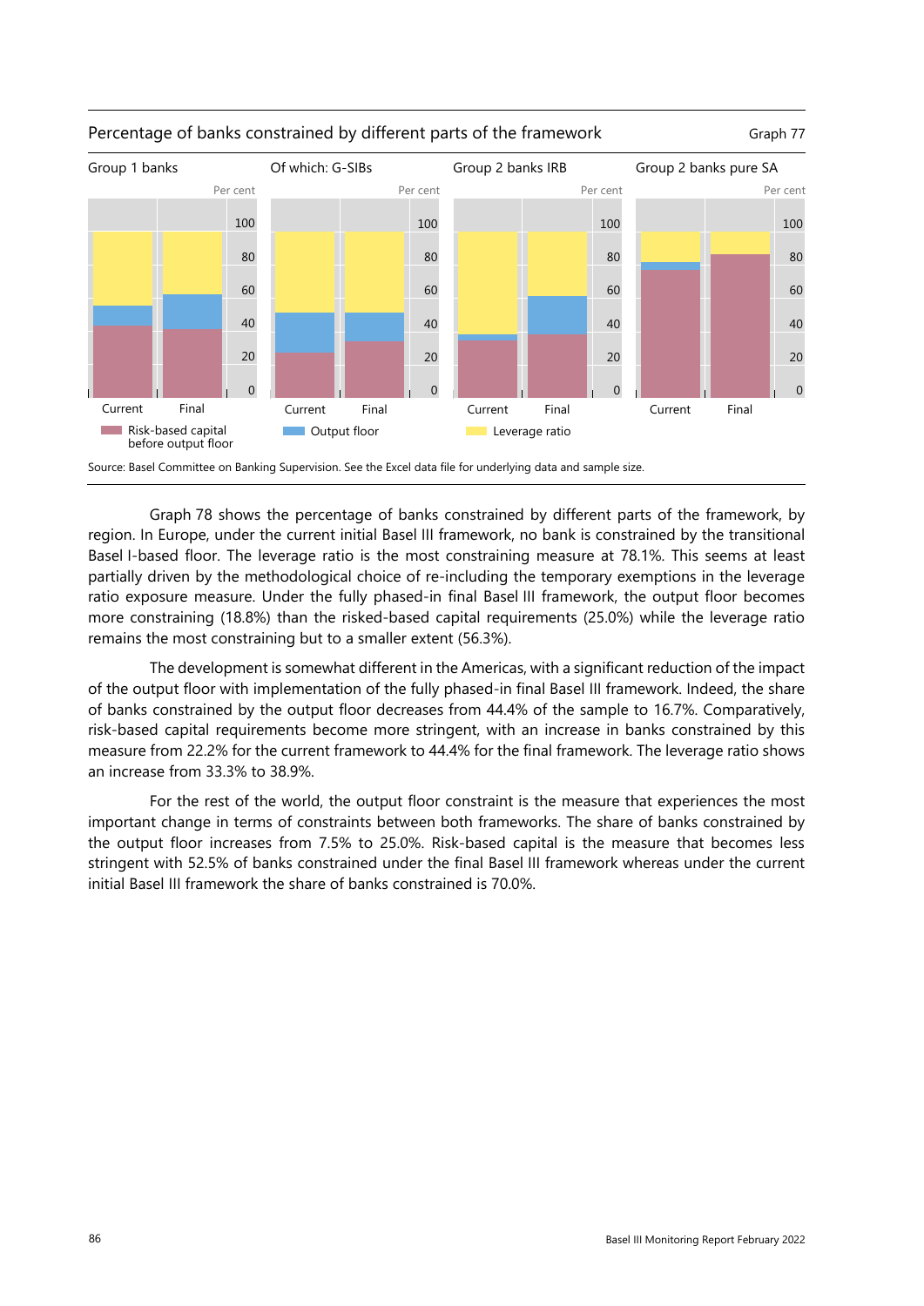Percentage of banks constrained by different parts of the framework

Graph 77

Group 1 banks | Of which: G-SIBs | Group 2 banks IRB | Group 2 banks pure SA

Risk-based capital before output floor | Output floor | Leverage ratio

Source: Basel Committee on Banking Supervision. See the Excel data file for underlying data and sample size.

Graph 78 shows the percentage of banks constrained by different parts of the framework, by region. In Europe, under the current initial Basel III framework, no bank is constrained by the transitional Basel I-based floor. The leverage ratio is the most constraining measure at 78.1%. This seems at least partially driven by the methodological choice of re-including the temporary exemptions in the leverage ratio exposure measure. Under the fully phased-in final Basel III framework, the output floor becomes more constraining (18.8%) than the risked-based capital requirements (25.0%) while the leverage ratio remains the most constraining but to a smaller extent (56.3%).

The development is somewhat different in the Americas, with a significant reduction of the impact of the output floor with implementation of the fully phased-in final Basel III framework. Indeed, the share of banks constrained by the output floor decreases from 44.4% of the sample to 16.7%. Comparatively, risk-based capital requirements become more stringent, with an increase in banks constrained by this measure from 22.2% for the current framework to 44.4% for the final framework. The leverage ratio shows an increase from 33.3% to 38.9%.

For the rest of the world, the output floor constraint is the measure that experiences the most important change in terms of constraints between both frameworks. The share of banks constrained by the output floor increases from 7.5% to 25.0%. Risk-based capital is the measure that becomes less stringent with 52.5% of banks constrained under the final Basel III framework whereas under the current initial Basel III framework the share of banks constrained is 70.0%.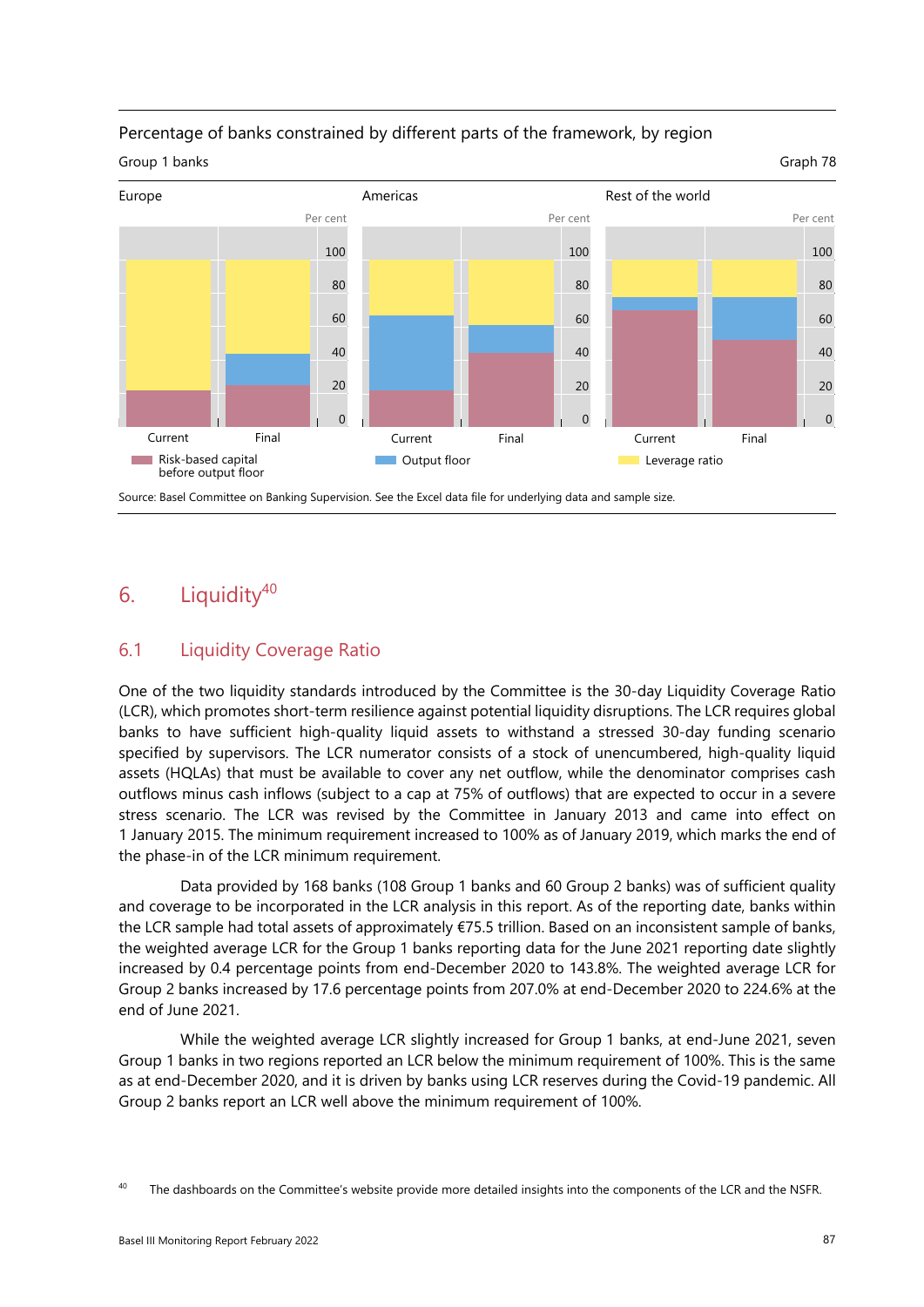Percentage of banks constrained by different parts of the framework, by region

Group 1 banks

Graph 78

Europe | Americas | Rest of the world

Per cent

Current | Final

Risk-based capital before output floor | Output floor | Leverage ratio

Source: Basel Committee on Banking Supervision. See the Excel data file for underlying data and sample size.

# 6. Liquidity[40]

## 6.1 Liquidity Coverage Ratio

One of the two liquidity standards introduced by the Committee is the 30-day Liquidity Coverage Ratio (LCR), which promotes short-term resilience against potential liquidity disruptions. The LCR requires global banks to have sufficient high-quality liquid assets to withstand a stressed 30-day funding scenario specified by supervisors. The LCR numerator consists of a stock of unencumbered, high-quality liquid assets (HQLAs) that must be available to cover any net outflow, while the denominator comprises cash outflows minus cash inflows (subject to a cap at 75% of outflows) that are expected to occur in a severe stress scenario. The LCR was revised by the Committee in January 2013 and came into effect on 1 January 2015. The minimum requirement increased to 100% as of January 2019, which marks the end of the phase-in of the LCR minimum requirement.

Data provided by 168 banks (108 Group 1 banks and 60 Group 2 banks) was of sufficient quality and coverage to be incorporated in the LCR analysis in this report. As of the reporting date, banks within the LCR sample had total assets of approximately €75.5 trillion. Based on an inconsistent sample of banks, the weighted average LCR for the Group 1 banks reporting data for the June 2021 reporting date slightly increased by 0.4 percentage points from end-December 2020 to 143.8%. The weighted average LCR for Group 2 banks increased by 17.6 percentage points from 207.0% at end-December 2020 to 224.6% at the end of June 2021.

While the weighted average LCR slightly increased for Group 1 banks, at end-June 2021, seven Group 1 banks in two regions reported an LCR below the minimum requirement of 100%. This is the same as at end-December 2020, and it is driven by banks using LCR reserves during the Covid-19 pandemic. All Group 2 banks report an LCR well above the minimum requirement of 100%.

[40] The dashboards on the Committee's website provide more detailed insights into the components of the LCR and the NSFR.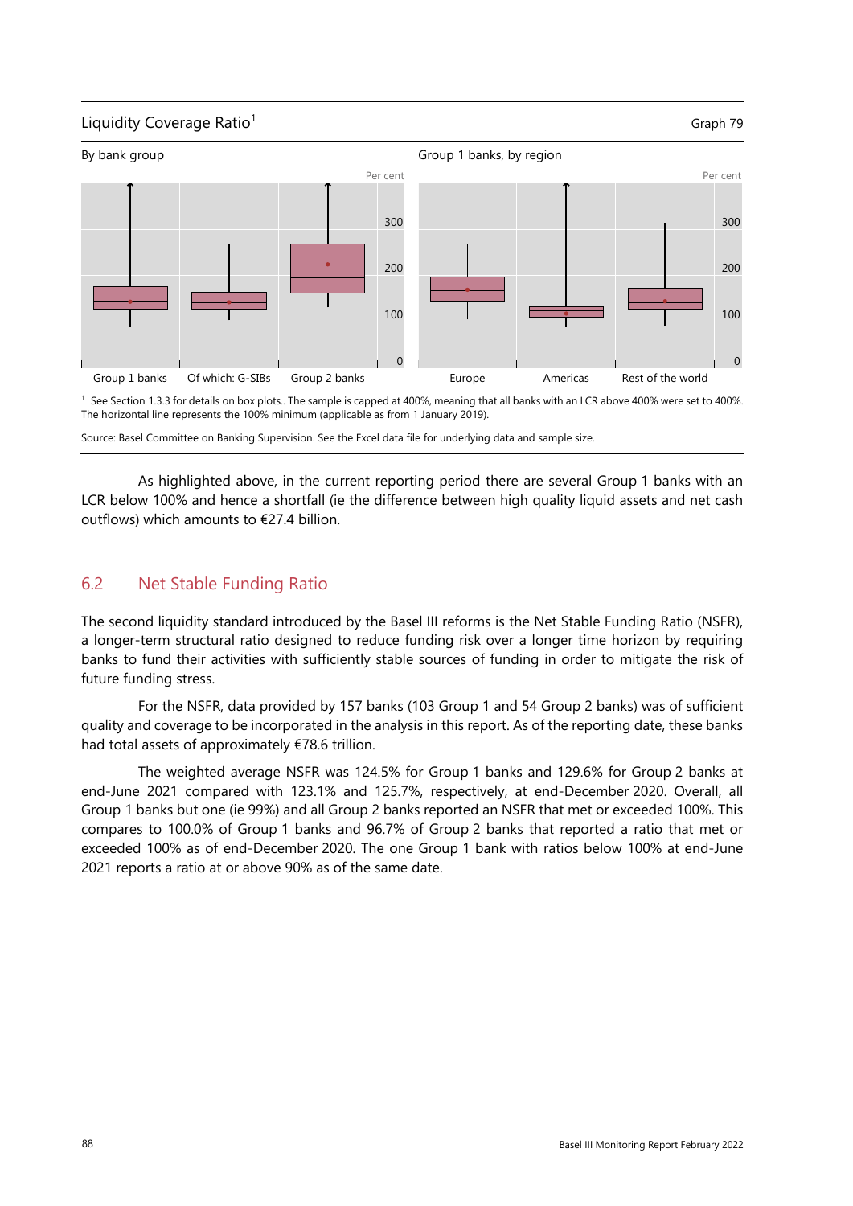Liquidity Coverage Ratio[1]

Graph 79

By bank group

Group 1 banks, by region

Per cent

Group 1 banks | Of which: G-SIBs | Group 2 banks | Europe | Americas | Rest of the world

[1] See Section 1.3.3 for details on box plots.. The sample is capped at 400%, meaning that all banks with an LCR above 400% were set to 400%. The horizontal line represents the 100% minimum (applicable as from 1 January 2019).

Source: Basel Committee on Banking Supervision. See the Excel data file for underlying data and sample size.

As highlighted above, in the current reporting period there are several Group 1 banks with an LCR below 100% and hence a shortfall (ie the difference between high quality liquid assets and net cash outflows) which amounts to €27.4 billion.

## 6.2 Net Stable Funding Ratio

The second liquidity standard introduced by the Basel III reforms is the Net Stable Funding Ratio (NSFR), a longer-term structural ratio designed to reduce funding risk over a longer time horizon by requiring banks to fund their activities with sufficiently stable sources of funding in order to mitigate the risk of future funding stress.

For the NSFR, data provided by 157 banks (103 Group 1 and 54 Group 2 banks) was of sufficient quality and coverage to be incorporated in the analysis in this report. As of the reporting date, these banks had total assets of approximately €78.6 trillion.

The weighted average NSFR was 124.5% for Group 1 banks and 129.6% for Group 2 banks at end-June 2021 compared with 123.1% and 125.7%, respectively, at end-December 2020. Overall, all Group 1 banks but one (ie 99%) and all Group 2 banks reported an NSFR that met or exceeded 100%. This compares to 100.0% of Group 1 banks and 96.7% of Group 2 banks that reported a ratio that met or exceeded 100% as of end-December 2020. The one Group 1 bank with ratios below 100% at end-June 2021 reports a ratio at or above 90% as of the same date.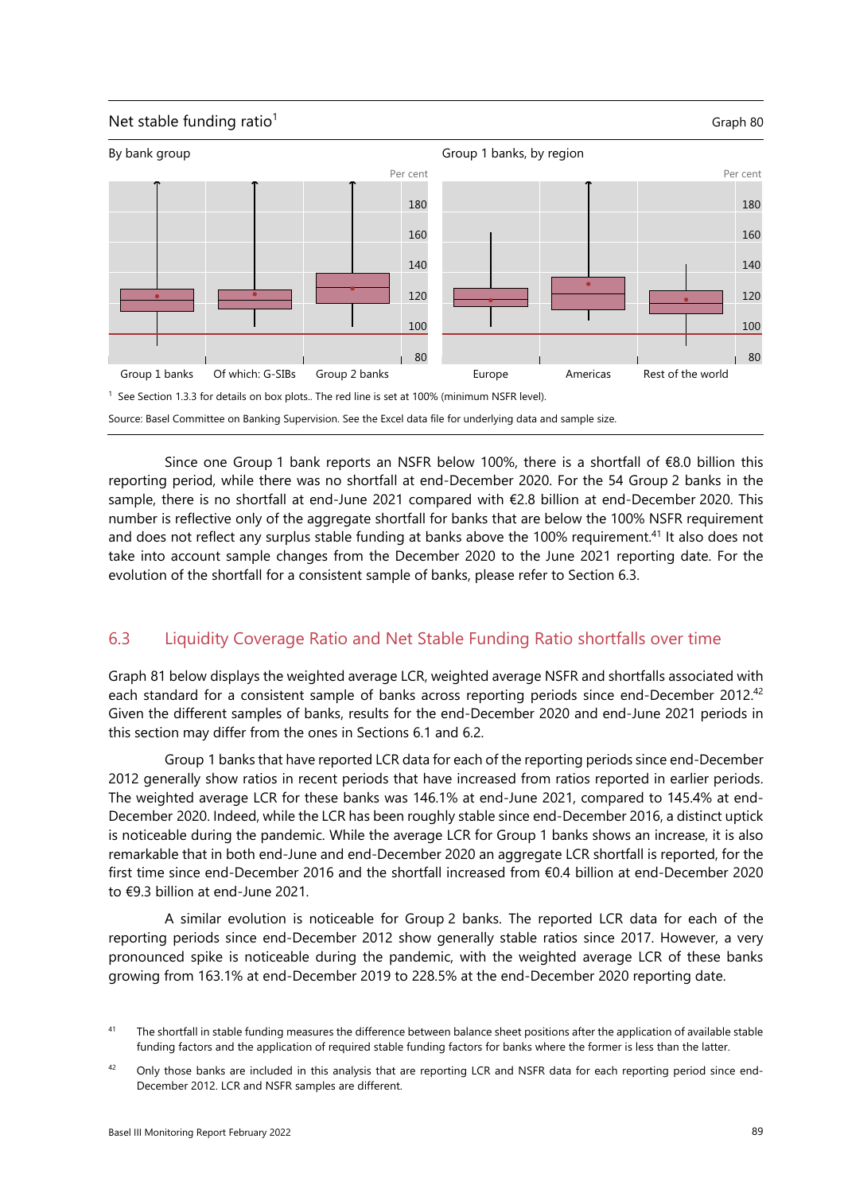Net stable funding ratio[1]

Graph 80

By bank group

Group 1 banks, by region

[1] See Section 1.3.3 for details on box plots.. The red line is set at 100% (minimum NSFR level).

Source: Basel Committee on Banking Supervision. See the Excel data file for underlying data and sample size.

Since one Group 1 bank reports an NSFR below 100%, there is a shortfall of €8.0 billion this reporting period, while there was no shortfall at end-December 2020. For the 54 Group 2 banks in the sample, there is no shortfall at end-June 2021 compared with €2.8 billion at end-December 2020. This number is reflective only of the aggregate shortfall for banks that are below the 100% NSFR requirement and does not reflect any surplus stable funding at banks above the 100% requirement.[41] It also does not take into account sample changes from the December 2020 to the June 2021 reporting date. For the evolution of the shortfall for a consistent sample of banks, please refer to Section 6.3.

## 6.3 Liquidity Coverage Ratio and Net Stable Funding Ratio shortfalls over time

Graph 81 below displays the weighted average LCR, weighted average NSFR and shortfalls associated with each standard for a consistent sample of banks across reporting periods since end-December 2012.[42] Given the different samples of banks, results for the end-December 2020 and end-June 2021 periods in this section may differ from the ones in Sections 6.1 and 6.2.

Group 1 banks that have reported LCR data for each of the reporting periods since end-December 2012 generally show ratios in recent periods that have increased from ratios reported in earlier periods. The weighted average LCR for these banks was 146.1% at end-June 2021, compared to 145.4% at end-December 2020. Indeed, while the LCR has been roughly stable since end-December 2016, a distinct uptick is noticeable during the pandemic. While the average LCR for Group 1 banks shows an increase, it is also remarkable that in both end-June and end-December 2020 an aggregate LCR shortfall is reported, for the first time since end-December 2016 and the shortfall increased from €0.4 billion at end-December 2020 to €9.3 billion at end-June 2021.

A similar evolution is noticeable for Group 2 banks. The reported LCR data for each of the reporting periods since end-December 2012 show generally stable ratios since 2017. However, a very pronounced spike is noticeable during the pandemic, with the weighted average LCR of these banks growing from 163.1% at end-December 2019 to 228.5% at the end-December 2020 reporting date.

[41] The shortfall in stable funding measures the difference between balance sheet positions after the application of available stable funding factors and the application of required stable funding factors for banks where the former is less than the latter.

[42] Only those banks are included in this analysis that are reporting LCR and NSFR data for each reporting period since end-December 2012. LCR and NSFR samples are different.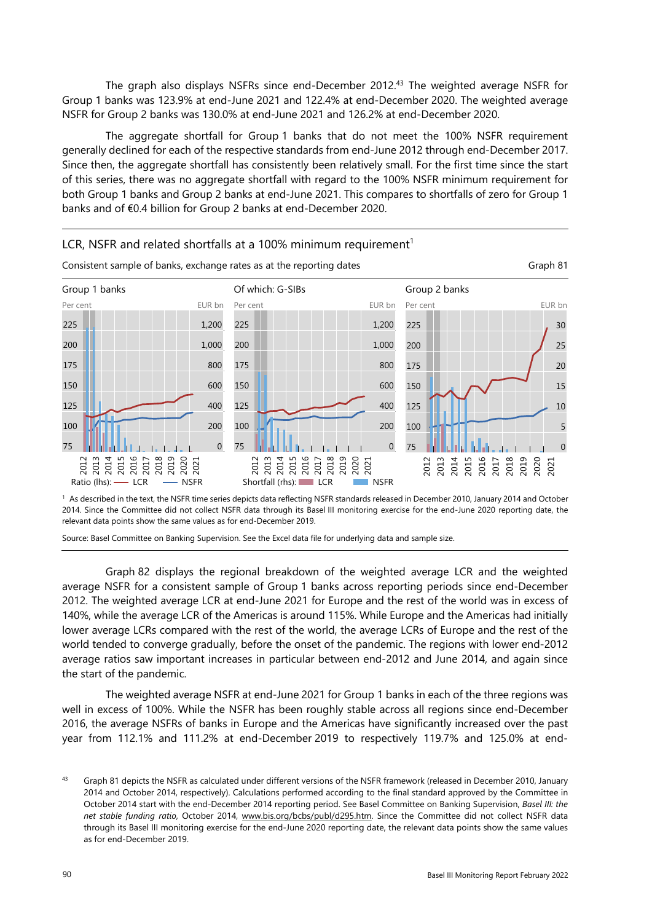The graph also displays NSFRs since end-December 2012.[43] The weighted average NSFR for Group 1 banks was 123.9% at end-June 2021 and 122.4% at end-December 2020. The weighted average NSFR for Group 2 banks was 130.0% at end-June 2021 and 126.2% at end-December 2020.

The aggregate shortfall for Group 1 banks that do not meet the 100% NSFR requirement generally declined for each of the respective standards from end-June 2012 through end-December 2017. Since then, the aggregate shortfall has consistently been relatively small. For the first time since the start of this series, there was no aggregate shortfall with regard to the 100% NSFR minimum requirement for both Group 1 banks and Group 2 banks at end-June 2021. This compares to shortfalls of zero for Group 1 banks and of €0.4 billion for Group 2 banks at end-December 2020.

LCR, NSFR and related shortfalls at a 100% minimum requirement[1]

Consistent sample of banks, exchange rates as at the reporting dates

Graph 81

Group 1 banks | Of which: G-SIBs | Group 2 banks

Ratio (lhs): LCR, NSFR; Shortfall (rhs): LCR, NSFR

[1] As described in the text, the NSFR time series depicts data reflecting NSFR standards released in December 2010, January 2014 and October 2014. Since the Committee did not collect NSFR data through its Basel III monitoring exercise for the end-June 2020 reporting date, the relevant data points show the same values as for end-December 2019.

Source: Basel Committee on Banking Supervision. See the Excel data file for underlying data and sample size.

Graph 82 displays the regional breakdown of the weighted average LCR and the weighted average NSFR for a consistent sample of Group 1 banks across reporting periods since end-December 2012. The weighted average LCR at end-June 2021 for Europe and the rest of the world was in excess of 140%, while the average LCR of the Americas is around 115%. While Europe and the Americas had initially lower average LCRs compared with the rest of the world, the average LCRs of Europe and the rest of the world tended to converge gradually, before the onset of the pandemic. The regions with lower end-2012 average ratios saw important increases in particular between end-2012 and June 2014, and again since the start of the pandemic.

The weighted average NSFR at end-June 2021 for Group 1 banks in each of the three regions was well in excess of 100%. While the NSFR has been roughly stable across all regions since end-December 2016, the average NSFRs of banks in Europe and the Americas have significantly increased over the past year from 112.1% and 111.2% at end-December 2019 to respectively 119.7% and 125.0% at end-

[43] Graph 81 depicts the NSFR as calculated under different versions of the NSFR framework (released in December 2010, January 2014 and October 2014, respectively). Calculations performed according to the final standard approved by the Committee in October 2014 start with the end-December 2014 reporting period. See Basel Committee on Banking Supervision, *Basel III: the net stable funding ratio*, October 2014, www.bis.org/bcbs/publ/d295.htm. Since the Committee did not collect NSFR data through its Basel III monitoring exercise for the end-June 2020 reporting date, the relevant data points show the same values as for end-December 2019.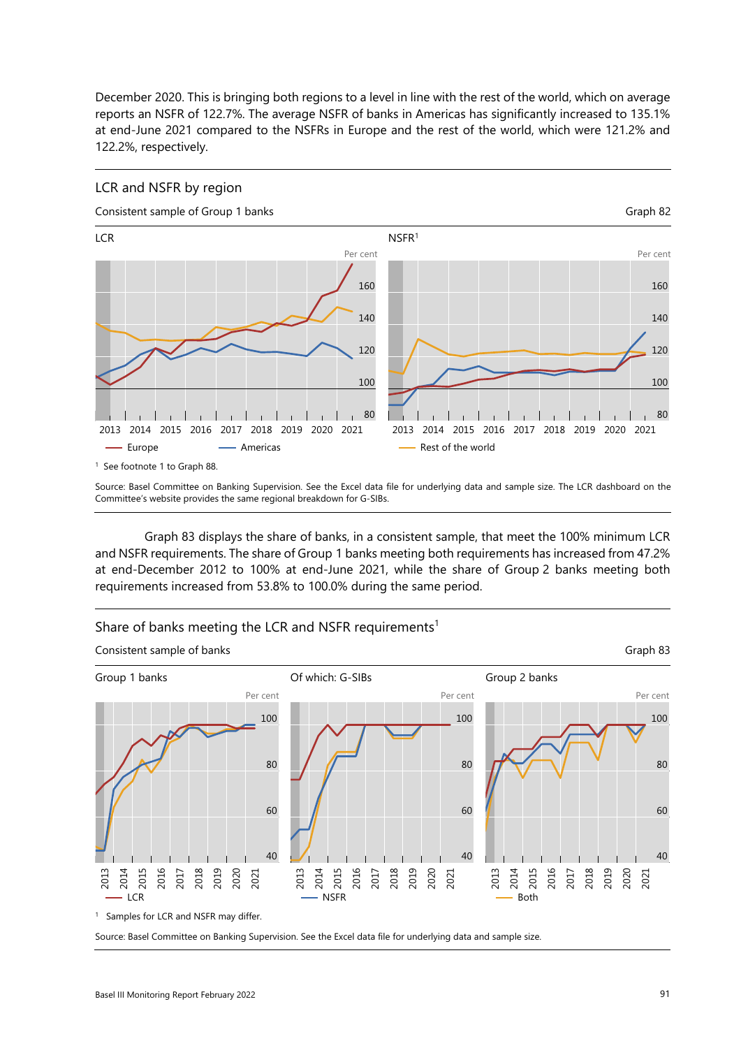December 2020. This is bringing both regions to a level in line with the rest of the world, which on average reports an NSFR of 122.7%. The average NSFR of banks in Americas has significantly increased to 135.1% at end-June 2021 compared to the NSFRs in Europe and the rest of the world, which were 121.2% and 122.2%, respectively.

## LCR and NSFR by region

Consistent sample of Group 1 banks

Graph 82

LCR

NSFR[1]

Per cent

— Europe — Americas — Rest of the world

[1] See footnote 1 to Graph 88.

Source: Basel Committee on Banking Supervision. See the Excel data file for underlying data and sample size. The LCR dashboard on the Committee's website provides the same regional breakdown for G-SIBs.

Graph 83 displays the share of banks, in a consistent sample, that meet the 100% minimum LCR and NSFR requirements. The share of Group 1 banks meeting both requirements has increased from 47.2% at end-December 2012 to 100% at end-June 2021, while the share of Group 2 banks meeting both requirements increased from 53.8% to 100.0% during the same period.

## Share of banks meeting the LCR and NSFR requirements[1]

Consistent sample of banks

Graph 83

Group 1 banks

Of which: G-SIBs

Group 2 banks

Per cent

— LCR — NSFR — Both

[1] Samples for LCR and NSFR may differ.

Source: Basel Committee on Banking Supervision. See the Excel data file for underlying data and sample size.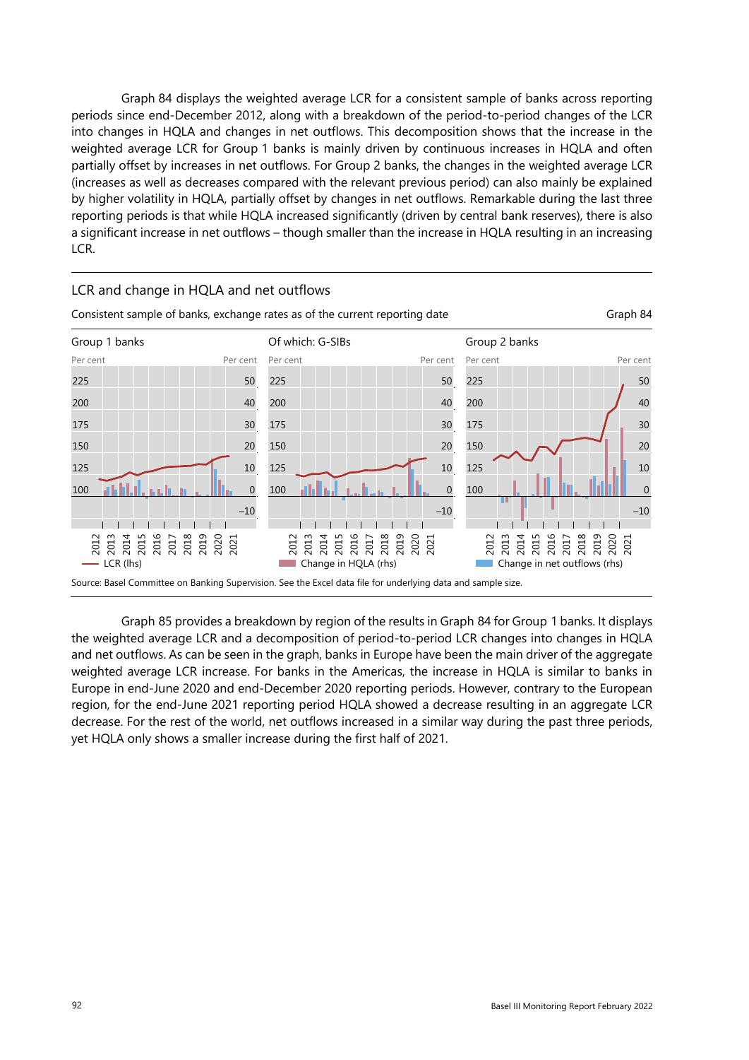Graph 84 displays the weighted average LCR for a consistent sample of banks across reporting periods since end-December 2012, along with a breakdown of the period-to-period changes of the LCR into changes in HQLA and changes in net outflows. This decomposition shows that the increase in the weighted average LCR for Group 1 banks is mainly driven by continuous increases in HQLA and often partially offset by increases in net outflows. For Group 2 banks, the changes in the weighted average LCR (increases as well as decreases compared with the relevant previous period) can also mainly be explained by higher volatility in HQLA, partially offset by changes in net outflows. Remarkable during the last three reporting periods is that while HQLA increased significantly (driven by central bank reserves), there is also a significant increase in net outflows – though smaller than the increase in HQLA resulting in an increasing LCR.

## LCR and change in HQLA and net outflows

Consistent sample of banks, exchange rates as of the current reporting date

Graph 84

Group 1 banks | Of which: G-SIBs | Group 2 banks

Per cent (lhs: 100–225); Per cent (rhs: –10–50); years 2012–2021

— LCR (lhs) ■ Change in HQLA (rhs) ■ Change in net outflows (rhs)

Source: Basel Committee on Banking Supervision. See the Excel data file for underlying data and sample size.

Graph 85 provides a breakdown by region of the results in Graph 84 for Group 1 banks. It displays the weighted average LCR and a decomposition of period-to-period LCR changes into changes in HQLA and net outflows. As can be seen in the graph, banks in Europe have been the main driver of the aggregate weighted average LCR increase. For banks in the Americas, the increase in HQLA is similar to banks in Europe in end-June 2020 and end-December 2020 reporting periods. However, contrary to the European region, for the end-June 2021 reporting period HQLA showed a decrease resulting in an aggregate LCR decrease. For the rest of the world, net outflows increased in a similar way during the past three periods, yet HQLA only shows a smaller increase during the first half of 2021.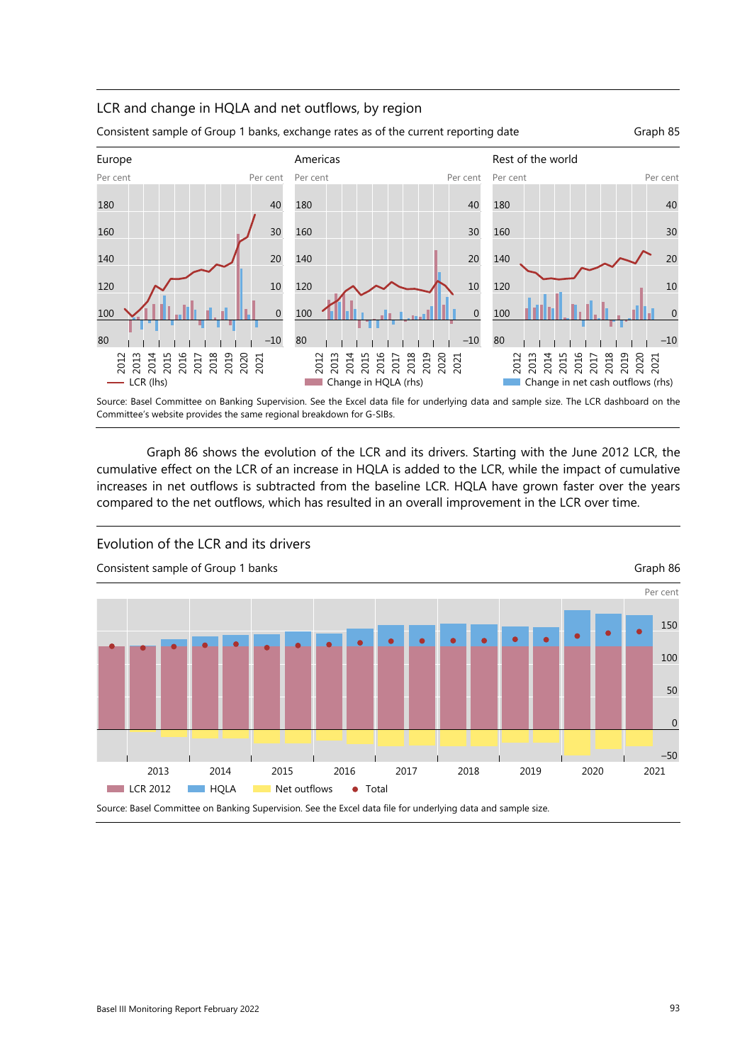## LCR and change in HQLA and net outflows, by region

Consistent sample of Group 1 banks, exchange rates as of the current reporting date

Graph 85

Europe | Americas | Rest of the world

LCR (lhs) | Change in HQLA (rhs) | Change in net cash outflows (rhs)

Source: Basel Committee on Banking Supervision. See the Excel data file for underlying data and sample size. The LCR dashboard on the Committee's website provides the same regional breakdown for G-SIBs.

Graph 86 shows the evolution of the LCR and its drivers. Starting with the June 2012 LCR, the cumulative effect on the LCR of an increase in HQLA is added to the LCR, while the impact of cumulative increases in net outflows is subtracted from the baseline LCR. HQLA have grown faster over the years compared to the net outflows, which has resulted in an overall improvement in the LCR over time.

## Evolution of the LCR and its drivers

Consistent sample of Group 1 banks

Graph 86

LCR 2012 | HQLA | Net outflows | Total

Source: Basel Committee on Banking Supervision. See the Excel data file for underlying data and sample size.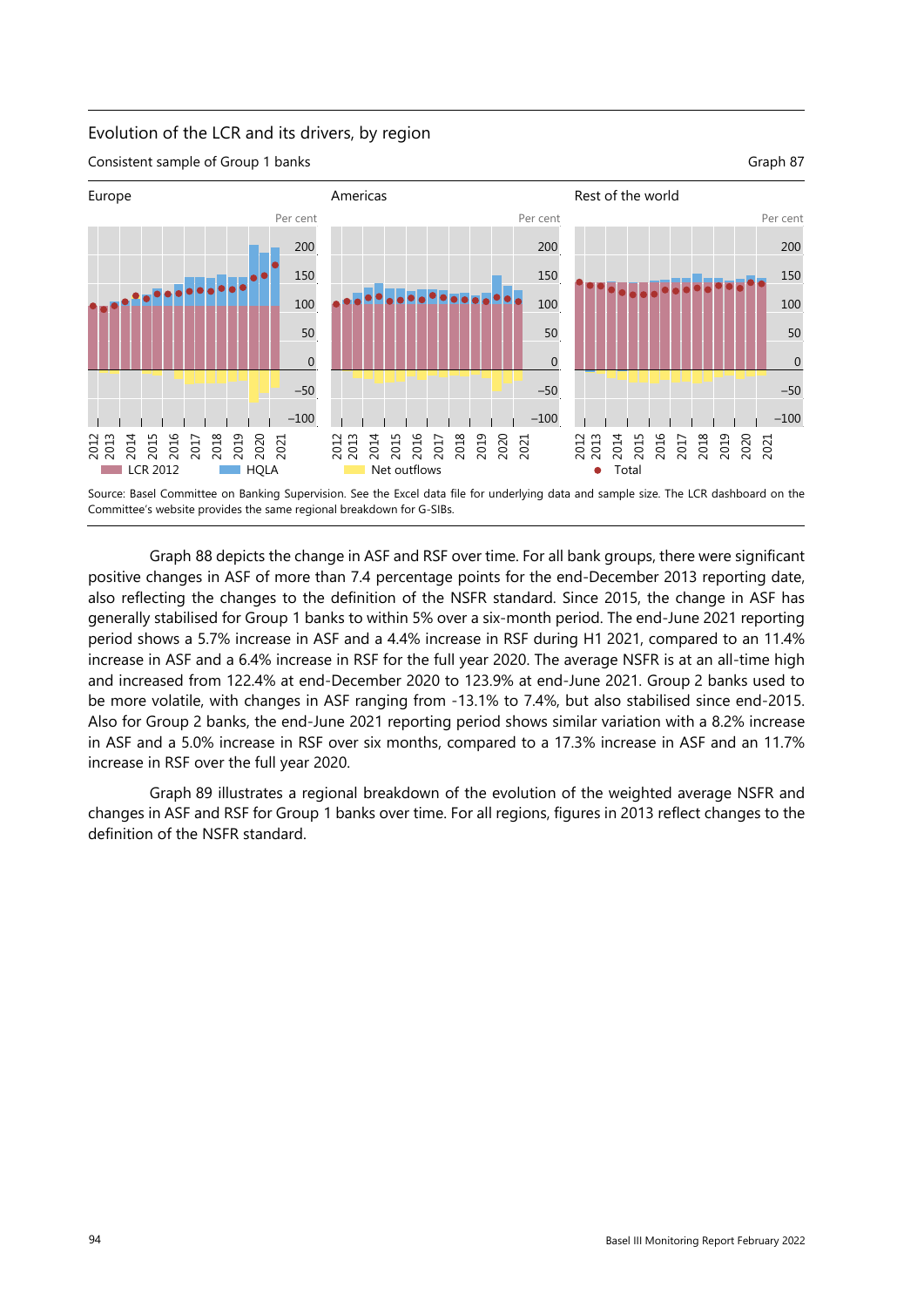Evolution of the LCR and its drivers, by region

Consistent sample of Group 1 banks

Graph 87

Source: Basel Committee on Banking Supervision. See the Excel data file for underlying data and sample size. The LCR dashboard on the Committee's website provides the same regional breakdown for G-SIBs.

Graph 88 depicts the change in ASF and RSF over time. For all bank groups, there were significant positive changes in ASF of more than 7.4 percentage points for the end-December 2013 reporting date, also reflecting the changes to the definition of the NSFR standard. Since 2015, the change in ASF has generally stabilised for Group 1 banks to within 5% over a six-month period. The end-June 2021 reporting period shows a 5.7% increase in ASF and a 4.4% increase in RSF during H1 2021, compared to an 11.4% increase in ASF and a 6.4% increase in RSF for the full year 2020. The average NSFR is at an all-time high and increased from 122.4% at end-December 2020 to 123.9% at end-June 2021. Group 2 banks used to be more volatile, with changes in ASF ranging from -13.1% to 7.4%, but also stabilised since end-2015. Also for Group 2 banks, the end-June 2021 reporting period shows similar variation with a 8.2% increase in ASF and a 5.0% increase in RSF over six months, compared to a 17.3% increase in ASF and an 11.7% increase in RSF over the full year 2020.

Graph 89 illustrates a regional breakdown of the evolution of the weighted average NSFR and changes in ASF and RSF for Group 1 banks over time. For all regions, figures in 2013 reflect changes to the definition of the NSFR standard.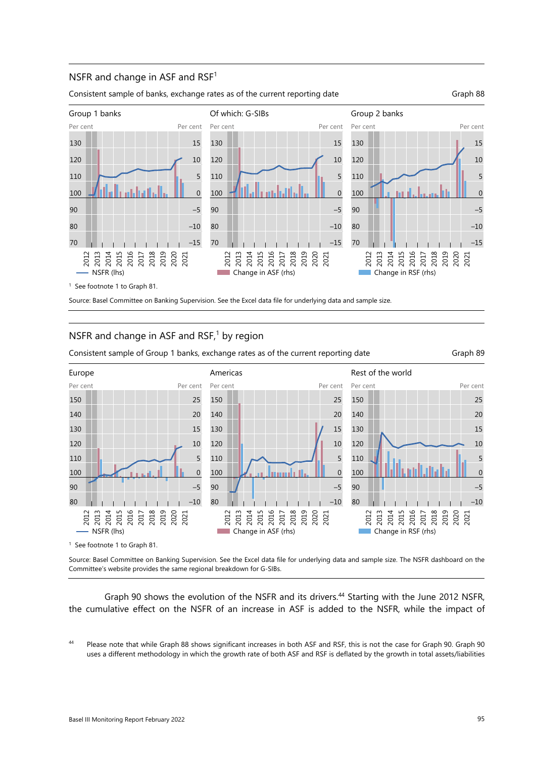## NSFR and change in ASF and RSF[1]

Consistent sample of banks, exchange rates as of the current reporting date

Graph 88

Group 1 banks | Of which: G-SIBs | Group 2 banks

NSFR (lhs) | Change in ASF (rhs) | Change in RSF (rhs)

[1] See footnote 1 to Graph 81.

Source: Basel Committee on Banking Supervision. See the Excel data file for underlying data and sample size.

## NSFR and change in ASF and RSF,[1] by region

Consistent sample of Group 1 banks, exchange rates as of the current reporting date

Graph 89

Europe | Americas | Rest of the world

NSFR (lhs) | Change in ASF (rhs) | Change in RSF (rhs)

[1] See footnote 1 to Graph 81.

Source: Basel Committee on Banking Supervision. See the Excel data file for underlying data and sample size. The NSFR dashboard on the Committee's website provides the same regional breakdown for G-SIBs.

Graph 90 shows the evolution of the NSFR and its drivers.[44] Starting with the June 2012 NSFR, the cumulative effect on the NSFR of an increase in ASF is added to the NSFR, while the impact of

[44] Please note that while Graph 88 shows significant increases in both ASF and RSF, this is not the case for Graph 90. Graph 90 uses a different methodology in which the growth rate of both ASF and RSF is deflated by the growth in total assets/liabilities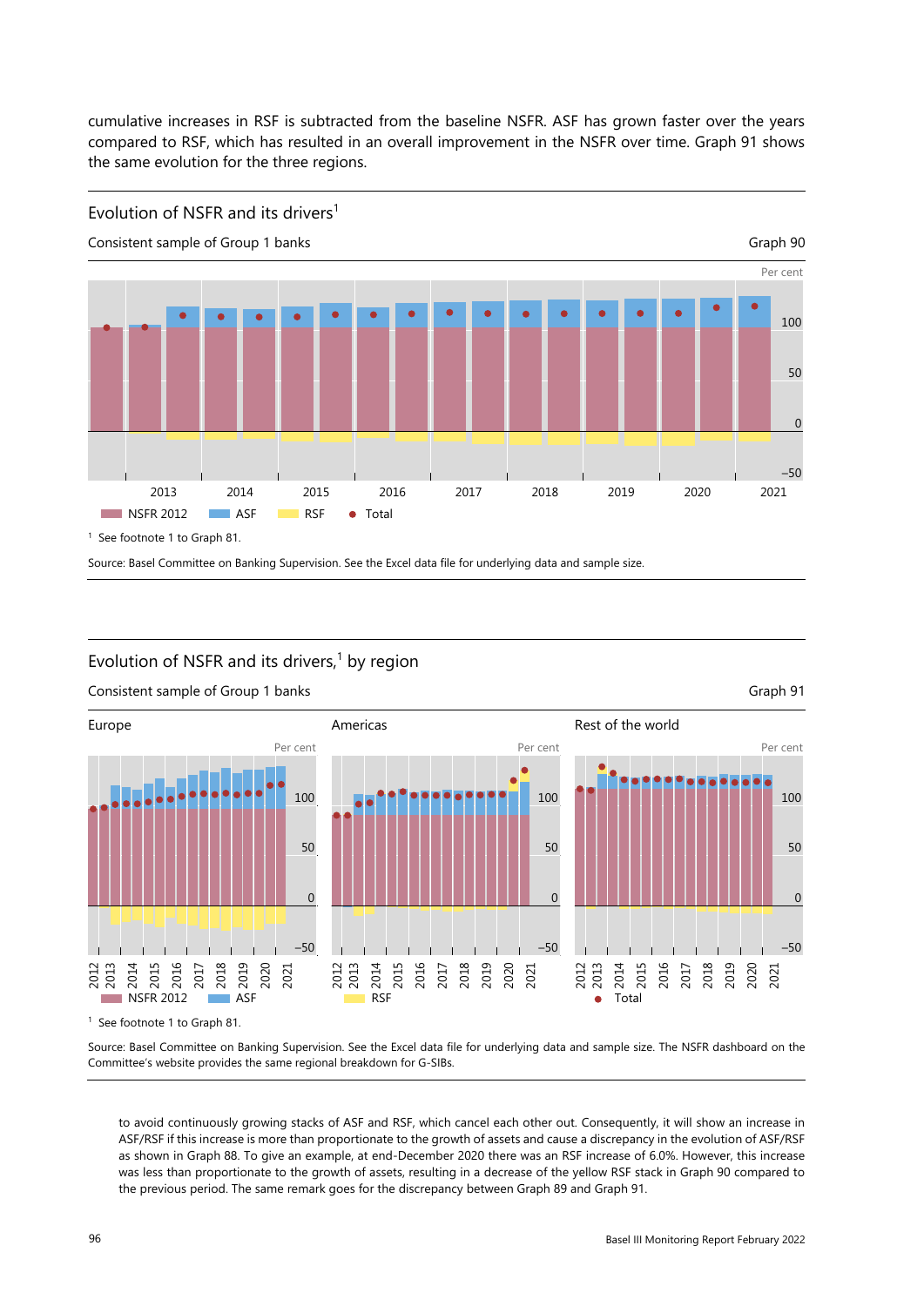cumulative increases in RSF is subtracted from the baseline NSFR. ASF has grown faster over the years compared to RSF, which has resulted in an overall improvement in the NSFR over time. Graph 91 shows the same evolution for the three regions.

## Evolution of NSFR and its drivers[1]

Consistent sample of Group 1 banks

Graph 90

[1] See footnote 1 to Graph 81.

Source: Basel Committee on Banking Supervision. See the Excel data file for underlying data and sample size.

## Evolution of NSFR and its drivers,[1] by region

Consistent sample of Group 1 banks

Graph 91

[1] See footnote 1 to Graph 81.

Source: Basel Committee on Banking Supervision. See the Excel data file for underlying data and sample size. The NSFR dashboard on the Committee's website provides the same regional breakdown for G-SIBs.

to avoid continuously growing stacks of ASF and RSF, which cancel each other out. Consequently, it will show an increase in ASF/RSF if this increase is more than proportionate to the growth of assets and cause a discrepancy in the evolution of ASF/RSF as shown in Graph 88. To give an example, at end-December 2020 there was an RSF increase of 6.0%. However, this increase was less than proportionate to the growth of assets, resulting in a decrease of the yellow RSF stack in Graph 90 compared to the previous period. The same remark goes for the discrepancy between Graph 89 and Graph 91.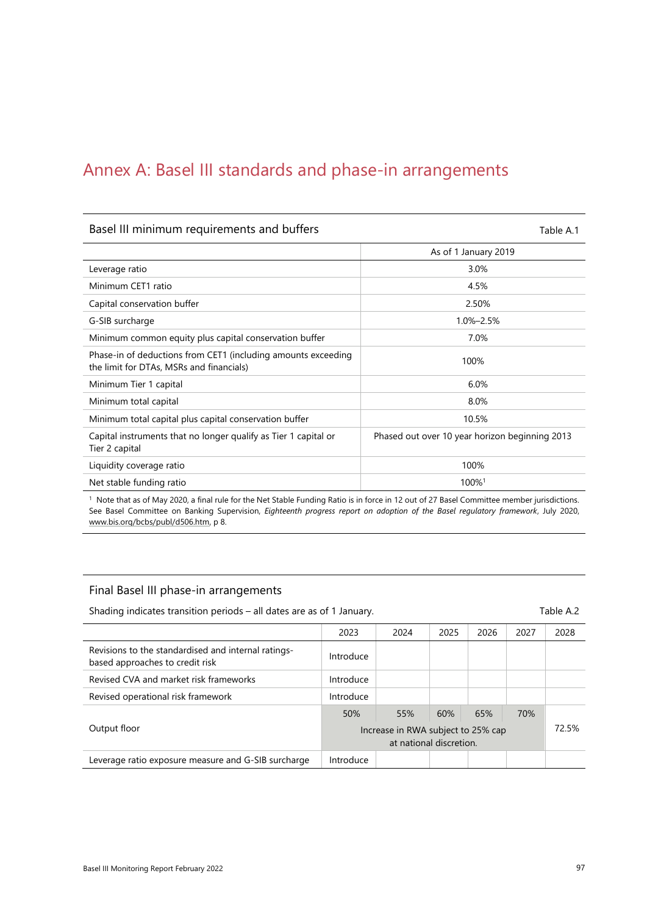# Annex A: Basel III standards and phase-in arrangements

**Basel III minimum requirements and buffers** — Table A.1

| | As of 1 January 2019 |
|---|---|
| Leverage ratio | 3.0% |
| Minimum CET1 ratio | 4.5% |
| Capital conservation buffer | 2.50% |
| G-SIB surcharge | 1.0%–2.5% |
| Minimum common equity plus capital conservation buffer | 7.0% |
| Phase-in of deductions from CET1 (including amounts exceeding the limit for DTAs, MSRs and financials) | 100% |
| Minimum Tier 1 capital | 6.0% |
| Minimum total capital | 8.0% |
| Minimum total capital plus capital conservation buffer | 10.5% |
| Capital instruments that no longer qualify as Tier 1 capital or Tier 2 capital | Phased out over 10 year horizon beginning 2013 |
| Liquidity coverage ratio | 100% |
| Net stable funding ratio | 100%[1] |

[1] Note that as of May 2020, a final rule for the Net Stable Funding Ratio is in force in 12 out of 27 Basel Committee member jurisdictions. See Basel Committee on Banking Supervision, *Eighteenth progress report on adoption of the Basel regulatory framework*, July 2020, www.bis.org/bcbs/publ/d506.htm, p 8.

**Final Basel III phase-in arrangements** — Table A.2

Shading indicates transition periods – all dates are as of 1 January.

| | 2023 | 2024 | 2025 | 2026 | 2027 | 2028 |
|---|---|---|---|---|---|---|
| Revisions to the standardised and internal ratings-based approaches to credit risk | Introduce | | | | | |
| Revised CVA and market risk frameworks | Introduce | | | | | |
| Revised operational risk framework | Introduce | | | | | |
| Output floor | 50% | 55% | 60% | 65% | 70% | 72.5% |
| | Increase in RWA subject to 25% cap at national discretion. | | | | | |
| Leverage ratio exposure measure and G-SIB surcharge | Introduce | | | | | |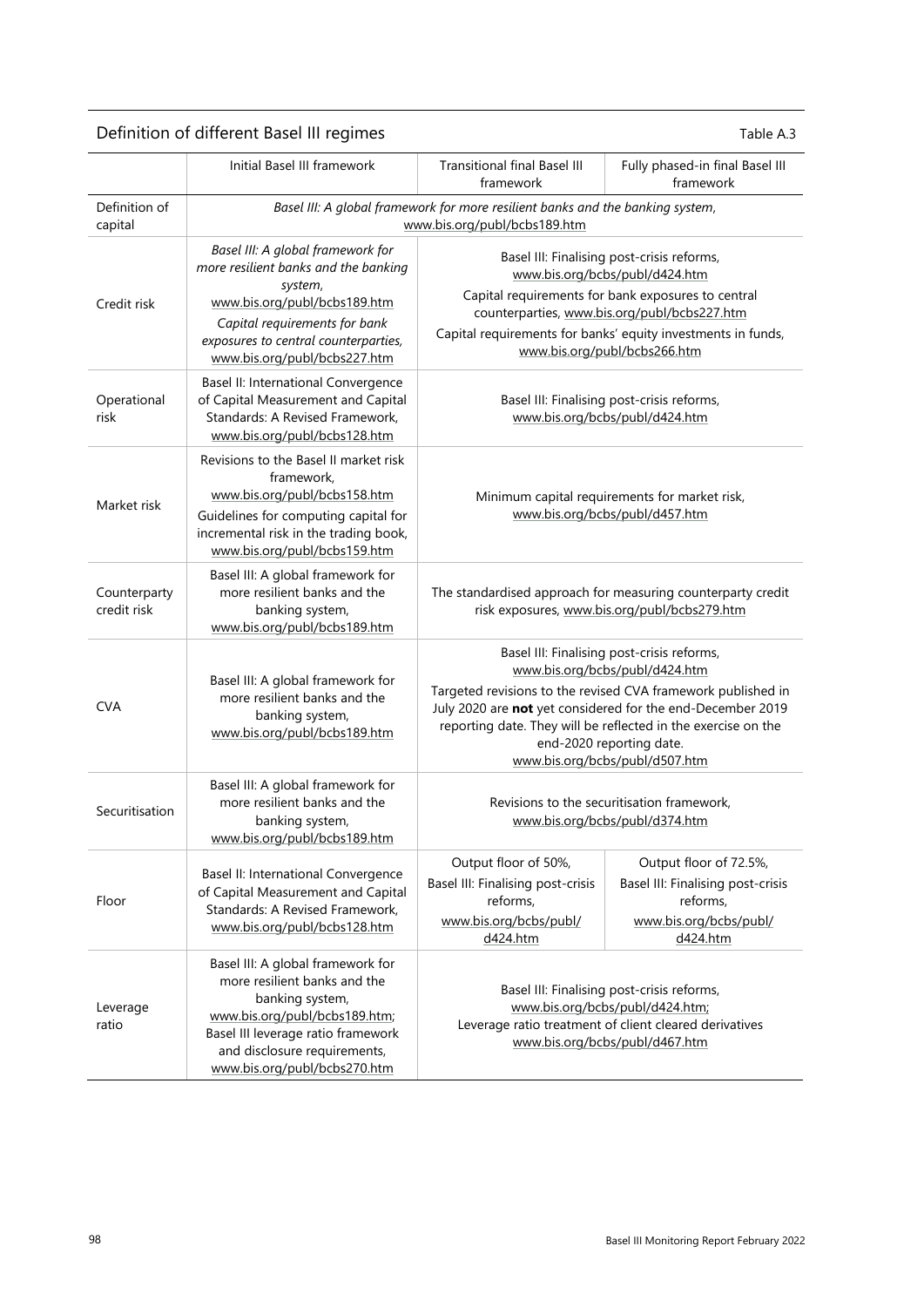## Definition of different Basel III regimes

Table A.3

| | Initial Basel III framework | Transitional final Basel III framework | Fully phased-in final Basel III framework |
|---|---|---|---|
| Definition of capital | *Basel III: A global framework for more resilient banks and the banking system*, www.bis.org/publ/bcbs189.htm | | |
| Credit risk | *Basel III: A global framework for more resilient banks and the banking system*, www.bis.org/publ/bcbs189.htm *Capital requirements for bank exposures to central counterparties*, www.bis.org/publ/bcbs227.htm | Basel III: Finalising post-crisis reforms, www.bis.org/bcbs/publ/d424.htm Capital requirements for bank exposures to central counterparties, www.bis.org/publ/bcbs227.htm Capital requirements for banks' equity investments in funds, www.bis.org/publ/bcbs266.htm | |
| Operational risk | Basel II: International Convergence of Capital Measurement and Capital Standards: A Revised Framework, www.bis.org/publ/bcbs128.htm | Basel III: Finalising post-crisis reforms, www.bis.org/bcbs/publ/d424.htm | |
| Market risk | Revisions to the Basel II market risk framework, www.bis.org/publ/bcbs158.htm Guidelines for computing capital for incremental risk in the trading book, www.bis.org/publ/bcbs159.htm | Minimum capital requirements for market risk, www.bis.org/bcbs/publ/d457.htm | |
| Counterparty credit risk | Basel III: A global framework for more resilient banks and the banking system, www.bis.org/publ/bcbs189.htm | The standardised approach for measuring counterparty credit risk exposures, www.bis.org/publ/bcbs279.htm | |
| CVA | Basel III: A global framework for more resilient banks and the banking system, www.bis.org/publ/bcbs189.htm | Basel III: Finalising post-crisis reforms, www.bis.org/bcbs/publ/d424.htm Targeted revisions to the revised CVA framework published in July 2020 are **not** yet considered for the end-December 2019 reporting date. They will be reflected in the exercise on the end-2020 reporting date. www.bis.org/bcbs/publ/d507.htm | |
| Securitisation | Basel III: A global framework for more resilient banks and the banking system, www.bis.org/publ/bcbs189.htm | Revisions to the securitisation framework, www.bis.org/bcbs/publ/d374.htm | |
| Floor | Basel II: International Convergence of Capital Measurement and Capital Standards: A Revised Framework, www.bis.org/publ/bcbs128.htm | Output floor of 50%, Basel III: Finalising post-crisis reforms, www.bis.org/bcbs/publ/d424.htm | Output floor of 72.5%, Basel III: Finalising post-crisis reforms, www.bis.org/bcbs/publ/d424.htm |
| Leverage ratio | Basel III: A global framework for more resilient banks and the banking system, www.bis.org/publ/bcbs189.htm; Basel III leverage ratio framework and disclosure requirements, www.bis.org/publ/bcbs270.htm | Basel III: Finalising post-crisis reforms, www.bis.org/bcbs/publ/d424.htm; Leverage ratio treatment of client cleared derivatives www.bis.org/bcbs/publ/d467.htm | |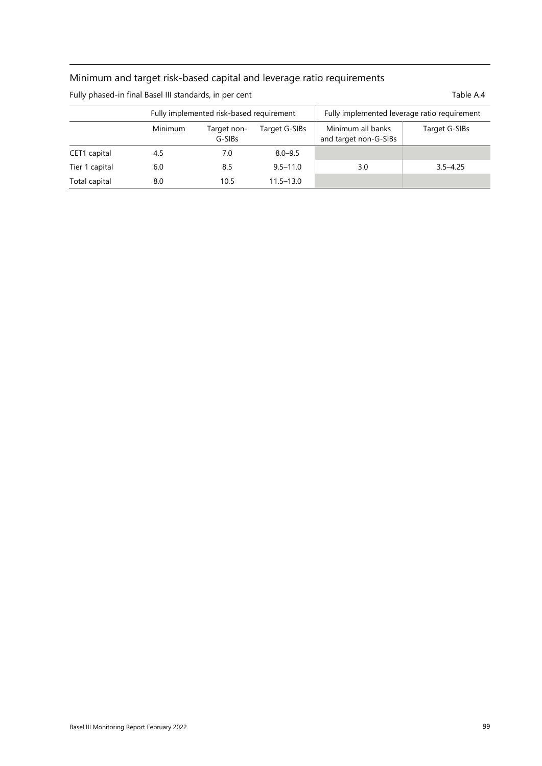## Minimum and target risk-based capital and leverage ratio requirements

Fully phased-in final Basel III standards, in per cent

Table A.4

| | Fully implemented risk-based requirement | | | Fully implemented leverage ratio requirement | |
|---|---|---|---|---|---|
| | Minimum | Target non-G-SIBs | Target G-SIBs | Minimum all banks and target non-G-SIBs | Target G-SIBs |
| CET1 capital | 4.5 | 7.0 | 8.0–9.5 | | |
| Tier 1 capital | 6.0 | 8.5 | 9.5–11.0 | 3.0 | 3.5–4.25 |
| Total capital | 8.0 | 10.5 | 11.5–13.0 | | |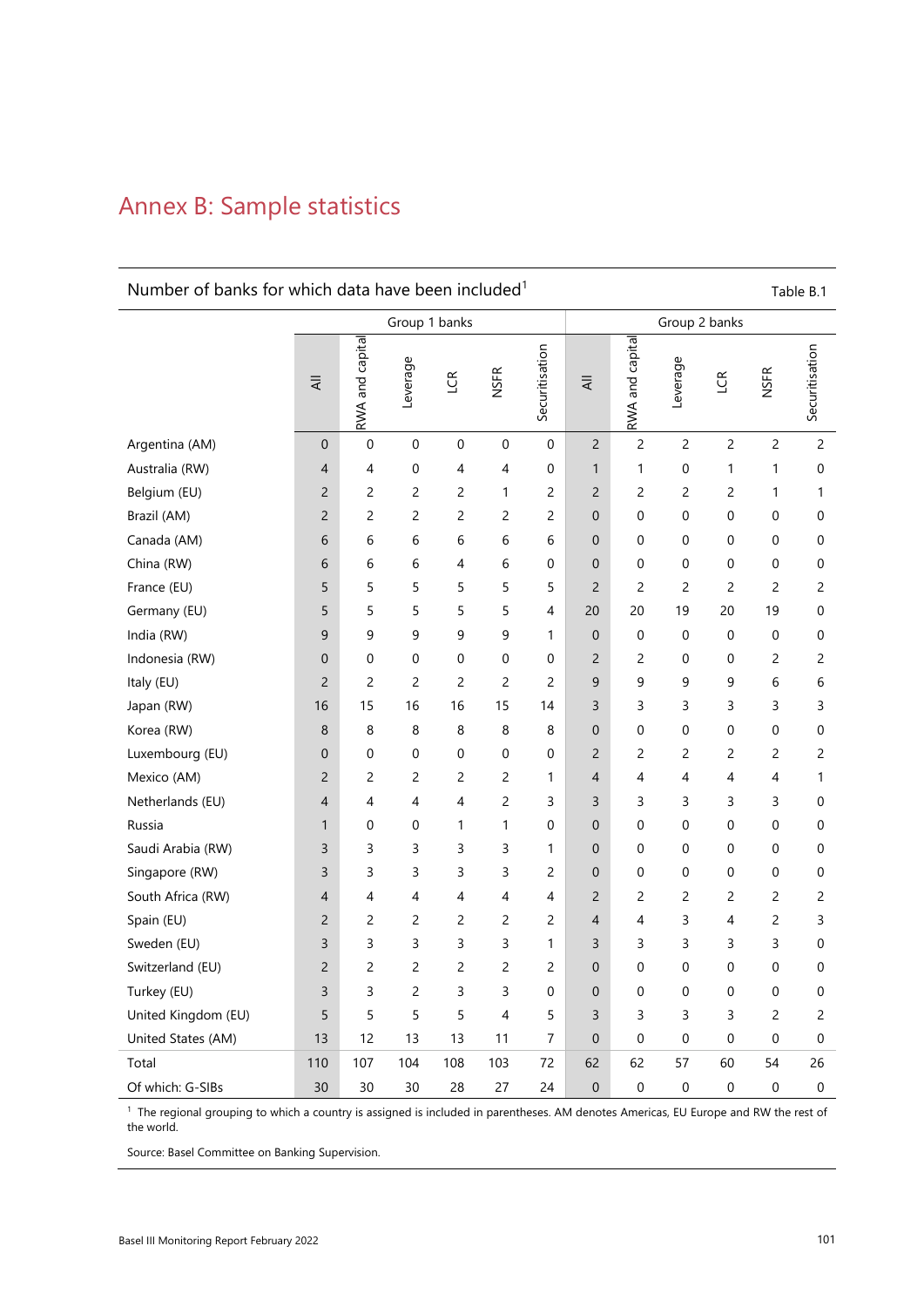# Annex B: Sample statistics

Number of banks for which data have been included[1]

Table B.1

| | Group 1 banks | | | | | | Group 2 banks | | | | | |
|---|---|---|---|---|---|---|---|---|---|---|---|---|
| | All | RWA and capital | Leverage | LCR | NSFR | Securitisation | All | RWA and capital | Leverage | LCR | NSFR | Securitisation |
| Argentina (AM) | 0 | 0 | 0 | 0 | 0 | 0 | 2 | 2 | 2 | 2 | 2 | 2 |
| Australia (RW) | 4 | 4 | 0 | 4 | 4 | 0 | 1 | 1 | 0 | 1 | 1 | 0 |
| Belgium (EU) | 2 | 2 | 2 | 2 | 1 | 2 | 2 | 2 | 2 | 2 | 1 | 1 |
| Brazil (AM) | 2 | 2 | 2 | 2 | 2 | 2 | 0 | 0 | 0 | 0 | 0 | 0 |
| Canada (AM) | 6 | 6 | 6 | 6 | 6 | 6 | 0 | 0 | 0 | 0 | 0 | 0 |
| China (RW) | 6 | 6 | 6 | 4 | 6 | 0 | 0 | 0 | 0 | 0 | 0 | 0 |
| France (EU) | 5 | 5 | 5 | 5 | 5 | 5 | 2 | 2 | 2 | 2 | 2 | 2 |
| Germany (EU) | 5 | 5 | 5 | 5 | 5 | 4 | 20 | 20 | 19 | 20 | 19 | 0 |
| India (RW) | 9 | 9 | 9 | 9 | 9 | 1 | 0 | 0 | 0 | 0 | 0 | 0 |
| Indonesia (RW) | 0 | 0 | 0 | 0 | 0 | 0 | 2 | 2 | 0 | 0 | 2 | 2 |
| Italy (EU) | 2 | 2 | 2 | 2 | 2 | 2 | 9 | 9 | 9 | 9 | 6 | 6 |
| Japan (RW) | 16 | 15 | 16 | 16 | 15 | 14 | 3 | 3 | 3 | 3 | 3 | 3 |
| Korea (RW) | 8 | 8 | 8 | 8 | 8 | 8 | 0 | 0 | 0 | 0 | 0 | 0 |
| Luxembourg (EU) | 0 | 0 | 0 | 0 | 0 | 0 | 2 | 2 | 2 | 2 | 2 | 2 |
| Mexico (AM) | 2 | 2 | 2 | 2 | 2 | 1 | 4 | 4 | 4 | 4 | 4 | 1 |
| Netherlands (EU) | 4 | 4 | 4 | 4 | 2 | 3 | 3 | 3 | 3 | 3 | 3 | 0 |
| Russia | 1 | 0 | 0 | 1 | 1 | 0 | 0 | 0 | 0 | 0 | 0 | 0 |
| Saudi Arabia (RW) | 3 | 3 | 3 | 3 | 3 | 1 | 0 | 0 | 0 | 0 | 0 | 0 |
| Singapore (RW) | 3 | 3 | 3 | 3 | 3 | 2 | 0 | 0 | 0 | 0 | 0 | 0 |
| South Africa (RW) | 4 | 4 | 4 | 4 | 4 | 4 | 2 | 2 | 2 | 2 | 2 | 2 |
| Spain (EU) | 2 | 2 | 2 | 2 | 2 | 2 | 4 | 4 | 3 | 4 | 2 | 3 |
| Sweden (EU) | 3 | 3 | 3 | 3 | 3 | 1 | 3 | 3 | 3 | 3 | 3 | 0 |
| Switzerland (EU) | 2 | 2 | 2 | 2 | 2 | 2 | 0 | 0 | 0 | 0 | 0 | 0 |
| Turkey (EU) | 3 | 3 | 2 | 3 | 3 | 0 | 0 | 0 | 0 | 0 | 0 | 0 |
| United Kingdom (EU) | 5 | 5 | 5 | 5 | 4 | 5 | 3 | 3 | 3 | 3 | 2 | 2 |
| United States (AM) | 13 | 12 | 13 | 13 | 11 | 7 | 0 | 0 | 0 | 0 | 0 | 0 |
| Total | 110 | 107 | 104 | 108 | 103 | 72 | 62 | 62 | 57 | 60 | 54 | 26 |
| Of which: G-SIBs | 30 | 30 | 30 | 28 | 27 | 24 | 0 | 0 | 0 | 0 | 0 | 0 |

[1] The regional grouping to which a country is assigned is included in parentheses. AM denotes Americas, EU Europe and RW the rest of the world.

Source: Basel Committee on Banking Supervision.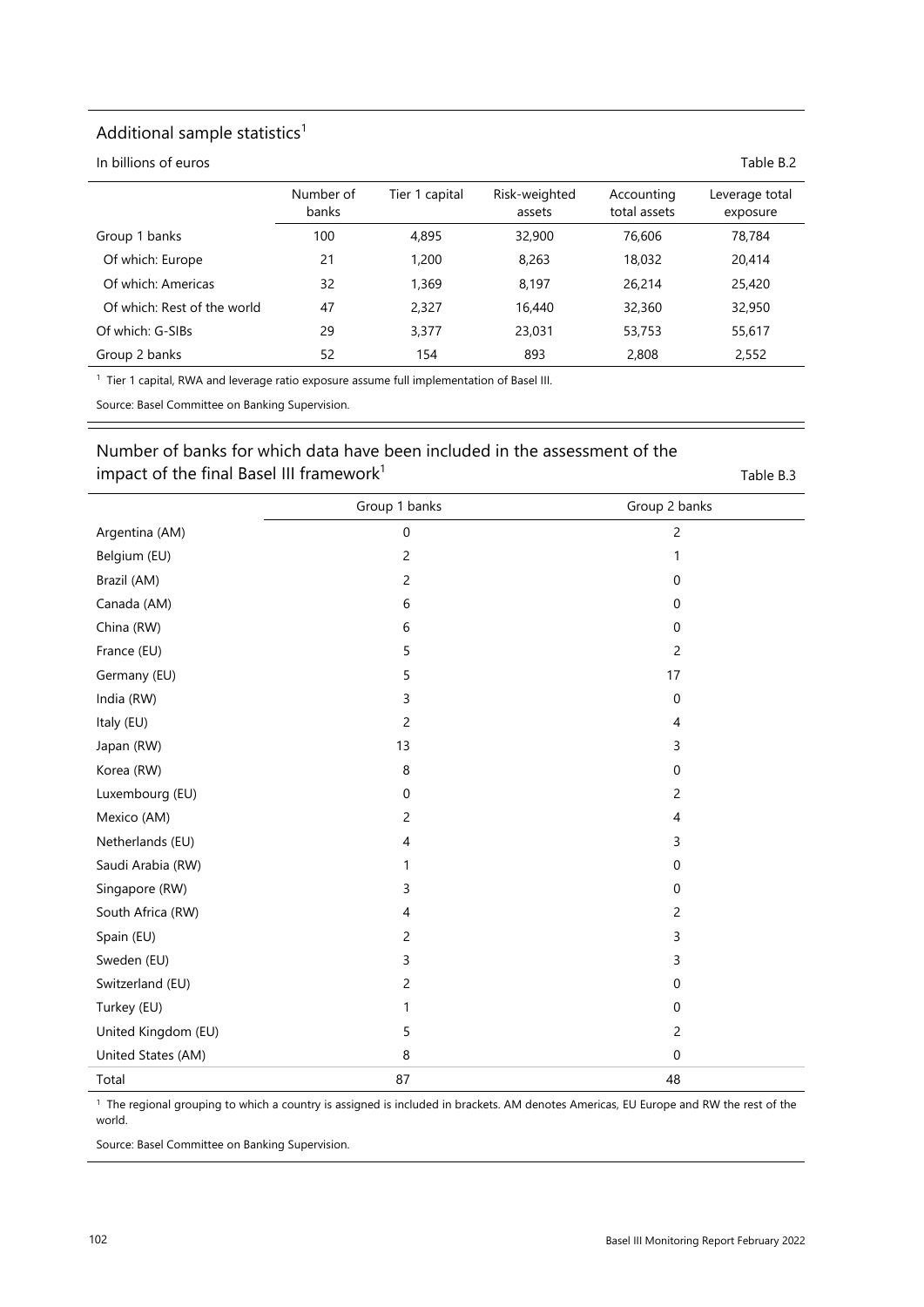## Additional sample statistics[1]

In billions of euros

Table B.2

| | Number of banks | Tier 1 capital | Risk-weighted assets | Accounting total assets | Leverage total exposure |
|---|---|---|---|---|---|
| Group 1 banks | 100 | 4,895 | 32,900 | 76,606 | 78,784 |
| Of which: Europe | 21 | 1,200 | 8,263 | 18,032 | 20,414 |
| Of which: Americas | 32 | 1,369 | 8,197 | 26,214 | 25,420 |
| Of which: Rest of the world | 47 | 2,327 | 16,440 | 32,360 | 32,950 |
| Of which: G-SIBs | 29 | 3,377 | 23,031 | 53,753 | 55,617 |
| Group 2 banks | 52 | 154 | 893 | 2,808 | 2,552 |

[1] Tier 1 capital, RWA and leverage ratio exposure assume full implementation of Basel III.

Source: Basel Committee on Banking Supervision.

## Number of banks for which data have been included in the assessment of the impact of the final Basel III framework[1]

Table B.3

| | Group 1 banks | Group 2 banks |
|---|---|---|
| Argentina (AM) | 0 | 2 |
| Belgium (EU) | 2 | 1 |
| Brazil (AM) | 2 | 0 |
| Canada (AM) | 6 | 0 |
| China (RW) | 6 | 0 |
| France (EU) | 5 | 2 |
| Germany (EU) | 5 | 17 |
| India (RW) | 3 | 0 |
| Italy (EU) | 2 | 4 |
| Japan (RW) | 13 | 3 |
| Korea (RW) | 8 | 0 |
| Luxembourg (EU) | 0 | 2 |
| Mexico (AM) | 2 | 4 |
| Netherlands (EU) | 4 | 3 |
| Saudi Arabia (RW) | 1 | 0 |
| Singapore (RW) | 3 | 0 |
| South Africa (RW) | 4 | 2 |
| Spain (EU) | 2 | 3 |
| Sweden (EU) | 3 | 3 |
| Switzerland (EU) | 2 | 0 |
| Turkey (EU) | 1 | 0 |
| United Kingdom (EU) | 5 | 2 |
| United States (AM) | 8 | 0 |
| Total | 87 | 48 |

[1] The regional grouping to which a country is assigned is included in brackets. AM denotes Americas, EU Europe and RW the rest of the world.

Source: Basel Committee on Banking Supervision.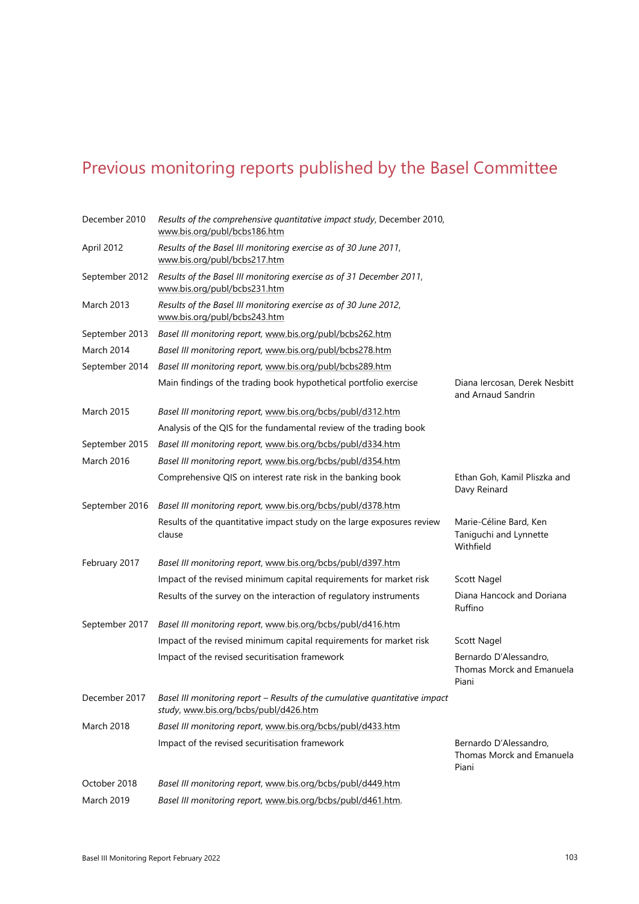# Previous monitoring reports published by the Basel Committee

| | | |
|---|---|---|
| December 2010 | *Results of the comprehensive quantitative impact study*, December 2010, www.bis.org/publ/bcbs186.htm | |
| April 2012 | *Results of the Basel III monitoring exercise as of 30 June 2011*, www.bis.org/publ/bcbs217.htm | |
| September 2012 | *Results of the Basel III monitoring exercise as of 31 December 2011*, www.bis.org/publ/bcbs231.htm | |
| March 2013 | *Results of the Basel III monitoring exercise as of 30 June 2012*, www.bis.org/publ/bcbs243.htm | |
| September 2013 | *Basel III monitoring report*, www.bis.org/publ/bcbs262.htm | |
| March 2014 | *Basel III monitoring report*, www.bis.org/publ/bcbs278.htm | |
| September 2014 | *Basel III monitoring report*, www.bis.org/publ/bcbs289.htm | |
| | Main findings of the trading book hypothetical portfolio exercise | Diana Iercosan, Derek Nesbitt and Arnaud Sandrin |
| March 2015 | *Basel III monitoring report*, www.bis.org/bcbs/publ/d312.htm | |
| | Analysis of the QIS for the fundamental review of the trading book | |
| September 2015 | *Basel III monitoring report*, www.bis.org/bcbs/publ/d334.htm | |
| March 2016 | *Basel III monitoring report*, www.bis.org/bcbs/publ/d354.htm | |
| | Comprehensive QIS on interest rate risk in the banking book | Ethan Goh, Kamil Pliszka and Davy Reinard |
| September 2016 | *Basel III monitoring report*, www.bis.org/bcbs/publ/d378.htm | |
| | Results of the quantitative impact study on the large exposures review clause | Marie-Céline Bard, Ken Taniguchi and Lynnette Withfield |
| February 2017 | *Basel III monitoring report*, www.bis.org/bcbs/publ/d397.htm | |
| | Impact of the revised minimum capital requirements for market risk | Scott Nagel |
| | Results of the survey on the interaction of regulatory instruments | Diana Hancock and Doriana Ruffino |
| September 2017 | *Basel III monitoring report*, www.bis.org/bcbs/publ/d416.htm | |
| | Impact of the revised minimum capital requirements for market risk | Scott Nagel |
| | Impact of the revised securitisation framework | Bernardo D'Alessandro, Thomas Morck and Emanuela Piani |
| December 2017 | *Basel III monitoring report – Results of the cumulative quantitative impact study*, www.bis.org/bcbs/publ/d426.htm | |
| March 2018 | *Basel III monitoring report*, www.bis.org/bcbs/publ/d433.htm | |
| | Impact of the revised securitisation framework | Bernardo D'Alessandro, Thomas Morck and Emanuela Piani |
| October 2018 | *Basel III monitoring report*, www.bis.org/bcbs/publ/d449.htm | |
| March 2019 | *Basel III monitoring report*, www.bis.org/bcbs/publ/d461.htm. | |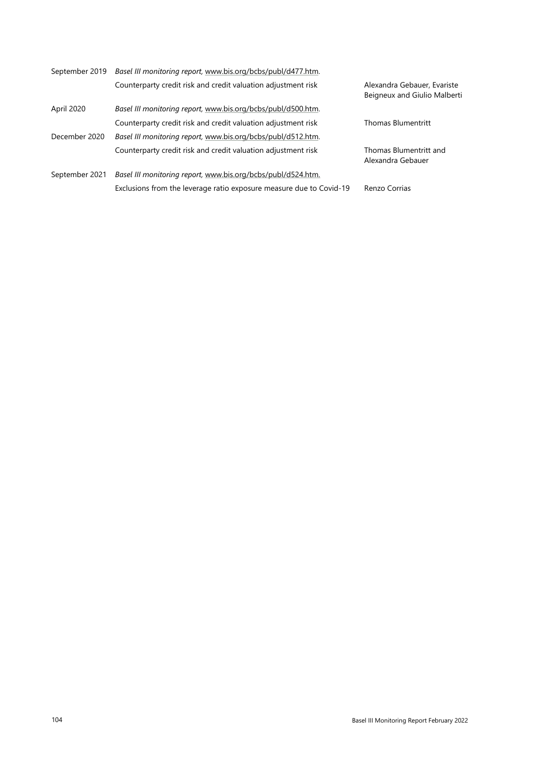| | | |
|---|---|---|
| September 2019 | *Basel III monitoring report*, www.bis.org/bcbs/publ/d477.htm. | |
| | Counterparty credit risk and credit valuation adjustment risk | Alexandra Gebauer, Evariste Beigneux and Giulio Malberti |
| April 2020 | *Basel III monitoring report*, www.bis.org/bcbs/publ/d500.htm. | |
| | Counterparty credit risk and credit valuation adjustment risk | Thomas Blumentritt |
| December 2020 | *Basel III monitoring report*, www.bis.org/bcbs/publ/d512.htm. | |
| | Counterparty credit risk and credit valuation adjustment risk | Thomas Blumentritt and Alexandra Gebauer |
| September 2021 | *Basel III monitoring report*, www.bis.org/bcbs/publ/d524.htm. | |
| | Exclusions from the leverage ratio exposure measure due to Covid-19 | Renzo Corrias |